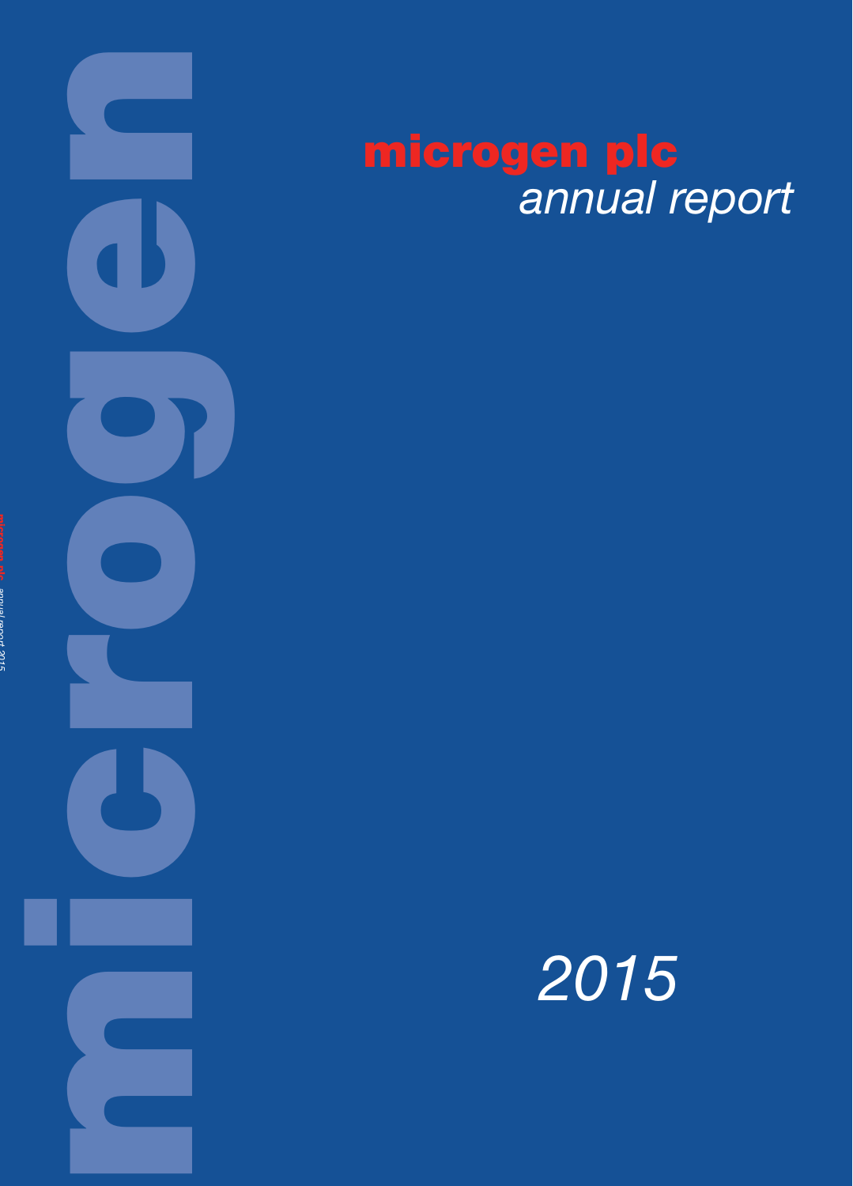# microgen plc

*annual report*

*2015*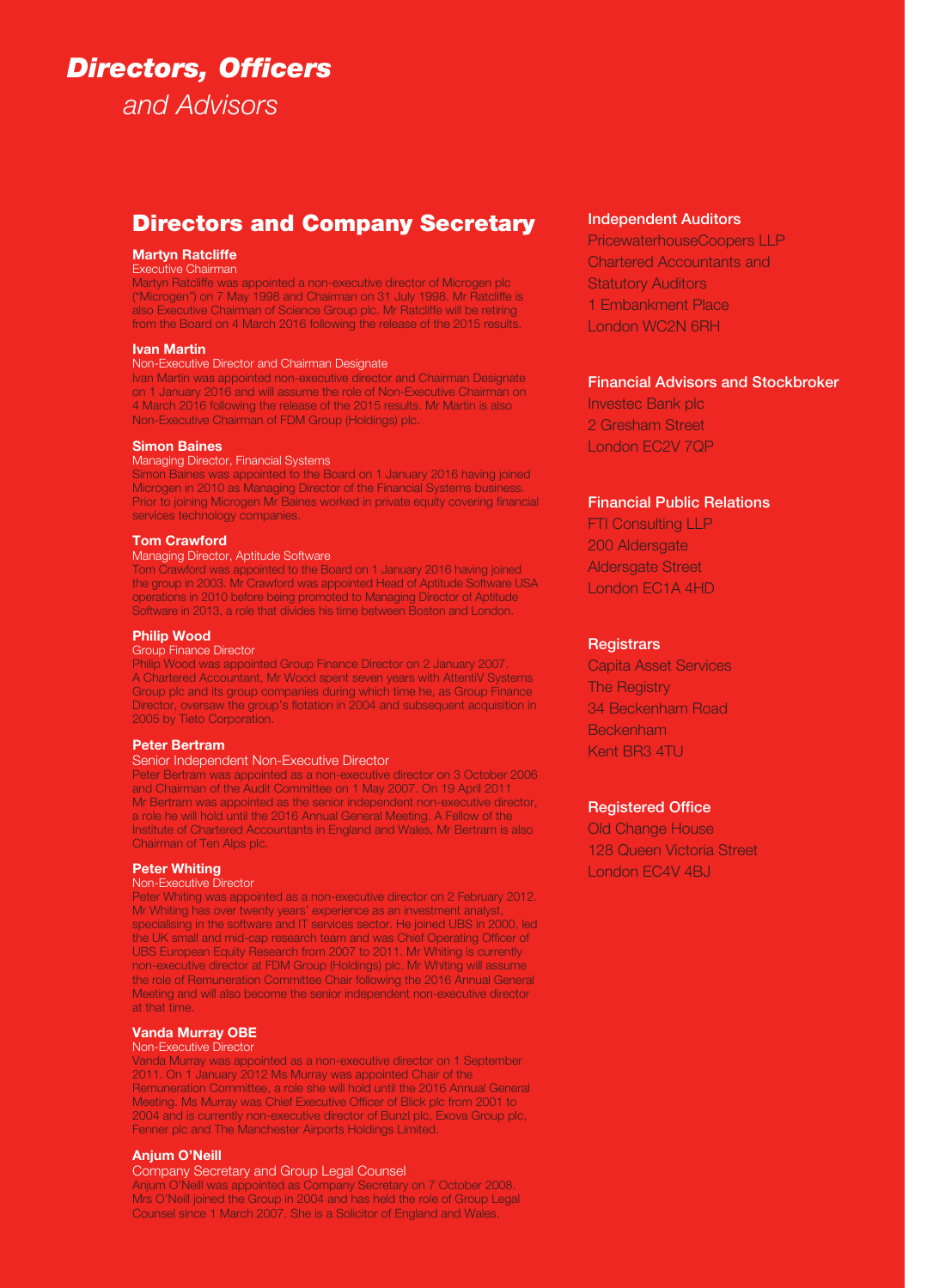# *Directors, Officers*
*and Advisors*

## Directors and Company Secretary

### Martyn Ratcliffe
Executive Chairman

Martyn Ratcliffe was appointed a non-executive director of Microgen plc ("Microgen") on 7 May 1998 and Chairman on 31 July 1998. Mr Ratcliffe is also Executive Chairman of Science Group plc. Mr Ratcliffe will be retiring from the Board on 4 March 2016 following the release of the 2015 results.

### Ivan Martin
Non-Executive Director and Chairman Designate

Ivan Martin was appointed non-executive director and Chairman Designate on 1 January 2016 and will assume the role of Non-Executive Chairman on 4 March 2016 following the release of the 2015 results. Mr Martin is also Non-Executive Chairman of FDM Group (Holdings) plc.

### Simon Baines
Managing Director, Financial Systems

Simon Baines was appointed to the Board on 1 January 2016 having joined Microgen in 2010 as Managing Director of the Financial Systems business. Prior to joining Microgen Mr Baines worked in private equity covering financial services technology companies.

### Tom Crawford
Managing Director, Aptitude Software

Tom Crawford was appointed to the Board on 1 January 2016 having joined the group in 2003. Mr Crawford was appointed Head of Aptitude Software USA operations in 2010 before being promoted to Managing Director of Aptitude Software in 2013, a role that divides his time between Boston and London.

### Philip Wood
Group Finance Director

Philip Wood was appointed Group Finance Director on 2 January 2007. A Chartered Accountant, Mr Wood spent seven years with AttentiV Systems Group plc and its group companies during which time he, as Group Finance Director, oversaw the group's flotation in 2004 and subsequent acquisition in 2005 by Tieto Corporation.

### Peter Bertram
Senior Independent Non-Executive Director

Peter Bertram was appointed as a non-executive director on 3 October 2006 and Chairman of the Audit Committee on 1 May 2007. On 19 April 2011 Mr Bertram was appointed as the senior independent non-executive director, a role he will hold until the 2016 Annual General Meeting. A Fellow of the Institute of Chartered Accountants in England and Wales, Mr Bertram is also Chairman of Ten Alps plc.

### Peter Whiting
Non-Executive Director

Peter Whiting was appointed as a non-executive director on 2 February 2012. Mr Whiting has over twenty years' experience as an investment analyst, specialising in the software and IT services sector. He joined UBS in 2000, led the UK small and mid-cap research team and was Chief Operating Officer of UBS European Equity Research from 2007 to 2011. Mr Whiting is currently non-executive director at FDM Group (Holdings) plc. Mr Whiting will assume the role of Remuneration Committee Chair following the 2016 Annual General Meeting and will also become the senior independent non-executive director at that time.

### Vanda Murray OBE
Non-Executive Director

Vanda Murray was appointed as a non-executive director on 1 September 2011. On 1 January 2012 Ms Murray was appointed Chair of the Remuneration Committee, a role she will hold until the 2016 Annual General Meeting. Ms Murray was Chief Executive Officer of Blick plc from 2001 to 2004 and is currently non-executive director of Bunzl plc, Exova Group plc, Fenner plc and The Manchester Airports Holdings Limited.

### Anjum O'Neill
Company Secretary and Group Legal Counsel

Anjum O'Neill was appointed as Company Secretary on 7 October 2008. Mrs O'Neill joined the Group in 2004 and has held the role of Group Legal Counsel since 1 March 2007. She is a Solicitor of England and Wales.

### Independent Auditors
PricewaterhouseCoopers LLP
Chartered Accountants and
Statutory Auditors
1 Embankment Place
London WC2N 6RH

### Financial Advisors and Stockbroker
Investec Bank plc
2 Gresham Street
London EC2V 7QP

### Financial Public Relations
FTI Consulting LLP
200 Aldersgate
Aldersgate Street
London EC1A 4HD

### Registrars
Capita Asset Services
The Registry
34 Beckenham Road
Beckenham
Kent BR3 4TU

### Registered Office
Old Change House
128 Queen Victoria Street
London EC4V 4BJ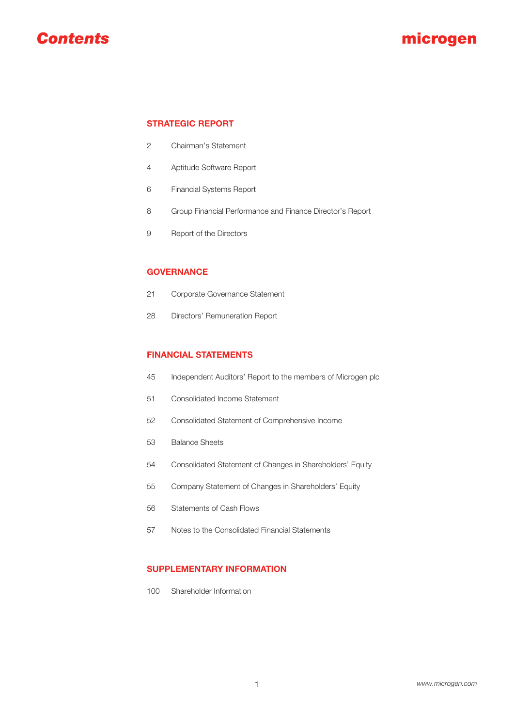# Contents

microgen

## STRATEGIC REPORT

| | |
|---|---|
| 2 | Chairman's Statement |
| 4 | Aptitude Software Report |
| 6 | Financial Systems Report |
| 8 | Group Financial Performance and Finance Director's Report |
| 9 | Report of the Directors |

## GOVERNANCE

| | |
|---|---|
| 21 | Corporate Governance Statement |
| 28 | Directors' Remuneration Report |

## FINANCIAL STATEMENTS

| | |
|---|---|
| 45 | Independent Auditors' Report to the members of Microgen plc |
| 51 | Consolidated Income Statement |
| 52 | Consolidated Statement of Comprehensive Income |
| 53 | Balance Sheets |
| 54 | Consolidated Statement of Changes in Shareholders' Equity |
| 55 | Company Statement of Changes in Shareholders' Equity |
| 56 | Statements of Cash Flows |
| 57 | Notes to the Consolidated Financial Statements |

## SUPPLEMENTARY INFORMATION

| | |
|---|---|
| 100 | Shareholder Information |

www.microgen.com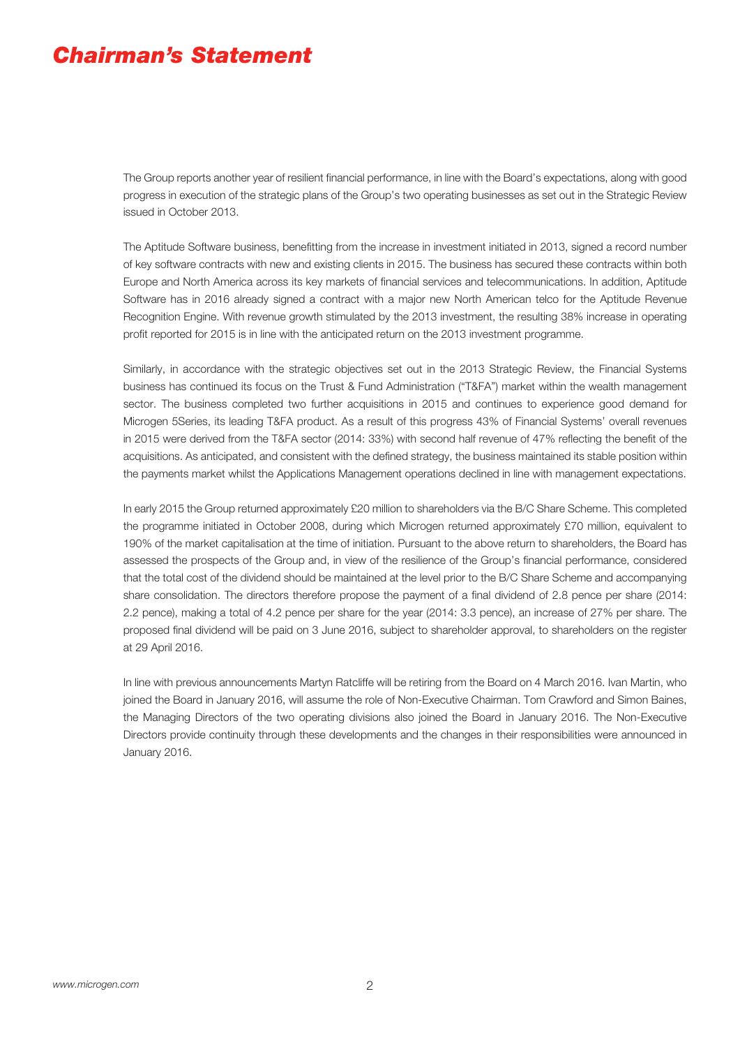# Chairman's Statement

The Group reports another year of resilient financial performance, in line with the Board's expectations, along with good progress in execution of the strategic plans of the Group's two operating businesses as set out in the Strategic Review issued in October 2013.

The Aptitude Software business, benefitting from the increase in investment initiated in 2013, signed a record number of key software contracts with new and existing clients in 2015. The business has secured these contracts within both Europe and North America across its key markets of financial services and telecommunications. In addition, Aptitude Software has in 2016 already signed a contract with a major new North American telco for the Aptitude Revenue Recognition Engine. With revenue growth stimulated by the 2013 investment, the resulting 38% increase in operating profit reported for 2015 is in line with the anticipated return on the 2013 investment programme.

Similarly, in accordance with the strategic objectives set out in the 2013 Strategic Review, the Financial Systems business has continued its focus on the Trust & Fund Administration ("T&FA") market within the wealth management sector. The business completed two further acquisitions in 2015 and continues to experience good demand for Microgen 5Series, its leading T&FA product. As a result of this progress 43% of Financial Systems' overall revenues in 2015 were derived from the T&FA sector (2014: 33%) with second half revenue of 47% reflecting the benefit of the acquisitions. As anticipated, and consistent with the defined strategy, the business maintained its stable position within the payments market whilst the Applications Management operations declined in line with management expectations.

In early 2015 the Group returned approximately £20 million to shareholders via the B/C Share Scheme. This completed the programme initiated in October 2008, during which Microgen returned approximately £70 million, equivalent to 190% of the market capitalisation at the time of initiation. Pursuant to the above return to shareholders, the Board has assessed the prospects of the Group and, in view of the resilience of the Group's financial performance, considered that the total cost of the dividend should be maintained at the level prior to the B/C Share Scheme and accompanying share consolidation. The directors therefore propose the payment of a final dividend of 2.8 pence per share (2014: 2.2 pence), making a total of 4.2 pence per share for the year (2014: 3.3 pence), an increase of 27% per share. The proposed final dividend will be paid on 3 June 2016, subject to shareholder approval, to shareholders on the register at 29 April 2016.

In line with previous announcements Martyn Ratcliffe will be retiring from the Board on 4 March 2016. Ivan Martin, who joined the Board in January 2016, will assume the role of Non-Executive Chairman. Tom Crawford and Simon Baines, the Managing Directors of the two operating divisions also joined the Board in January 2016. The Non-Executive Directors provide continuity through these developments and the changes in their responsibilities were announced in January 2016.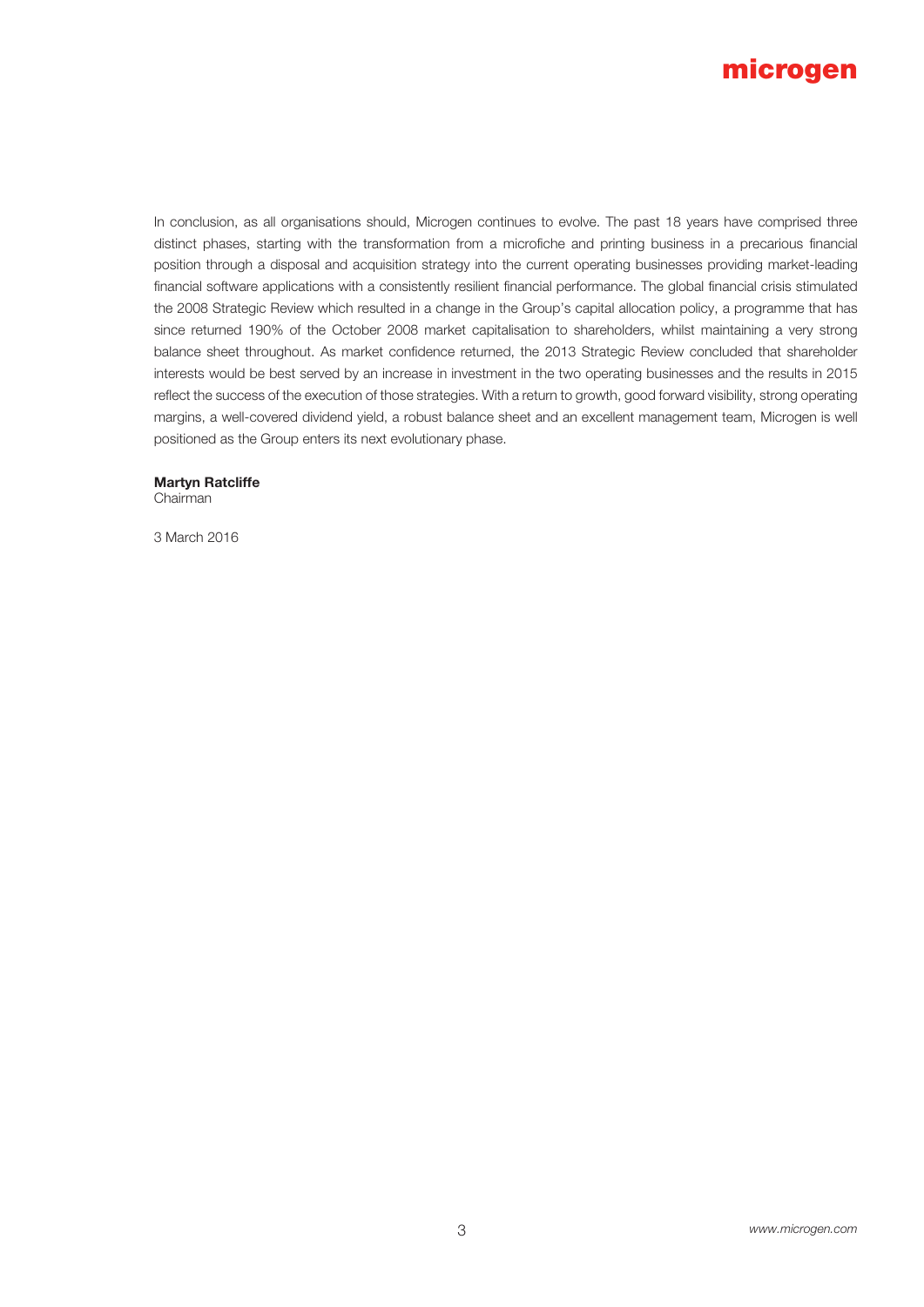In conclusion, as all organisations should, Microgen continues to evolve. The past 18 years have comprised three distinct phases, starting with the transformation from a microfiche and printing business in a precarious financial position through a disposal and acquisition strategy into the current operating businesses providing market-leading financial software applications with a consistently resilient financial performance. The global financial crisis stimulated the 2008 Strategic Review which resulted in a change in the Group's capital allocation policy, a programme that has since returned 190% of the October 2008 market capitalisation to shareholders, whilst maintaining a very strong balance sheet throughout. As market confidence returned, the 2013 Strategic Review concluded that shareholder interests would be best served by an increase in investment in the two operating businesses and the results in 2015 reflect the success of the execution of those strategies. With a return to growth, good forward visibility, strong operating margins, a well-covered dividend yield, a robust balance sheet and an excellent management team, Microgen is well positioned as the Group enters its next evolutionary phase.

**Martyn Ratcliffe**
Chairman

3 March 2016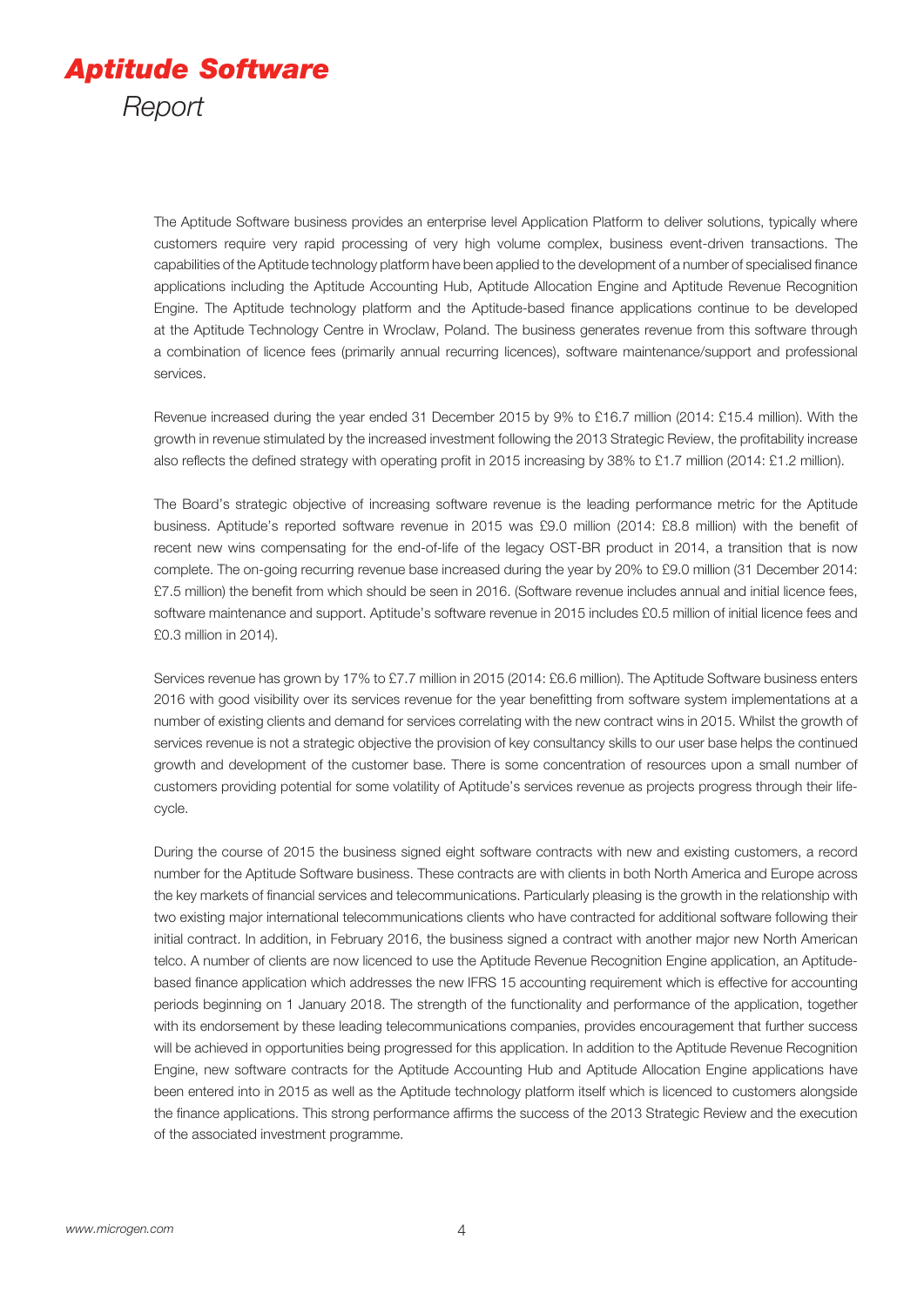# *Aptitude Software*

*Report*

The Aptitude Software business provides an enterprise level Application Platform to deliver solutions, typically where customers require very rapid processing of very high volume complex, business event-driven transactions. The capabilities of the Aptitude technology platform have been applied to the development of a number of specialised finance applications including the Aptitude Accounting Hub, Aptitude Allocation Engine and Aptitude Revenue Recognition Engine. The Aptitude technology platform and the Aptitude-based finance applications continue to be developed at the Aptitude Technology Centre in Wroclaw, Poland. The business generates revenue from this software through a combination of licence fees (primarily annual recurring licences), software maintenance/support and professional services.

Revenue increased during the year ended 31 December 2015 by 9% to £16.7 million (2014: £15.4 million). With the growth in revenue stimulated by the increased investment following the 2013 Strategic Review, the profitability increase also reflects the defined strategy with operating profit in 2015 increasing by 38% to £1.7 million (2014: £1.2 million).

The Board's strategic objective of increasing software revenue is the leading performance metric for the Aptitude business. Aptitude's reported software revenue in 2015 was £9.0 million (2014: £8.8 million) with the benefit of recent new wins compensating for the end-of-life of the legacy OST-BR product in 2014, a transition that is now complete. The on-going recurring revenue base increased during the year by 20% to £9.0 million (31 December 2014: £7.5 million) the benefit from which should be seen in 2016. (Software revenue includes annual and initial licence fees, software maintenance and support. Aptitude's software revenue in 2015 includes £0.5 million of initial licence fees and £0.3 million in 2014).

Services revenue has grown by 17% to £7.7 million in 2015 (2014: £6.6 million). The Aptitude Software business enters 2016 with good visibility over its services revenue for the year benefitting from software system implementations at a number of existing clients and demand for services correlating with the new contract wins in 2015. Whilst the growth of services revenue is not a strategic objective the provision of key consultancy skills to our user base helps the continued growth and development of the customer base. There is some concentration of resources upon a small number of customers providing potential for some volatility of Aptitude's services revenue as projects progress through their life-cycle.

During the course of 2015 the business signed eight software contracts with new and existing customers, a record number for the Aptitude Software business. These contracts are with clients in both North America and Europe across the key markets of financial services and telecommunications. Particularly pleasing is the growth in the relationship with two existing major international telecommunications clients who have contracted for additional software following their initial contract. In addition, in February 2016, the business signed a contract with another major new North American telco. A number of clients are now licenced to use the Aptitude Revenue Recognition Engine application, an Aptitude-based finance application which addresses the new IFRS 15 accounting requirement which is effective for accounting periods beginning on 1 January 2018. The strength of the functionality and performance of the application, together with its endorsement by these leading telecommunications companies, provides encouragement that further success will be achieved in opportunities being progressed for this application. In addition to the Aptitude Revenue Recognition Engine, new software contracts for the Aptitude Accounting Hub and Aptitude Allocation Engine applications have been entered into in 2015 as well as the Aptitude technology platform itself which is licenced to customers alongside the finance applications. This strong performance affirms the success of the 2013 Strategic Review and the execution of the associated investment programme.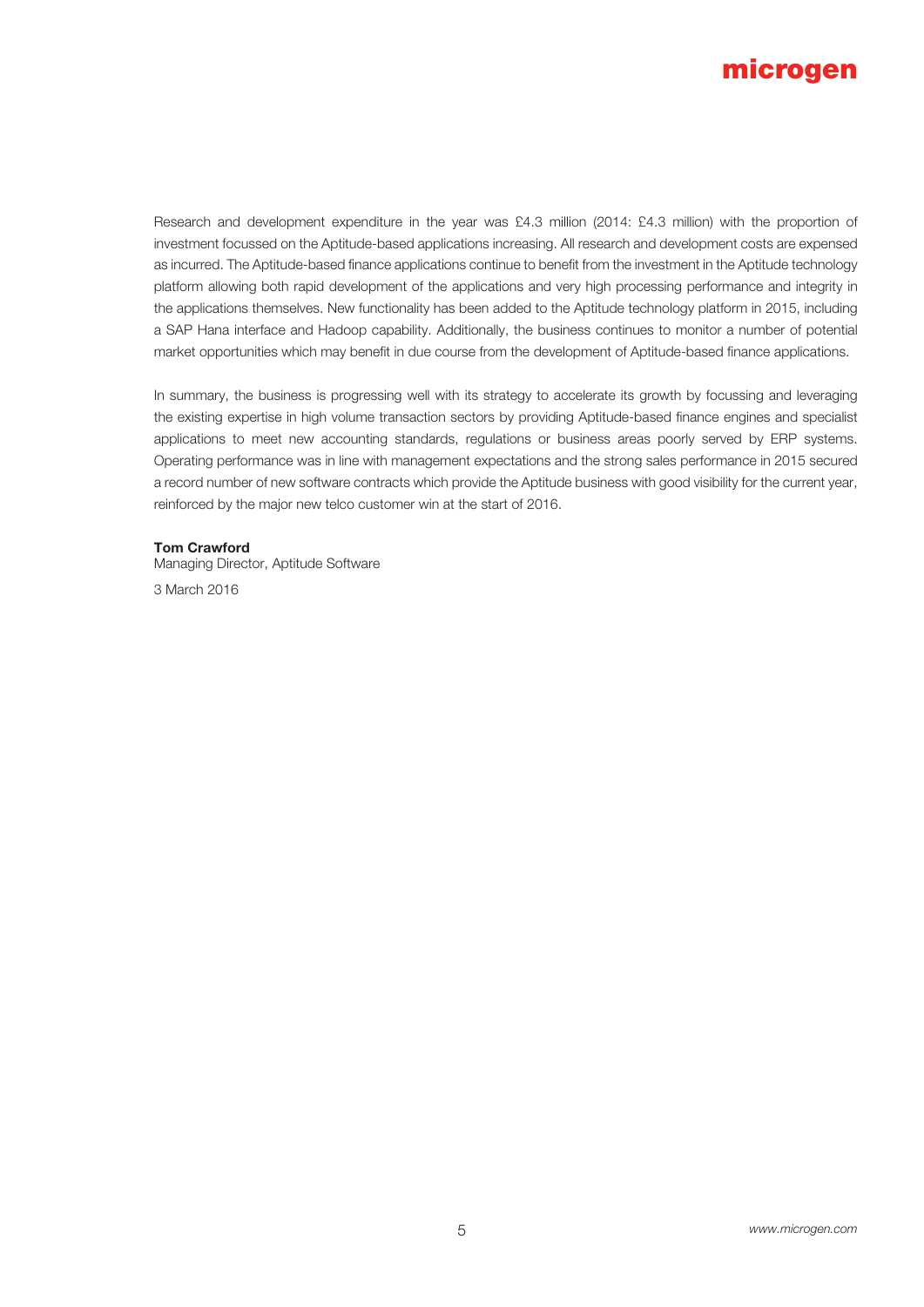Research and development expenditure in the year was £4.3 million (2014: £4.3 million) with the proportion of investment focussed on the Aptitude-based applications increasing. All research and development costs are expensed as incurred. The Aptitude-based finance applications continue to benefit from the investment in the Aptitude technology platform allowing both rapid development of the applications and very high processing performance and integrity in the applications themselves. New functionality has been added to the Aptitude technology platform in 2015, including a SAP Hana interface and Hadoop capability. Additionally, the business continues to monitor a number of potential market opportunities which may benefit in due course from the development of Aptitude-based finance applications.

In summary, the business is progressing well with its strategy to accelerate its growth by focussing and leveraging the existing expertise in high volume transaction sectors by providing Aptitude-based finance engines and specialist applications to meet new accounting standards, regulations or business areas poorly served by ERP systems. Operating performance was in line with management expectations and the strong sales performance in 2015 secured a record number of new software contracts which provide the Aptitude business with good visibility for the current year, reinforced by the major new telco customer win at the start of 2016.

**Tom Crawford**
Managing Director, Aptitude Software

3 March 2016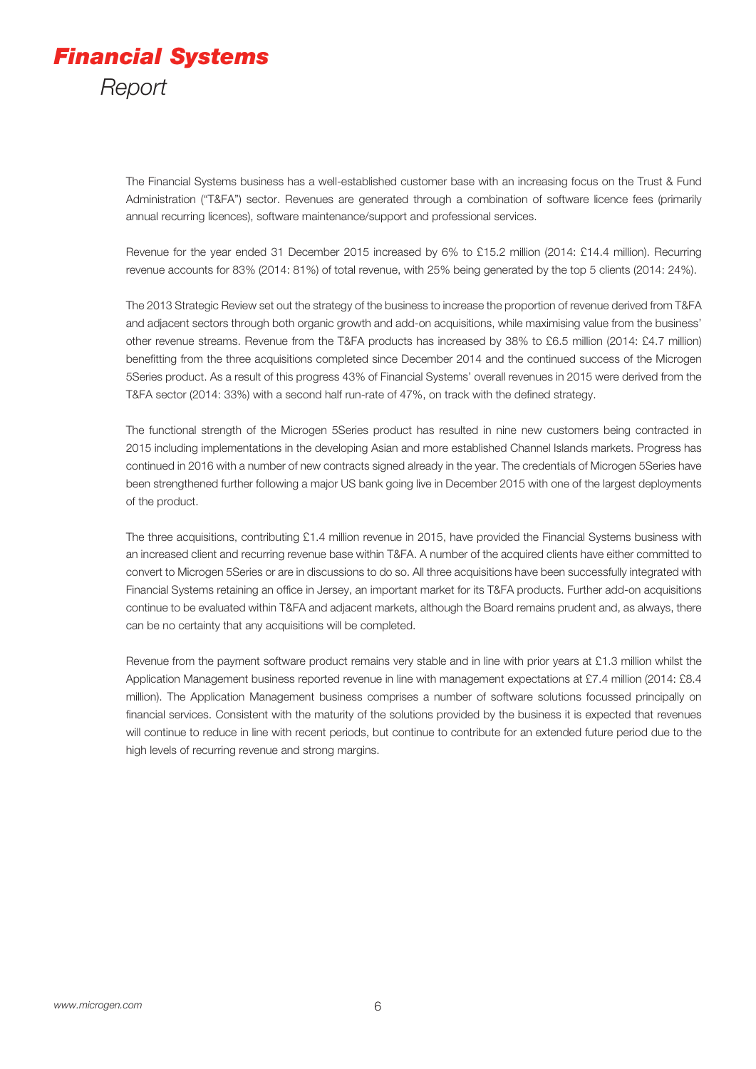# *Financial Systems*

*Report*

The Financial Systems business has a well-established customer base with an increasing focus on the Trust & Fund Administration ("T&FA") sector. Revenues are generated through a combination of software licence fees (primarily annual recurring licences), software maintenance/support and professional services.

Revenue for the year ended 31 December 2015 increased by 6% to £15.2 million (2014: £14.4 million). Recurring revenue accounts for 83% (2014: 81%) of total revenue, with 25% being generated by the top 5 clients (2014: 24%).

The 2013 Strategic Review set out the strategy of the business to increase the proportion of revenue derived from T&FA and adjacent sectors through both organic growth and add-on acquisitions, while maximising value from the business' other revenue streams. Revenue from the T&FA products has increased by 38% to £6.5 million (2014: £4.7 million) benefitting from the three acquisitions completed since December 2014 and the continued success of the Microgen 5Series product. As a result of this progress 43% of Financial Systems' overall revenues in 2015 were derived from the T&FA sector (2014: 33%) with a second half run-rate of 47%, on track with the defined strategy.

The functional strength of the Microgen 5Series product has resulted in nine new customers being contracted in 2015 including implementations in the developing Asian and more established Channel Islands markets. Progress has continued in 2016 with a number of new contracts signed already in the year. The credentials of Microgen 5Series have been strengthened further following a major US bank going live in December 2015 with one of the largest deployments of the product.

The three acquisitions, contributing £1.4 million revenue in 2015, have provided the Financial Systems business with an increased client and recurring revenue base within T&FA. A number of the acquired clients have either committed to convert to Microgen 5Series or are in discussions to do so. All three acquisitions have been successfully integrated with Financial Systems retaining an office in Jersey, an important market for its T&FA products. Further add-on acquisitions continue to be evaluated within T&FA and adjacent markets, although the Board remains prudent and, as always, there can be no certainty that any acquisitions will be completed.

Revenue from the payment software product remains very stable and in line with prior years at £1.3 million whilst the Application Management business reported revenue in line with management expectations at £7.4 million (2014: £8.4 million). The Application Management business comprises a number of software solutions focussed principally on financial services. Consistent with the maturity of the solutions provided by the business it is expected that revenues will continue to reduce in line with recent periods, but continue to contribute for an extended future period due to the high levels of recurring revenue and strong margins.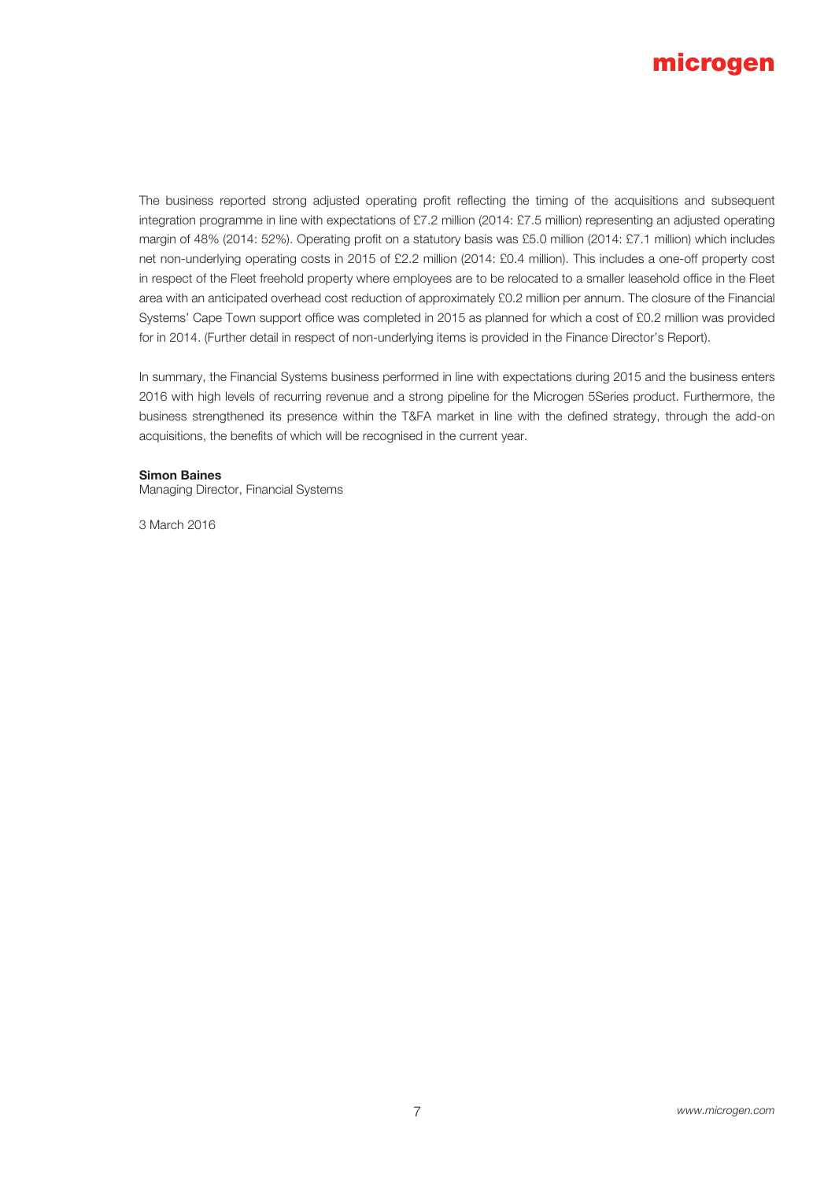The business reported strong adjusted operating profit reflecting the timing of the acquisitions and subsequent integration programme in line with expectations of £7.2 million (2014: £7.5 million) representing an adjusted operating margin of 48% (2014: 52%). Operating profit on a statutory basis was £5.0 million (2014: £7.1 million) which includes net non-underlying operating costs in 2015 of £2.2 million (2014: £0.4 million). This includes a one-off property cost in respect of the Fleet freehold property where employees are to be relocated to a smaller leasehold office in the Fleet area with an anticipated overhead cost reduction of approximately £0.2 million per annum. The closure of the Financial Systems' Cape Town support office was completed in 2015 as planned for which a cost of £0.2 million was provided for in 2014. (Further detail in respect of non-underlying items is provided in the Finance Director's Report).

In summary, the Financial Systems business performed in line with expectations during 2015 and the business enters 2016 with high levels of recurring revenue and a strong pipeline for the Microgen 5Series product. Furthermore, the business strengthened its presence within the T&FA market in line with the defined strategy, through the add-on acquisitions, the benefits of which will be recognised in the current year.

**Simon Baines**
Managing Director, Financial Systems

3 March 2016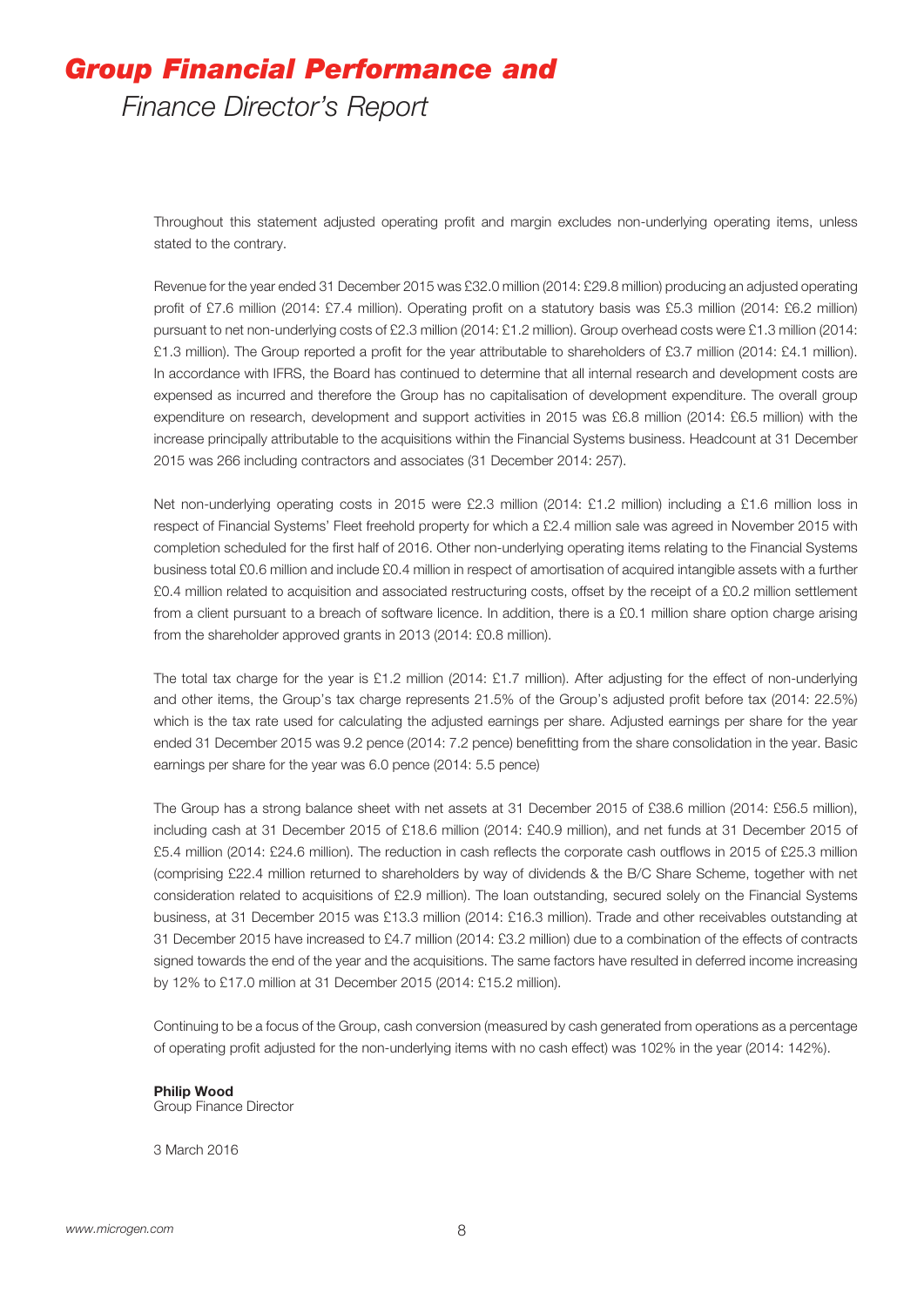# *Group Financial Performance and*

## *Finance Director's Report*

Throughout this statement adjusted operating profit and margin excludes non-underlying operating items, unless stated to the contrary.

Revenue for the year ended 31 December 2015 was £32.0 million (2014: £29.8 million) producing an adjusted operating profit of £7.6 million (2014: £7.4 million). Operating profit on a statutory basis was £5.3 million (2014: £6.2 million) pursuant to net non-underlying costs of £2.3 million (2014: £1.2 million). Group overhead costs were £1.3 million (2014: £1.3 million). The Group reported a profit for the year attributable to shareholders of £3.7 million (2014: £4.1 million). In accordance with IFRS, the Board has continued to determine that all internal research and development costs are expensed as incurred and therefore the Group has no capitalisation of development expenditure. The overall group expenditure on research, development and support activities in 2015 was £6.8 million (2014: £6.5 million) with the increase principally attributable to the acquisitions within the Financial Systems business. Headcount at 31 December 2015 was 266 including contractors and associates (31 December 2014: 257).

Net non-underlying operating costs in 2015 were £2.3 million (2014: £1.2 million) including a £1.6 million loss in respect of Financial Systems' Fleet freehold property for which a £2.4 million sale was agreed in November 2015 with completion scheduled for the first half of 2016. Other non-underlying operating items relating to the Financial Systems business total £0.6 million and include £0.4 million in respect of amortisation of acquired intangible assets with a further £0.4 million related to acquisition and associated restructuring costs, offset by the receipt of a £0.2 million settlement from a client pursuant to a breach of software licence. In addition, there is a £0.1 million share option charge arising from the shareholder approved grants in 2013 (2014: £0.8 million).

The total tax charge for the year is £1.2 million (2014: £1.7 million). After adjusting for the effect of non-underlying and other items, the Group's tax charge represents 21.5% of the Group's adjusted profit before tax (2014: 22.5%) which is the tax rate used for calculating the adjusted earnings per share. Adjusted earnings per share for the year ended 31 December 2015 was 9.2 pence (2014: 7.2 pence) benefitting from the share consolidation in the year. Basic earnings per share for the year was 6.0 pence (2014: 5.5 pence)

The Group has a strong balance sheet with net assets at 31 December 2015 of £38.6 million (2014: £56.5 million), including cash at 31 December 2015 of £18.6 million (2014: £40.9 million), and net funds at 31 December 2015 of £5.4 million (2014: £24.6 million). The reduction in cash reflects the corporate cash outflows in 2015 of £25.3 million (comprising £22.4 million returned to shareholders by way of dividends & the B/C Share Scheme, together with net consideration related to acquisitions of £2.9 million). The loan outstanding, secured solely on the Financial Systems business, at 31 December 2015 was £13.3 million (2014: £16.3 million). Trade and other receivables outstanding at 31 December 2015 have increased to £4.7 million (2014: £3.2 million) due to a combination of the effects of contracts signed towards the end of the year and the acquisitions. The same factors have resulted in deferred income increasing by 12% to £17.0 million at 31 December 2015 (2014: £15.2 million).

Continuing to be a focus of the Group, cash conversion (measured by cash generated from operations as a percentage of operating profit adjusted for the non-underlying items with no cash effect) was 102% in the year (2014: 142%).

**Philip Wood**
Group Finance Director

3 March 2016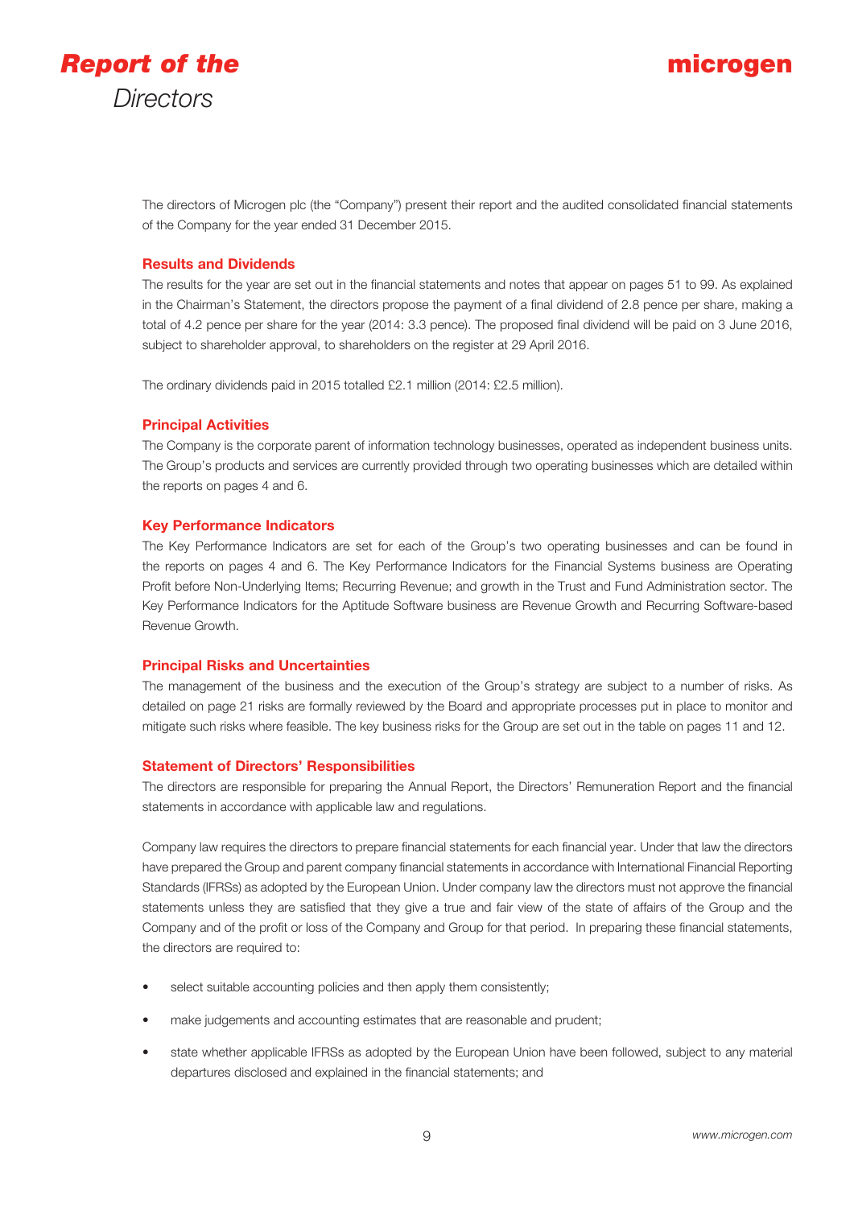# Report of the *Directors*

The directors of Microgen plc (the "Company") present their report and the audited consolidated financial statements of the Company for the year ended 31 December 2015.

### Results and Dividends

The results for the year are set out in the financial statements and notes that appear on pages 51 to 99. As explained in the Chairman's Statement, the directors propose the payment of a final dividend of 2.8 pence per share, making a total of 4.2 pence per share for the year (2014: 3.3 pence). The proposed final dividend will be paid on 3 June 2016, subject to shareholder approval, to shareholders on the register at 29 April 2016.

The ordinary dividends paid in 2015 totalled £2.1 million (2014: £2.5 million).

### Principal Activities

The Company is the corporate parent of information technology businesses, operated as independent business units. The Group's products and services are currently provided through two operating businesses which are detailed within the reports on pages 4 and 6.

### Key Performance Indicators

The Key Performance Indicators are set for each of the Group's two operating businesses and can be found in the reports on pages 4 and 6. The Key Performance Indicators for the Financial Systems business are Operating Profit before Non-Underlying Items; Recurring Revenue; and growth in the Trust and Fund Administration sector. The Key Performance Indicators for the Aptitude Software business are Revenue Growth and Recurring Software-based Revenue Growth.

### Principal Risks and Uncertainties

The management of the business and the execution of the Group's strategy are subject to a number of risks. As detailed on page 21 risks are formally reviewed by the Board and appropriate processes put in place to monitor and mitigate such risks where feasible. The key business risks for the Group are set out in the table on pages 11 and 12.

### Statement of Directors' Responsibilities

The directors are responsible for preparing the Annual Report, the Directors' Remuneration Report and the financial statements in accordance with applicable law and regulations.

Company law requires the directors to prepare financial statements for each financial year. Under that law the directors have prepared the Group and parent company financial statements in accordance with International Financial Reporting Standards (IFRSs) as adopted by the European Union. Under company law the directors must not approve the financial statements unless they are satisfied that they give a true and fair view of the state of affairs of the Group and the Company and of the profit or loss of the Company and Group for that period. In preparing these financial statements, the directors are required to:

- select suitable accounting policies and then apply them consistently;
- make judgements and accounting estimates that are reasonable and prudent;
- state whether applicable IFRSs as adopted by the European Union have been followed, subject to any material departures disclosed and explained in the financial statements; and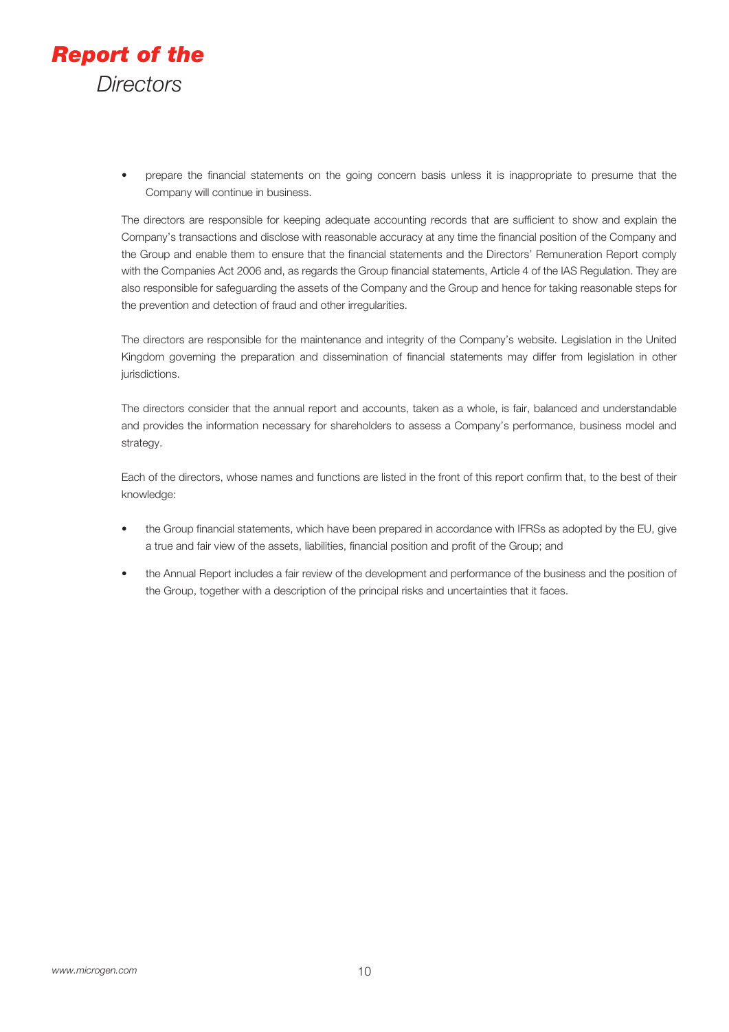- prepare the financial statements on the going concern basis unless it is inappropriate to presume that the Company will continue in business.

The directors are responsible for keeping adequate accounting records that are sufficient to show and explain the Company's transactions and disclose with reasonable accuracy at any time the financial position of the Company and the Group and enable them to ensure that the financial statements and the Directors' Remuneration Report comply with the Companies Act 2006 and, as regards the Group financial statements, Article 4 of the IAS Regulation. They are also responsible for safeguarding the assets of the Company and the Group and hence for taking reasonable steps for the prevention and detection of fraud and other irregularities.

The directors are responsible for the maintenance and integrity of the Company's website. Legislation in the United Kingdom governing the preparation and dissemination of financial statements may differ from legislation in other jurisdictions.

The directors consider that the annual report and accounts, taken as a whole, is fair, balanced and understandable and provides the information necessary for shareholders to assess a Company's performance, business model and strategy.

Each of the directors, whose names and functions are listed in the front of this report confirm that, to the best of their knowledge:

- the Group financial statements, which have been prepared in accordance with IFRSs as adopted by the EU, give a true and fair view of the assets, liabilities, financial position and profit of the Group; and
- the Annual Report includes a fair review of the development and performance of the business and the position of the Group, together with a description of the principal risks and uncertainties that it faces.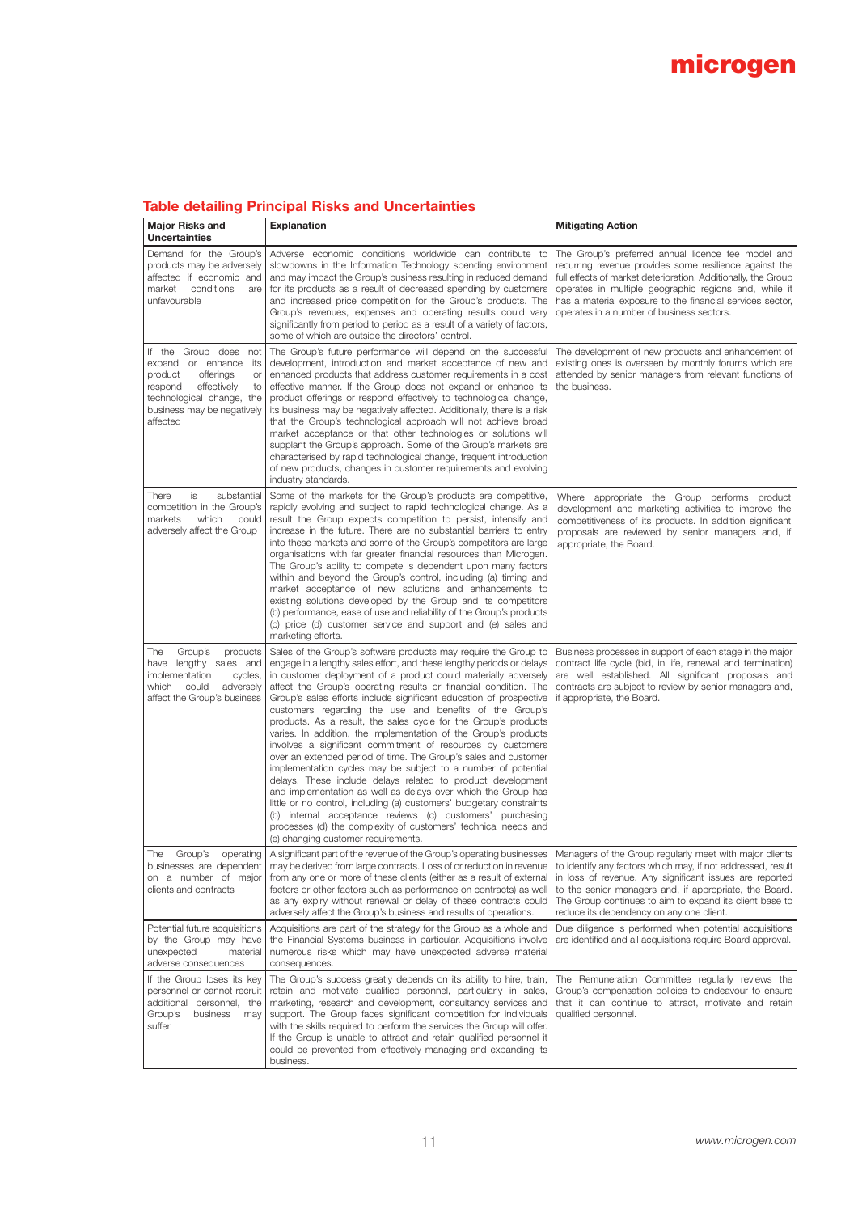## Table detailing Principal Risks and Uncertainties

| Major Risks and Uncertainties | Explanation | Mitigating Action |
|---|---|---|
| Demand for the Group's products may be adversely affected if economic and market conditions are unfavourable | Adverse economic conditions worldwide can contribute to slowdowns in the Information Technology spending environment and may impact the Group's business resulting in reduced demand for its products as a result of decreased spending by customers and increased price competition for the Group's products. The Group's revenues, expenses and operating results could vary significantly from period to period as a result of a variety of factors, some of which are outside the directors' control. | The Group's preferred annual licence fee model and recurring revenue provides some resilience against the full effects of market deterioration. Additionally, the Group operates in multiple geographic regions and, while it has a material exposure to the financial services sector, operates in a number of business sectors. |
| If the Group does not expand or enhance its product offerings or respond effectively to technological change, the business may be negatively affected | The Group's future performance will depend on the successful development, introduction and market acceptance of new and enhanced products that address customer requirements in a cost effective manner. If the Group does not expand or enhance its product offerings or respond effectively to technological change, its business may be negatively affected. Additionally, there is a risk that the Group's technological approach will not achieve broad market acceptance or that other technologies or solutions will supplant the Group's approach. Some of the Group's markets are characterised by rapid technological change, frequent introduction of new products, changes in customer requirements and evolving industry standards. | The development of new products and enhancement of existing ones is overseen by monthly forums which are attended by senior managers from relevant functions of the business. |
| There is substantial competition in the Group's markets which could adversely affect the Group | Some of the markets for the Group's products are competitive, rapidly evolving and subject to rapid technological change. As a result the Group expects competition to persist, intensify and increase in the future. There are no substantial barriers to entry into these markets and some of the Group's competitors are large organisations with far greater financial resources than Microgen. The Group's ability to compete is dependent upon many factors within and beyond the Group's control, including (a) timing and market acceptance of new solutions and enhancements to existing solutions developed by the Group and its competitors (b) performance, ease of use and reliability of the Group's products (c) price (d) customer service and support and (e) sales and marketing efforts. | Where appropriate the Group performs product development and marketing activities to improve the competitiveness of its products. In addition significant proposals are reviewed by senior managers and, if appropriate, the Board. |
| The Group's products have lengthy sales and implementation cycles, which could adversely affect the Group's business | Sales of the Group's software products may require the Group to engage in a lengthy sales effort, and these lengthy periods or delays in customer deployment of a product could materially adversely affect the Group's operating results or financial condition. The Group's sales efforts include significant education of prospective customers regarding the use and benefits of the Group's products. As a result, the sales cycle for the Group's products varies. In addition, the implementation of the Group's products involves a significant commitment of resources by customers over an extended period of time. The Group's sales and customer implementation cycles may be subject to a number of potential delays. These include delays related to product development and implementation as well as delays over which the Group has little or no control, including (a) customers' budgetary constraints (b) internal acceptance reviews (c) customers' purchasing processes (d) the complexity of customers' technical needs and (e) changing customer requirements. | Business processes in support of each stage in the major contract life cycle (bid, in life, renewal and termination) are well established. All significant proposals and contracts are subject to review by senior managers and, if appropriate, the Board. |
| The Group's operating businesses are dependent on a number of major clients and contracts | A significant part of the revenue of the Group's operating businesses may be derived from large contracts. Loss of or reduction in revenue from any one or more of these clients (either as a result of external factors or other factors such as performance on contracts) as well as any expiry without renewal or delay of these contracts could adversely affect the Group's business and results of operations. | Managers of the Group regularly meet with major clients to identify any factors which may, if not addressed, result in loss of revenue. Any significant issues are reported to the senior managers and, if appropriate, the Board. The Group continues to aim to expand its client base to reduce its dependency on any one client. |
| Potential future acquisitions by the Group may have unexpected material adverse consequences | Acquisitions are part of the strategy for the Group as a whole and the Financial Systems business in particular. Acquisitions involve numerous risks which may have unexpected adverse material consequences. | Due diligence is performed when potential acquisitions are identified and all acquisitions require Board approval. |
| If the Group loses its key personnel or cannot recruit additional personnel, the Group's business may suffer | The Group's success greatly depends on its ability to hire, train, retain and motivate qualified personnel, particularly in sales, marketing, research and development, consultancy services and support. The Group faces significant competition for individuals with the skills required to perform the services the Group will offer. If the Group is unable to attract and retain qualified personnel it could be prevented from effectively managing and expanding its business. | The Remuneration Committee regularly reviews the Group's compensation policies to endeavour to ensure that it can continue to attract, motivate and retain qualified personnel. |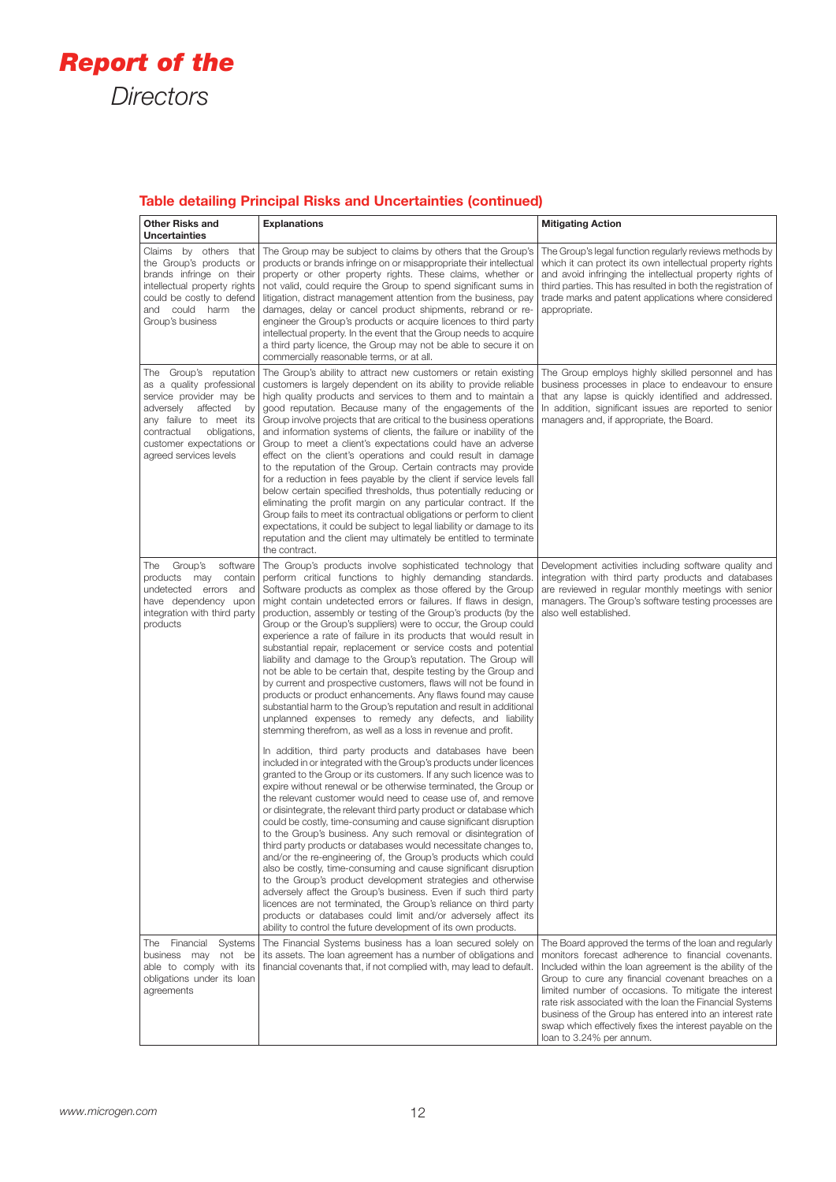# *Report of the* *Directors*

## Table detailing Principal Risks and Uncertainties (continued)

| Other Risks and Uncertainties | Explanations | Mitigating Action |
|---|---|---|
| Claims by others that the Group's products or brands infringe on their intellectual property rights could be costly to defend and could harm the Group's business | The Group may be subject to claims by others that the Group's products or brands infringe on or misappropriate their intellectual property or other property rights. These claims, whether or not valid, could require the Group to spend significant sums in litigation, distract management attention from the business, pay damages, delay or cancel product shipments, rebrand or re-engineer the Group's products or acquire licences to third party intellectual property. In the event that the Group needs to acquire a third party licence, the Group may not be able to secure it on commercially reasonable terms, or at all. | The Group's legal function regularly reviews methods by which it can protect its own intellectual property rights and avoid infringing the intellectual property rights of third parties. This has resulted in both the registration of trade marks and patent applications where considered appropriate. |
| The Group's reputation as a quality professional service provider may be adversely affected by any failure to meet its contractual obligations, customer expectations or agreed services levels | The Group's ability to attract new customers or retain existing customers is largely dependent on its ability to provide reliable high quality products and services to them and to maintain a good reputation. Because many of the engagements of the Group involve projects that are critical to the business operations and information systems of clients, the failure or inability of the Group to meet a client's expectations could have an adverse effect on the client's operations and could result in damage to the reputation of the Group. Certain contracts may provide for a reduction in fees payable by the client if service levels fall below certain specified thresholds, thus potentially reducing or eliminating the profit margin on any particular contract. If the Group fails to meet its contractual obligations or perform to client expectations, it could be subject to legal liability or damage to its reputation and the client may ultimately be entitled to terminate the contract. | The Group employs highly skilled personnel and has business processes in place to endeavour to ensure that any lapse is quickly identified and addressed. In addition, significant issues are reported to senior managers and, if appropriate, the Board. |
| The Group's software products may contain undetected errors and have dependency upon integration with third party products | The Group's products involve sophisticated technology that perform critical functions to highly demanding standards. Software products as complex as those offered by the Group might contain undetected errors or failures. If flaws in design, production, assembly or testing of the Group's products (by the Group or the Group's suppliers) were to occur, the Group could experience a rate of failure in its products that would result in substantial repair, replacement or service costs and potential liability and damage to the Group's reputation. The Group will not be able to be certain that, despite testing by the Group and by current and prospective customers, flaws will not be found in products or product enhancements. Any flaws found may cause substantial harm to the Group's reputation and result in additional unplanned expenses to remedy any defects, and liability stemming therefrom, as well as a loss in revenue and profit.<br><br>In addition, third party products and databases have been included in or integrated with the Group's products under licences granted to the Group or its customers. If any such licence was to expire without renewal or be otherwise terminated, the Group or the relevant customer would need to cease use of, and remove or disintegrate, the relevant third party product or database which could be costly, time-consuming and cause significant disruption to the Group's business. Any such removal or disintegration of third party products or databases would necessitate changes to, and/or the re-engineering of, the Group's products which could also be costly, time-consuming and cause significant disruption to the Group's product development strategies and otherwise adversely affect the Group's business. Even if such third party licences are not terminated, the Group's reliance on third party products or databases could limit and/or adversely affect its ability to control the future development of its own products. | Development activities including software quality and integration with third party products and databases are reviewed in regular monthly meetings with senior managers. The Group's software testing processes are also well established. |
| The Financial Systems business may not be able to comply with its obligations under its loan agreements | The Financial Systems business has a loan secured solely on its assets. The loan agreement has a number of obligations and financial covenants that, if not complied with, may lead to default. | The Board approved the terms of the loan and regularly monitors forecast adherence to financial covenants. Included within the loan agreement is the ability of the Group to cure any financial covenant breaches on a limited number of occasions. To mitigate the interest rate risk associated with the loan the Financial Systems business of the Group has entered into an interest rate swap which effectively fixes the interest payable on the loan to 3.24% per annum. |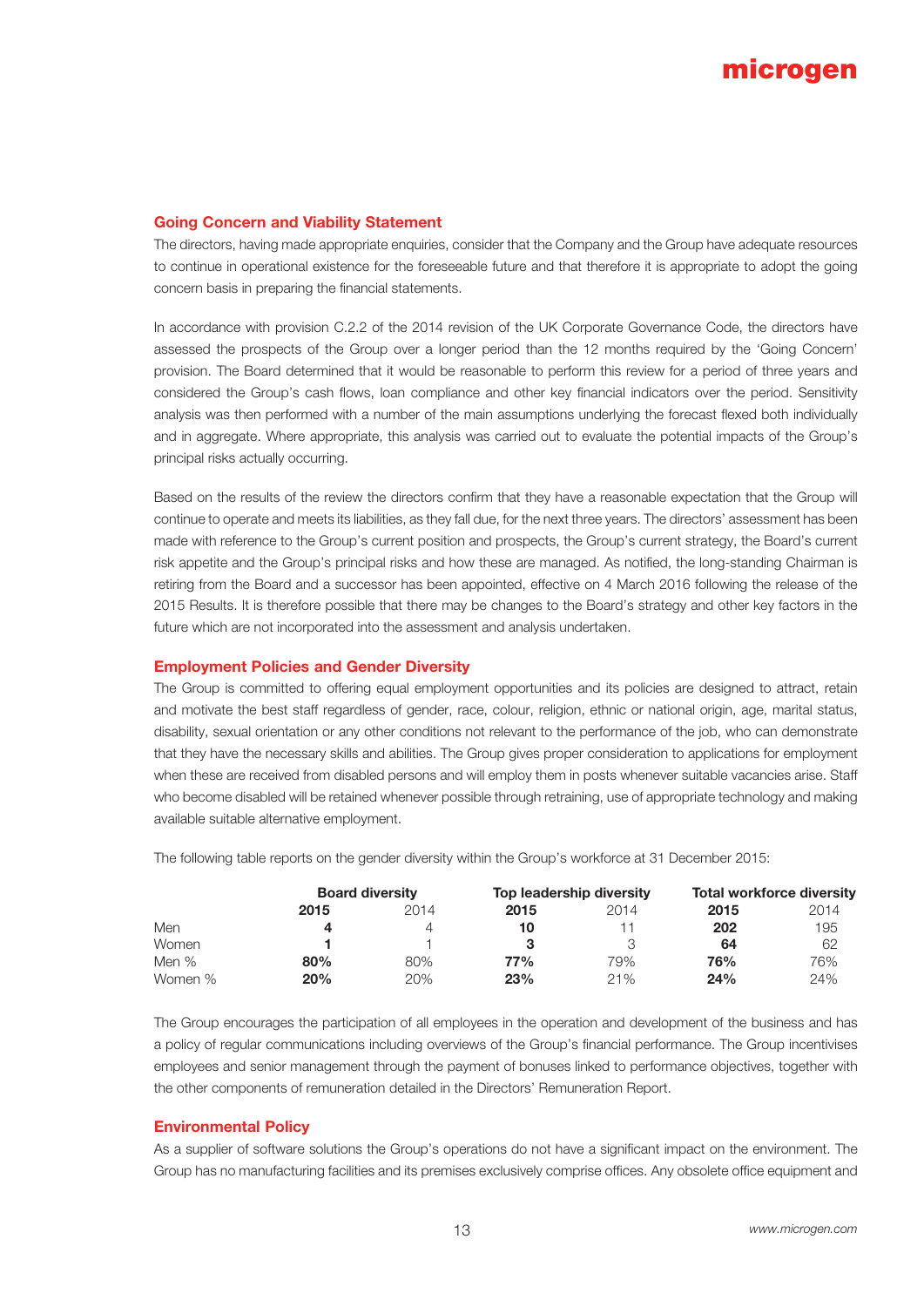## Going Concern and Viability Statement

The directors, having made appropriate enquiries, consider that the Company and the Group have adequate resources to continue in operational existence for the foreseeable future and that therefore it is appropriate to adopt the going concern basis in preparing the financial statements.

In accordance with provision C.2.2 of the 2014 revision of the UK Corporate Governance Code, the directors have assessed the prospects of the Group over a longer period than the 12 months required by the 'Going Concern' provision. The Board determined that it would be reasonable to perform this review for a period of three years and considered the Group's cash flows, loan compliance and other key financial indicators over the period. Sensitivity analysis was then performed with a number of the main assumptions underlying the forecast flexed both individually and in aggregate. Where appropriate, this analysis was carried out to evaluate the potential impacts of the Group's principal risks actually occurring.

Based on the results of the review the directors confirm that they have a reasonable expectation that the Group will continue to operate and meets its liabilities, as they fall due, for the next three years. The directors' assessment has been made with reference to the Group's current position and prospects, the Group's current strategy, the Board's current risk appetite and the Group's principal risks and how these are managed. As notified, the long-standing Chairman is retiring from the Board and a successor has been appointed, effective on 4 March 2016 following the release of the 2015 Results. It is therefore possible that there may be changes to the Board's strategy and other key factors in the future which are not incorporated into the assessment and analysis undertaken.

## Employment Policies and Gender Diversity

The Group is committed to offering equal employment opportunities and its policies are designed to attract, retain and motivate the best staff regardless of gender, race, colour, religion, ethnic or national origin, age, marital status, disability, sexual orientation or any other conditions not relevant to the performance of the job, who can demonstrate that they have the necessary skills and abilities. The Group gives proper consideration to applications for employment when these are received from disabled persons and will employ them in posts whenever suitable vacancies arise. Staff who become disabled will be retained whenever possible through retraining, use of appropriate technology and making available suitable alternative employment.

The following table reports on the gender diversity within the Group's workforce at 31 December 2015:

| | Board diversity | | Top leadership diversity | | Total workforce diversity | |
|---|---|---|---|---|---|---|
| | **2015** | 2014 | **2015** | 2014 | **2015** | 2014 |
| Men | **4** | 4 | **10** | 11 | **202** | 195 |
| Women | **1** | 1 | **3** | 3 | **64** | 62 |
| Men % | **80%** | 80% | **77%** | 79% | **76%** | 76% |
| Women % | **20%** | 20% | **23%** | 21% | **24%** | 24% |

The Group encourages the participation of all employees in the operation and development of the business and has a policy of regular communications including overviews of the Group's financial performance. The Group incentivises employees and senior management through the payment of bonuses linked to performance objectives, together with the other components of remuneration detailed in the Directors' Remuneration Report.

## Environmental Policy

As a supplier of software solutions the Group's operations do not have a significant impact on the environment. The Group has no manufacturing facilities and its premises exclusively comprise offices. Any obsolete office equipment and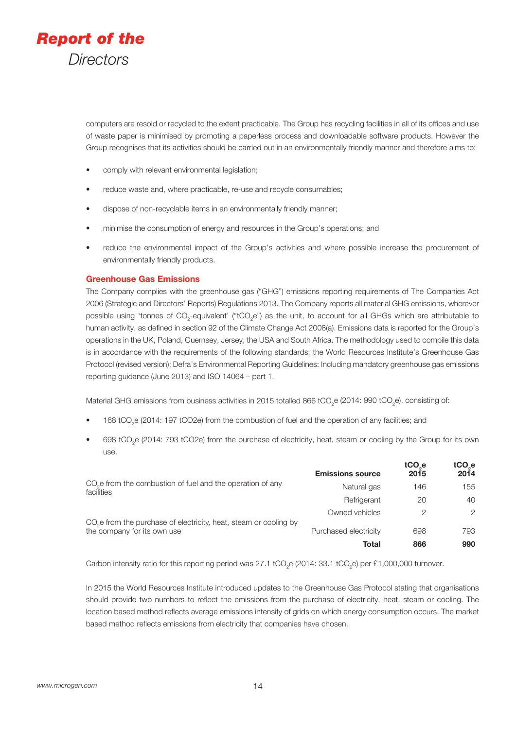computers are resold or recycled to the extent practicable. The Group has recycling facilities in all of its offices and use of waste paper is minimised by promoting a paperless process and downloadable software products. However the Group recognises that its activities should be carried out in an environmentally friendly manner and therefore aims to:

- comply with relevant environmental legislation;
- reduce waste and, where practicable, re-use and recycle consumables;
- dispose of non-recyclable items in an environmentally friendly manner;
- minimise the consumption of energy and resources in the Group's operations; and
- reduce the environmental impact of the Group's activities and where possible increase the procurement of environmentally friendly products.

### Greenhouse Gas Emissions

The Company complies with the greenhouse gas ("GHG") emissions reporting requirements of The Companies Act 2006 (Strategic and Directors' Reports) Regulations 2013. The Company reports all material GHG emissions, wherever possible using 'tonnes of $CO_2$-equivalent' ("$tCO_2e$") as the unit, to account for all GHGs which are attributable to human activity, as defined in section 92 of the Climate Change Act 2008(a). Emissions data is reported for the Group's operations in the UK, Poland, Guernsey, Jersey, the USA and South Africa. The methodology used to compile this data is in accordance with the requirements of the following standards: the World Resources Institute's Greenhouse Gas Protocol (revised version); Defra's Environmental Reporting Guidelines: Including mandatory greenhouse gas emissions reporting guidance (June 2013) and ISO 14064 – part 1.

Material GHG emissions from business activities in 2015 totalled 866 $tCO_2e$ (2014: 990 $tCO_2e$), consisting of:

- 168 $tCO_2e$ (2014: 197 tCO2e) from the combustion of fuel and the operation of any facilities; and
- 698 $tCO_2e$ (2014: 793 tCO2e) from the purchase of electricity, heat, steam or cooling by the Group for its own use.

| | **Emissions source** | **$tCO_2e$ 2015** | **$tCO_2e$ 2014** |
|---|---|---|---|
| $CO_2e$ from the combustion of fuel and the operation of any facilities | Natural gas | 146 | 155 |
| | Refrigerant | 20 | 40 |
| | Owned vehicles | 2 | 2 |
| $CO_2e$ from the purchase of electricity, heat, steam or cooling by the company for its own use | Purchased electricity | 698 | 793 |
| | **Total** | **866** | **990** |

Carbon intensity ratio for this reporting period was 27.1 $tCO_2e$ (2014: 33.1 $tCO_2e$) per £1,000,000 turnover.

In 2015 the World Resources Institute introduced updates to the Greenhouse Gas Protocol stating that organisations should provide two numbers to reflect the emissions from the purchase of electricity, heat, steam or cooling. The location based method reflects average emissions intensity of grids on which energy consumption occurs. The market based method reflects emissions from electricity that companies have chosen.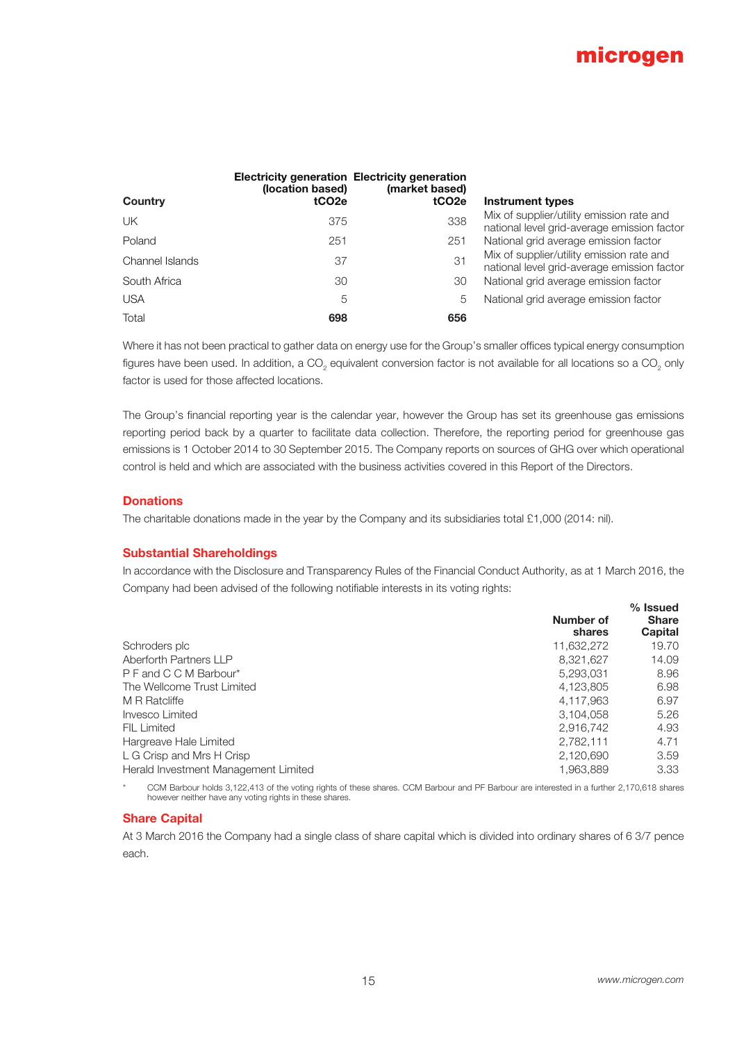| Country | Electricity generation (location based) tCO2e | Electricity generation (market based) tCO2e | Instrument types |
|---|---|---|---|
| UK | 375 | 338 | Mix of supplier/utility emission rate and national level grid-average emission factor |
| Poland | 251 | 251 | National grid average emission factor |
| Channel Islands | 37 | 31 | Mix of supplier/utility emission rate and national level grid-average emission factor |
| South Africa | 30 | 30 | National grid average emission factor |
| USA | 5 | 5 | National grid average emission factor |
| Total | **698** | **656** | |

Where it has not been practical to gather data on energy use for the Group's smaller offices typical energy consumption figures have been used. In addition, a $CO_2$ equivalent conversion factor is not available for all locations so a $CO_2$ only factor is used for those affected locations.

The Group's financial reporting year is the calendar year, however the Group has set its greenhouse gas emissions reporting period back by a quarter to facilitate data collection. Therefore, the reporting period for greenhouse gas emissions is 1 October 2014 to 30 September 2015. The Company reports on sources of GHG over which operational control is held and which are associated with the business activities covered in this Report of the Directors.

## Donations

The charitable donations made in the year by the Company and its subsidiaries total £1,000 (2014: nil).

## Substantial Shareholdings

In accordance with the Disclosure and Transparency Rules of the Financial Conduct Authority, as at 1 March 2016, the Company had been advised of the following notifiable interests in its voting rights:

| | Number of shares | % Issued Share Capital |
|---|---|---|
| Schroders plc | 11,632,272 | 19.70 |
| Aberforth Partners LLP | 8,321,627 | 14.09 |
| P F and C C M Barbour* | 5,293,031 | 8.96 |
| The Wellcome Trust Limited | 4,123,805 | 6.98 |
| M R Ratcliffe | 4,117,963 | 6.97 |
| Invesco Limited | 3,104,058 | 5.26 |
| FIL Limited | 2,916,742 | 4.93 |
| Hargreave Hale Limited | 2,782,111 | 4.71 |
| L G Crisp and Mrs H Crisp | 2,120,690 | 3.59 |
| Herald Investment Management Limited | 1,963,889 | 3.33 |

\* CCM Barbour holds 3,122,413 of the voting rights of these shares. CCM Barbour and PF Barbour are interested in a further 2,170,618 shares however neither have any voting rights in these shares.

## Share Capital

At 3 March 2016 the Company had a single class of share capital which is divided into ordinary shares of 6 3/7 pence each.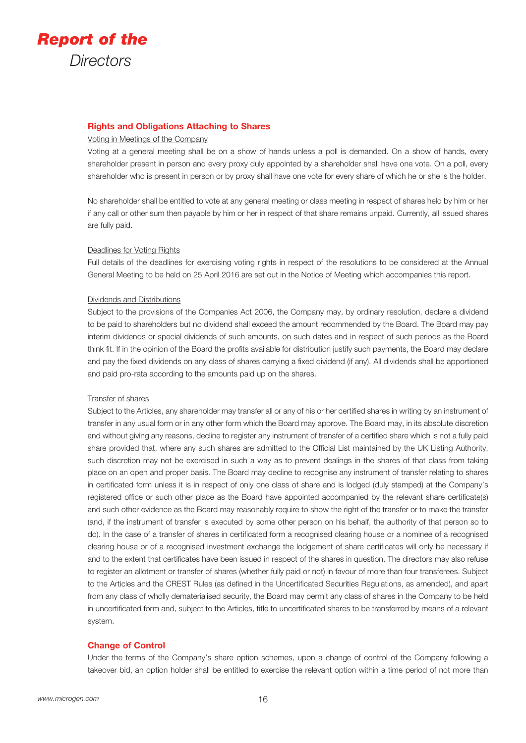## Rights and Obligations Attaching to Shares

Voting in Meetings of the Company

Voting at a general meeting shall be on a show of hands unless a poll is demanded. On a show of hands, every shareholder present in person and every proxy duly appointed by a shareholder shall have one vote. On a poll, every shareholder who is present in person or by proxy shall have one vote for every share of which he or she is the holder.

No shareholder shall be entitled to vote at any general meeting or class meeting in respect of shares held by him or her if any call or other sum then payable by him or her in respect of that share remains unpaid. Currently, all issued shares are fully paid.

Deadlines for Voting Rights

Full details of the deadlines for exercising voting rights in respect of the resolutions to be considered at the Annual General Meeting to be held on 25 April 2016 are set out in the Notice of Meeting which accompanies this report.

Dividends and Distributions

Subject to the provisions of the Companies Act 2006, the Company may, by ordinary resolution, declare a dividend to be paid to shareholders but no dividend shall exceed the amount recommended by the Board. The Board may pay interim dividends or special dividends of such amounts, on such dates and in respect of such periods as the Board think fit. If in the opinion of the Board the profits available for distribution justify such payments, the Board may declare and pay the fixed dividends on any class of shares carrying a fixed dividend (if any). All dividends shall be apportioned and paid pro-rata according to the amounts paid up on the shares.

Transfer of shares

Subject to the Articles, any shareholder may transfer all or any of his or her certified shares in writing by an instrument of transfer in any usual form or in any other form which the Board may approve. The Board may, in its absolute discretion and without giving any reasons, decline to register any instrument of transfer of a certified share which is not a fully paid share provided that, where any such shares are admitted to the Official List maintained by the UK Listing Authority, such discretion may not be exercised in such a way as to prevent dealings in the shares of that class from taking place on an open and proper basis. The Board may decline to recognise any instrument of transfer relating to shares in certificated form unless it is in respect of only one class of share and is lodged (duly stamped) at the Company's registered office or such other place as the Board have appointed accompanied by the relevant share certificate(s) and such other evidence as the Board may reasonably require to show the right of the transfer or to make the transfer (and, if the instrument of transfer is executed by some other person on his behalf, the authority of that person so to do). In the case of a transfer of shares in certificated form a recognised clearing house or a nominee of a recognised clearing house or of a recognised investment exchange the lodgement of share certificates will only be necessary if and to the extent that certificates have been issued in respect of the shares in question. The directors may also refuse to register an allotment or transfer of shares (whether fully paid or not) in favour of more than four transferees. Subject to the Articles and the CREST Rules (as defined in the Uncertificated Securities Regulations, as amended), and apart from any class of wholly dematerialised security, the Board may permit any class of shares in the Company to be held in uncertificated form and, subject to the Articles, title to uncertificated shares to be transferred by means of a relevant system.

## Change of Control

Under the terms of the Company's share option schemes, upon a change of control of the Company following a takeover bid, an option holder shall be entitled to exercise the relevant option within a time period of not more than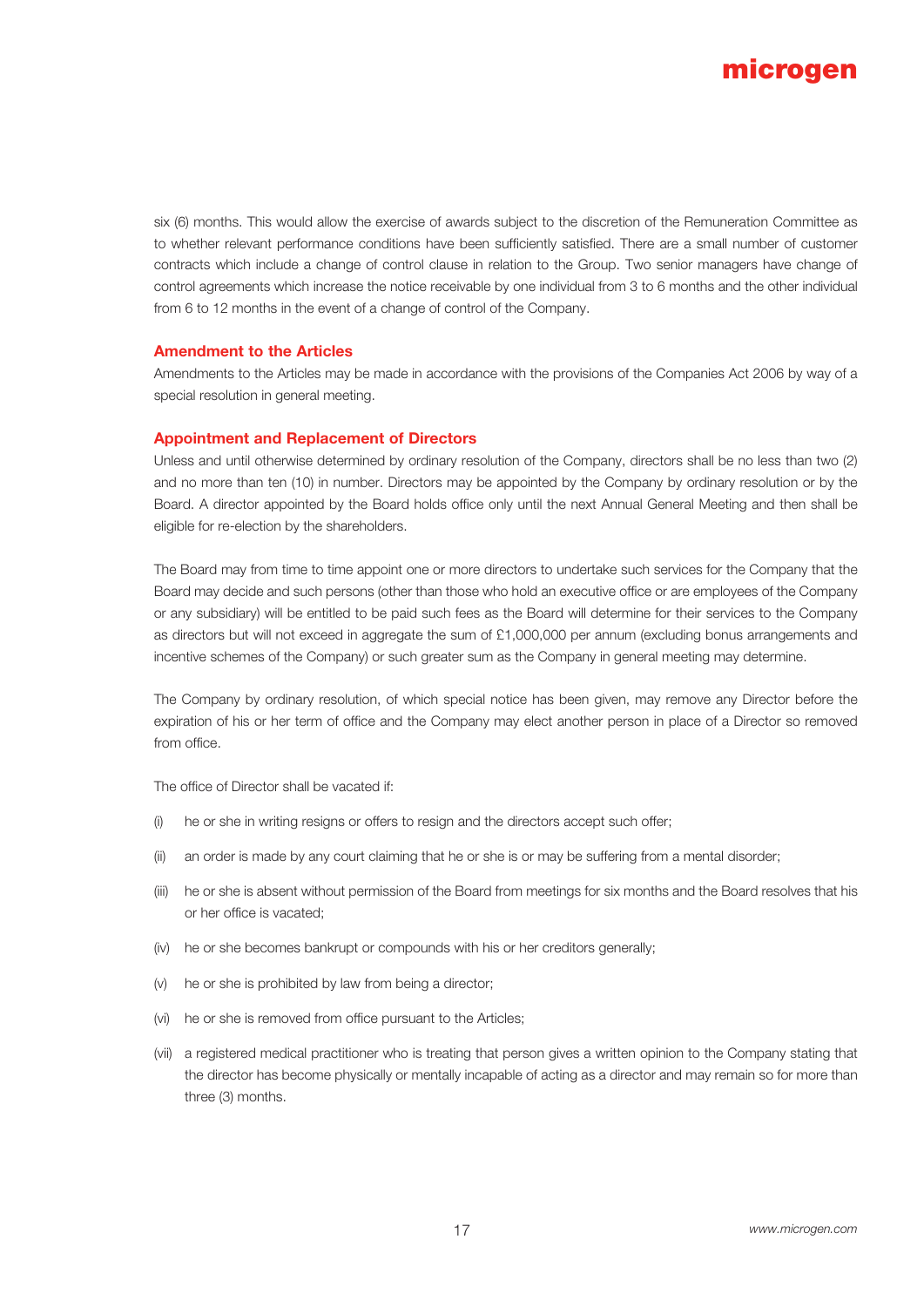six (6) months. This would allow the exercise of awards subject to the discretion of the Remuneration Committee as to whether relevant performance conditions have been sufficiently satisfied. There are a small number of customer contracts which include a change of control clause in relation to the Group. Two senior managers have change of control agreements which increase the notice receivable by one individual from 3 to 6 months and the other individual from 6 to 12 months in the event of a change of control of the Company.

## Amendment to the Articles

Amendments to the Articles may be made in accordance with the provisions of the Companies Act 2006 by way of a special resolution in general meeting.

## Appointment and Replacement of Directors

Unless and until otherwise determined by ordinary resolution of the Company, directors shall be no less than two (2) and no more than ten (10) in number. Directors may be appointed by the Company by ordinary resolution or by the Board. A director appointed by the Board holds office only until the next Annual General Meeting and then shall be eligible for re-election by the shareholders.

The Board may from time to time appoint one or more directors to undertake such services for the Company that the Board may decide and such persons (other than those who hold an executive office or are employees of the Company or any subsidiary) will be entitled to be paid such fees as the Board will determine for their services to the Company as directors but will not exceed in aggregate the sum of £1,000,000 per annum (excluding bonus arrangements and incentive schemes of the Company) or such greater sum as the Company in general meeting may determine.

The Company by ordinary resolution, of which special notice has been given, may remove any Director before the expiration of his or her term of office and the Company may elect another person in place of a Director so removed from office.

The office of Director shall be vacated if:

(i) he or she in writing resigns or offers to resign and the directors accept such offer;

(ii) an order is made by any court claiming that he or she is or may be suffering from a mental disorder;

(iii) he or she is absent without permission of the Board from meetings for six months and the Board resolves that his or her office is vacated;

(iv) he or she becomes bankrupt or compounds with his or her creditors generally;

(v) he or she is prohibited by law from being a director;

(vi) he or she is removed from office pursuant to the Articles;

(vii) a registered medical practitioner who is treating that person gives a written opinion to the Company stating that the director has become physically or mentally incapable of acting as a director and may remain so for more than three (3) months.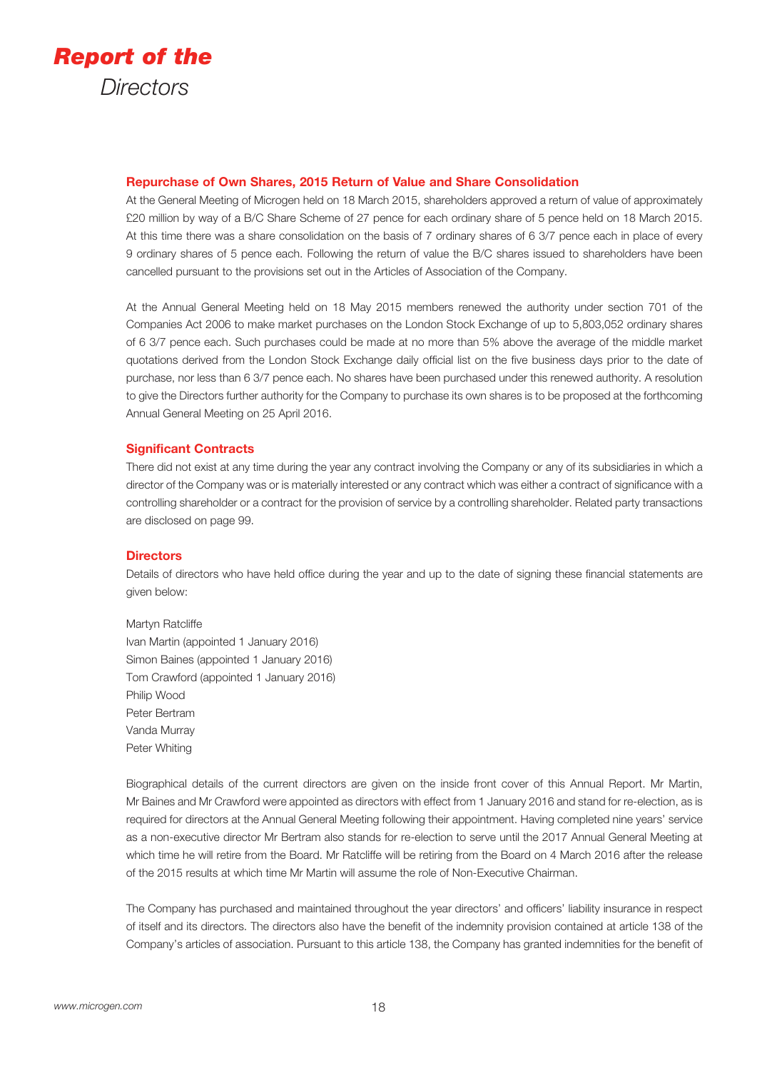# *Report of the Directors*

### Repurchase of Own Shares, 2015 Return of Value and Share Consolidation

At the General Meeting of Microgen held on 18 March 2015, shareholders approved a return of value of approximately £20 million by way of a B/C Share Scheme of 27 pence for each ordinary share of 5 pence held on 18 March 2015. At this time there was a share consolidation on the basis of 7 ordinary shares of 6 3/7 pence each in place of every 9 ordinary shares of 5 pence each. Following the return of value the B/C shares issued to shareholders have been cancelled pursuant to the provisions set out in the Articles of Association of the Company.

At the Annual General Meeting held on 18 May 2015 members renewed the authority under section 701 of the Companies Act 2006 to make market purchases on the London Stock Exchange of up to 5,803,052 ordinary shares of 6 3/7 pence each. Such purchases could be made at no more than 5% above the average of the middle market quotations derived from the London Stock Exchange daily official list on the five business days prior to the date of purchase, nor less than 6 3/7 pence each. No shares have been purchased under this renewed authority. A resolution to give the Directors further authority for the Company to purchase its own shares is to be proposed at the forthcoming Annual General Meeting on 25 April 2016.

### Significant Contracts

There did not exist at any time during the year any contract involving the Company or any of its subsidiaries in which a director of the Company was or is materially interested or any contract which was either a contract of significance with a controlling shareholder or a contract for the provision of service by a controlling shareholder. Related party transactions are disclosed on page 99.

### Directors

Details of directors who have held office during the year and up to the date of signing these financial statements are given below:

Martyn Ratcliffe
Ivan Martin (appointed 1 January 2016)
Simon Baines (appointed 1 January 2016)
Tom Crawford (appointed 1 January 2016)
Philip Wood
Peter Bertram
Vanda Murray
Peter Whiting

Biographical details of the current directors are given on the inside front cover of this Annual Report. Mr Martin, Mr Baines and Mr Crawford were appointed as directors with effect from 1 January 2016 and stand for re-election, as is required for directors at the Annual General Meeting following their appointment. Having completed nine years' service as a non-executive director Mr Bertram also stands for re-election to serve until the 2017 Annual General Meeting at which time he will retire from the Board. Mr Ratcliffe will be retiring from the Board on 4 March 2016 after the release of the 2015 results at which time Mr Martin will assume the role of Non-Executive Chairman.

The Company has purchased and maintained throughout the year directors' and officers' liability insurance in respect of itself and its directors. The directors also have the benefit of the indemnity provision contained at article 138 of the Company's articles of association. Pursuant to this article 138, the Company has granted indemnities for the benefit of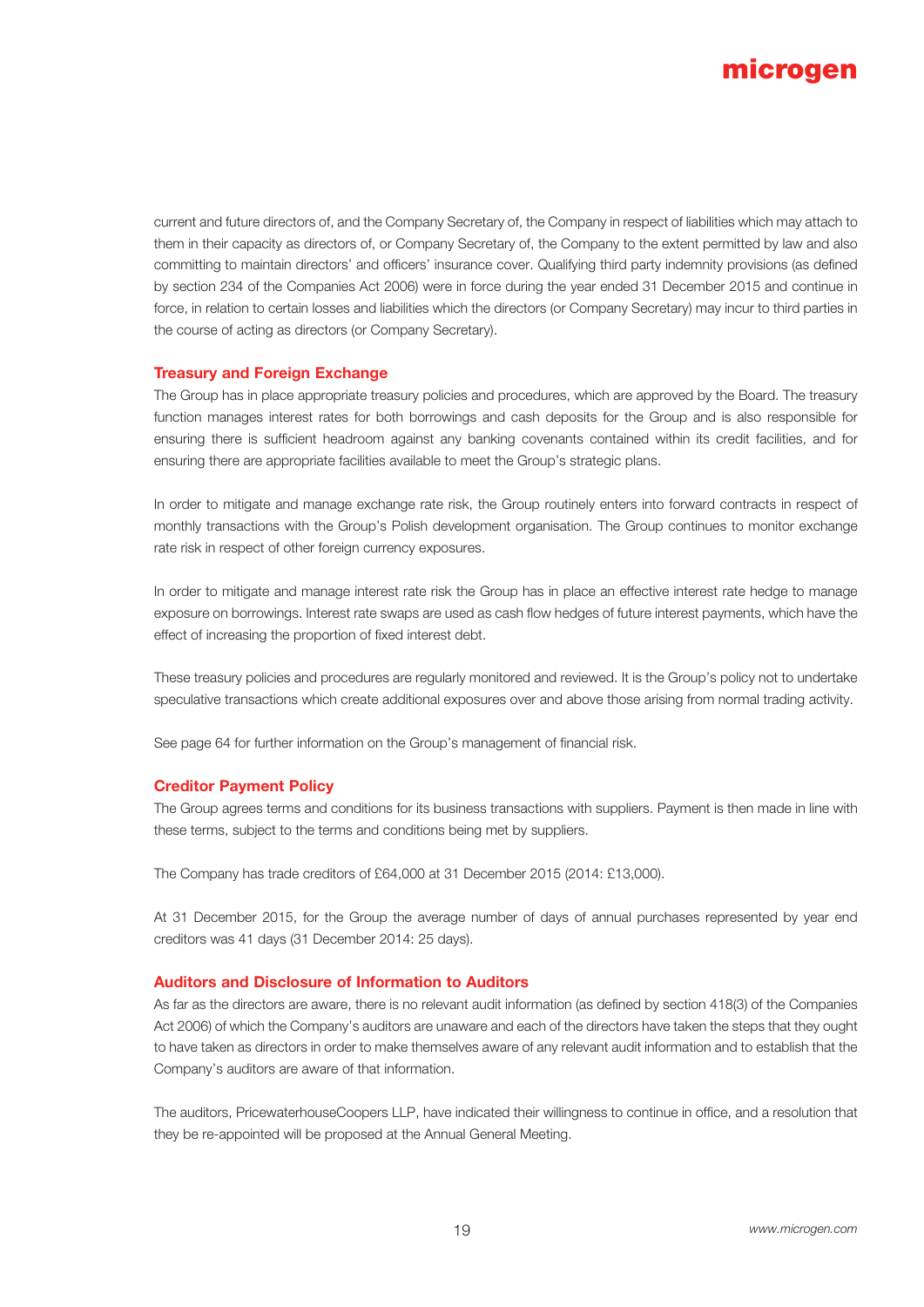current and future directors of, and the Company Secretary of, the Company in respect of liabilities which may attach to them in their capacity as directors of, or Company Secretary of, the Company to the extent permitted by law and also committing to maintain directors' and officers' insurance cover. Qualifying third party indemnity provisions (as defined by section 234 of the Companies Act 2006) were in force during the year ended 31 December 2015 and continue in force, in relation to certain losses and liabilities which the directors (or Company Secretary) may incur to third parties in the course of acting as directors (or Company Secretary).

## Treasury and Foreign Exchange

The Group has in place appropriate treasury policies and procedures, which are approved by the Board. The treasury function manages interest rates for both borrowings and cash deposits for the Group and is also responsible for ensuring there is sufficient headroom against any banking covenants contained within its credit facilities, and for ensuring there are appropriate facilities available to meet the Group's strategic plans.

In order to mitigate and manage exchange rate risk, the Group routinely enters into forward contracts in respect of monthly transactions with the Group's Polish development organisation. The Group continues to monitor exchange rate risk in respect of other foreign currency exposures.

In order to mitigate and manage interest rate risk the Group has in place an effective interest rate hedge to manage exposure on borrowings. Interest rate swaps are used as cash flow hedges of future interest payments, which have the effect of increasing the proportion of fixed interest debt.

These treasury policies and procedures are regularly monitored and reviewed. It is the Group's policy not to undertake speculative transactions which create additional exposures over and above those arising from normal trading activity.

See page 64 for further information on the Group's management of financial risk.

## Creditor Payment Policy

The Group agrees terms and conditions for its business transactions with suppliers. Payment is then made in line with these terms, subject to the terms and conditions being met by suppliers.

The Company has trade creditors of £64,000 at 31 December 2015 (2014: £13,000).

At 31 December 2015, for the Group the average number of days of annual purchases represented by year end creditors was 41 days (31 December 2014: 25 days).

## Auditors and Disclosure of Information to Auditors

As far as the directors are aware, there is no relevant audit information (as defined by section 418(3) of the Companies Act 2006) of which the Company's auditors are unaware and each of the directors have taken the steps that they ought to have taken as directors in order to make themselves aware of any relevant audit information and to establish that the Company's auditors are aware of that information.

The auditors, PricewaterhouseCoopers LLP, have indicated their willingness to continue in office, and a resolution that they be re-appointed will be proposed at the Annual General Meeting.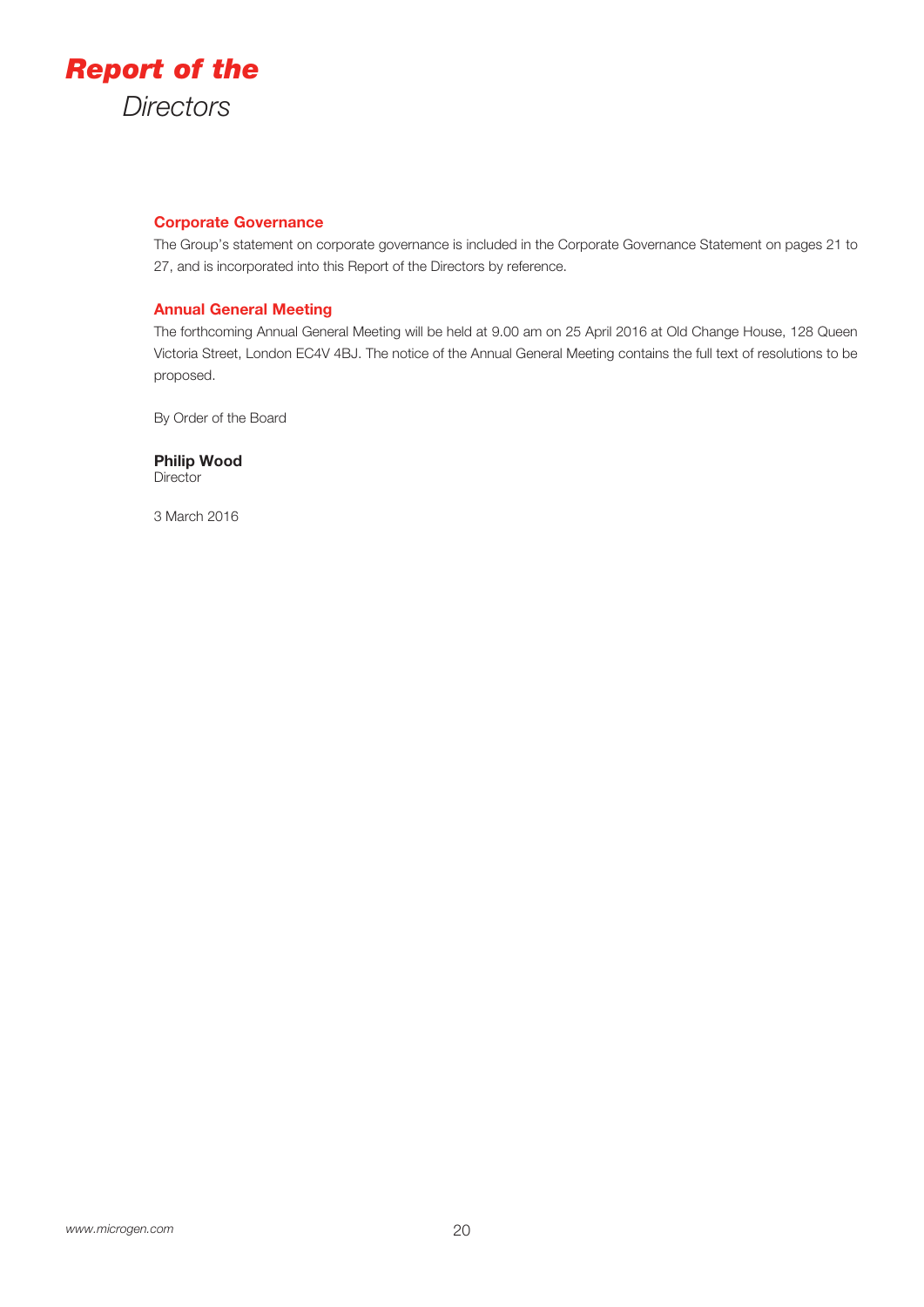# Report of the Directors

## Corporate Governance

The Group's statement on corporate governance is included in the Corporate Governance Statement on pages 21 to 27, and is incorporated into this Report of the Directors by reference.

## Annual General Meeting

The forthcoming Annual General Meeting will be held at 9.00 am on 25 April 2016 at Old Change House, 128 Queen Victoria Street, London EC4V 4BJ. The notice of the Annual General Meeting contains the full text of resolutions to be proposed.

By Order of the Board

**Philip Wood**
Director

3 March 2016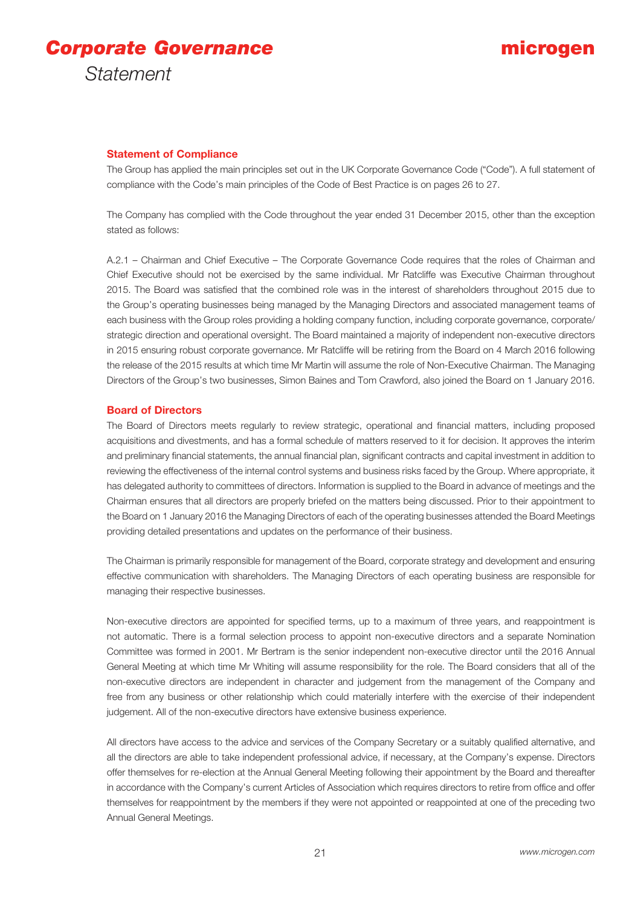# Corporate Governance

*Statement*

### Statement of Compliance

The Group has applied the main principles set out in the UK Corporate Governance Code ("Code"). A full statement of compliance with the Code's main principles of the Code of Best Practice is on pages 26 to 27.

The Company has complied with the Code throughout the year ended 31 December 2015, other than the exception stated as follows:

A.2.1 – Chairman and Chief Executive – The Corporate Governance Code requires that the roles of Chairman and Chief Executive should not be exercised by the same individual. Mr Ratcliffe was Executive Chairman throughout 2015. The Board was satisfied that the combined role was in the interest of shareholders throughout 2015 due to the Group's operating businesses being managed by the Managing Directors and associated management teams of each business with the Group roles providing a holding company function, including corporate governance, corporate/strategic direction and operational oversight. The Board maintained a majority of independent non-executive directors in 2015 ensuring robust corporate governance. Mr Ratcliffe will be retiring from the Board on 4 March 2016 following the release of the 2015 results at which time Mr Martin will assume the role of Non-Executive Chairman. The Managing Directors of the Group's two businesses, Simon Baines and Tom Crawford, also joined the Board on 1 January 2016.

### Board of Directors

The Board of Directors meets regularly to review strategic, operational and financial matters, including proposed acquisitions and divestments, and has a formal schedule of matters reserved to it for decision. It approves the interim and preliminary financial statements, the annual financial plan, significant contracts and capital investment in addition to reviewing the effectiveness of the internal control systems and business risks faced by the Group. Where appropriate, it has delegated authority to committees of directors. Information is supplied to the Board in advance of meetings and the Chairman ensures that all directors are properly briefed on the matters being discussed. Prior to their appointment to the Board on 1 January 2016 the Managing Directors of each of the operating businesses attended the Board Meetings providing detailed presentations and updates on the performance of their business.

The Chairman is primarily responsible for management of the Board, corporate strategy and development and ensuring effective communication with shareholders. The Managing Directors of each operating business are responsible for managing their respective businesses.

Non-executive directors are appointed for specified terms, up to a maximum of three years, and reappointment is not automatic. There is a formal selection process to appoint non-executive directors and a separate Nomination Committee was formed in 2001. Mr Bertram is the senior independent non-executive director until the 2016 Annual General Meeting at which time Mr Whiting will assume responsibility for the role. The Board considers that all of the non-executive directors are independent in character and judgement from the management of the Company and free from any business or other relationship which could materially interfere with the exercise of their independent judgement. All of the non-executive directors have extensive business experience.

All directors have access to the advice and services of the Company Secretary or a suitably qualified alternative, and all the directors are able to take independent professional advice, if necessary, at the Company's expense. Directors offer themselves for re-election at the Annual General Meeting following their appointment by the Board and thereafter in accordance with the Company's current Articles of Association which requires directors to retire from office and offer themselves for reappointment by the members if they were not appointed or reappointed at one of the preceding two Annual General Meetings.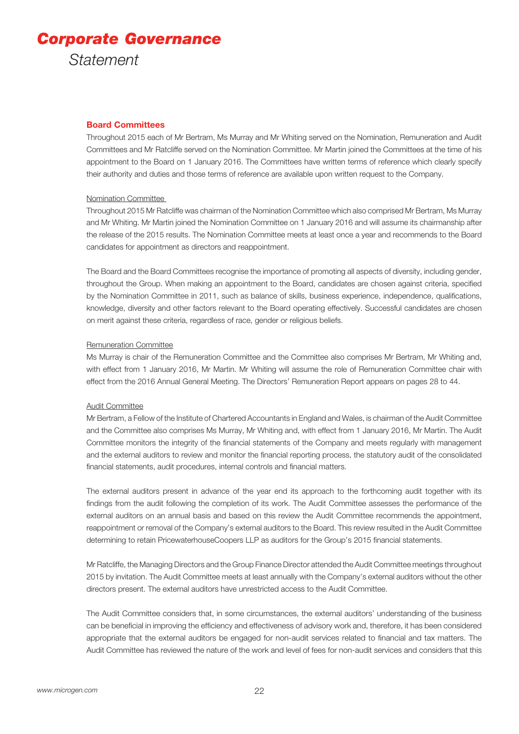# *Corporate Governance*

*Statement*

## Board Committees

Throughout 2015 each of Mr Bertram, Ms Murray and Mr Whiting served on the Nomination, Remuneration and Audit Committees and Mr Ratcliffe served on the Nomination Committee. Mr Martin joined the Committees at the time of his appointment to the Board on 1 January 2016. The Committees have written terms of reference which clearly specify their authority and duties and those terms of reference are available upon written request to the Company.

### Nomination Committee

Throughout 2015 Mr Ratcliffe was chairman of the Nomination Committee which also comprised Mr Bertram, Ms Murray and Mr Whiting. Mr Martin joined the Nomination Committee on 1 January 2016 and will assume its chairmanship after the release of the 2015 results. The Nomination Committee meets at least once a year and recommends to the Board candidates for appointment as directors and reappointment.

The Board and the Board Committees recognise the importance of promoting all aspects of diversity, including gender, throughout the Group. When making an appointment to the Board, candidates are chosen against criteria, specified by the Nomination Committee in 2011, such as balance of skills, business experience, independence, qualifications, knowledge, diversity and other factors relevant to the Board operating effectively. Successful candidates are chosen on merit against these criteria, regardless of race, gender or religious beliefs.

### Remuneration Committee

Ms Murray is chair of the Remuneration Committee and the Committee also comprises Mr Bertram, Mr Whiting and, with effect from 1 January 2016, Mr Martin. Mr Whiting will assume the role of Remuneration Committee chair with effect from the 2016 Annual General Meeting. The Directors' Remuneration Report appears on pages 28 to 44.

### Audit Committee

Mr Bertram, a Fellow of the Institute of Chartered Accountants in England and Wales, is chairman of the Audit Committee and the Committee also comprises Ms Murray, Mr Whiting and, with effect from 1 January 2016, Mr Martin. The Audit Committee monitors the integrity of the financial statements of the Company and meets regularly with management and the external auditors to review and monitor the financial reporting process, the statutory audit of the consolidated financial statements, audit procedures, internal controls and financial matters.

The external auditors present in advance of the year end its approach to the forthcoming audit together with its findings from the audit following the completion of its work. The Audit Committee assesses the performance of the external auditors on an annual basis and based on this review the Audit Committee recommends the appointment, reappointment or removal of the Company's external auditors to the Board. This review resulted in the Audit Committee determining to retain PricewaterhouseCoopers LLP as auditors for the Group's 2015 financial statements.

Mr Ratcliffe, the Managing Directors and the Group Finance Director attended the Audit Committee meetings throughout 2015 by invitation. The Audit Committee meets at least annually with the Company's external auditors without the other directors present. The external auditors have unrestricted access to the Audit Committee.

The Audit Committee considers that, in some circumstances, the external auditors' understanding of the business can be beneficial in improving the efficiency and effectiveness of advisory work and, therefore, it has been considered appropriate that the external auditors be engaged for non-audit services related to financial and tax matters. The Audit Committee has reviewed the nature of the work and level of fees for non-audit services and considers that this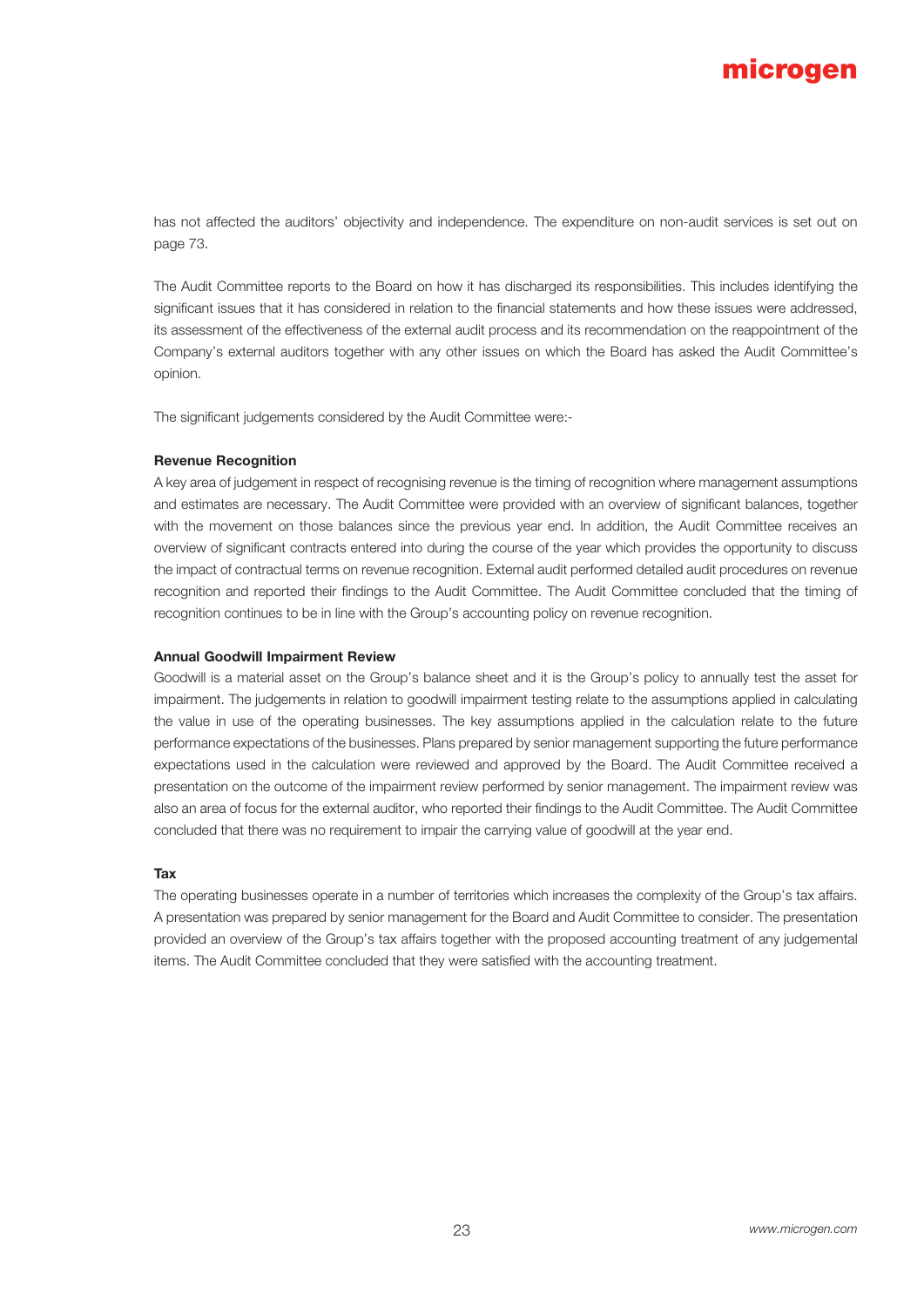has not affected the auditors' objectivity and independence. The expenditure on non-audit services is set out on page 73.

The Audit Committee reports to the Board on how it has discharged its responsibilities. This includes identifying the significant issues that it has considered in relation to the financial statements and how these issues were addressed, its assessment of the effectiveness of the external audit process and its recommendation on the reappointment of the Company's external auditors together with any other issues on which the Board has asked the Audit Committee's opinion.

The significant judgements considered by the Audit Committee were:-

**Revenue Recognition**

A key area of judgement in respect of recognising revenue is the timing of recognition where management assumptions and estimates are necessary. The Audit Committee were provided with an overview of significant balances, together with the movement on those balances since the previous year end. In addition, the Audit Committee receives an overview of significant contracts entered into during the course of the year which provides the opportunity to discuss the impact of contractual terms on revenue recognition. External audit performed detailed audit procedures on revenue recognition and reported their findings to the Audit Committee. The Audit Committee concluded that the timing of recognition continues to be in line with the Group's accounting policy on revenue recognition.

**Annual Goodwill Impairment Review**

Goodwill is a material asset on the Group's balance sheet and it is the Group's policy to annually test the asset for impairment. The judgements in relation to goodwill impairment testing relate to the assumptions applied in calculating the value in use of the operating businesses. The key assumptions applied in the calculation relate to the future performance expectations of the businesses. Plans prepared by senior management supporting the future performance expectations used in the calculation were reviewed and approved by the Board. The Audit Committee received a presentation on the outcome of the impairment review performed by senior management. The impairment review was also an area of focus for the external auditor, who reported their findings to the Audit Committee. The Audit Committee concluded that there was no requirement to impair the carrying value of goodwill at the year end.

**Tax**

The operating businesses operate in a number of territories which increases the complexity of the Group's tax affairs. A presentation was prepared by senior management for the Board and Audit Committee to consider. The presentation provided an overview of the Group's tax affairs together with the proposed accounting treatment of any judgemental items. The Audit Committee concluded that they were satisfied with the accounting treatment.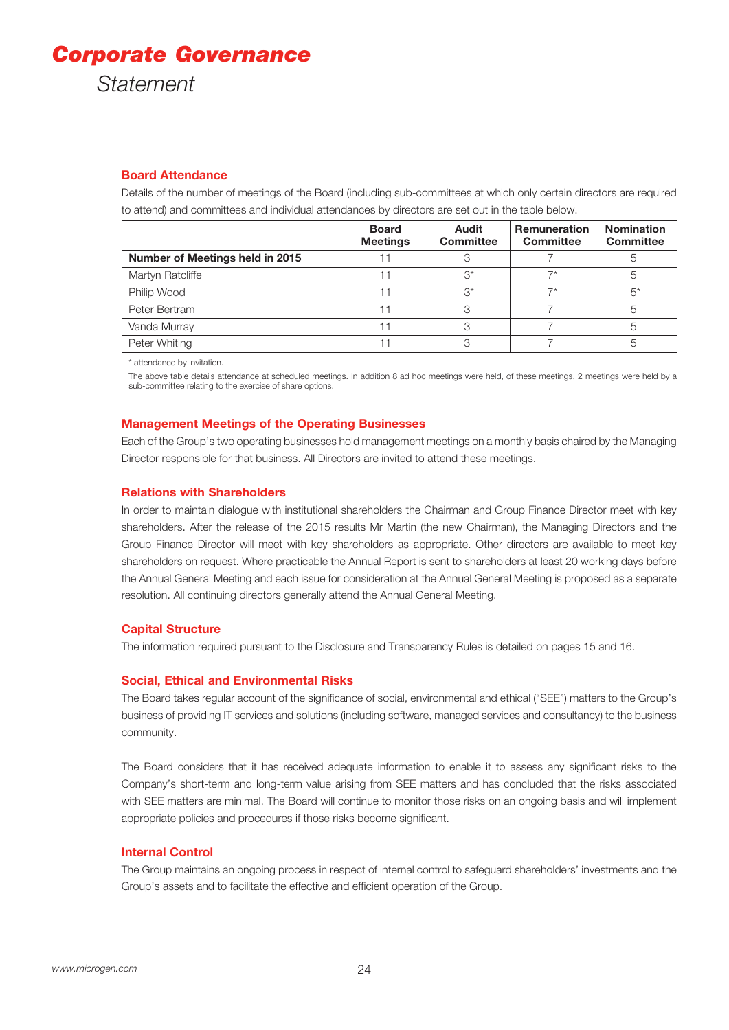# Corporate Governance

## Statement

### Board Attendance

Details of the number of meetings of the Board (including sub-committees at which only certain directors are required to attend) and committees and individual attendances by directors are set out in the table below.

| | Board Meetings | Audit Committee | Remuneration Committee | Nomination Committee |
|---|---|---|---|---|
| **Number of Meetings held in 2015** | 11 | 3 | 7 | 5 |
| Martyn Ratcliffe | 11 | 3* | 7* | 5 |
| Philip Wood | 11 | 3* | 7* | 5* |
| Peter Bertram | 11 | 3 | 7 | 5 |
| Vanda Murray | 11 | 3 | 7 | 5 |
| Peter Whiting | 11 | 3 | 7 | 5 |

\* attendance by invitation.

The above table details attendance at scheduled meetings. In addition 8 ad hoc meetings were held, of these meetings, 2 meetings were held by a sub-committee relating to the exercise of share options.

### Management Meetings of the Operating Businesses

Each of the Group's two operating businesses hold management meetings on a monthly basis chaired by the Managing Director responsible for that business. All Directors are invited to attend these meetings.

### Relations with Shareholders

In order to maintain dialogue with institutional shareholders the Chairman and Group Finance Director meet with key shareholders. After the release of the 2015 results Mr Martin (the new Chairman), the Managing Directors and the Group Finance Director will meet with key shareholders as appropriate. Other directors are available to meet key shareholders on request. Where practicable the Annual Report is sent to shareholders at least 20 working days before the Annual General Meeting and each issue for consideration at the Annual General Meeting is proposed as a separate resolution. All continuing directors generally attend the Annual General Meeting.

### Capital Structure

The information required pursuant to the Disclosure and Transparency Rules is detailed on pages 15 and 16.

### Social, Ethical and Environmental Risks

The Board takes regular account of the significance of social, environmental and ethical ("SEE") matters to the Group's business of providing IT services and solutions (including software, managed services and consultancy) to the business community.

The Board considers that it has received adequate information to enable it to assess any significant risks to the Company's short-term and long-term value arising from SEE matters and has concluded that the risks associated with SEE matters are minimal. The Board will continue to monitor those risks on an ongoing basis and will implement appropriate policies and procedures if those risks become significant.

### Internal Control

The Group maintains an ongoing process in respect of internal control to safeguard shareholders' investments and the Group's assets and to facilitate the effective and efficient operation of the Group.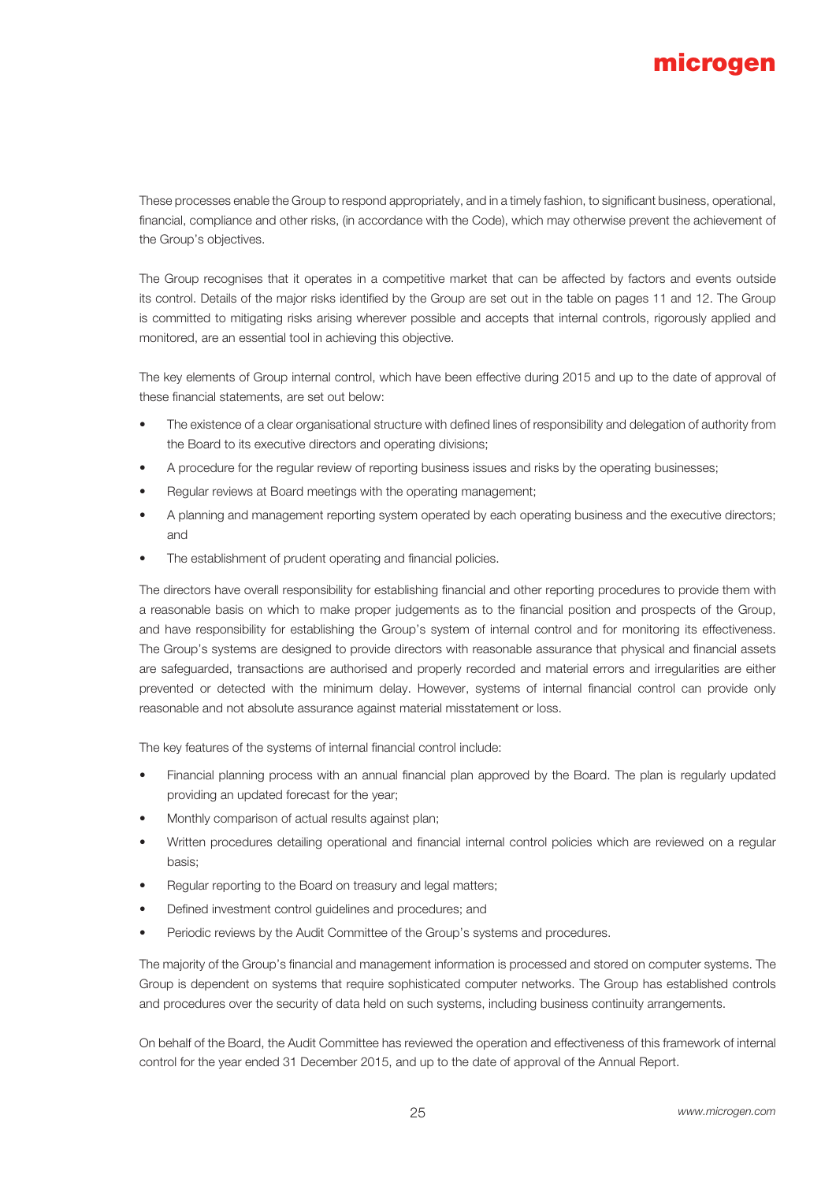These processes enable the Group to respond appropriately, and in a timely fashion, to significant business, operational, financial, compliance and other risks, (in accordance with the Code), which may otherwise prevent the achievement of the Group's objectives.

The Group recognises that it operates in a competitive market that can be affected by factors and events outside its control. Details of the major risks identified by the Group are set out in the table on pages 11 and 12. The Group is committed to mitigating risks arising wherever possible and accepts that internal controls, rigorously applied and monitored, are an essential tool in achieving this objective.

The key elements of Group internal control, which have been effective during 2015 and up to the date of approval of these financial statements, are set out below:

- The existence of a clear organisational structure with defined lines of responsibility and delegation of authority from the Board to its executive directors and operating divisions;
- A procedure for the regular review of reporting business issues and risks by the operating businesses;
- Regular reviews at Board meetings with the operating management;
- A planning and management reporting system operated by each operating business and the executive directors; and
- The establishment of prudent operating and financial policies.

The directors have overall responsibility for establishing financial and other reporting procedures to provide them with a reasonable basis on which to make proper judgements as to the financial position and prospects of the Group, and have responsibility for establishing the Group's system of internal control and for monitoring its effectiveness. The Group's systems are designed to provide directors with reasonable assurance that physical and financial assets are safeguarded, transactions are authorised and properly recorded and material errors and irregularities are either prevented or detected with the minimum delay. However, systems of internal financial control can provide only reasonable and not absolute assurance against material misstatement or loss.

The key features of the systems of internal financial control include:

- Financial planning process with an annual financial plan approved by the Board. The plan is regularly updated providing an updated forecast for the year;
- Monthly comparison of actual results against plan;
- Written procedures detailing operational and financial internal control policies which are reviewed on a regular basis;
- Regular reporting to the Board on treasury and legal matters;
- Defined investment control guidelines and procedures; and
- Periodic reviews by the Audit Committee of the Group's systems and procedures.

The majority of the Group's financial and management information is processed and stored on computer systems. The Group is dependent on systems that require sophisticated computer networks. The Group has established controls and procedures over the security of data held on such systems, including business continuity arrangements.

On behalf of the Board, the Audit Committee has reviewed the operation and effectiveness of this framework of internal control for the year ended 31 December 2015, and up to the date of approval of the Annual Report.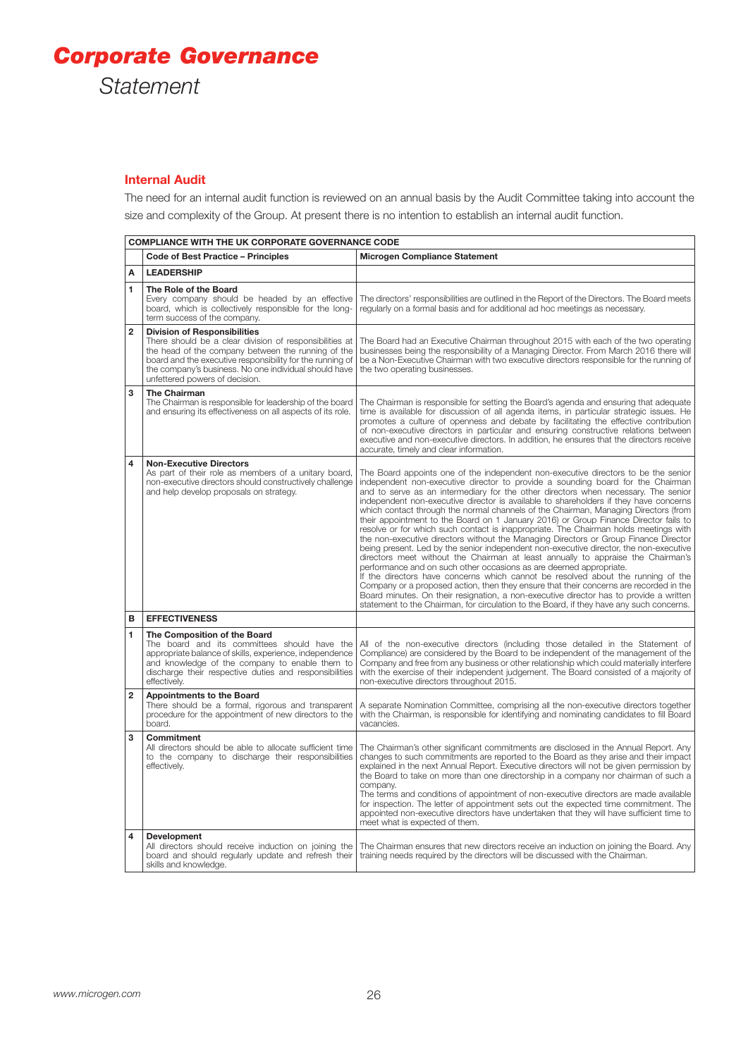# Corporate Governance

*Statement*

## Internal Audit

The need for an internal audit function is reviewed on an annual basis by the Audit Committee taking into account the size and complexity of the Group. At present there is no intention to establish an internal audit function.

| COMPLIANCE WITH THE UK CORPORATE GOVERNANCE CODE | | |
|---|---|---|
| | **Code of Best Practice – Principles** | **Microgen Compliance Statement** |
| **A** | **LEADERSHIP** | |
| **1** | **The Role of the Board**<br>Every company should be headed by an effective board, which is collectively responsible for the long-term success of the company. | The directors' responsibilities are outlined in the Report of the Directors. The Board meets regularly on a formal basis and for additional ad hoc meetings as necessary. |
| **2** | **Division of Responsibilities**<br>There should be a clear division of responsibilities at the head of the company between the running of the board and the executive responsibility for the running of the company's business. No one individual should have unfettered powers of decision. | The Board had an Executive Chairman throughout 2015 with each of the two operating businesses being the responsibility of a Managing Director. From March 2016 there will be a Non-Executive Chairman with two executive directors responsible for the running of the two operating businesses. |
| **3** | **The Chairman**<br>The Chairman is responsible for leadership of the board and ensuring its effectiveness on all aspects of its role. | The Chairman is responsible for setting the Board's agenda and ensuring that adequate time is available for discussion of all agenda items, in particular strategic issues. He promotes a culture of openness and debate by facilitating the effective contribution of non-executive directors in particular and ensuring constructive relations between executive and non-executive directors. In addition, he ensures that the directors receive accurate, timely and clear information. |
| **4** | **Non-Executive Directors**<br>As part of their role as members of a unitary board, non-executive directors should constructively challenge and help develop proposals on strategy. | The Board appoints one of the independent non-executive directors to be the senior independent non-executive director to provide a sounding board for the Chairman and to serve as an intermediary for the other directors when necessary. The senior independent non-executive director is available to shareholders if they have concerns which contact through the normal channels of the Chairman, Managing Directors (from their appointment to the Board on 1 January 2016) or Group Finance Director fails to resolve or for which such contact is inappropriate. The Chairman holds meetings with the non-executive directors without the Managing Directors or Group Finance Director being present. Led by the senior independent non-executive director, the non-executive directors meet without the Chairman at least annually to appraise the Chairman's performance and on such other occasions as are deemed appropriate.<br>If the directors have concerns which cannot be resolved about the running of the Company or a proposed action, then they ensure that their concerns are recorded in the Board minutes. On their resignation, a non-executive director has to provide a written statement to the Chairman, for circulation to the Board, if they have any such concerns. |
| **B** | **EFFECTIVENESS** | |
| **1** | **The Composition of the Board**<br>The board and its committees should have the appropriate balance of skills, experience, independence and knowledge of the company to enable them to discharge their respective duties and responsibilities effectively. | All of the non-executive directors (including those detailed in the Statement of Compliance) are considered by the Board to be independent of the management of the Company and free from any business or other relationship which could materially interfere with the exercise of their independent judgement. The Board consisted of a majority of non-executive directors throughout 2015. |
| **2** | **Appointments to the Board**<br>There should be a formal, rigorous and transparent procedure for the appointment of new directors to the board. | A separate Nomination Committee, comprising all the non-executive directors together with the Chairman, is responsible for identifying and nominating candidates to fill Board vacancies. |
| **3** | **Commitment**<br>All directors should be able to allocate sufficient time to the company to discharge their responsibilities effectively. | The Chairman's other significant commitments are disclosed in the Annual Report. Any changes to such commitments are reported to the Board as they arise and their impact explained in the next Annual Report. Executive directors will not be given permission by the Board to take on more than one directorship in a company nor chairman of such a company.<br>The terms and conditions of appointment of non-executive directors are made available for inspection. The letter of appointment sets out the expected time commitment. The appointed non-executive directors have undertaken that they will have sufficient time to meet what is expected of them. |
| **4** | **Development**<br>All directors should receive induction on joining the board and should regularly update and refresh their skills and knowledge. | The Chairman ensures that new directors receive an induction on joining the Board. Any training needs required by the directors will be discussed with the Chairman. |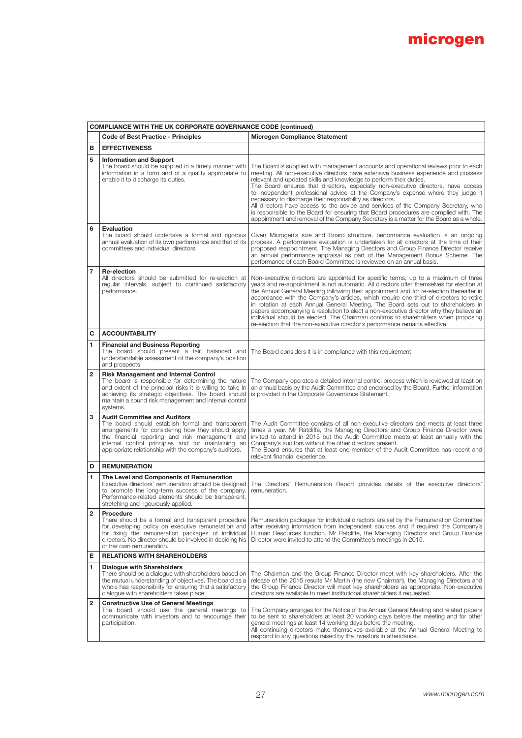| COMPLIANCE WITH THE UK CORPORATE GOVERNANCE CODE (continued) | | |
|---|---|---|
| | **Code of Best Practice - Principles** | **Microgen Compliance Statement** |
| **B** | **EFFECTIVENESS** | |
| **5** | **Information and Support**<br>The board should be supplied in a timely manner with information in a form and of a quality appropriate to enable it to discharge its duties. | The Board is supplied with management accounts and operational reviews prior to each meeting. All non-executive directors have extensive business experience and possess relevant and updated skills and knowledge to perform their duties.<br>The Board ensures that directors, especially non-executive directors, have access to independent professional advice at the Company's expense where they judge it necessary to discharge their responsibility as directors.<br>All directors have access to the advice and services of the Company Secretary, who is responsible to the Board for ensuring that Board procedures are complied with. The appointment and removal of the Company Secretary is a matter for the Board as a whole. |
| **6** | **Evaluation**<br>The board should undertake a formal and rigorous annual evaluation of its own performance and that of its committees and individual directors. | Given Microgen's size and Board structure, performance evaluation is an ongoing process. A performance evaluation is undertaken for all directors at the time of their proposed reappointment. The Managing Directors and Group Finance Director receive an annual performance appraisal as part of the Management Bonus Scheme. The performance of each Board Committee is reviewed on an annual basis. |
| **7** | **Re-election**<br>All directors should be submitted for re-election at regular intervals, subject to continued satisfactory performance. | Non-executive directors are appointed for specific terms, up to a maximum of three years and re-appointment is not automatic. All directors offer themselves for election at the Annual General Meeting following their appointment and for re-election thereafter in accordance with the Company's articles, which require one-third of directors to retire in rotation at each Annual General Meeting. The Board sets out to shareholders in papers accompanying a resolution to elect a non-executive director why they believe an individual should be elected. The Chairman confirms to shareholders when proposing re-election that the non-executive director's performance remains effective. |
| **C** | **ACCOUNTABILITY** | |
| **1** | **Financial and Business Reporting**<br>The board should present a fair, balanced and understandable assessment of the company's position and prospects. | The Board considers it is in compliance with this requirement. |
| **2** | **Risk Management and Internal Control**<br>The board is responsible for determining the nature and extent of the principal risks it is willing to take in achieving its strategic objectives. The board should maintain a sound risk management and internal control systems. | The Company operates a detailed internal control process which is reviewed at least on an annual basis by the Audit Committee and endorsed by the Board. Further information is provided in the Corporate Governance Statement. |
| **3** | **Audit Committee and Auditors**<br>The board should establish formal and transparent arrangements for considering how they should apply the financial reporting and risk management and internal control principles and for maintaining an appropriate relationship with the company's auditors. | The Audit Committee consists of all non-executive directors and meets at least three times a year. Mr Ratcliffe, the Managing Directors and Group Finance Director were invited to attend in 2015 but the Audit Committee meets at least annually with the Company's auditors without the other directors present.<br>The Board ensures that at least one member of the Audit Committee has recent and relevant financial experience. |
| **D** | **REMUNERATION** | |
| **1** | **The Level and Components of Remuneration**<br>Executive directors' remuneration should be designed to promote the long-term success of the company. Performance-related elements should be transparent, stretching and rigorously applied. | The Directors' Remuneration Report provides details of the executive directors' remuneration. |
| **2** | **Procedure**<br>There should be a formal and transparent procedure for developing policy on executive remuneration and for fixing the remuneration packages of individual directors. No director should be involved in deciding his or her own remuneration. | Remuneration packages for individual directors are set by the Remuneration Committee after receiving information from independent sources and if required the Company's Human Resources function. Mr Ratcliffe, the Managing Directors and Group Finance Director were invited to attend the Committee's meetings in 2015. |
| **E** | **RELATIONS WITH SHAREHOLDERS** | |
| **1** | **Dialogue with Shareholders**<br>There should be a dialogue with shareholders based on the mutual understanding of objectives. The board as a whole has responsibility for ensuring that a satisfactory dialogue with shareholders takes place. | The Chairman and the Group Finance Director meet with key shareholders. After the release of the 2015 results Mr Martin (the new Chairman), the Managing Directors and the Group Finance Director will meet key shareholders as appropriate. Non-executive directors are available to meet institutional shareholders if requested. |
| **2** | **Constructive Use of General Meetings**<br>The board should use the general meetings to communicate with investors and to encourage their participation. | The Company arranges for the Notice of the Annual General Meeting and related papers to be sent to shareholders at least 20 working days before the meeting and for other general meetings at least 14 working days before the meeting.<br>All continuing directors make themselves available at the Annual General Meeting to respond to any questions raised by the investors in attendance. |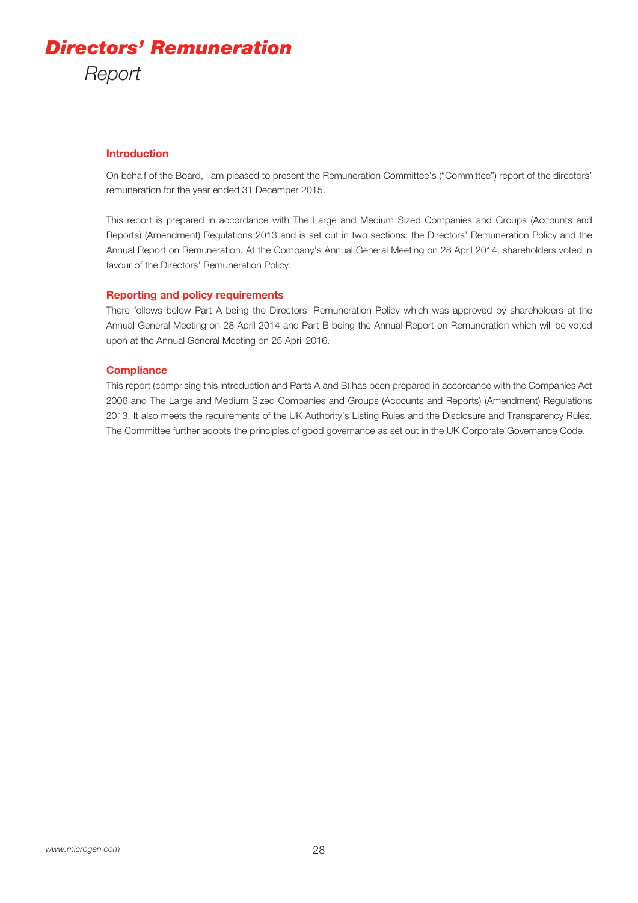# Directors' Remuneration

## Report

### Introduction

On behalf of the Board, I am pleased to present the Remuneration Committee's ("Committee") report of the directors' remuneration for the year ended 31 December 2015.

This report is prepared in accordance with The Large and Medium Sized Companies and Groups (Accounts and Reports) (Amendment) Regulations 2013 and is set out in two sections: the Directors' Remuneration Policy and the Annual Report on Remuneration. At the Company's Annual General Meeting on 28 April 2014, shareholders voted in favour of the Directors' Remuneration Policy.

### Reporting and policy requirements

There follows below Part A being the Directors' Remuneration Policy which was approved by shareholders at the Annual General Meeting on 28 April 2014 and Part B being the Annual Report on Remuneration which will be voted upon at the Annual General Meeting on 25 April 2016.

### Compliance

This report (comprising this introduction and Parts A and B) has been prepared in accordance with the Companies Act 2006 and The Large and Medium Sized Companies and Groups (Accounts and Reports) (Amendment) Regulations 2013. It also meets the requirements of the UK Authority's Listing Rules and the Disclosure and Transparency Rules. The Committee further adopts the principles of good governance as set out in the UK Corporate Governance Code.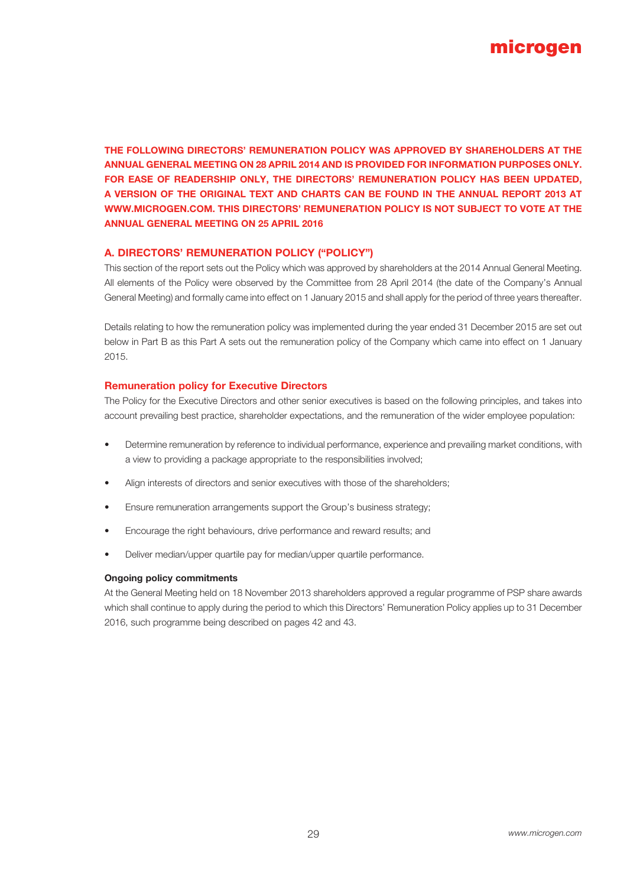**THE FOLLOWING DIRECTORS' REMUNERATION POLICY WAS APPROVED BY SHAREHOLDERS AT THE ANNUAL GENERAL MEETING ON 28 APRIL 2014 AND IS PROVIDED FOR INFORMATION PURPOSES ONLY. FOR EASE OF READERSHIP ONLY, THE DIRECTORS' REMUNERATION POLICY HAS BEEN UPDATED, A VERSION OF THE ORIGINAL TEXT AND CHARTS CAN BE FOUND IN THE ANNUAL REPORT 2013 AT WWW.MICROGEN.COM. THIS DIRECTORS' REMUNERATION POLICY IS NOT SUBJECT TO VOTE AT THE ANNUAL GENERAL MEETING ON 25 APRIL 2016**

## A. DIRECTORS' REMUNERATION POLICY ("POLICY")

This section of the report sets out the Policy which was approved by shareholders at the 2014 Annual General Meeting. All elements of the Policy were observed by the Committee from 28 April 2014 (the date of the Company's Annual General Meeting) and formally came into effect on 1 January 2015 and shall apply for the period of three years thereafter.

Details relating to how the remuneration policy was implemented during the year ended 31 December 2015 are set out below in Part B as this Part A sets out the remuneration policy of the Company which came into effect on 1 January 2015.

### Remuneration policy for Executive Directors

The Policy for the Executive Directors and other senior executives is based on the following principles, and takes into account prevailing best practice, shareholder expectations, and the remuneration of the wider employee population:

- Determine remuneration by reference to individual performance, experience and prevailing market conditions, with a view to providing a package appropriate to the responsibilities involved;
- Align interests of directors and senior executives with those of the shareholders;
- Ensure remuneration arrangements support the Group's business strategy;
- Encourage the right behaviours, drive performance and reward results; and
- Deliver median/upper quartile pay for median/upper quartile performance.

#### Ongoing policy commitments

At the General Meeting held on 18 November 2013 shareholders approved a regular programme of PSP share awards which shall continue to apply during the period to which this Directors' Remuneration Policy applies up to 31 December 2016, such programme being described on pages 42 and 43.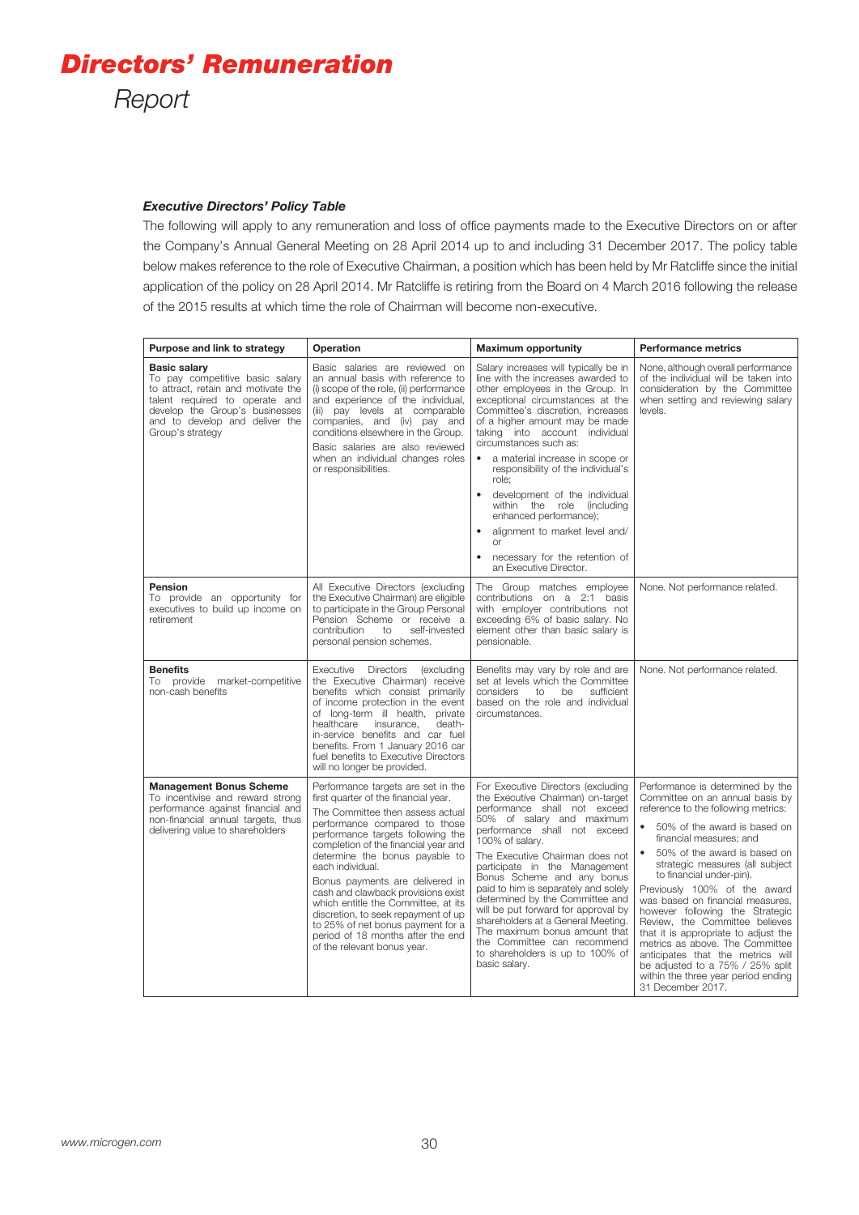# Directors' Remuneration

Report

### *Executive Directors' Policy Table*

The following will apply to any remuneration and loss of office payments made to the Executive Directors on or after the Company's Annual General Meeting on 28 April 2014 up to and including 31 December 2017. The policy table below makes reference to the role of Executive Chairman, a position which has been held by Mr Ratcliffe since the initial application of the policy on 28 April 2014. Mr Ratcliffe is retiring from the Board on 4 March 2016 following the release of the 2015 results at which time the role of Chairman will become non-executive.

| Purpose and link to strategy | Operation | Maximum opportunity | Performance metrics |
|---|---|---|---|
| **Basic salary**<br>To pay competitive basic salary to attract, retain and motivate the talent required to operate and develop the Group's businesses and to develop and deliver the Group's strategy | Basic salaries are reviewed on an annual basis with reference to (i) scope of the role, (ii) performance and experience of the individual, (iii) pay levels at comparable companies, and (iv) pay and conditions elsewhere in the Group.<br>Basic salaries are also reviewed when an individual changes roles or responsibilities. | Salary increases will typically be in line with the increases awarded to other employees in the Group. In exceptional circumstances at the Committee's discretion, increases of a higher amount may be made taking into account individual circumstances such as:<br>• a material increase in scope or responsibility of the individual's role;<br>• development of the individual within the role (including enhanced performance);<br>• alignment to market level and/or<br>• necessary for the retention of an Executive Director. | None, although overall performance of the individual will be taken into consideration by the Committee when setting and reviewing salary levels. |
| **Pension**<br>To provide an opportunity for executives to build up income on retirement | All Executive Directors (excluding the Executive Chairman) are eligible to participate in the Group Personal Pension Scheme or receive a contribution to self-invested personal pension schemes. | The Group matches employee contributions on a 2:1 basis with employer contributions not exceeding 6% of basic salary. No element other than basic salary is pensionable. | None. Not performance related. |
| **Benefits**<br>To provide market-competitive non-cash benefits | Executive Directors (excluding the Executive Chairman) receive benefits which consist primarily of income protection in the event of long-term ill health, private healthcare insurance, death-in-service benefits and car fuel benefits. From 1 January 2016 car fuel benefits to Executive Directors will no longer be provided. | Benefits may vary by role and are set at levels which the Committee considers to be sufficient based on the role and individual circumstances. | None. Not performance related. |
| **Management Bonus Scheme**<br>To incentivise and reward strong performance against financial and non-financial annual targets, thus delivering value to shareholders | Performance targets are set in the first quarter of the financial year.<br>The Committee then assess actual performance compared to those performance targets following the completion of the financial year and determine the bonus payable to each individual.<br>Bonus payments are delivered in cash and clawback provisions exist which entitle the Committee, at its discretion, to seek repayment of up to 25% of net bonus payment for a period of 18 months after the end of the relevant bonus year. | For Executive Directors (excluding the Executive Chairman) on-target performance shall not exceed 50% of salary and maximum performance shall not exceed 100% of salary.<br>The Executive Chairman does not participate in the Management Bonus Scheme and any bonus paid to him is separately and solely determined by the Committee and will be put forward for approval by shareholders at a General Meeting. The maximum bonus amount that the Committee can recommend to shareholders is up to 100% of basic salary. | Performance is determined by the Committee on an annual basis by reference to the following metrics:<br>• 50% of the award is based on financial measures; and<br>• 50% of the award is based on strategic measures (all subject to financial under-pin).<br>Previously 100% of the award was based on financial measures, however following the Strategic Review, the Committee believes that it is appropriate to adjust the metrics as above. The Committee anticipates that the metrics will be adjusted to a 75% / 25% split within the three year period ending 31 December 2017. |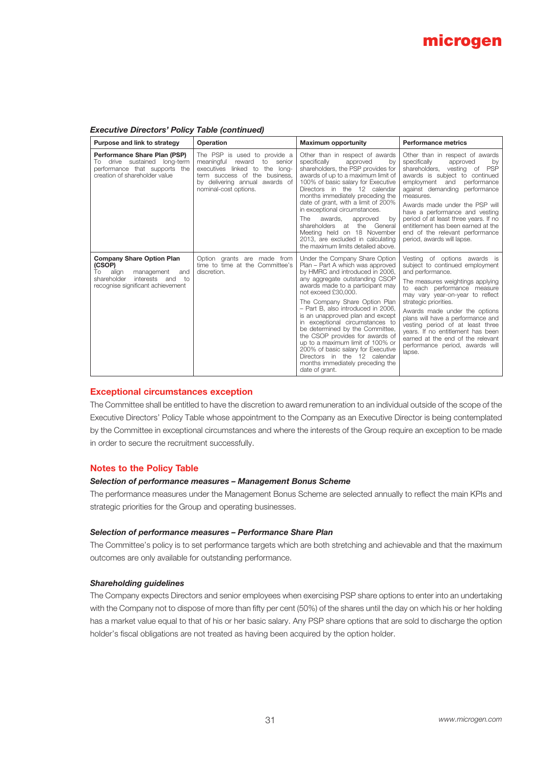### *Executive Directors' Policy Table (continued)*

| Purpose and link to strategy | Operation | Maximum opportunity | Performance metrics |
|---|---|---|---|
| **Performance Share Plan (PSP)**<br>To drive sustained long-term performance that supports the creation of shareholder value | The PSP is used to provide a meaningful reward to senior executives linked to the long-term success of the business, by delivering annual awards of nominal-cost options. | Other than in respect of awards specifically approved by shareholders, the PSP provides for awards of up to a maximum limit of 100% of basic salary for Executive Directors in the 12 calendar months immediately preceding the date of grant, with a limit of 200% in exceptional circumstances.<br>The awards, approved by shareholders at the General Meeting held on 18 November 2013, are excluded in calculating the maximum limits detailed above. | Other than in respect of awards specifically approved by shareholders, vesting of PSP awards is subject to continued employment and performance against demanding performance measures.<br>Awards made under the PSP will have a performance and vesting period of at least three years. If no entitlement has been earned at the end of the relevant performance period, awards will lapse. |
| **Company Share Option Plan (CSOP)**<br>To align management and shareholder interests and to recognise significant achievement | Option grants are made from time to time at the Committee's discretion. | Under the Company Share Option Plan – Part A which was approved by HMRC and introduced in 2006, any aggregate outstanding CSOP awards made to a participant may not exceed £30,000.<br>The Company Share Option Plan – Part B, also introduced in 2006, is an unapproved plan and except in exceptional circumstances to be determined by the Committee, the CSOP provides for awards of up to a maximum limit of 100% or 200% of basic salary for Executive Directors in the 12 calendar months immediately preceding the date of grant. | Vesting of options awards is subject to continued employment and performance.<br>The measures weightings applying to each performance measure may vary year-on-year to reflect strategic priorities.<br>Awards made under the options plans will have a performance and vesting period of at least three years. If no entitlement has been earned at the end of the relevant performance period, awards will lapse. |

## Exceptional circumstances exception

The Committee shall be entitled to have the discretion to award remuneration to an individual outside of the scope of the Executive Directors' Policy Table whose appointment to the Company as an Executive Director is being contemplated by the Committee in exceptional circumstances and where the interests of the Group require an exception to be made in order to secure the recruitment successfully.

## Notes to the Policy Table

### *Selection of performance measures – Management Bonus Scheme*

The performance measures under the Management Bonus Scheme are selected annually to reflect the main KPIs and strategic priorities for the Group and operating businesses.

### *Selection of performance measures – Performance Share Plan*

The Committee's policy is to set performance targets which are both stretching and achievable and that the maximum outcomes are only available for outstanding performance.

### *Shareholding guidelines*

The Company expects Directors and senior employees when exercising PSP share options to enter into an undertaking with the Company not to dispose of more than fifty per cent (50%) of the shares until the day on which his or her holding has a market value equal to that of his or her basic salary. Any PSP share options that are sold to discharge the option holder's fiscal obligations are not treated as having been acquired by the option holder.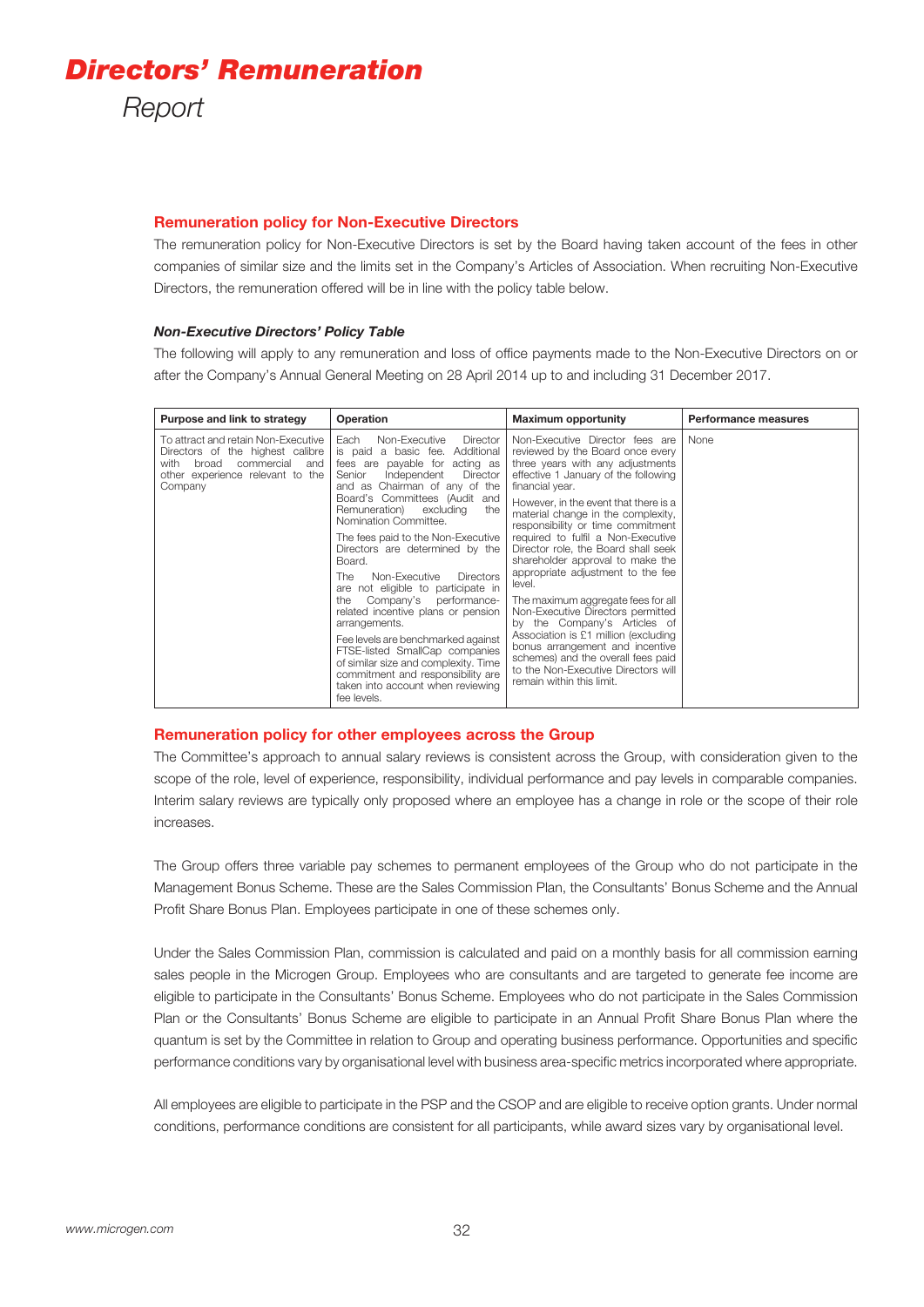## Remuneration policy for Non-Executive Directors

The remuneration policy for Non-Executive Directors is set by the Board having taken account of the fees in other companies of similar size and the limits set in the Company's Articles of Association. When recruiting Non-Executive Directors, the remuneration offered will be in line with the policy table below.

### *Non-Executive Directors' Policy Table*

The following will apply to any remuneration and loss of office payments made to the Non-Executive Directors on or after the Company's Annual General Meeting on 28 April 2014 up to and including 31 December 2017.

| Purpose and link to strategy | Operation | Maximum opportunity | Performance measures |
|---|---|---|---|
| To attract and retain Non-Executive Directors of the highest calibre with broad commercial and other experience relevant to the Company | Each Non-Executive Director is paid a basic fee. Additional fees are payable for acting as Senior Independent Director and as Chairman of any of the Board's Committees (Audit and Remuneration) excluding the Nomination Committee.<br><br>The fees paid to the Non-Executive Directors are determined by the Board.<br><br>The Non-Executive Directors are not eligible to participate in the Company's performance-related incentive plans or pension arrangements.<br><br>Fee levels are benchmarked against FTSE-listed SmallCap companies of similar size and complexity. Time commitment and responsibility are taken into account when reviewing fee levels. | Non-Executive Director fees are reviewed by the Board once every three years with any adjustments effective 1 January of the following financial year.<br><br>However, in the event that there is a material change in the complexity, responsibility or time commitment required to fulfil a Non-Executive Director role, the Board shall seek shareholder approval to make the appropriate adjustment to the fee level.<br><br>The maximum aggregate fees for all Non-Executive Directors permitted by the Company's Articles of Association is £1 million (excluding bonus arrangement and incentive schemes) and the overall fees paid to the Non-Executive Directors will remain within this limit. | None |

## Remuneration policy for other employees across the Group

The Committee's approach to annual salary reviews is consistent across the Group, with consideration given to the scope of the role, level of experience, responsibility, individual performance and pay levels in comparable companies. Interim salary reviews are typically only proposed where an employee has a change in role or the scope of their role increases.

The Group offers three variable pay schemes to permanent employees of the Group who do not participate in the Management Bonus Scheme. These are the Sales Commission Plan, the Consultants' Bonus Scheme and the Annual Profit Share Bonus Plan. Employees participate in one of these schemes only.

Under the Sales Commission Plan, commission is calculated and paid on a monthly basis for all commission earning sales people in the Microgen Group. Employees who are consultants and are targeted to generate fee income are eligible to participate in the Consultants' Bonus Scheme. Employees who do not participate in the Sales Commission Plan or the Consultants' Bonus Scheme are eligible to participate in an Annual Profit Share Bonus Plan where the quantum is set by the Committee in relation to Group and operating business performance. Opportunities and specific performance conditions vary by organisational level with business area-specific metrics incorporated where appropriate.

All employees are eligible to participate in the PSP and the CSOP and are eligible to receive option grants. Under normal conditions, performance conditions are consistent for all participants, while award sizes vary by organisational level.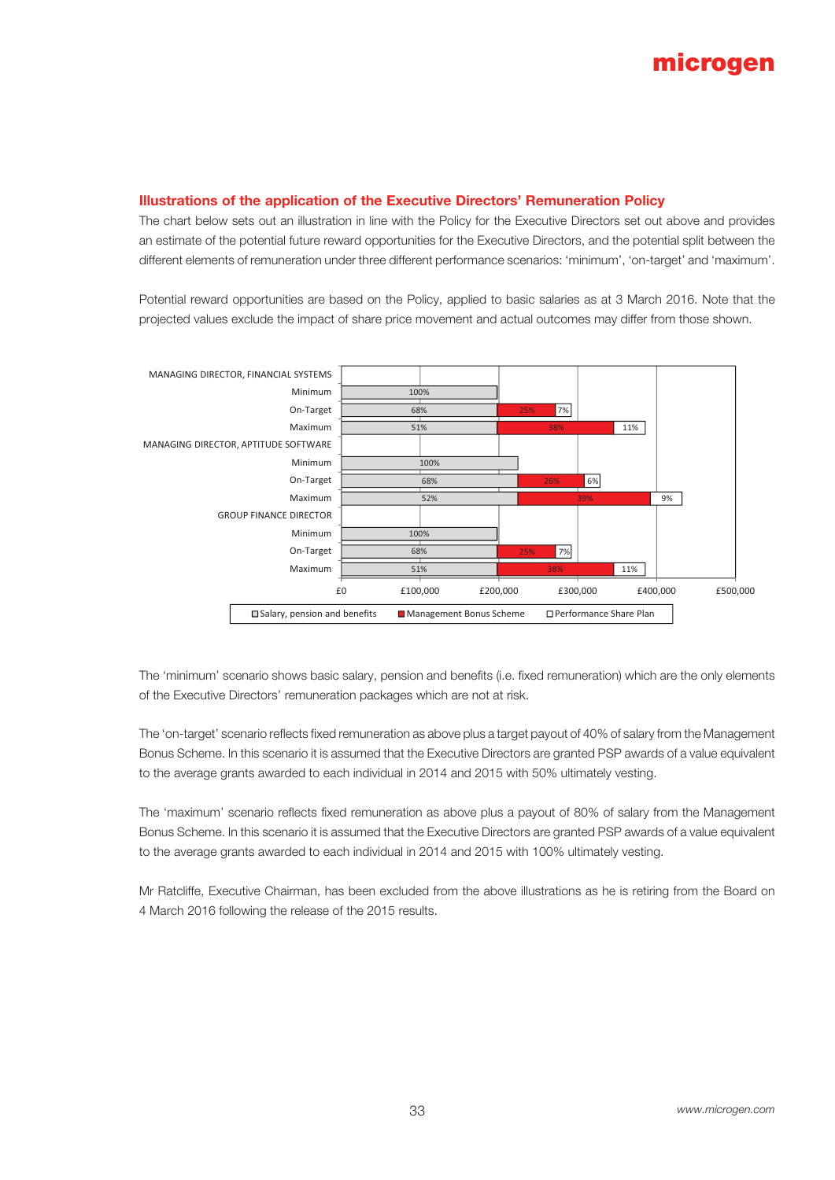## Illustrations of the application of the Executive Directors' Remuneration Policy

The chart below sets out an illustration in line with the Policy for the Executive Directors set out above and provides an estimate of the potential future reward opportunities for the Executive Directors, and the potential split between the different elements of remuneration under three different performance scenarios: 'minimum', 'on-target' and 'maximum'.

Potential reward opportunities are based on the Policy, applied to basic salaries as at 3 March 2016. Note that the projected values exclude the impact of share price movement and actual outcomes may differ from those shown.

| | Salary, pension and benefits | Management Bonus Scheme | Performance Share Plan |
|---|---|---|---|
| **MANAGING DIRECTOR, FINANCIAL SYSTEMS** | | | |
| Minimum | 100% | | |
| On-Target | 68% | 25% | 7% |
| Maximum | 51% | 38% | 11% |
| **MANAGING DIRECTOR, APTITUDE SOFTWARE** | | | |
| Minimum | 100% | | |
| On-Target | 68% | 26% | 6% |
| Maximum | 52% | 39% | 9% |
| **GROUP FINANCE DIRECTOR** | | | |
| Minimum | 100% | | |
| On-Target | 68% | 25% | 7% |
| Maximum | 51% | 38% | 11% |

(Horizontal axis: £0, £100,000, £200,000, £300,000, £400,000, £500,000)

The 'minimum' scenario shows basic salary, pension and benefits (i.e. fixed remuneration) which are the only elements of the Executive Directors' remuneration packages which are not at risk.

The 'on-target' scenario reflects fixed remuneration as above plus a target payout of 40% of salary from the Management Bonus Scheme. In this scenario it is assumed that the Executive Directors are granted PSP awards of a value equivalent to the average grants awarded to each individual in 2014 and 2015 with 50% ultimately vesting.

The 'maximum' scenario reflects fixed remuneration as above plus a payout of 80% of salary from the Management Bonus Scheme. In this scenario it is assumed that the Executive Directors are granted PSP awards of a value equivalent to the average grants awarded to each individual in 2014 and 2015 with 100% ultimately vesting.

Mr Ratcliffe, Executive Chairman, has been excluded from the above illustrations as he is retiring from the Board on 4 March 2016 following the release of the 2015 results.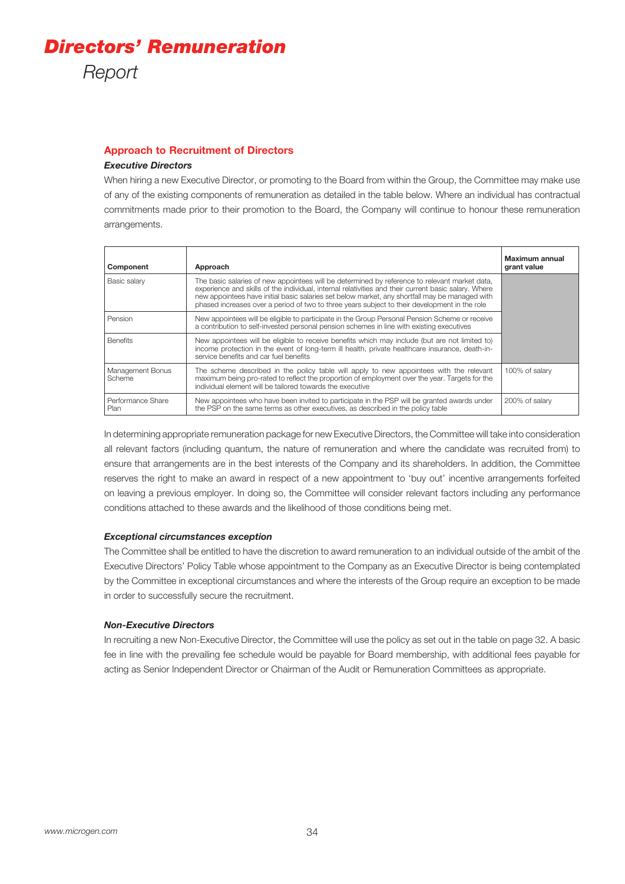# Directors' Remuneration Report

## Approach to Recruitment of Directors

### *Executive Directors*

When hiring a new Executive Director, or promoting to the Board from within the Group, the Committee may make use of any of the existing components of remuneration as detailed in the table below. Where an individual has contractual commitments made prior to their promotion to the Board, the Company will continue to honour these remuneration arrangements.

| Component | Approach | Maximum annual grant value |
|---|---|---|
| Basic salary | The basic salaries of new appointees will be determined by reference to relevant market data, experience and skills of the individual, internal relativities and their current basic salary. Where new appointees have initial basic salaries set below market, any shortfall may be managed with phased increases over a period of two to three years subject to their development in the role | |
| Pension | New appointees will be eligible to participate in the Group Personal Pension Scheme or receive a contribution to self-invested personal pension schemes in line with existing executives | |
| Benefits | New appointees will be eligible to receive benefits which may include (but are not limited to) income protection in the event of long-term ill health, private healthcare insurance, death-in-service benefits and car fuel benefits | |
| Management Bonus Scheme | The scheme described in the policy table will apply to new appointees with the relevant maximum being pro-rated to reflect the proportion of employment over the year. Targets for the individual element will be tailored towards the executive | 100% of salary |
| Performance Share Plan | New appointees who have been invited to participate in the PSP will be granted awards under the PSP on the same terms as other executives, as described in the policy table | 200% of salary |

In determining appropriate remuneration package for new Executive Directors, the Committee will take into consideration all relevant factors (including quantum, the nature of remuneration and where the candidate was recruited from) to ensure that arrangements are in the best interests of the Company and its shareholders. In addition, the Committee reserves the right to make an award in respect of a new appointment to 'buy out' incentive arrangements forfeited on leaving a previous employer. In doing so, the Committee will consider relevant factors including any performance conditions attached to these awards and the likelihood of those conditions being met.

### *Exceptional circumstances exception*

The Committee shall be entitled to have the discretion to award remuneration to an individual outside of the ambit of the Executive Directors' Policy Table whose appointment to the Company as an Executive Director is being contemplated by the Committee in exceptional circumstances and where the interests of the Group require an exception to be made in order to successfully secure the recruitment.

### *Non-Executive Directors*

In recruiting a new Non-Executive Director, the Committee will use the policy as set out in the table on page 32. A basic fee in line with the prevailing fee schedule would be payable for Board membership, with additional fees payable for acting as Senior Independent Director or Chairman of the Audit or Remuneration Committees as appropriate.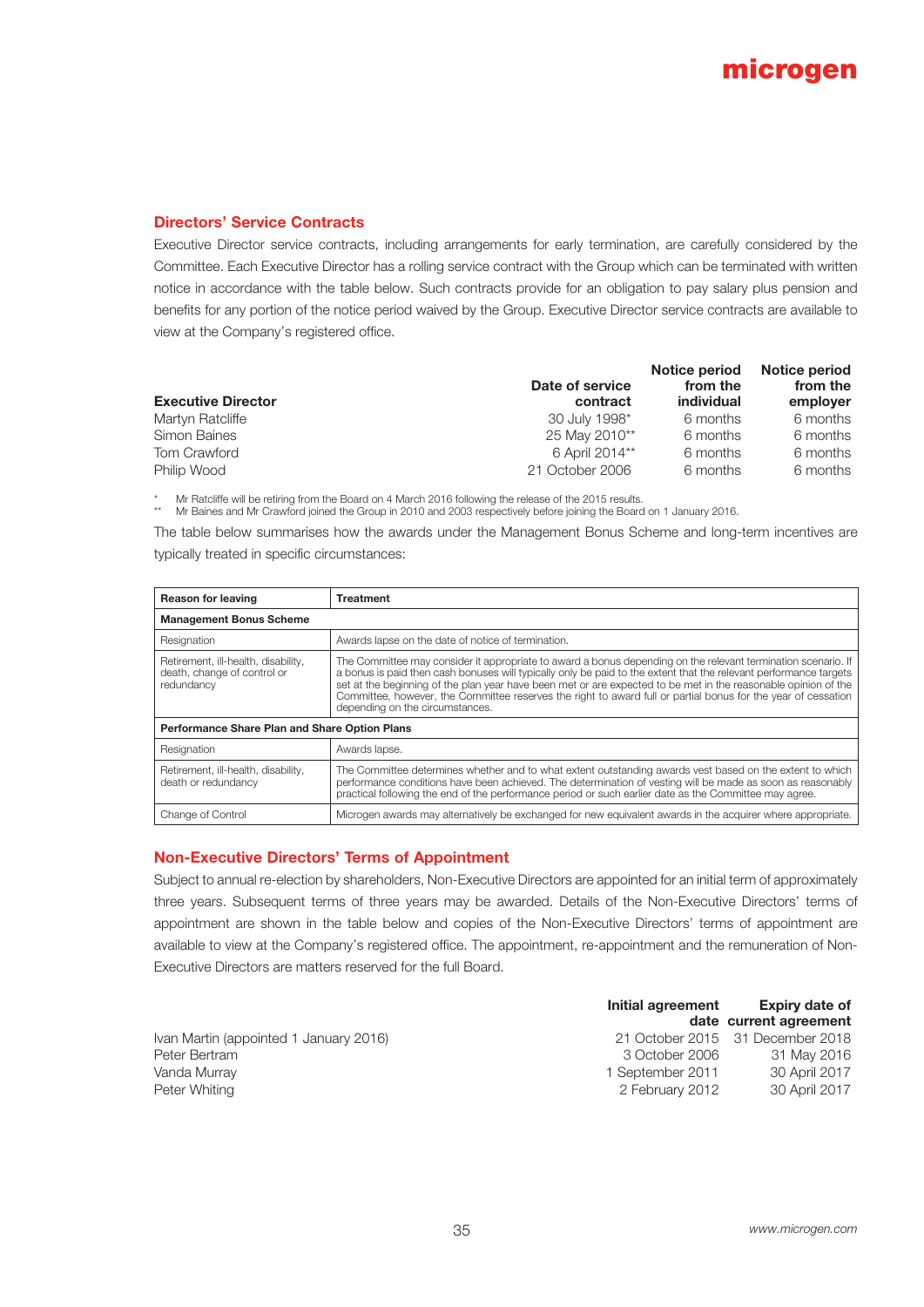## Directors' Service Contracts

Executive Director service contracts, including arrangements for early termination, are carefully considered by the Committee. Each Executive Director has a rolling service contract with the Group which can be terminated with written notice in accordance with the table below. Such contracts provide for an obligation to pay salary plus pension and benefits for any portion of the notice period waived by the Group. Executive Director service contracts are available to view at the Company's registered office.

| Executive Director | Date of service contract | Notice period from the individual | Notice period from the employer |
|---|---|---|---|
| Martyn Ratcliffe | 30 July 1998* | 6 months | 6 months |
| Simon Baines | 25 May 2010** | 6 months | 6 months |
| Tom Crawford | 6 April 2014** | 6 months | 6 months |
| Philip Wood | 21 October 2006 | 6 months | 6 months |

\* Mr Ratcliffe will be retiring from the Board on 4 March 2016 following the release of the 2015 results.

** Mr Baines and Mr Crawford joined the Group in 2010 and 2003 respectively before joining the Board on 1 January 2016.

The table below summarises how the awards under the Management Bonus Scheme and long-term incentives are typically treated in specific circumstances:

| Reason for leaving | Treatment |
|---|---|
| **Management Bonus Scheme** | |
| Resignation | Awards lapse on the date of notice of termination. |
| Retirement, ill-health, disability, death, change of control or redundancy | The Committee may consider it appropriate to award a bonus depending on the relevant termination scenario. If a bonus is paid then cash bonuses will typically only be paid to the extent that the relevant performance targets set at the beginning of the plan year have been met or are expected to be met in the reasonable opinion of the Committee, however, the Committee reserves the right to award full or partial bonus for the year of cessation depending on the circumstances. |
| **Performance Share Plan and Share Option Plans** | |
| Resignation | Awards lapse. |
| Retirement, ill-health, disability, death or redundancy | The Committee determines whether and to what extent outstanding awards vest based on the extent to which performance conditions have been achieved. The determination of vesting will be made as soon as reasonably practical following the end of the performance period or such earlier date as the Committee may agree. |
| Change of Control | Microgen awards may alternatively be exchanged for new equivalent awards in the acquirer where appropriate. |

## Non-Executive Directors' Terms of Appointment

Subject to annual re-election by shareholders, Non-Executive Directors are appointed for an initial term of approximately three years. Subsequent terms of three years may be awarded. Details of the Non-Executive Directors' terms of appointment are shown in the table below and copies of the Non-Executive Directors' terms of appointment are available to view at the Company's registered office. The appointment, re-appointment and the remuneration of Non-Executive Directors are matters reserved for the full Board.

| | Initial agreement date | Expiry date of current agreement |
|---|---|---|
| Ivan Martin (appointed 1 January 2016) | 21 October 2015 | 31 December 2018 |
| Peter Bertram | 3 October 2006 | 31 May 2016 |
| Vanda Murray | 1 September 2011 | 30 April 2017 |
| Peter Whiting | 2 February 2012 | 30 April 2017 |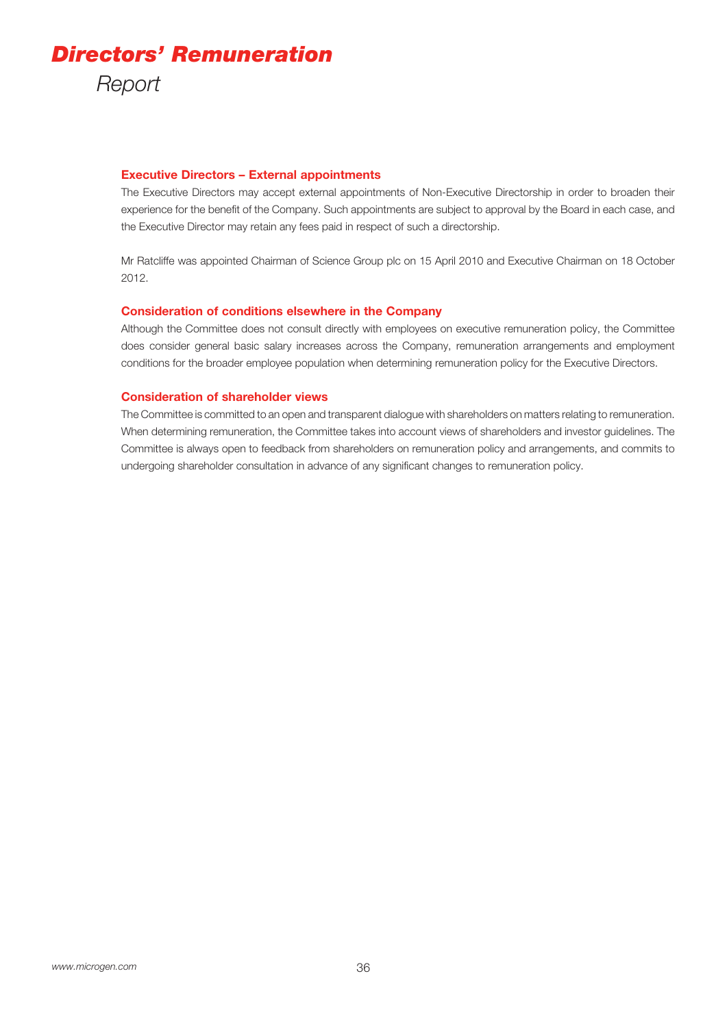# *Directors' Remuneration*
## *Report*

### Executive Directors – External appointments

The Executive Directors may accept external appointments of Non-Executive Directorship in order to broaden their experience for the benefit of the Company. Such appointments are subject to approval by the Board in each case, and the Executive Director may retain any fees paid in respect of such a directorship.

Mr Ratcliffe was appointed Chairman of Science Group plc on 15 April 2010 and Executive Chairman on 18 October 2012.

### Consideration of conditions elsewhere in the Company

Although the Committee does not consult directly with employees on executive remuneration policy, the Committee does consider general basic salary increases across the Company, remuneration arrangements and employment conditions for the broader employee population when determining remuneration policy for the Executive Directors.

### Consideration of shareholder views

The Committee is committed to an open and transparent dialogue with shareholders on matters relating to remuneration. When determining remuneration, the Committee takes into account views of shareholders and investor guidelines. The Committee is always open to feedback from shareholders on remuneration policy and arrangements, and commits to undergoing shareholder consultation in advance of any significant changes to remuneration policy.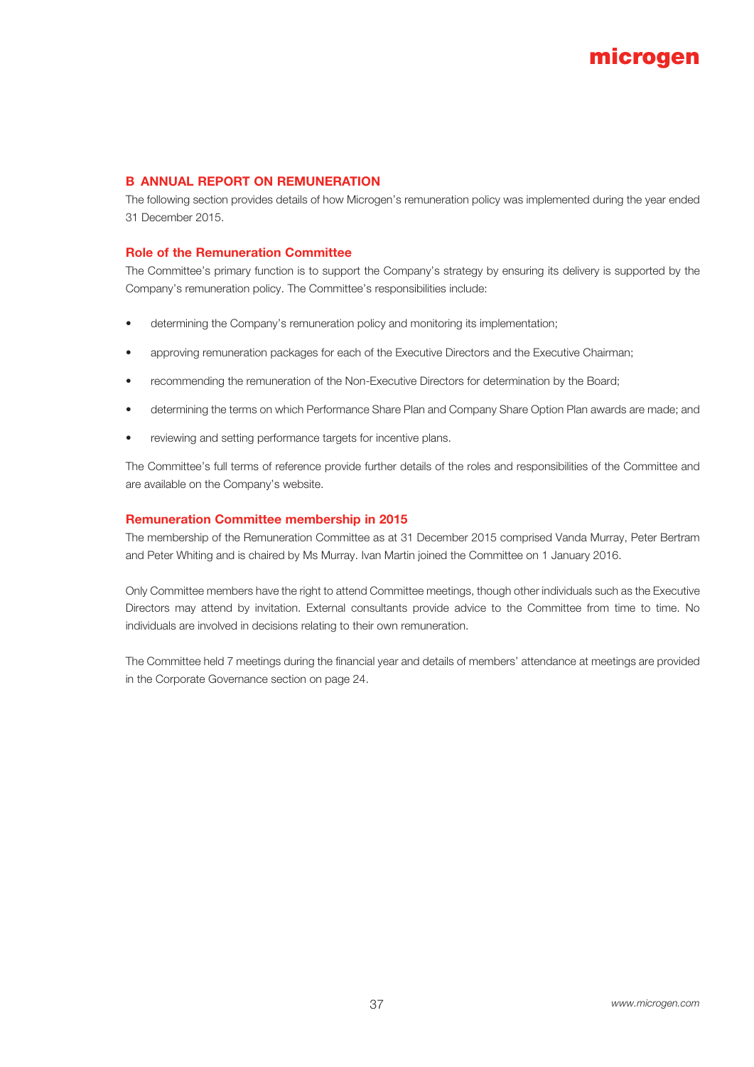## B ANNUAL REPORT ON REMUNERATION

The following section provides details of how Microgen's remuneration policy was implemented during the year ended 31 December 2015.

### Role of the Remuneration Committee

The Committee's primary function is to support the Company's strategy by ensuring its delivery is supported by the Company's remuneration policy. The Committee's responsibilities include:

- determining the Company's remuneration policy and monitoring its implementation;
- approving remuneration packages for each of the Executive Directors and the Executive Chairman;
- recommending the remuneration of the Non-Executive Directors for determination by the Board;
- determining the terms on which Performance Share Plan and Company Share Option Plan awards are made; and
- reviewing and setting performance targets for incentive plans.

The Committee's full terms of reference provide further details of the roles and responsibilities of the Committee and are available on the Company's website.

### Remuneration Committee membership in 2015

The membership of the Remuneration Committee as at 31 December 2015 comprised Vanda Murray, Peter Bertram and Peter Whiting and is chaired by Ms Murray. Ivan Martin joined the Committee on 1 January 2016.

Only Committee members have the right to attend Committee meetings, though other individuals such as the Executive Directors may attend by invitation. External consultants provide advice to the Committee from time to time. No individuals are involved in decisions relating to their own remuneration.

The Committee held 7 meetings during the financial year and details of members' attendance at meetings are provided in the Corporate Governance section on page 24.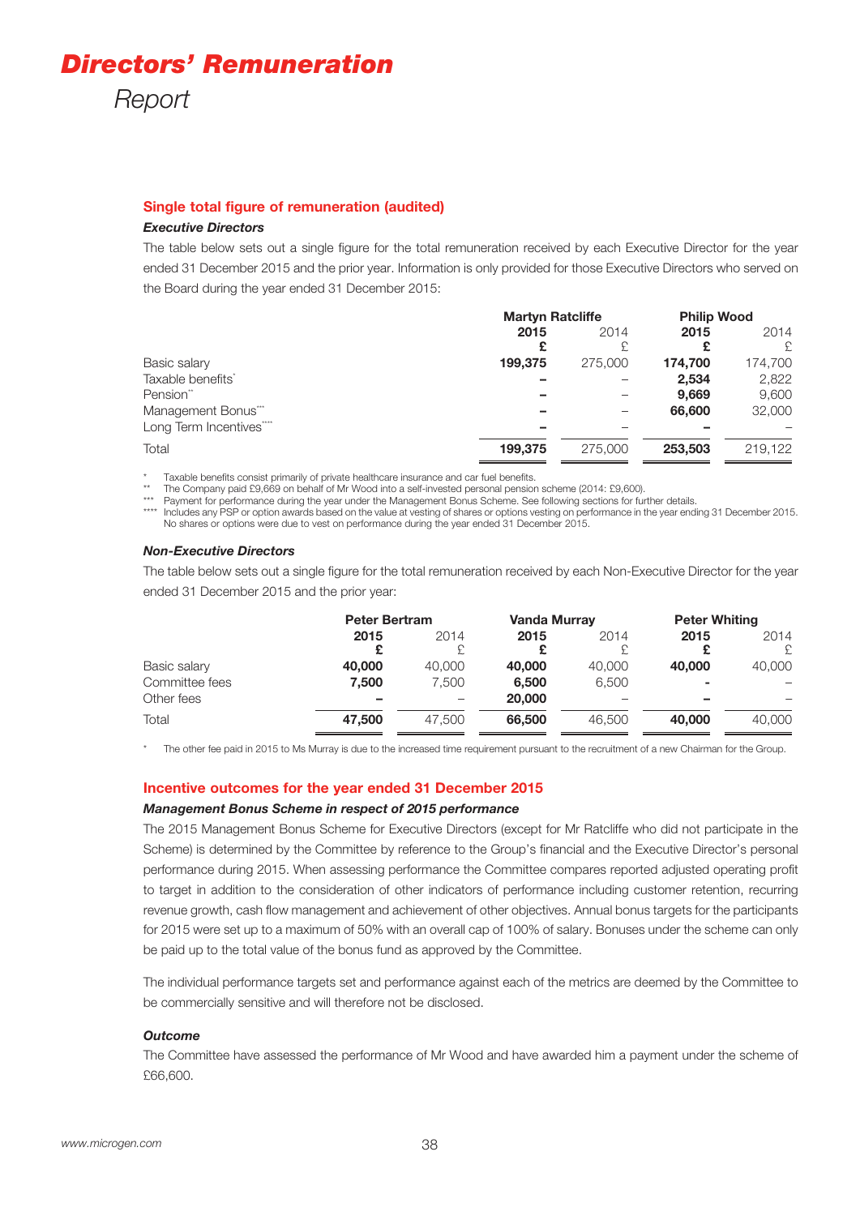# Directors' Remuneration Report

### Single total figure of remuneration (audited)

#### *Executive Directors*

The table below sets out a single figure for the total remuneration received by each Executive Director for the year ended 31 December 2015 and the prior year. Information is only provided for those Executive Directors who served on the Board during the year ended 31 December 2015:

| | Martyn Ratcliffe | | Philip Wood | |
|---|---|---|---|---|
| | **2015** | 2014 | **2015** | 2014 |
| | **£** | £ | **£** | £ |
| Basic salary | **199,375** | 275,000 | **174,700** | 174,700 |
| Taxable benefits* | **–** | – | **2,534** | 2,822 |
| Pension** | **–** | – | **9,669** | 9,600 |
| Management Bonus*** | **–** | – | **66,600** | 32,000 |
| Long Term Incentives**** | **–** | – | **–** | – |
| Total | **199,375** | 275,000 | **253,503** | 219,122 |

\* Taxable benefits consist primarily of private healthcare insurance and car fuel benefits.

** The Company paid £9,669 on behalf of Mr Wood into a self-invested personal pension scheme (2014: £9,600).

*** Payment for performance during the year under the Management Bonus Scheme. See following sections for further details.

**** Includes any PSP or option awards based on the value at vesting of shares or options vesting on performance in the year ending 31 December 2015. No shares or options were due to vest on performance during the year ended 31 December 2015.

#### *Non-Executive Directors*

The table below sets out a single figure for the total remuneration received by each Non-Executive Director for the year ended 31 December 2015 and the prior year:

| | Peter Bertram | | Vanda Murray | | Peter Whiting | |
|---|---|---|---|---|---|---|
| | **2015** | 2014 | **2015** | 2014 | **2015** | 2014 |
| | **£** | £ | **£** | £ | **£** | £ |
| Basic salary | **40,000** | 40,000 | **40,000** | 40,000 | **40,000** | 40,000 |
| Committee fees | **7,500** | 7,500 | **6,500** | 6,500 | **–** | – |
| Other fees | **–** | – | **20,000** | – | **–** | – |
| Total | **47,500** | 47,500 | **66,500** | 46,500 | **40,000** | 40,000 |

\* The other fee paid in 2015 to Ms Murray is due to the increased time requirement pursuant to the recruitment of a new Chairman for the Group.

### Incentive outcomes for the year ended 31 December 2015

#### *Management Bonus Scheme in respect of 2015 performance*

The 2015 Management Bonus Scheme for Executive Directors (except for Mr Ratcliffe who did not participate in the Scheme) is determined by the Committee by reference to the Group's financial and the Executive Director's personal performance during 2015. When assessing performance the Committee compares reported adjusted operating profit to target in addition to the consideration of other indicators of performance including customer retention, recurring revenue growth, cash flow management and achievement of other objectives. Annual bonus targets for the participants for 2015 were set up to a maximum of 50% with an overall cap of 100% of salary. Bonuses under the scheme can only be paid up to the total value of the bonus fund as approved by the Committee.

The individual performance targets set and performance against each of the metrics are deemed by the Committee to be commercially sensitive and will therefore not be disclosed.

#### *Outcome*

The Committee have assessed the performance of Mr Wood and have awarded him a payment under the scheme of £66,600.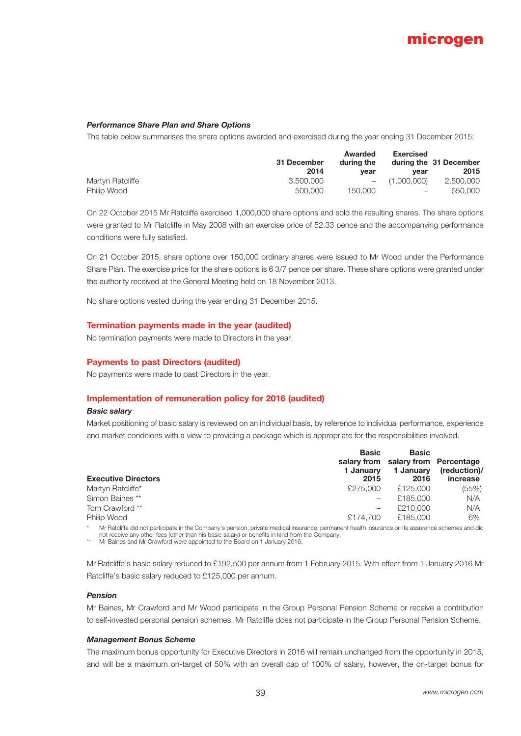***Performance Share Plan and Share Options***

The table below summarises the share options awarded and exercised during the year ending 31 December 2015;

| | 31 December 2014 | Awarded during the year | Exercised during the year | 31 December 2015 |
|---|---|---|---|---|
| Martyn Ratcliffe | 3,500,000 | – | (1,000,000) | 2,500,000 |
| Philip Wood | 500,000 | 150,000 | – | 650,000 |

On 22 October 2015 Mr Ratcliffe exercised 1,000,000 share options and sold the resulting shares. The share options were granted to Mr Ratcliffe in May 2008 with an exercise price of 52.33 pence and the accompanying performance conditions were fully satisfied.

On 21 October 2015, share options over 150,000 ordinary shares were issued to Mr Wood under the Performance Share Plan. The exercise price for the share options is 6 3/7 pence per share. These share options were granted under the authority received at the General Meeting held on 18 November 2013.

No share options vested during the year ending 31 December 2015.

## Termination payments made in the year (audited)

No termination payments were made to Directors in the year.

## Payments to past Directors (audited)

No payments were made to past Directors in the year.

## Implementation of remuneration policy for 2016 (audited)

***Basic salary***

Market positioning of basic salary is reviewed on an individual basis, by reference to individual performance, experience and market conditions with a view to providing a package which is appropriate for the responsibilities involved.

| Executive Directors | Basic salary from 1 January 2015 | Basic salary from 1 January 2016 | Percentage (reduction)/ increase |
|---|---|---|---|
| Martyn Ratcliffe* | £275,000 | £125,000 | (55%) |
| Simon Baines ** | – | £185,000 | N/A |
| Tom Crawford ** | – | £210,000 | N/A |
| Philip Wood | £174,700 | £185,000 | 6% |

\* Mr Ratcliffe did not participate in the Company's pension, private medical insurance, permanent health insurance or life assurance schemes and did not receive any other fees (other than his basic salary) or benefits in kind from the Company.

\*\* Mr Baines and Mr Crawford were appointed to the Board on 1 January 2016.

Mr Ratcliffe's basic salary reduced to £192,500 per annum from 1 February 2015. With effect from 1 January 2016 Mr Ratcliffe's basic salary reduced to £125,000 per annum.

***Pension***

Mr Baines, Mr Crawford and Mr Wood participate in the Group Personal Pension Scheme or receive a contribution to self-invested personal pension schemes. Mr Ratcliffe does not participate in the Group Personal Pension Scheme.

***Management Bonus Scheme***

The maximum bonus opportunity for Executive Directors in 2016 will remain unchanged from the opportunity in 2015, and will be a maximum on-target of 50% with an overall cap of 100% of salary, however, the on-target bonus for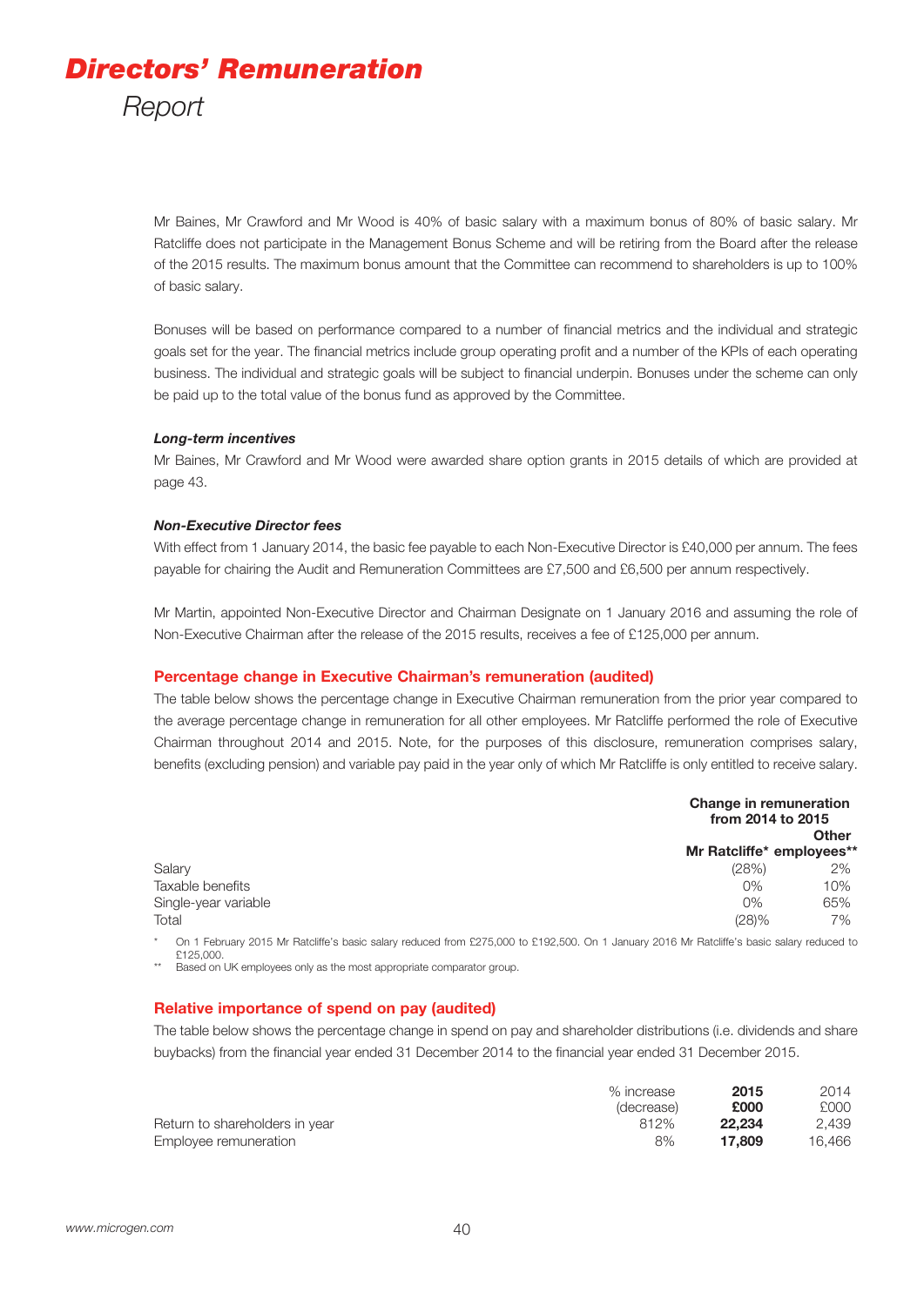# *Directors' Remuneration*

*Report*

Mr Baines, Mr Crawford and Mr Wood is 40% of basic salary with a maximum bonus of 80% of basic salary. Mr Ratcliffe does not participate in the Management Bonus Scheme and will be retiring from the Board after the release of the 2015 results. The maximum bonus amount that the Committee can recommend to shareholders is up to 100% of basic salary.

Bonuses will be based on performance compared to a number of financial metrics and the individual and strategic goals set for the year. The financial metrics include group operating profit and a number of the KPIs of each operating business. The individual and strategic goals will be subject to financial underpin. Bonuses under the scheme can only be paid up to the total value of the bonus fund as approved by the Committee.

***Long-term incentives***

Mr Baines, Mr Crawford and Mr Wood were awarded share option grants in 2015 details of which are provided at page 43.

***Non-Executive Director fees***

With effect from 1 January 2014, the basic fee payable to each Non-Executive Director is £40,000 per annum. The fees payable for chairing the Audit and Remuneration Committees are £7,500 and £6,500 per annum respectively.

Mr Martin, appointed Non-Executive Director and Chairman Designate on 1 January 2016 and assuming the role of Non-Executive Chairman after the release of the 2015 results, receives a fee of £125,000 per annum.

## Percentage change in Executive Chairman's remuneration (audited)

The table below shows the percentage change in Executive Chairman remuneration from the prior year compared to the average percentage change in remuneration for all other employees. Mr Ratcliffe performed the role of Executive Chairman throughout 2014 and 2015. Note, for the purposes of this disclosure, remuneration comprises salary, benefits (excluding pension) and variable pay paid in the year only of which Mr Ratcliffe is only entitled to receive salary.

| | **Change in remuneration from 2014 to 2015** | |
|---|---|---|
| | **Mr Ratcliffe*** | **Other employees**** |
| Salary | (28%) | 2% |
| Taxable benefits | 0% | 10% |
| Single-year variable | 0% | 65% |
| Total | (28)% | 7% |

\* On 1 February 2015 Mr Ratcliffe's basic salary reduced from £275,000 to £192,500. On 1 January 2016 Mr Ratcliffe's basic salary reduced to £125,000.

\*\* Based on UK employees only as the most appropriate comparator group.

## Relative importance of spend on pay (audited)

The table below shows the percentage change in spend on pay and shareholder distributions (i.e. dividends and share buybacks) from the financial year ended 31 December 2014 to the financial year ended 31 December 2015.

| | % increase (decrease) | **2015 £000** | 2014 £000 |
|---|---|---|---|
| Return to shareholders in year | 812% | **22,234** | 2,439 |
| Employee remuneration | 8% | **17,809** | 16,466 |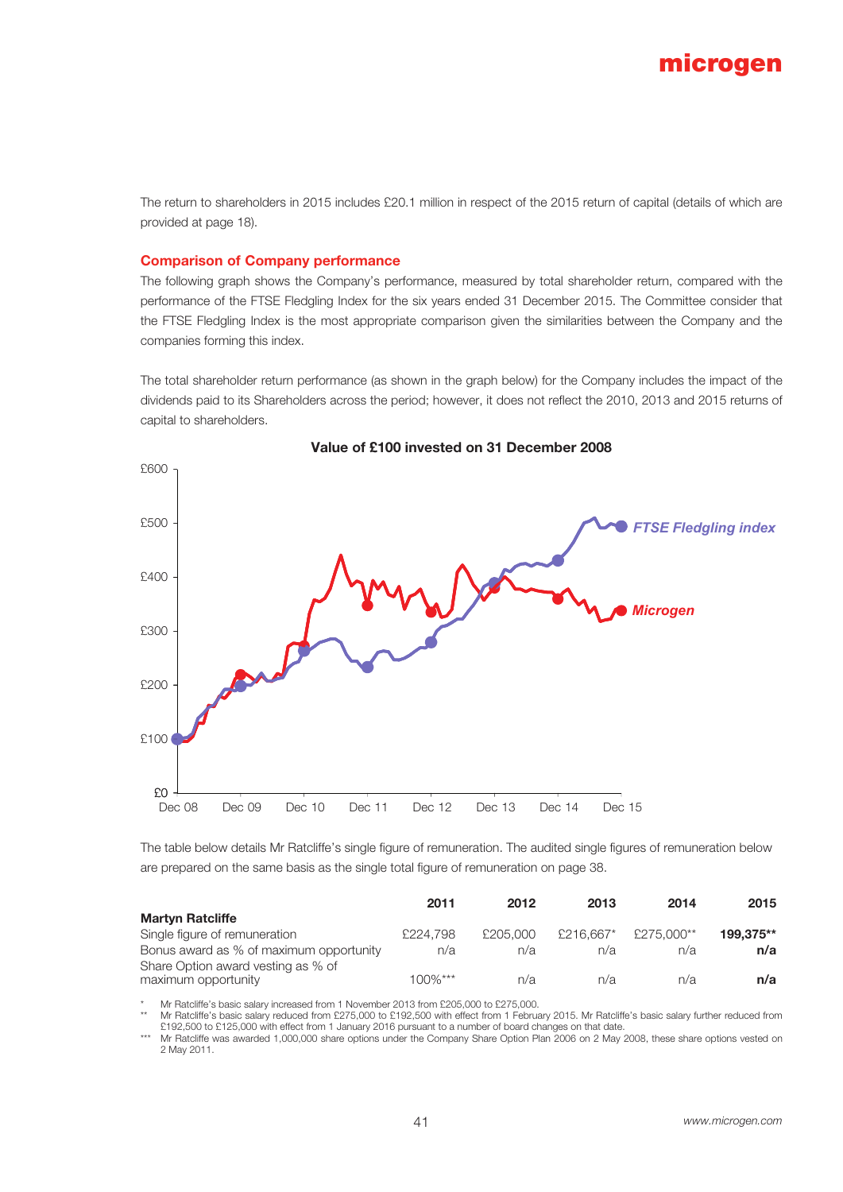The return to shareholders in 2015 includes £20.1 million in respect of the 2015 return of capital (details of which are provided at page 18).

### Comparison of Company performance

The following graph shows the Company's performance, measured by total shareholder return, compared with the performance of the FTSE Fledgling Index for the six years ended 31 December 2015. The Committee consider that the FTSE Fledgling Index is the most appropriate comparison given the similarities between the Company and the companies forming this index.

The total shareholder return performance (as shown in the graph below) for the Company includes the impact of the dividends paid to its Shareholders across the period; however, it does not reflect the 2010, 2013 and 2015 returns of capital to shareholders.

**Value of £100 invested on 31 December 2008**

The table below details Mr Ratcliffe's single figure of remuneration. The audited single figures of remuneration below are prepared on the same basis as the single total figure of remuneration on page 38.

| | 2011 | 2012 | 2013 | 2014 | 2015 |
|---|---|---|---|---|---|
| **Martyn Ratcliffe** | | | | | |
| Single figure of remuneration | £224,798 | £205,000 | £216,667* | £275,000** | **199,375**** |
| Bonus award as % of maximum opportunity | n/a | n/a | n/a | n/a | **n/a** |
| Share Option award vesting as % of maximum opportunity | 100%*** | n/a | n/a | n/a | **n/a** |

\* Mr Ratcliffe's basic salary increased from 1 November 2013 from £205,000 to £275,000.

** Mr Ratcliffe's basic salary reduced from £275,000 to £192,500 with effect from 1 February 2015. Mr Ratcliffe's basic salary further reduced from £192,500 to £125,000 with effect from 1 January 2016 pursuant to a number of board changes on that date.

*** Mr Ratcliffe was awarded 1,000,000 share options under the Company Share Option Plan 2006 on 2 May 2008, these share options vested on 2 May 2011.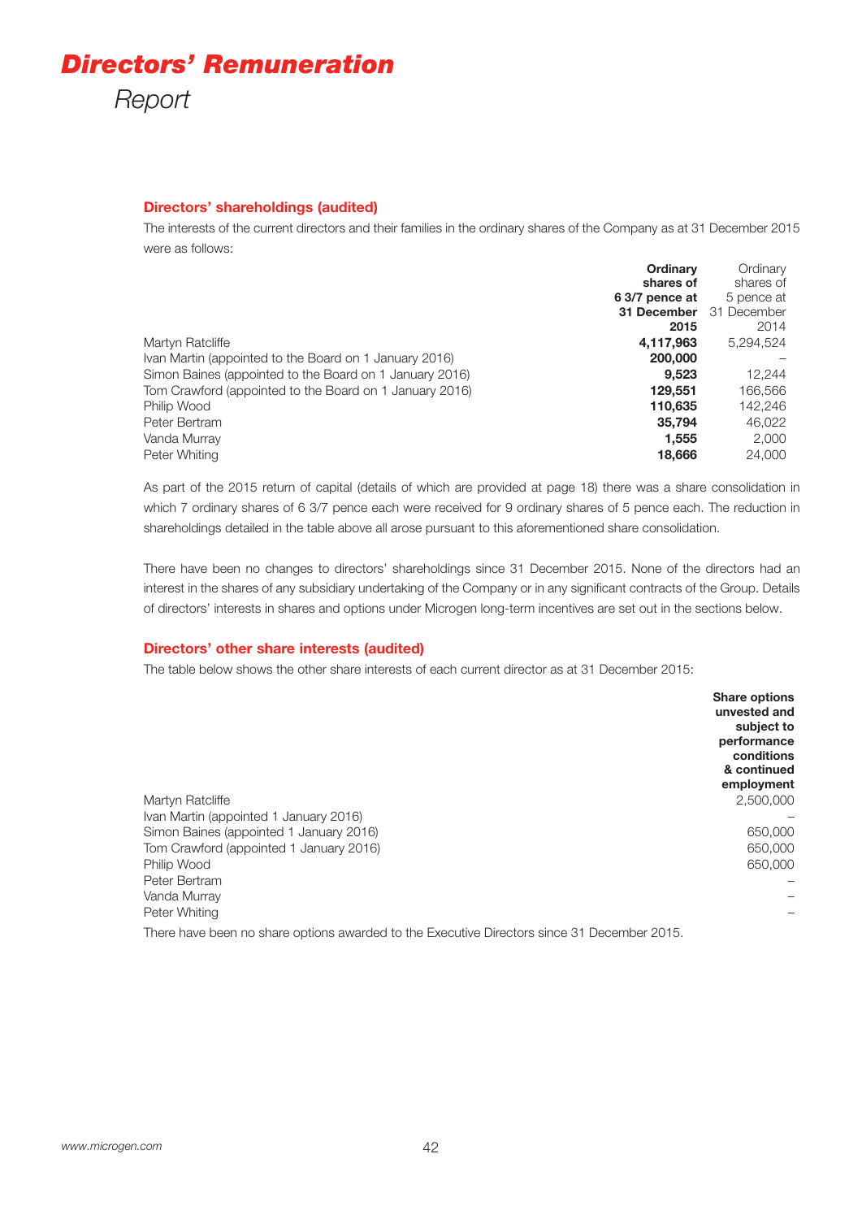# ***Directors' Remuneration***

*Report*

### Directors' shareholdings (audited)

The interests of the current directors and their families in the ordinary shares of the Company as at 31 December 2015 were as follows:

| | **Ordinary shares of 6 3/7 pence at 31 December 2015** | Ordinary shares of 5 pence at 31 December 2014 |
|---|---|---|
| Martyn Ratcliffe | **4,117,963** | 5,294,524 |
| Ivan Martin (appointed to the Board on 1 January 2016) | **200,000** | – |
| Simon Baines (appointed to the Board on 1 January 2016) | **9,523** | 12,244 |
| Tom Crawford (appointed to the Board on 1 January 2016) | **129,551** | 166,566 |
| Philip Wood | **110,635** | 142,246 |
| Peter Bertram | **35,794** | 46,022 |
| Vanda Murray | **1,555** | 2,000 |
| Peter Whiting | **18,666** | 24,000 |

As part of the 2015 return of capital (details of which are provided at page 18) there was a share consolidation in which 7 ordinary shares of 6 3/7 pence each were received for 9 ordinary shares of 5 pence each. The reduction in shareholdings detailed in the table above all arose pursuant to this aforementioned share consolidation.

There have been no changes to directors' shareholdings since 31 December 2015. None of the directors had an interest in the shares of any subsidiary undertaking of the Company or in any significant contracts of the Group. Details of directors' interests in shares and options under Microgen long-term incentives are set out in the sections below.

### Directors' other share interests (audited)

The table below shows the other share interests of each current director as at 31 December 2015:

| | **Share options unvested and subject to performance conditions & continued employment** |
|---|---|
| Martyn Ratcliffe | 2,500,000 |
| Ivan Martin (appointed 1 January 2016) | – |
| Simon Baines (appointed 1 January 2016) | 650,000 |
| Tom Crawford (appointed 1 January 2016) | 650,000 |
| Philip Wood | 650,000 |
| Peter Bertram | – |
| Vanda Murray | – |
| Peter Whiting | – |

There have been no share options awarded to the Executive Directors since 31 December 2015.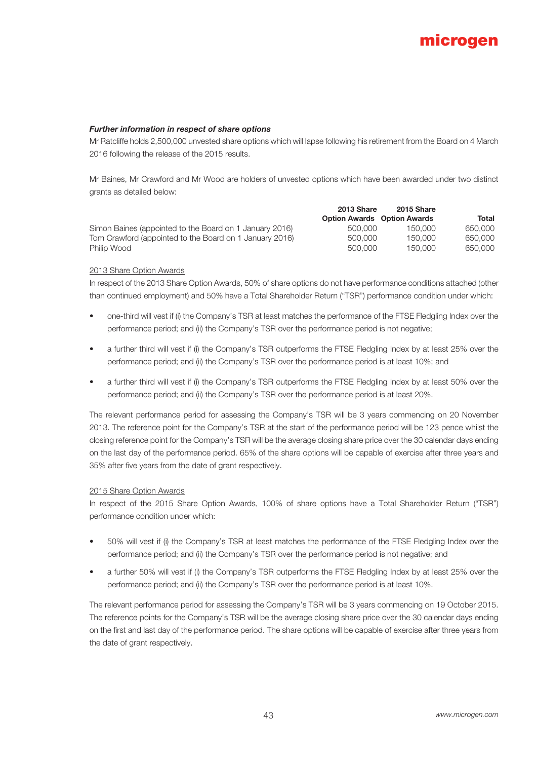***Further information in respect of share options***

Mr Ratcliffe holds 2,500,000 unvested share options which will lapse following his retirement from the Board on 4 March 2016 following the release of the 2015 results.

Mr Baines, Mr Crawford and Mr Wood are holders of unvested options which have been awarded under two distinct grants as detailed below:

| | 2013 Share Option Awards | 2015 Share Option Awards | Total |
|---|---|---|---|
| Simon Baines (appointed to the Board on 1 January 2016) | 500,000 | 150,000 | 650,000 |
| Tom Crawford (appointed to the Board on 1 January 2016) | 500,000 | 150,000 | 650,000 |
| Philip Wood | 500,000 | 150,000 | 650,000 |

2013 Share Option Awards

In respect of the 2013 Share Option Awards, 50% of share options do not have performance conditions attached (other than continued employment) and 50% have a Total Shareholder Return ("TSR") performance condition under which:

- one-third will vest if (i) the Company's TSR at least matches the performance of the FTSE Fledgling Index over the performance period; and (ii) the Company's TSR over the performance period is not negative;
- a further third will vest if (i) the Company's TSR outperforms the FTSE Fledgling Index by at least 25% over the performance period; and (ii) the Company's TSR over the performance period is at least 10%; and
- a further third will vest if (i) the Company's TSR outperforms the FTSE Fledgling Index by at least 50% over the performance period; and (ii) the Company's TSR over the performance period is at least 20%.

The relevant performance period for assessing the Company's TSR will be 3 years commencing on 20 November 2013. The reference point for the Company's TSR at the start of the performance period will be 123 pence whilst the closing reference point for the Company's TSR will be the average closing share price over the 30 calendar days ending on the last day of the performance period. 65% of the share options will be capable of exercise after three years and 35% after five years from the date of grant respectively.

2015 Share Option Awards

In respect of the 2015 Share Option Awards, 100% of share options have a Total Shareholder Return ("TSR") performance condition under which:

- 50% will vest if (i) the Company's TSR at least matches the performance of the FTSE Fledgling Index over the performance period; and (ii) the Company's TSR over the performance period is not negative; and
- a further 50% will vest if (i) the Company's TSR outperforms the FTSE Fledgling Index by at least 25% over the performance period; and (ii) the Company's TSR over the performance period is at least 10%.

The relevant performance period for assessing the Company's TSR will be 3 years commencing on 19 October 2015. The reference points for the Company's TSR will be the average closing share price over the 30 calendar days ending on the first and last day of the performance period. The share options will be capable of exercise after three years from the date of grant respectively.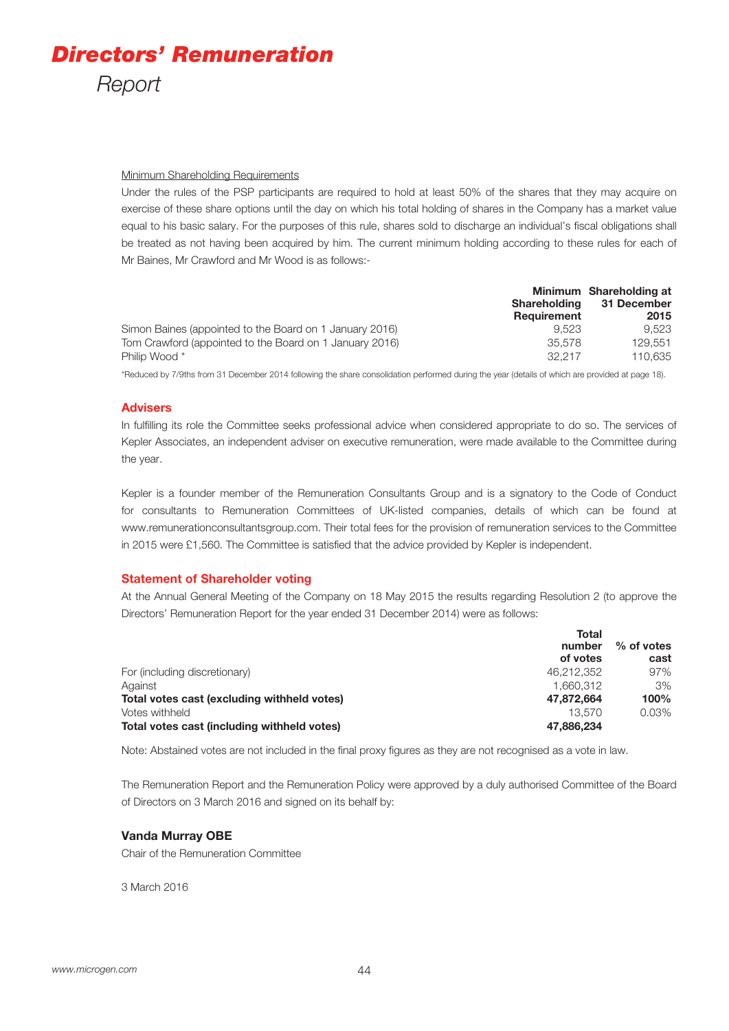# *Directors' Remuneration*

*Report*

Minimum Shareholding Requirements

Under the rules of the PSP participants are required to hold at least 50% of the shares that they may acquire on exercise of these share options until the day on which his total holding of shares in the Company has a market value equal to his basic salary. For the purposes of this rule, shares sold to discharge an individual's fiscal obligations shall be treated as not having been acquired by him. The current minimum holding according to these rules for each of Mr Baines, Mr Crawford and Mr Wood is as follows:-

| | Minimum Shareholding Requirement | Shareholding at 31 December 2015 |
|---|---|---|
| Simon Baines (appointed to the Board on 1 January 2016) | 9,523 | 9,523 |
| Tom Crawford (appointed to the Board on 1 January 2016) | 35,578 | 129,551 |
| Philip Wood * | 32,217 | 110,635 |

*Reduced by 7/9ths from 31 December 2014 following the share consolidation performed during the year (details of which are provided at page 18).

## Advisers

In fulfilling its role the Committee seeks professional advice when considered appropriate to do so. The services of Kepler Associates, an independent adviser on executive remuneration, were made available to the Committee during the year.

Kepler is a founder member of the Remuneration Consultants Group and is a signatory to the Code of Conduct for consultants to Remuneration Committees of UK-listed companies, details of which can be found at www.remunerationconsultantsgroup.com. Their total fees for the provision of remuneration services to the Committee in 2015 were £1,560. The Committee is satisfied that the advice provided by Kepler is independent.

## Statement of Shareholder voting

At the Annual General Meeting of the Company on 18 May 2015 the results regarding Resolution 2 (to approve the Directors' Remuneration Report for the year ended 31 December 2014) were as follows:

| | Total number of votes | % of votes cast |
|---|---|---|
| For (including discretionary) | 46,212,352 | 97% |
| Against | 1,660,312 | 3% |
| **Total votes cast (excluding withheld votes)** | **47,872,664** | **100%** |
| Votes withheld | 13,570 | 0.03% |
| **Total votes cast (including withheld votes)** | **47,886,234** | |

Note: Abstained votes are not included in the final proxy figures as they are not recognised as a vote in law.

The Remuneration Report and the Remuneration Policy were approved by a duly authorised Committee of the Board of Directors on 3 March 2016 and signed on its behalf by:

**Vanda Murray OBE**

Chair of the Remuneration Committee

3 March 2016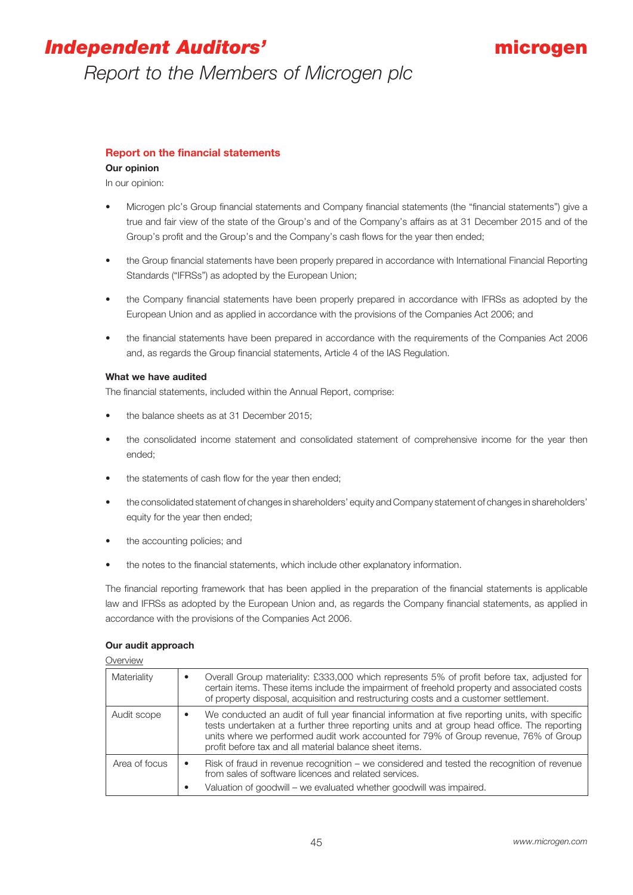# Independent Auditors'

## Report to the Members of Microgen plc

### Report on the financial statements

**Our opinion**

In our opinion:

- Microgen plc's Group financial statements and Company financial statements (the "financial statements") give a true and fair view of the state of the Group's and of the Company's affairs as at 31 December 2015 and of the Group's profit and the Group's and the Company's cash flows for the year then ended;
- the Group financial statements have been properly prepared in accordance with International Financial Reporting Standards ("IFRSs") as adopted by the European Union;
- the Company financial statements have been properly prepared in accordance with IFRSs as adopted by the European Union and as applied in accordance with the provisions of the Companies Act 2006; and
- the financial statements have been prepared in accordance with the requirements of the Companies Act 2006 and, as regards the Group financial statements, Article 4 of the IAS Regulation.

**What we have audited**

The financial statements, included within the Annual Report, comprise:

- the balance sheets as at 31 December 2015;
- the consolidated income statement and consolidated statement of comprehensive income for the year then ended;
- the statements of cash flow for the year then ended;
- the consolidated statement of changes in shareholders' equity and Company statement of changes in shareholders' equity for the year then ended;
- the accounting policies; and
- the notes to the financial statements, which include other explanatory information.

The financial reporting framework that has been applied in the preparation of the financial statements is applicable law and IFRSs as adopted by the European Union and, as regards the Company financial statements, as applied in accordance with the provisions of the Companies Act 2006.

**Our audit approach**

Overview

| | |
|---|---|
| Materiality | • Overall Group materiality: £333,000 which represents 5% of profit before tax, adjusted for certain items. These items include the impairment of freehold property and associated costs of property disposal, acquisition and restructuring costs and a customer settlement. |
| Audit scope | • We conducted an audit of full year financial information at five reporting units, with specific tests undertaken at a further three reporting units and at group head office. The reporting units where we performed audit work accounted for 79% of Group revenue, 76% of Group profit before tax and all material balance sheet items. |
| Area of focus | • Risk of fraud in revenue recognition – we considered and tested the recognition of revenue from sales of software licences and related services.<br>• Valuation of goodwill – we evaluated whether goodwill was impaired. |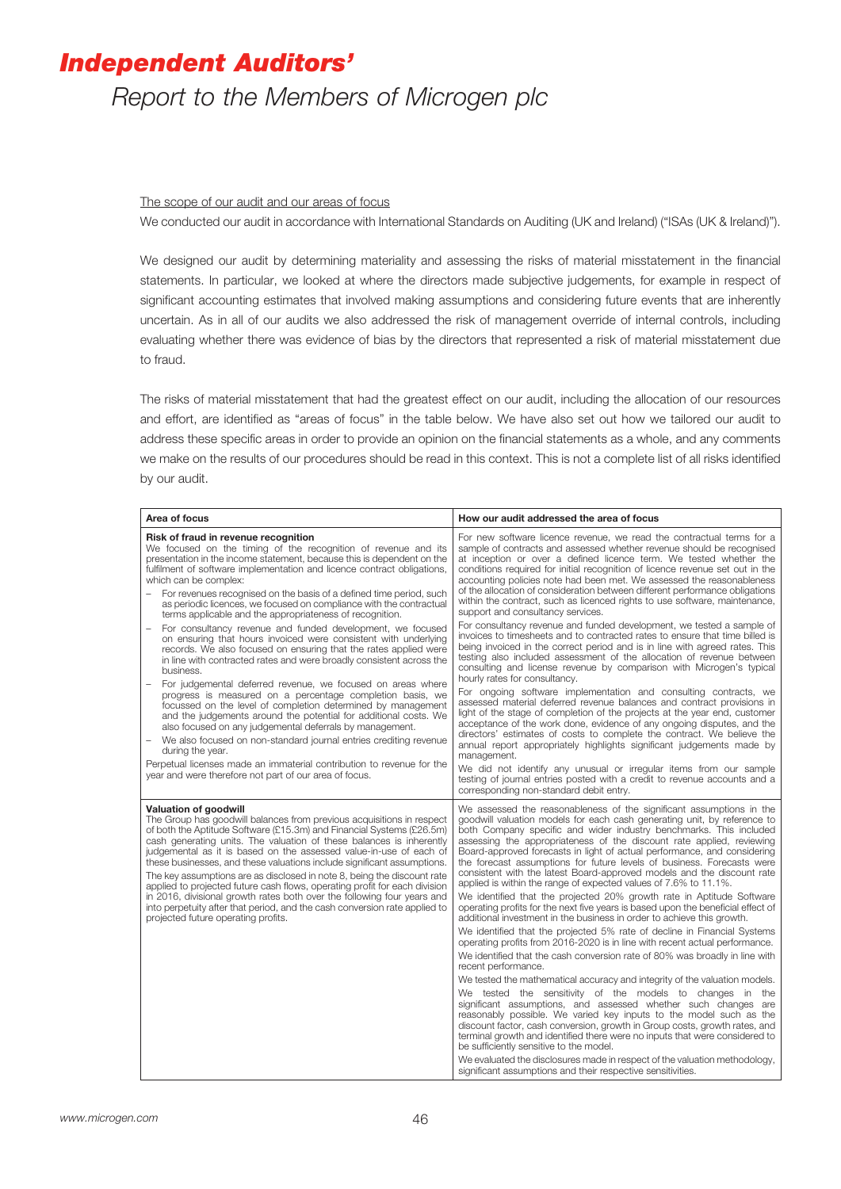# *Independent Auditors'*

## *Report to the Members of Microgen plc*

The scope of our audit and our areas of focus

We conducted our audit in accordance with International Standards on Auditing (UK and Ireland) ("ISAs (UK & Ireland)").

We designed our audit by determining materiality and assessing the risks of material misstatement in the financial statements. In particular, we looked at where the directors made subjective judgements, for example in respect of significant accounting estimates that involved making assumptions and considering future events that are inherently uncertain. As in all of our audits we also addressed the risk of management override of internal controls, including evaluating whether there was evidence of bias by the directors that represented a risk of material misstatement due to fraud.

The risks of material misstatement that had the greatest effect on our audit, including the allocation of our resources and effort, are identified as "areas of focus" in the table below. We have also set out how we tailored our audit to address these specific areas in order to provide an opinion on the financial statements as a whole, and any comments we make on the results of our procedures should be read in this context. This is not a complete list of all risks identified by our audit.

| Area of focus | How our audit addressed the area of focus |
|---|---|
| **Risk of fraud in revenue recognition**<br>We focused on the timing of the recognition of revenue and its presentation in the income statement, because this is dependent on the fulfilment of software implementation and licence contract obligations, which can be complex:<br>– For revenues recognised on the basis of a defined time period, such as periodic licences, we focused on compliance with the contractual terms applicable and the appropriateness of recognition.<br>– For consultancy revenue and funded development, we focused on ensuring that hours invoiced were consistent with underlying records. We also focused on ensuring that the rates applied were in line with contracted rates and were broadly consistent across the business.<br>– For judgemental deferred revenue, we focused on areas where progress is measured on a percentage completion basis, we focussed on the level of completion determined by management and the judgements around the potential for additional costs. We also focused on any judgemental deferrals by management.<br>– We also focused on non-standard journal entries crediting revenue during the year.<br>Perpetual licenses made an immaterial contribution to revenue for the year and were therefore not part of our area of focus. | For new software licence revenue, we read the contractual terms for a sample of contracts and assessed whether revenue should be recognised at inception or over a defined licence term. We tested whether the conditions required for initial recognition of licence revenue set out in the accounting policies note had been met. We assessed the reasonableness of the allocation of consideration between different performance obligations within the contract, such as licenced rights to use software, maintenance, support and consultancy services.<br>For consultancy revenue and funded development, we tested a sample of invoices to timesheets and to contracted rates to ensure that time billed is being invoiced in the correct period and is in line with agreed rates. This testing also included assessment of the allocation of revenue between consulting and license revenue by comparison with Microgen's typical hourly rates for consultancy.<br>For ongoing software implementation and consulting contracts, we assessed material deferred revenue balances and contract provisions in light of the stage of completion of the projects at the year end, customer acceptance of the work done, evidence of any ongoing disputes, and the directors' estimates of costs to complete the contract. We believe the annual report appropriately highlights significant judgements made by management.<br>We did not identify any unusual or irregular items from our sample testing of journal entries posted with a credit to revenue accounts and a corresponding non-standard debit entry. |
| **Valuation of goodwill**<br>The Group has goodwill balances from previous acquisitions in respect of both the Aptitude Software (£15.3m) and Financial Systems (£26.5m) cash generating units. The valuation of these balances is inherently judgemental as it is based on the assessed value-in-use of each of these businesses, and these valuations include significant assumptions.<br>The key assumptions are as disclosed in note 8, being the discount rate applied to projected future cash flows, operating profit for each division in 2016, divisional growth rates both over the following four years and into perpetuity after that period, and the cash conversion rate applied to projected future operating profits. | We assessed the reasonableness of the significant assumptions in the goodwill valuation models for each cash generating unit, by reference to both Company specific and wider industry benchmarks. This included assessing the appropriateness of the discount rate applied, reviewing Board-approved forecasts in light of actual performance, and considering the forecast assumptions for future levels of business. Forecasts were consistent with the latest Board-approved models and the discount rate applied is within the range of expected values of 7.6% to 11.1%.<br>We identified that the projected 20% growth rate in Aptitude Software operating profits for the next five years is based upon the beneficial effect of additional investment in the business in order to achieve this growth.<br>We identified that the projected 5% rate of decline in Financial Systems operating profits from 2016-2020 is in line with recent actual performance.<br>We identified that the cash conversion rate of 80% was broadly in line with recent performance.<br>We tested the mathematical accuracy and integrity of the valuation models.<br>We tested the sensitivity of the models to changes in the significant assumptions, and assessed whether such changes are reasonably possible. We varied key inputs to the model such as the discount factor, cash conversion, growth in Group costs, growth rates, and terminal growth and identified there were no inputs that were considered to be sufficiently sensitive to the model.<br>We evaluated the disclosures made in respect of the valuation methodology, significant assumptions and their respective sensitivities. |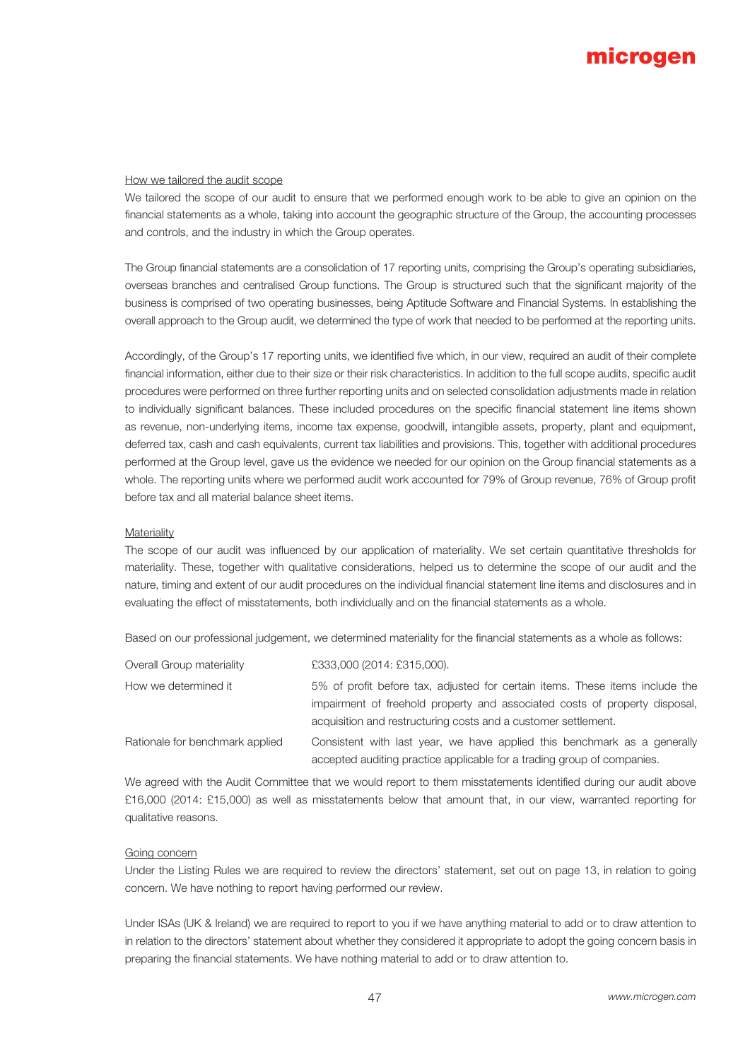### How we tailored the audit scope

We tailored the scope of our audit to ensure that we performed enough work to be able to give an opinion on the financial statements as a whole, taking into account the geographic structure of the Group, the accounting processes and controls, and the industry in which the Group operates.

The Group financial statements are a consolidation of 17 reporting units, comprising the Group's operating subsidiaries, overseas branches and centralised Group functions. The Group is structured such that the significant majority of the business is comprised of two operating businesses, being Aptitude Software and Financial Systems. In establishing the overall approach to the Group audit, we determined the type of work that needed to be performed at the reporting units.

Accordingly, of the Group's 17 reporting units, we identified five which, in our view, required an audit of their complete financial information, either due to their size or their risk characteristics. In addition to the full scope audits, specific audit procedures were performed on three further reporting units and on selected consolidation adjustments made in relation to individually significant balances. These included procedures on the specific financial statement line items shown as revenue, non-underlying items, income tax expense, goodwill, intangible assets, property, plant and equipment, deferred tax, cash and cash equivalents, current tax liabilities and provisions. This, together with additional procedures performed at the Group level, gave us the evidence we needed for our opinion on the Group financial statements as a whole. The reporting units where we performed audit work accounted for 79% of Group revenue, 76% of Group profit before tax and all material balance sheet items.

### Materiality

The scope of our audit was influenced by our application of materiality. We set certain quantitative thresholds for materiality. These, together with qualitative considerations, helped us to determine the scope of our audit and the nature, timing and extent of our audit procedures on the individual financial statement line items and disclosures and in evaluating the effect of misstatements, both individually and on the financial statements as a whole.

Based on our professional judgement, we determined materiality for the financial statements as a whole as follows:

| | |
|---|---|
| Overall Group materiality | £333,000 (2014: £315,000). |
| How we determined it | 5% of profit before tax, adjusted for certain items. These items include the impairment of freehold property and associated costs of property disposal, acquisition and restructuring costs and a customer settlement. |
| Rationale for benchmark applied | Consistent with last year, we have applied this benchmark as a generally accepted auditing practice applicable for a trading group of companies. |

We agreed with the Audit Committee that we would report to them misstatements identified during our audit above £16,000 (2014: £15,000) as well as misstatements below that amount that, in our view, warranted reporting for qualitative reasons.

### Going concern

Under the Listing Rules we are required to review the directors' statement, set out on page 13, in relation to going concern. We have nothing to report having performed our review.

Under ISAs (UK & Ireland) we are required to report to you if we have anything material to add or to draw attention to in relation to the directors' statement about whether they considered it appropriate to adopt the going concern basis in preparing the financial statements. We have nothing material to add or to draw attention to.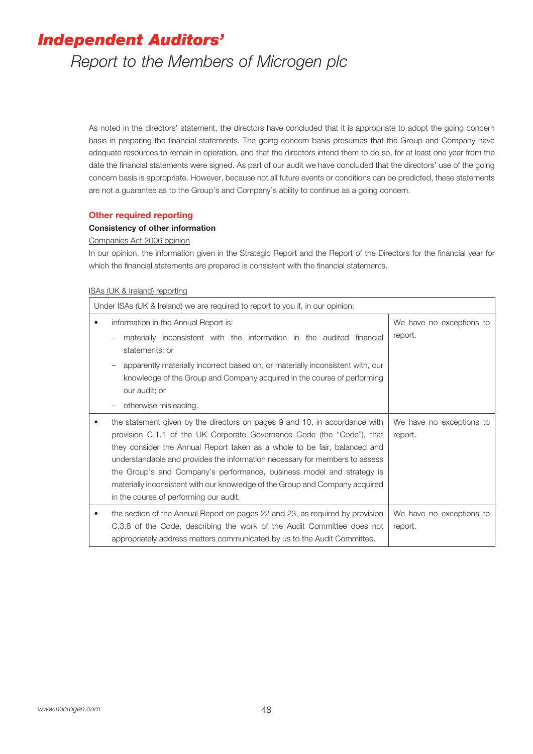# *Independent Auditors'*

## *Report to the Members of Microgen plc*

As noted in the directors' statement, the directors have concluded that it is appropriate to adopt the going concern basis in preparing the financial statements. The going concern basis presumes that the Group and Company have adequate resources to remain in operation, and that the directors intend them to do so, for at least one year from the date the financial statements were signed. As part of our audit we have concluded that the directors' use of the going concern basis is appropriate. However, because not all future events or conditions can be predicted, these statements are not a guarantee as to the Group's and Company's ability to continue as a going concern.

### Other required reporting

**Consistency of other information**

Companies Act 2006 opinion

In our opinion, the information given in the Strategic Report and the Report of the Directors for the financial year for which the financial statements are prepared is consistent with the financial statements.

ISAs (UK & Ireland) reporting

| Under ISAs (UK & Ireland) we are required to report to you if, in our opinion: | |
|---|---|
| • information in the Annual Report is:<br>– materially inconsistent with the information in the audited financial statements; or<br>– apparently materially incorrect based on, or materially inconsistent with, our knowledge of the Group and Company acquired in the course of performing our audit; or<br>– otherwise misleading. | We have no exceptions to report. |
| • the statement given by the directors on pages 9 and 10, in accordance with provision C.1.1 of the UK Corporate Governance Code (the "Code"), that they consider the Annual Report taken as a whole to be fair, balanced and understandable and provides the information necessary for members to assess the Group's and Company's performance, business model and strategy is materially inconsistent with our knowledge of the Group and Company acquired in the course of performing our audit. | We have no exceptions to report. |
| • the section of the Annual Report on pages 22 and 23, as required by provision C.3.8 of the Code, describing the work of the Audit Committee does not appropriately address matters communicated by us to the Audit Committee. | We have no exceptions to report. |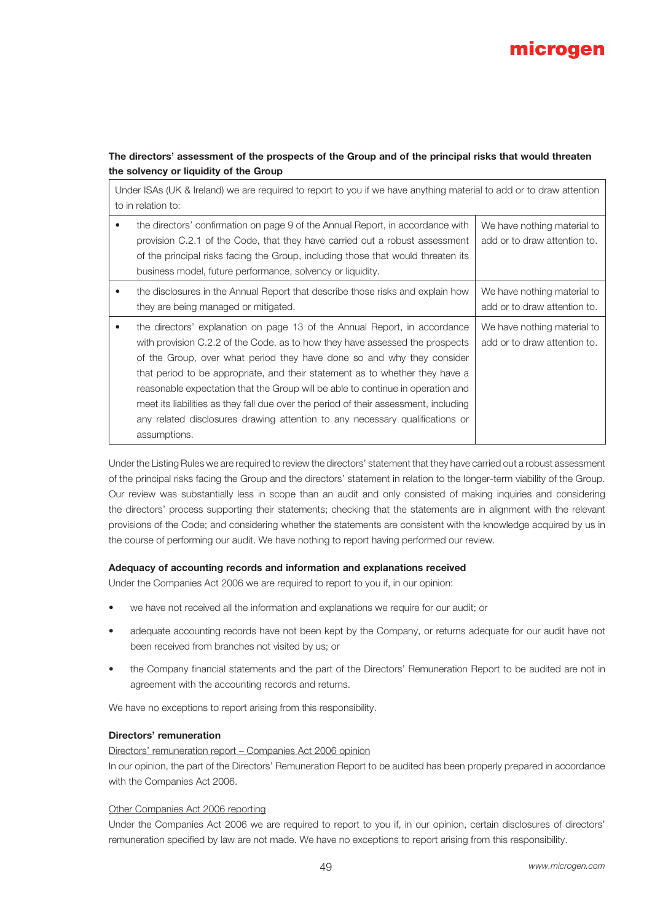### The directors' assessment of the prospects of the Group and of the principal risks that would threaten the solvency or liquidity of the Group

| Under ISAs (UK & Ireland) we are required to report to you if we have anything material to add or to draw attention to in relation to: | |
|---|---|
| • the directors' confirmation on page 9 of the Annual Report, in accordance with provision C.2.1 of the Code, that they have carried out a robust assessment of the principal risks facing the Group, including those that would threaten its business model, future performance, solvency or liquidity. | We have nothing material to add or to draw attention to. |
| • the disclosures in the Annual Report that describe those risks and explain how they are being managed or mitigated. | We have nothing material to add or to draw attention to. |
| • the directors' explanation on page 13 of the Annual Report, in accordance with provision C.2.2 of the Code, as to how they have assessed the prospects of the Group, over what period they have done so and why they consider that period to be appropriate, and their statement as to whether they have a reasonable expectation that the Group will be able to continue in operation and meet its liabilities as they fall due over the period of their assessment, including any related disclosures drawing attention to any necessary qualifications or assumptions. | We have nothing material to add or to draw attention to. |

Under the Listing Rules we are required to review the directors' statement that they have carried out a robust assessment of the principal risks facing the Group and the directors' statement in relation to the longer-term viability of the Group. Our review was substantially less in scope than an audit and only consisted of making inquiries and considering the directors' process supporting their statements; checking that the statements are in alignment with the relevant provisions of the Code; and considering whether the statements are consistent with the knowledge acquired by us in the course of performing our audit. We have nothing to report having performed our review.

#### Adequacy of accounting records and information and explanations received

Under the Companies Act 2006 we are required to report to you if, in our opinion:

- we have not received all the information and explanations we require for our audit; or
- adequate accounting records have not been kept by the Company, or returns adequate for our audit have not been received from branches not visited by us; or
- the Company financial statements and the part of the Directors' Remuneration Report to be audited are not in agreement with the accounting records and returns.

We have no exceptions to report arising from this responsibility.

#### Directors' remuneration

Directors' remuneration report – Companies Act 2006 opinion

In our opinion, the part of the Directors' Remuneration Report to be audited has been properly prepared in accordance with the Companies Act 2006.

Other Companies Act 2006 reporting

Under the Companies Act 2006 we are required to report to you if, in our opinion, certain disclosures of directors' remuneration specified by law are not made. We have no exceptions to report arising from this responsibility.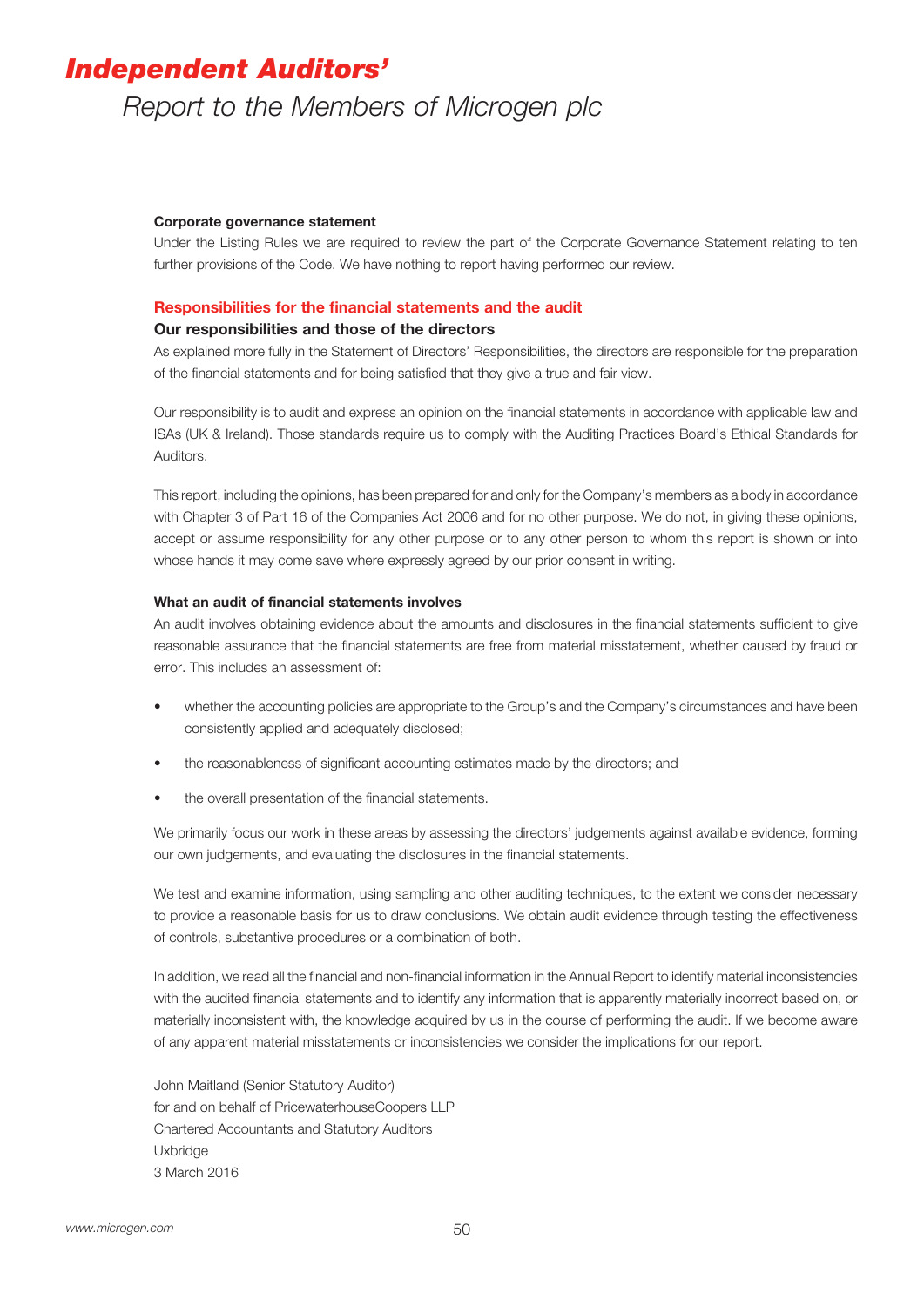# *Independent Auditors'*

## *Report to the Members of Microgen plc*

**Corporate governance statement**

Under the Listing Rules we are required to review the part of the Corporate Governance Statement relating to ten further provisions of the Code. We have nothing to report having performed our review.

### Responsibilities for the financial statements and the audit

**Our responsibilities and those of the directors**

As explained more fully in the Statement of Directors' Responsibilities, the directors are responsible for the preparation of the financial statements and for being satisfied that they give a true and fair view.

Our responsibility is to audit and express an opinion on the financial statements in accordance with applicable law and ISAs (UK & Ireland). Those standards require us to comply with the Auditing Practices Board's Ethical Standards for Auditors.

This report, including the opinions, has been prepared for and only for the Company's members as a body in accordance with Chapter 3 of Part 16 of the Companies Act 2006 and for no other purpose. We do not, in giving these opinions, accept or assume responsibility for any other purpose or to any other person to whom this report is shown or into whose hands it may come save where expressly agreed by our prior consent in writing.

**What an audit of financial statements involves**

An audit involves obtaining evidence about the amounts and disclosures in the financial statements sufficient to give reasonable assurance that the financial statements are free from material misstatement, whether caused by fraud or error. This includes an assessment of:

- whether the accounting policies are appropriate to the Group's and the Company's circumstances and have been consistently applied and adequately disclosed;
- the reasonableness of significant accounting estimates made by the directors; and
- the overall presentation of the financial statements.

We primarily focus our work in these areas by assessing the directors' judgements against available evidence, forming our own judgements, and evaluating the disclosures in the financial statements.

We test and examine information, using sampling and other auditing techniques, to the extent we consider necessary to provide a reasonable basis for us to draw conclusions. We obtain audit evidence through testing the effectiveness of controls, substantive procedures or a combination of both.

In addition, we read all the financial and non-financial information in the Annual Report to identify material inconsistencies with the audited financial statements and to identify any information that is apparently materially incorrect based on, or materially inconsistent with, the knowledge acquired by us in the course of performing the audit. If we become aware of any apparent material misstatements or inconsistencies we consider the implications for our report.

John Maitland (Senior Statutory Auditor)
for and on behalf of PricewaterhouseCoopers LLP
Chartered Accountants and Statutory Auditors
Uxbridge
3 March 2016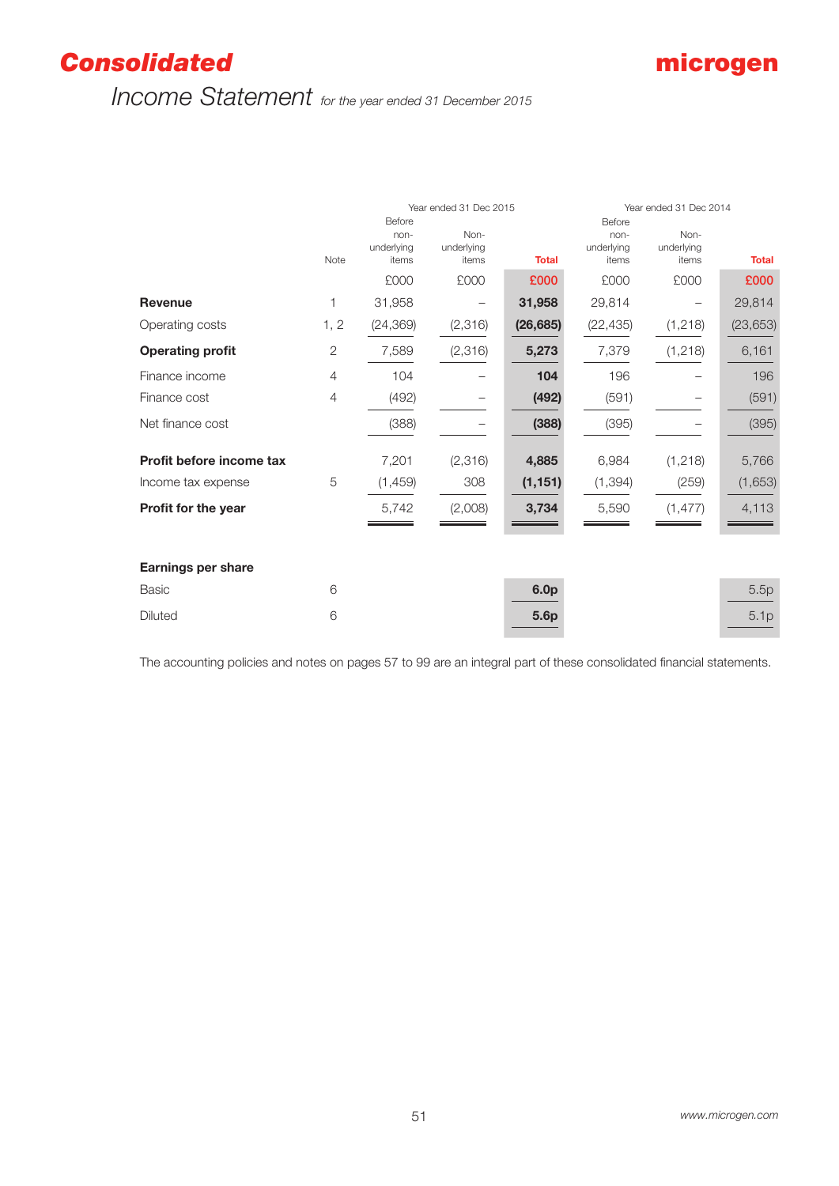# Consolidated Income Statement *for the year ended 31 December 2015*

| | Note | Year ended 31 Dec 2015 Before non-underlying items | Non-underlying items | Total | Year ended 31 Dec 2014 Before non-underlying items | Non-underlying items | Total |
|---|---|---|---|---|---|---|---|
| | | £000 | £000 | **£000** | £000 | £000 | **£000** |
| **Revenue** | 1 | 31,958 | – | **31,958** | 29,814 | – | 29,814 |
| Operating costs | 1, 2 | (24,369) | (2,316) | **(26,685)** | (22,435) | (1,218) | (23,653) |
| **Operating profit** | 2 | 7,589 | (2,316) | **5,273** | 7,379 | (1,218) | 6,161 |
| Finance income | 4 | 104 | – | **104** | 196 | – | 196 |
| Finance cost | 4 | (492) | – | **(492)** | (591) | – | (591) |
| Net finance cost | | (388) | – | **(388)** | (395) | – | (395) |
| **Profit before income tax** | | 7,201 | (2,316) | **4,885** | 6,984 | (1,218) | 5,766 |
| Income tax expense | 5 | (1,459) | 308 | **(1,151)** | (1,394) | (259) | (1,653) |
| **Profit for the year** | | 5,742 | (2,008) | **3,734** | 5,590 | (1,477) | 4,113 |
| | | | | | | | |
| **Earnings per share** | | | | | | | |
| Basic | 6 | | | **6.0p** | | | 5.5p |
| Diluted | 6 | | | **5.6p** | | | 5.1p |

The accounting policies and notes on pages 57 to 99 are an integral part of these consolidated financial statements.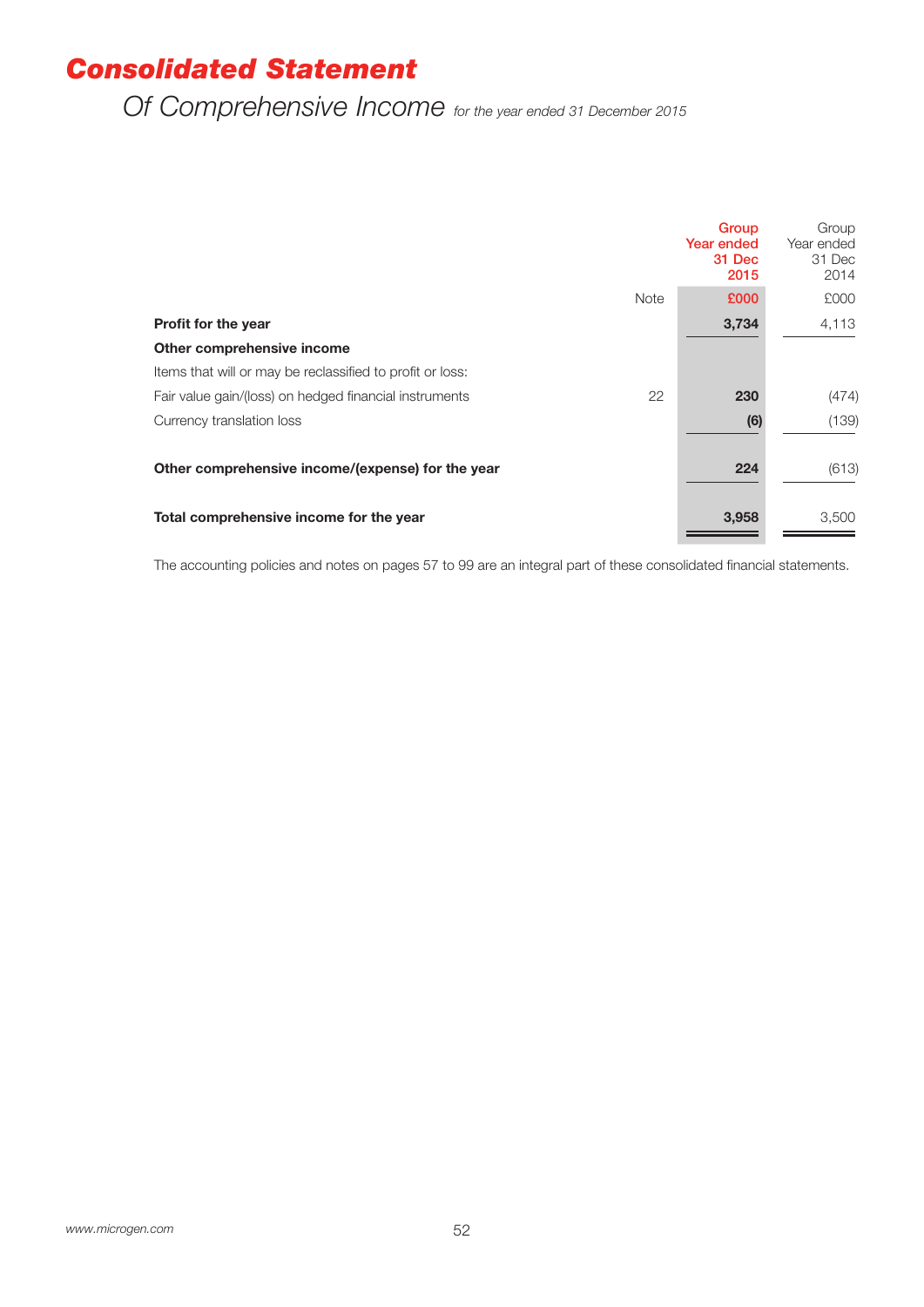# Consolidated Statement

## Of Comprehensive Income *for the year ended 31 December 2015*

| | Note | Group Year ended 31 Dec 2015 £000 | Group Year ended 31 Dec 2014 £000 |
|---|---|---|---|
| **Profit for the year** | | **3,734** | 4,113 |
| **Other comprehensive income** | | | |
| Items that will or may be reclassified to profit or loss: | | | |
| Fair value gain/(loss) on hedged financial instruments | 22 | **230** | (474) |
| Currency translation loss | | **(6)** | (139) |
| **Other comprehensive income/(expense) for the year** | | **224** | (613) |
| **Total comprehensive income for the year** | | **3,958** | 3,500 |

The accounting policies and notes on pages 57 to 99 are an integral part of these consolidated financial statements.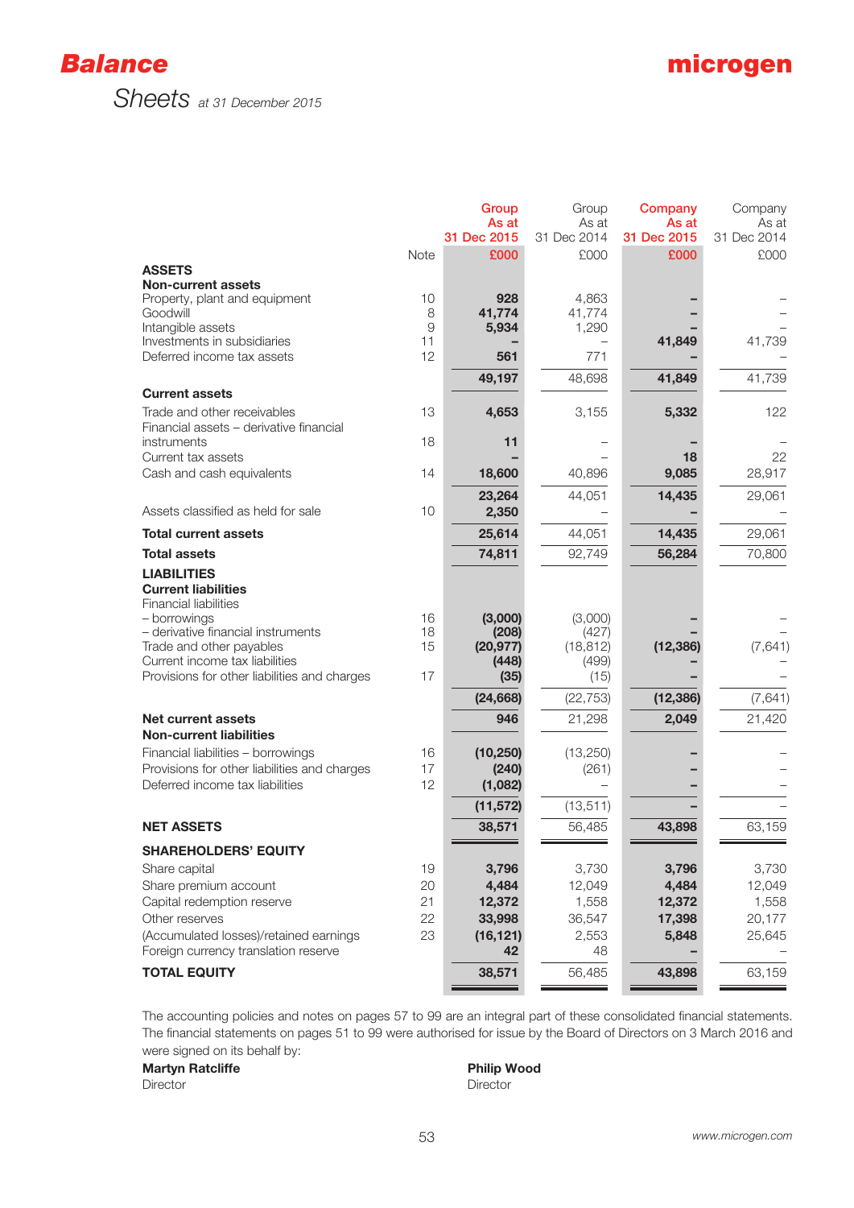# Balance Sheets

*at 31 December 2015*

| | Note | Group As at 31 Dec 2015 £000 | Group As at 31 Dec 2014 £000 | Company As at 31 Dec 2015 £000 | Company As at 31 Dec 2014 £000 |
|---|---|---|---|---|---|
| **ASSETS** | | | | | |
| **Non-current assets** | | | | | |
| Property, plant and equipment | 10 | **928** | 4,863 | **–** | – |
| Goodwill | 8 | **41,774** | 41,774 | **–** | – |
| Intangible assets | 9 | **5,934** | 1,290 | **–** | – |
| Investments in subsidiaries | 11 | **–** | – | **41,849** | 41,739 |
| Deferred income tax assets | 12 | **561** | 771 | **–** | – |
| | | **49,197** | 48,698 | **41,849** | 41,739 |
| **Current assets** | | | | | |
| Trade and other receivables | 13 | **4,653** | 3,155 | **5,332** | 122 |
| Financial assets – derivative financial instruments | 18 | **11** | – | **–** | – |
| Current tax assets | | **–** | – | **18** | 22 |
| Cash and cash equivalents | 14 | **18,600** | 40,896 | **9,085** | 28,917 |
| | | **23,264** | 44,051 | **14,435** | 29,061 |
| Assets classified as held for sale | 10 | **2,350** | – | **–** | – |
| **Total current assets** | | **25,614** | 44,051 | **14,435** | 29,061 |
| **Total assets** | | **74,811** | 92,749 | **56,284** | 70,800 |
| **LIABILITIES** | | | | | |
| **Current liabilities** | | | | | |
| Financial liabilities | | | | | |
| – borrowings | 16 | **(3,000)** | (3,000) | **–** | – |
| – derivative financial instruments | 18 | **(208)** | (427) | **–** | – |
| Trade and other payables | 15 | **(20,977)** | (18,812) | **(12,386)** | (7,641) |
| Current income tax liabilities | | **(448)** | (499) | **–** | – |
| Provisions for other liabilities and charges | 17 | **(35)** | (15) | **–** | – |
| | | **(24,668)** | (22,753) | **(12,386)** | (7,641) |
| **Net current assets** | | **946** | 21,298 | **2,049** | 21,420 |
| **Non-current liabilities** | | | | | |
| Financial liabilities – borrowings | 16 | **(10,250)** | (13,250) | **–** | – |
| Provisions for other liabilities and charges | 17 | **(240)** | (261) | **–** | – |
| Deferred income tax liabilities | 12 | **(1,082)** | – | **–** | – |
| | | **(11,572)** | (13,511) | **–** | – |
| **NET ASSETS** | | **38,571** | 56,485 | **43,898** | 63,159 |
| **SHAREHOLDERS' EQUITY** | | | | | |
| Share capital | 19 | **3,796** | 3,730 | **3,796** | 3,730 |
| Share premium account | 20 | **4,484** | 12,049 | **4,484** | 12,049 |
| Capital redemption reserve | 21 | **12,372** | 1,558 | **12,372** | 1,558 |
| Other reserves | 22 | **33,998** | 36,547 | **17,398** | 20,177 |
| (Accumulated losses)/retained earnings | 23 | **(16,121)** | 2,553 | **5,848** | 25,645 |
| Foreign currency translation reserve | | **42** | 48 | **–** | – |
| **TOTAL EQUITY** | | **38,571** | 56,485 | **43,898** | 63,159 |

The accounting policies and notes on pages 57 to 99 are an integral part of these consolidated financial statements. The financial statements on pages 51 to 99 were authorised for issue by the Board of Directors on 3 March 2016 and were signed on its behalf by:

**Martyn Ratcliffe**
Director

**Philip Wood**
Director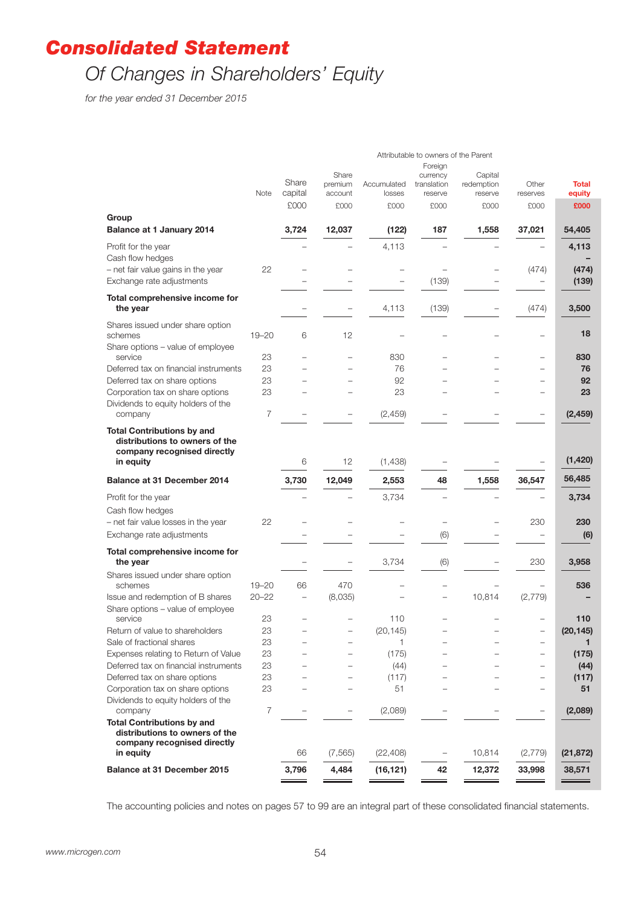# Consolidated Statement

## *Of Changes in Shareholders' Equity*

*for the year ended 31 December 2015*

| | | Attributable to owners of the Parent | | | | | | |
|---|---|---|---|---|---|---|---|---|
| | Note | Share capital £000 | Share premium account £000 | Accumulated losses £000 | Foreign currency translation reserve £000 | Capital redemption reserve £000 | Other reserves £000 | **Total equity £000** |
| **Group** | | | | | | | | |
| **Balance at 1 January 2014** | | **3,724** | **12,037** | **(122)** | **187** | **1,558** | **37,021** | **54,405** |
| Profit for the year | | – | – | 4,113 | – | – | – | **4,113** |
| Cash flow hedges | | | | | | | | **–** |
| – net fair value gains in the year | 22 | – | – | – | – | – | (474) | **(474)** |
| Exchange rate adjustments | | – | – | – | (139) | – | – | **(139)** |
| **Total comprehensive income for the year** | | – | – | 4,113 | (139) | – | (474) | **3,500** |
| Shares issued under share option schemes | 19–20 | 6 | 12 | – | – | – | – | **18** |
| Share options – value of employee service | 23 | – | – | 830 | – | – | – | **830** |
| Deferred tax on financial instruments | 23 | – | – | 76 | – | – | – | **76** |
| Deferred tax on share options | 23 | – | – | 92 | – | – | – | **92** |
| Corporation tax on share options | 23 | – | – | 23 | – | – | – | **23** |
| Dividends to equity holders of the company | 7 | – | – | (2,459) | – | – | – | **(2,459)** |
| **Total Contributions by and distributions to owners of the company recognised directly in equity** | | 6 | 12 | (1,438) | – | – | – | **(1,420)** |
| **Balance at 31 December 2014** | | **3,730** | **12,049** | **2,553** | **48** | **1,558** | **36,547** | **56,485** |
| Profit for the year | | – | – | 3,734 | – | – | – | **3,734** |
| Cash flow hedges | | | | | | | | |
| – net fair value losses in the year | 22 | – | – | – | – | – | 230 | **230** |
| Exchange rate adjustments | | – | – | – | (6) | – | – | **(6)** |
| **Total comprehensive income for the year** | | – | – | 3,734 | (6) | – | 230 | **3,958** |
| Shares issued under share option schemes | 19–20 | 66 | 470 | – | – | – | – | **536** |
| Issue and redemption of B shares | 20–22 | – | (8,035) | – | – | 10,814 | (2,779) | **–** |
| Share options – value of employee service | 23 | – | – | 110 | – | – | – | **110** |
| Return of value to shareholders | 23 | – | – | (20,145) | – | – | – | **(20,145)** |
| Sale of fractional shares | 23 | – | – | 1 | – | – | – | **1** |
| Expenses relating to Return of Value | 23 | – | – | (175) | – | – | – | **(175)** |
| Deferred tax on financial instruments | 23 | – | – | (44) | – | – | – | **(44)** |
| Deferred tax on share options | 23 | – | – | (117) | – | – | – | **(117)** |
| Corporation tax on share options | 23 | – | – | 51 | – | – | – | **51** |
| Dividends to equity holders of the company | 7 | – | – | (2,089) | – | – | – | **(2,089)** |
| **Total Contributions by and distributions to owners of the company recognised directly in equity** | | 66 | (7,565) | (22,408) | – | 10,814 | (2,779) | **(21,872)** |
| **Balance at 31 December 2015** | | **3,796** | **4,484** | **(16,121)** | **42** | **12,372** | **33,998** | **38,571** |

The accounting policies and notes on pages 57 to 99 are an integral part of these consolidated financial statements.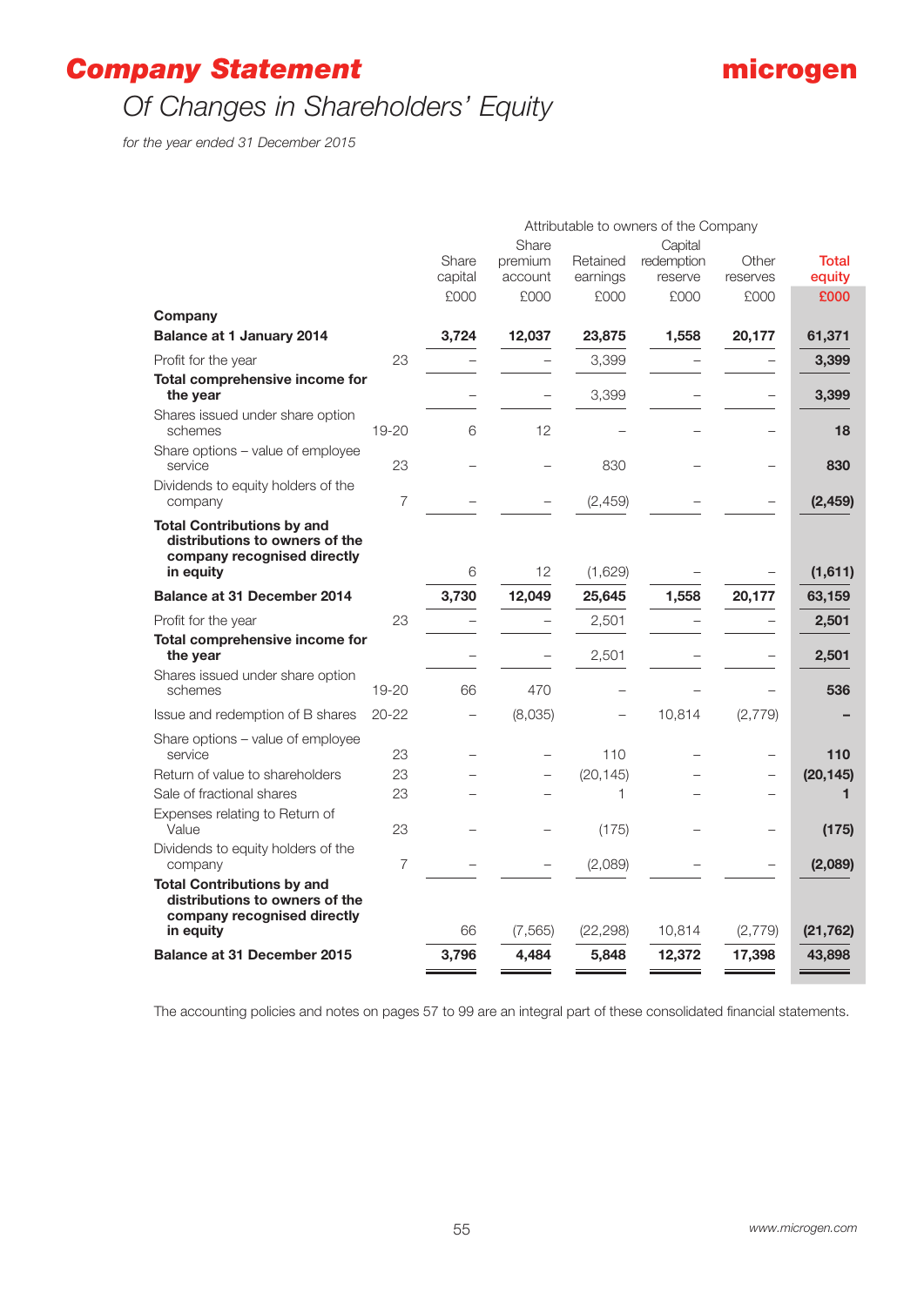# Company Statement

## Of Changes in Shareholders' Equity

*for the year ended 31 December 2015*

| | | Attributable to owners of the Company | | | | | |
|---|---|---|---|---|---|---|---|
| | | Share capital £000 | Share premium account £000 | Retained earnings £000 | Capital redemption reserve £000 | Other reserves £000 | Total equity £000 |
| **Company** | | | | | | | |
| **Balance at 1 January 2014** | | **3,724** | **12,037** | **23,875** | **1,558** | **20,177** | **61,371** |
| Profit for the year | 23 | – | – | 3,399 | – | – | **3,399** |
| **Total comprehensive income for the year** | | – | – | 3,399 | – | – | **3,399** |
| Shares issued under share option schemes | 19-20 | 6 | 12 | – | – | – | **18** |
| Share options – value of employee service | 23 | – | – | 830 | – | – | **830** |
| Dividends to equity holders of the company | 7 | – | – | (2,459) | – | – | **(2,459)** |
| **Total Contributions by and distributions to owners of the company recognised directly in equity** | | 6 | 12 | (1,629) | – | – | **(1,611)** |
| **Balance at 31 December 2014** | | **3,730** | **12,049** | **25,645** | **1,558** | **20,177** | **63,159** |
| Profit for the year | 23 | – | – | 2,501 | – | – | **2,501** |
| **Total comprehensive income for the year** | | – | – | 2,501 | – | – | **2,501** |
| Shares issued under share option schemes | 19-20 | 66 | 470 | – | – | – | **536** |
| Issue and redemption of B shares | 20-22 | – | (8,035) | – | 10,814 | (2,779) | **–** |
| Share options – value of employee service | 23 | – | – | 110 | – | – | **110** |
| Return of value to shareholders | 23 | – | – | (20,145) | – | – | **(20,145)** |
| Sale of fractional shares | 23 | – | – | 1 | – | – | **1** |
| Expenses relating to Return of Value | 23 | – | – | (175) | – | – | **(175)** |
| Dividends to equity holders of the company | 7 | – | – | (2,089) | – | – | **(2,089)** |
| **Total Contributions by and distributions to owners of the company recognised directly in equity** | | 66 | (7,565) | (22,298) | 10,814 | (2,779) | **(21,762)** |
| **Balance at 31 December 2015** | | **3,796** | **4,484** | **5,848** | **12,372** | **17,398** | **43,898** |

The accounting policies and notes on pages 57 to 99 are an integral part of these consolidated financial statements.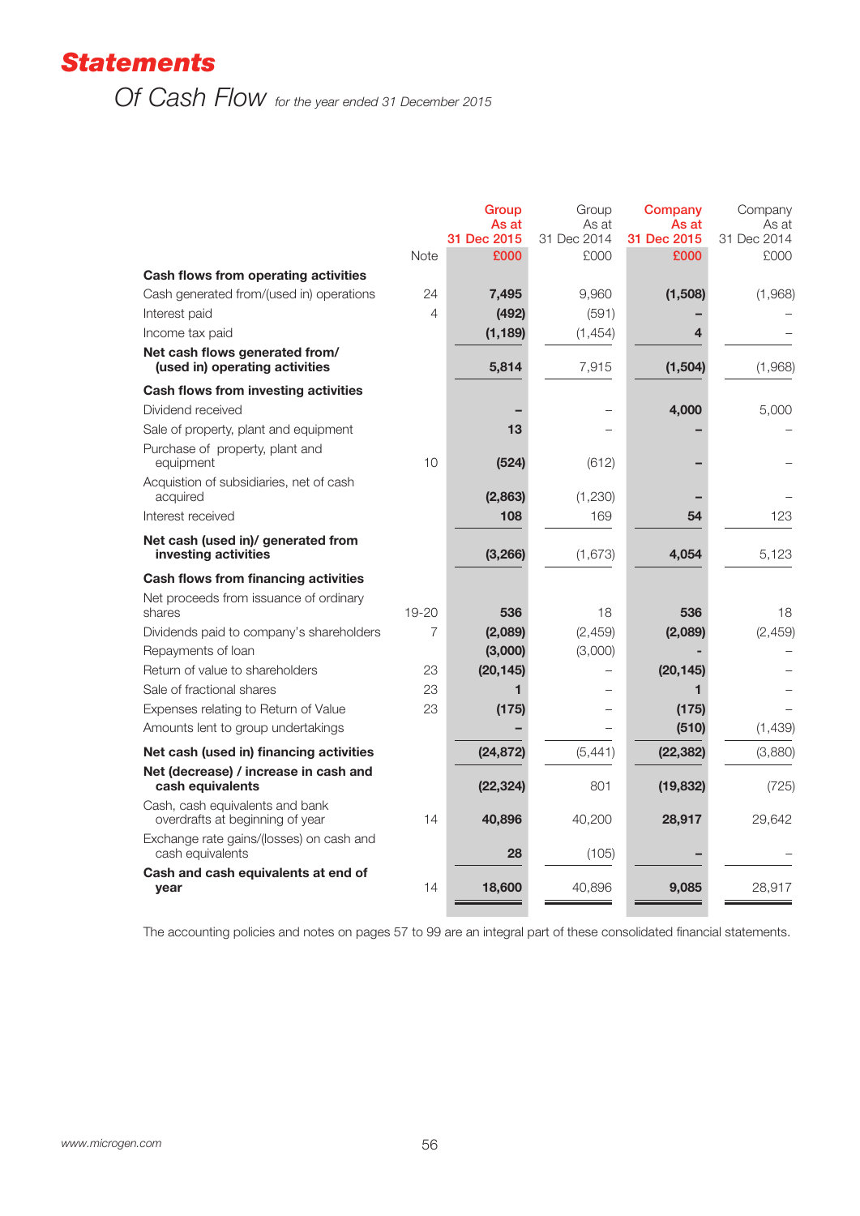# Statements

## Of Cash Flow *for the year ended 31 December 2015*

| | Note | Group As at 31 Dec 2015 £000 | Group As at 31 Dec 2014 £000 | Company As at 31 Dec 2015 £000 | Company As at 31 Dec 2014 £000 |
|---|---|---|---|---|---|
| **Cash flows from operating activities** | | | | | |
| Cash generated from/(used in) operations | 24 | **7,495** | 9,960 | **(1,508)** | (1,968) |
| Interest paid | 4 | **(492)** | (591) | **–** | – |
| Income tax paid | | **(1,189)** | (1,454) | **4** | – |
| **Net cash flows generated from/ (used in) operating activities** | | **5,814** | 7,915 | **(1,504)** | (1,968) |
| **Cash flows from investing activities** | | | | | |
| Dividend received | | **–** | – | **4,000** | 5,000 |
| Sale of property, plant and equipment | | **13** | – | **–** | – |
| Purchase of property, plant and equipment | 10 | **(524)** | (612) | **–** | – |
| Acquistion of subsidiaries, net of cash acquired | | **(2,863)** | (1,230) | **–** | – |
| Interest received | | **108** | 169 | **54** | 123 |
| **Net cash (used in)/ generated from investing activities** | | **(3,266)** | (1,673) | **4,054** | 5,123 |
| **Cash flows from financing activities** | | | | | |
| Net proceeds from issuance of ordinary shares | 19-20 | **536** | 18 | **536** | 18 |
| Dividends paid to company's shareholders | 7 | **(2,089)** | (2,459) | **(2,089)** | (2,459) |
| Repayments of loan | | **(3,000)** | (3,000) | **-** | – |
| Return of value to shareholders | 23 | **(20,145)** | – | **(20,145)** | – |
| Sale of fractional shares | 23 | **1** | – | **1** | – |
| Expenses relating to Return of Value | 23 | **(175)** | – | **(175)** | – |
| Amounts lent to group undertakings | | **–** | – | **(510)** | (1,439) |
| **Net cash (used in) financing activities** | | **(24,872)** | (5,441) | **(22,382)** | (3,880) |
| **Net (decrease) / increase in cash and cash equivalents** | | **(22,324)** | 801 | **(19,832)** | (725) |
| Cash, cash equivalents and bank overdrafts at beginning of year | 14 | **40,896** | 40,200 | **28,917** | 29,642 |
| Exchange rate gains/(losses) on cash and cash equivalents | | **28** | (105) | **–** | – |
| **Cash and cash equivalents at end of year** | 14 | **18,600** | 40,896 | **9,085** | 28,917 |

The accounting policies and notes on pages 57 to 99 are an integral part of these consolidated financial statements.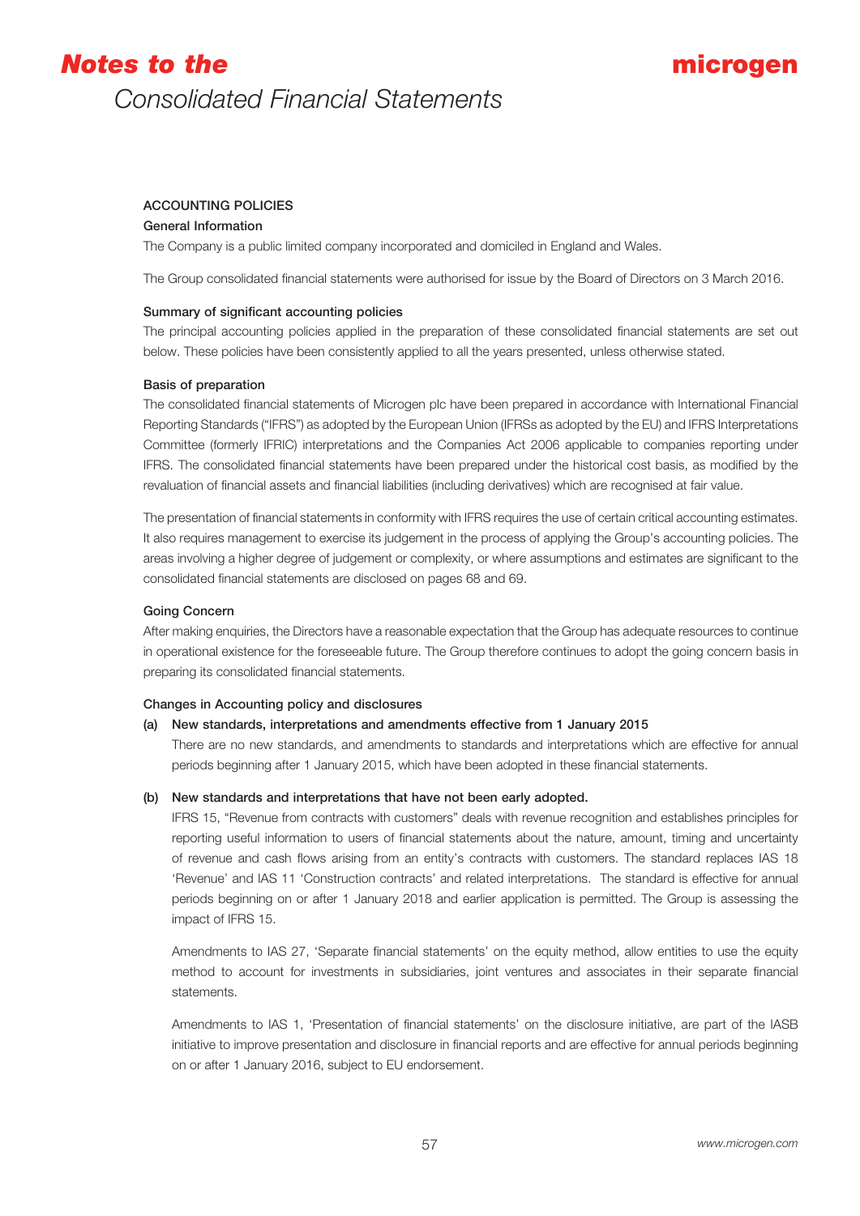# Notes to the Consolidated Financial Statements

### ACCOUNTING POLICIES

#### General Information

The Company is a public limited company incorporated and domiciled in England and Wales.

The Group consolidated financial statements were authorised for issue by the Board of Directors on 3 March 2016.

#### Summary of significant accounting policies

The principal accounting policies applied in the preparation of these consolidated financial statements are set out below. These policies have been consistently applied to all the years presented, unless otherwise stated.

#### Basis of preparation

The consolidated financial statements of Microgen plc have been prepared in accordance with International Financial Reporting Standards ("IFRS") as adopted by the European Union (IFRSs as adopted by the EU) and IFRS Interpretations Committee (formerly IFRIC) interpretations and the Companies Act 2006 applicable to companies reporting under IFRS. The consolidated financial statements have been prepared under the historical cost basis, as modified by the revaluation of financial assets and financial liabilities (including derivatives) which are recognised at fair value.

The presentation of financial statements in conformity with IFRS requires the use of certain critical accounting estimates. It also requires management to exercise its judgement in the process of applying the Group's accounting policies. The areas involving a higher degree of judgement or complexity, or where assumptions and estimates are significant to the consolidated financial statements are disclosed on pages 68 and 69.

#### Going Concern

After making enquiries, the Directors have a reasonable expectation that the Group has adequate resources to continue in operational existence for the foreseeable future. The Group therefore continues to adopt the going concern basis in preparing its consolidated financial statements.

#### Changes in Accounting policy and disclosures

**(a) New standards, interpretations and amendments effective from 1 January 2015**

There are no new standards, and amendments to standards and interpretations which are effective for annual periods beginning after 1 January 2015, which have been adopted in these financial statements.

**(b) New standards and interpretations that have not been early adopted.**

IFRS 15, "Revenue from contracts with customers" deals with revenue recognition and establishes principles for reporting useful information to users of financial statements about the nature, amount, timing and uncertainty of revenue and cash flows arising from an entity's contracts with customers. The standard replaces IAS 18 'Revenue' and IAS 11 'Construction contracts' and related interpretations. The standard is effective for annual periods beginning on or after 1 January 2018 and earlier application is permitted. The Group is assessing the impact of IFRS 15.

Amendments to IAS 27, 'Separate financial statements' on the equity method, allow entities to use the equity method to account for investments in subsidiaries, joint ventures and associates in their separate financial statements.

Amendments to IAS 1, 'Presentation of financial statements' on the disclosure initiative, are part of the IASB initiative to improve presentation and disclosure in financial reports and are effective for annual periods beginning on or after 1 January 2016, subject to EU endorsement.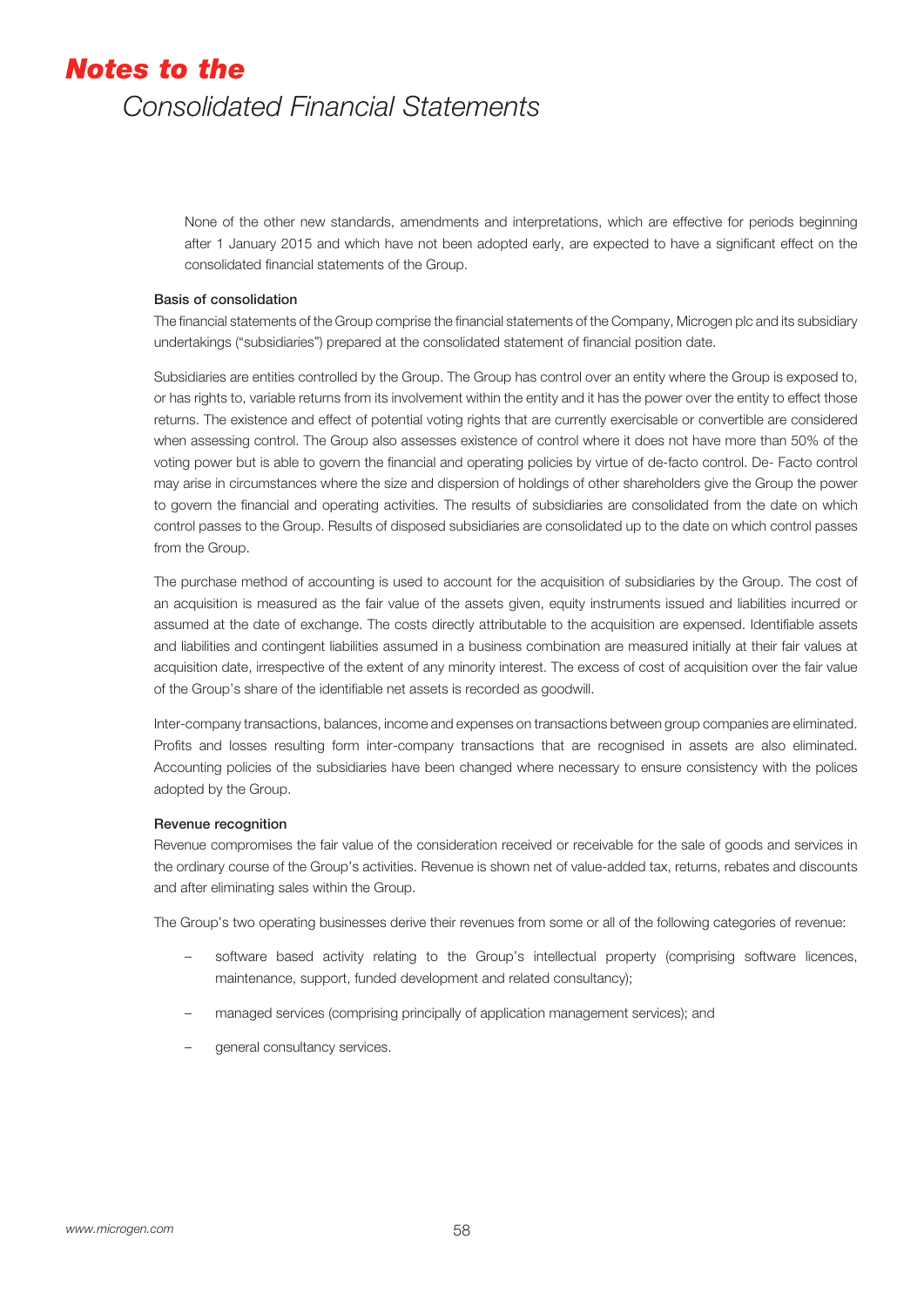None of the other new standards, amendments and interpretations, which are effective for periods beginning after 1 January 2015 and which have not been adopted early, are expected to have a significant effect on the consolidated financial statements of the Group.

**Basis of consolidation**

The financial statements of the Group comprise the financial statements of the Company, Microgen plc and its subsidiary undertakings ("subsidiaries") prepared at the consolidated statement of financial position date.

Subsidiaries are entities controlled by the Group. The Group has control over an entity where the Group is exposed to, or has rights to, variable returns from its involvement within the entity and it has the power over the entity to effect those returns. The existence and effect of potential voting rights that are currently exercisable or convertible are considered when assessing control. The Group also assesses existence of control where it does not have more than 50% of the voting power but is able to govern the financial and operating policies by virtue of de-facto control. De- Facto control may arise in circumstances where the size and dispersion of holdings of other shareholders give the Group the power to govern the financial and operating activities. The results of subsidiaries are consolidated from the date on which control passes to the Group. Results of disposed subsidiaries are consolidated up to the date on which control passes from the Group.

The purchase method of accounting is used to account for the acquisition of subsidiaries by the Group. The cost of an acquisition is measured as the fair value of the assets given, equity instruments issued and liabilities incurred or assumed at the date of exchange. The costs directly attributable to the acquisition are expensed. Identifiable assets and liabilities and contingent liabilities assumed in a business combination are measured initially at their fair values at acquisition date, irrespective of the extent of any minority interest. The excess of cost of acquisition over the fair value of the Group's share of the identifiable net assets is recorded as goodwill.

Inter-company transactions, balances, income and expenses on transactions between group companies are eliminated. Profits and losses resulting form inter-company transactions that are recognised in assets are also eliminated. Accounting policies of the subsidiaries have been changed where necessary to ensure consistency with the polices adopted by the Group.

**Revenue recognition**

Revenue compromises the fair value of the consideration received or receivable for the sale of goods and services in the ordinary course of the Group's activities. Revenue is shown net of value-added tax, returns, rebates and discounts and after eliminating sales within the Group.

The Group's two operating businesses derive their revenues from some or all of the following categories of revenue:

- software based activity relating to the Group's intellectual property (comprising software licences, maintenance, support, funded development and related consultancy);
- managed services (comprising principally of application management services); and
- general consultancy services.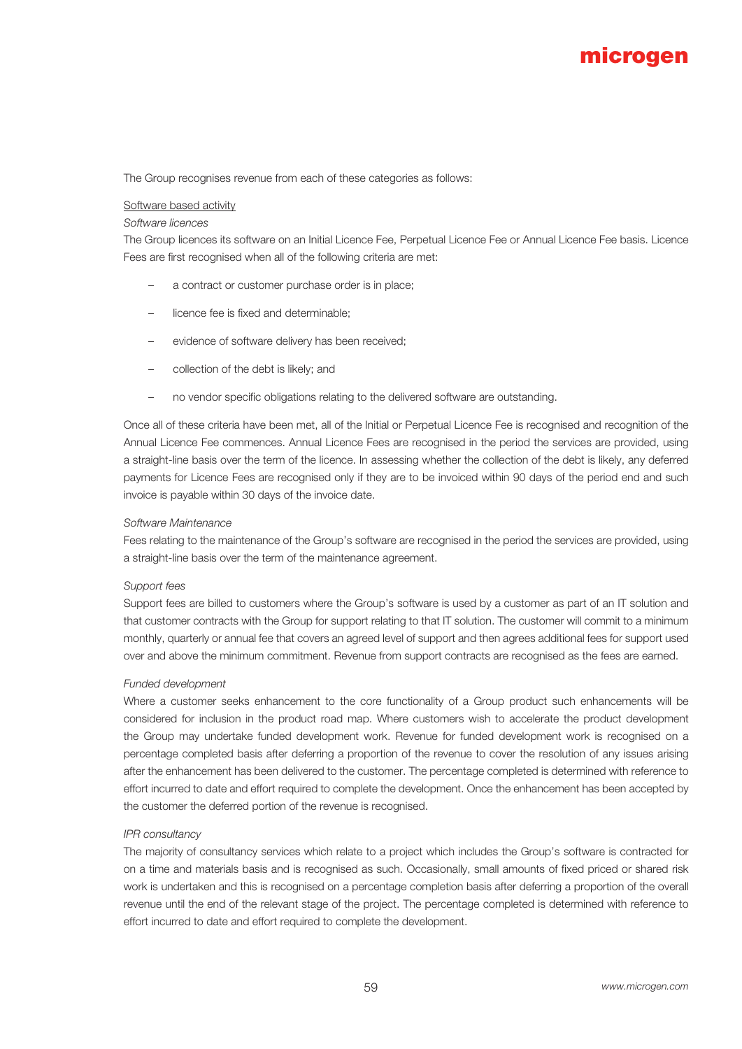The Group recognises revenue from each of these categories as follows:

Software based activity

*Software licences*

The Group licences its software on an Initial Licence Fee, Perpetual Licence Fee or Annual Licence Fee basis. Licence Fees are first recognised when all of the following criteria are met:

- a contract or customer purchase order is in place;
- licence fee is fixed and determinable;
- evidence of software delivery has been received;
- collection of the debt is likely; and
- no vendor specific obligations relating to the delivered software are outstanding.

Once all of these criteria have been met, all of the Initial or Perpetual Licence Fee is recognised and recognition of the Annual Licence Fee commences. Annual Licence Fees are recognised in the period the services are provided, using a straight-line basis over the term of the licence. In assessing whether the collection of the debt is likely, any deferred payments for Licence Fees are recognised only if they are to be invoiced within 90 days of the period end and such invoice is payable within 30 days of the invoice date.

*Software Maintenance*

Fees relating to the maintenance of the Group's software are recognised in the period the services are provided, using a straight-line basis over the term of the maintenance agreement.

*Support fees*

Support fees are billed to customers where the Group's software is used by a customer as part of an IT solution and that customer contracts with the Group for support relating to that IT solution. The customer will commit to a minimum monthly, quarterly or annual fee that covers an agreed level of support and then agrees additional fees for support used over and above the minimum commitment. Revenue from support contracts are recognised as the fees are earned.

*Funded development*

Where a customer seeks enhancement to the core functionality of a Group product such enhancements will be considered for inclusion in the product road map. Where customers wish to accelerate the product development the Group may undertake funded development work. Revenue for funded development work is recognised on a percentage completed basis after deferring a proportion of the revenue to cover the resolution of any issues arising after the enhancement has been delivered to the customer. The percentage completed is determined with reference to effort incurred to date and effort required to complete the development. Once the enhancement has been accepted by the customer the deferred portion of the revenue is recognised.

*IPR consultancy*

The majority of consultancy services which relate to a project which includes the Group's software is contracted for on a time and materials basis and is recognised as such. Occasionally, small amounts of fixed priced or shared risk work is undertaken and this is recognised on a percentage completion basis after deferring a proportion of the overall revenue until the end of the relevant stage of the project. The percentage completed is determined with reference to effort incurred to date and effort required to complete the development.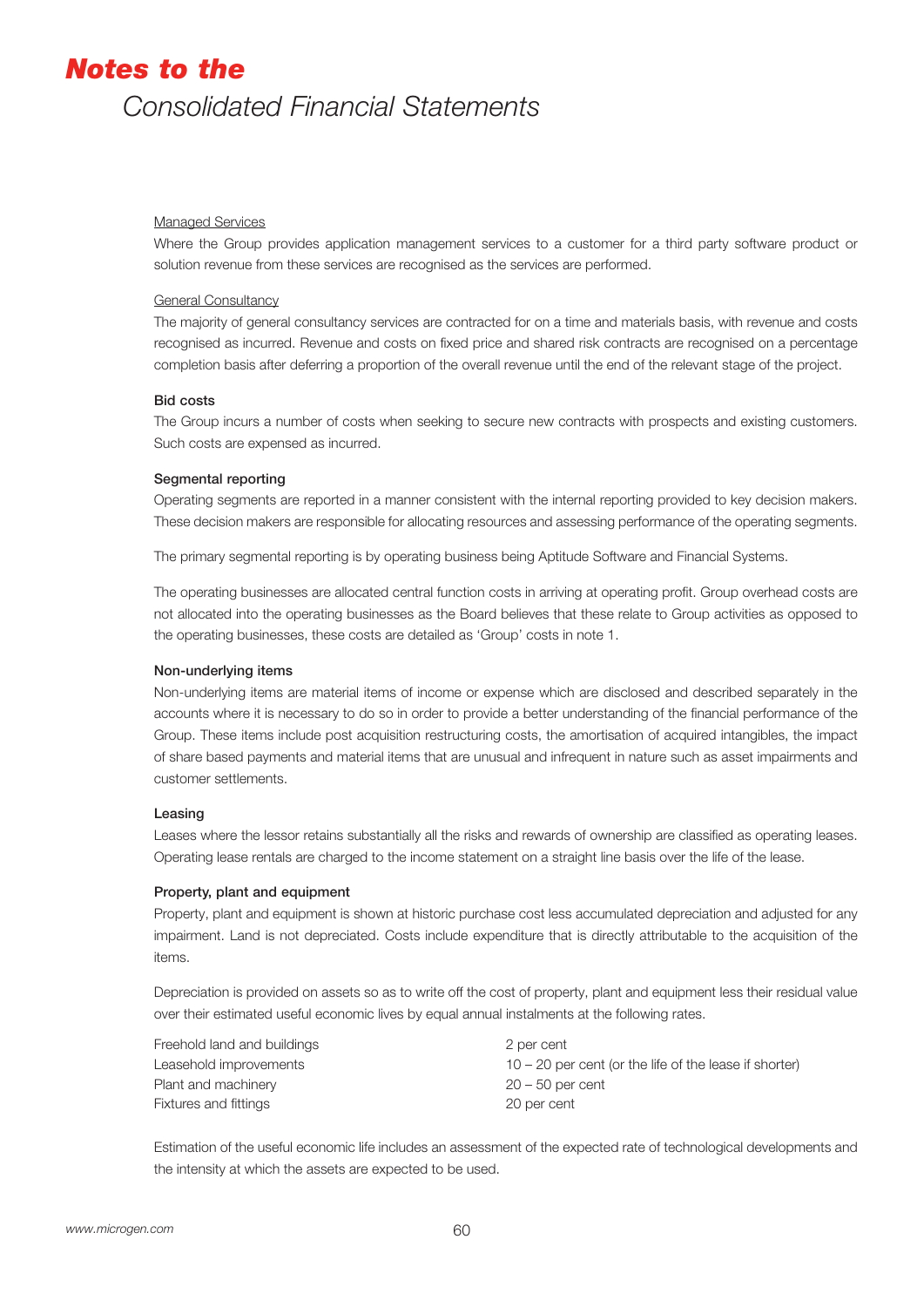Managed Services

Where the Group provides application management services to a customer for a third party software product or solution revenue from these services are recognised as the services are performed.

General Consultancy

The majority of general consultancy services are contracted for on a time and materials basis, with revenue and costs recognised as incurred. Revenue and costs on fixed price and shared risk contracts are recognised on a percentage completion basis after deferring a proportion of the overall revenue until the end of the relevant stage of the project.

**Bid costs**

The Group incurs a number of costs when seeking to secure new contracts with prospects and existing customers. Such costs are expensed as incurred.

**Segmental reporting**

Operating segments are reported in a manner consistent with the internal reporting provided to key decision makers. These decision makers are responsible for allocating resources and assessing performance of the operating segments.

The primary segmental reporting is by operating business being Aptitude Software and Financial Systems.

The operating businesses are allocated central function costs in arriving at operating profit. Group overhead costs are not allocated into the operating businesses as the Board believes that these relate to Group activities as opposed to the operating businesses, these costs are detailed as 'Group' costs in note 1.

**Non-underlying items**

Non-underlying items are material items of income or expense which are disclosed and described separately in the accounts where it is necessary to do so in order to provide a better understanding of the financial performance of the Group. These items include post acquisition restructuring costs, the amortisation of acquired intangibles, the impact of share based payments and material items that are unusual and infrequent in nature such as asset impairments and customer settlements.

**Leasing**

Leases where the lessor retains substantially all the risks and rewards of ownership are classified as operating leases. Operating lease rentals are charged to the income statement on a straight line basis over the life of the lease.

**Property, plant and equipment**

Property, plant and equipment is shown at historic purchase cost less accumulated depreciation and adjusted for any impairment. Land is not depreciated. Costs include expenditure that is directly attributable to the acquisition of the items.

Depreciation is provided on assets so as to write off the cost of property, plant and equipment less their residual value over their estimated useful economic lives by equal annual instalments at the following rates.

| | |
|---|---|
| Freehold land and buildings | 2 per cent |
| Leasehold improvements | 10 – 20 per cent (or the life of the lease if shorter) |
| Plant and machinery | 20 – 50 per cent |
| Fixtures and fittings | 20 per cent |

Estimation of the useful economic life includes an assessment of the expected rate of technological developments and the intensity at which the assets are expected to be used.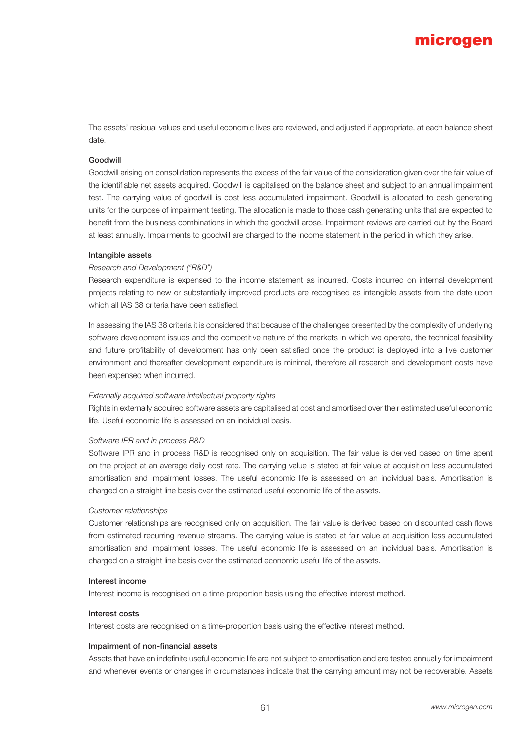The assets' residual values and useful economic lives are reviewed, and adjusted if appropriate, at each balance sheet date.

**Goodwill**

Goodwill arising on consolidation represents the excess of the fair value of the consideration given over the fair value of the identifiable net assets acquired. Goodwill is capitalised on the balance sheet and subject to an annual impairment test. The carrying value of goodwill is cost less accumulated impairment. Goodwill is allocated to cash generating units for the purpose of impairment testing. The allocation is made to those cash generating units that are expected to benefit from the business combinations in which the goodwill arose. Impairment reviews are carried out by the Board at least annually. Impairments to goodwill are charged to the income statement in the period in which they arise.

**Intangible assets**

*Research and Development ("R&D")*

Research expenditure is expensed to the income statement as incurred. Costs incurred on internal development projects relating to new or substantially improved products are recognised as intangible assets from the date upon which all IAS 38 criteria have been satisfied.

In assessing the IAS 38 criteria it is considered that because of the challenges presented by the complexity of underlying software development issues and the competitive nature of the markets in which we operate, the technical feasibility and future profitability of development has only been satisfied once the product is deployed into a live customer environment and thereafter development expenditure is minimal, therefore all research and development costs have been expensed when incurred.

*Externally acquired software intellectual property rights*

Rights in externally acquired software assets are capitalised at cost and amortised over their estimated useful economic life. Useful economic life is assessed on an individual basis.

*Software IPR and in process R&D*

Software IPR and in process R&D is recognised only on acquisition. The fair value is derived based on time spent on the project at an average daily cost rate. The carrying value is stated at fair value at acquisition less accumulated amortisation and impairment losses. The useful economic life is assessed on an individual basis. Amortisation is charged on a straight line basis over the estimated useful economic life of the assets.

*Customer relationships*

Customer relationships are recognised only on acquisition. The fair value is derived based on discounted cash flows from estimated recurring revenue streams. The carrying value is stated at fair value at acquisition less accumulated amortisation and impairment losses. The useful economic life is assessed on an individual basis. Amortisation is charged on a straight line basis over the estimated economic useful life of the assets.

**Interest income**

Interest income is recognised on a time-proportion basis using the effective interest method.

**Interest costs**

Interest costs are recognised on a time-proportion basis using the effective interest method.

**Impairment of non-financial assets**

Assets that have an indefinite useful economic life are not subject to amortisation and are tested annually for impairment and whenever events or changes in circumstances indicate that the carrying amount may not be recoverable. Assets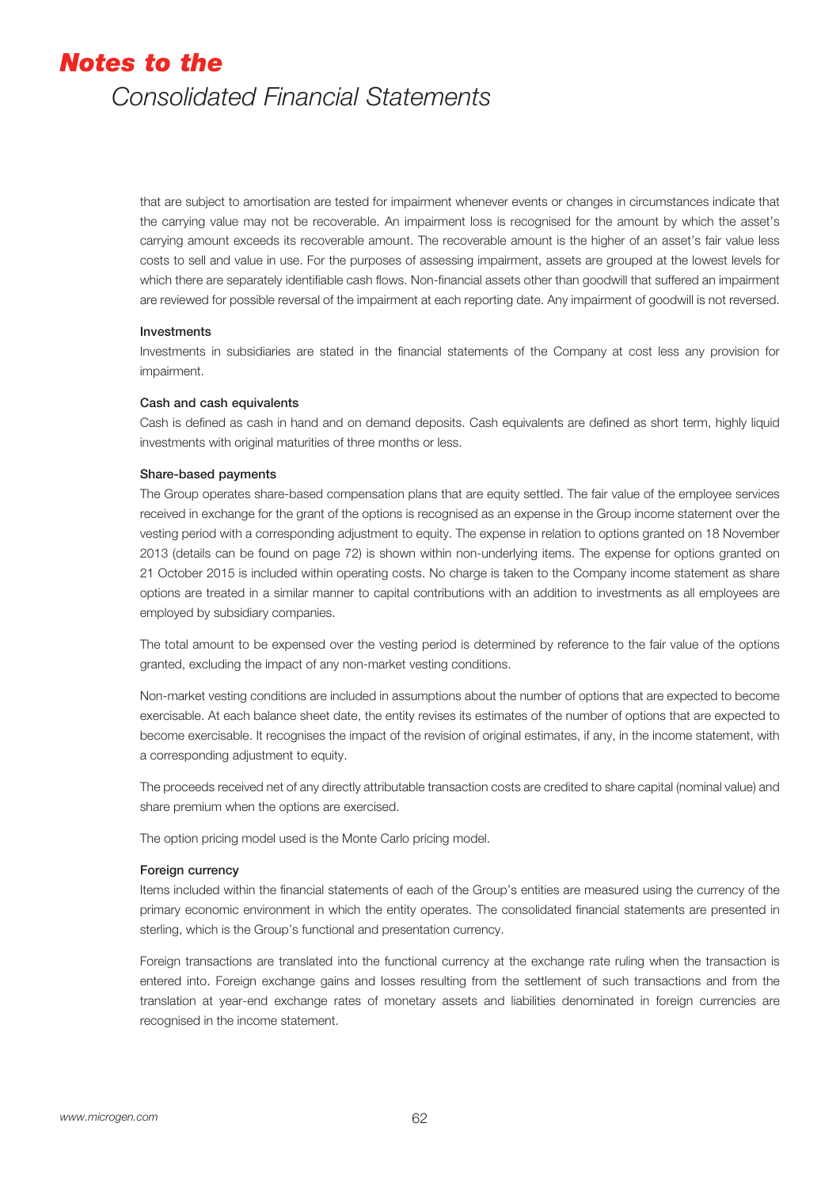that are subject to amortisation are tested for impairment whenever events or changes in circumstances indicate that the carrying value may not be recoverable. An impairment loss is recognised for the amount by which the asset's carrying amount exceeds its recoverable amount. The recoverable amount is the higher of an asset's fair value less costs to sell and value in use. For the purposes of assessing impairment, assets are grouped at the lowest levels for which there are separately identifiable cash flows. Non-financial assets other than goodwill that suffered an impairment are reviewed for possible reversal of the impairment at each reporting date. Any impairment of goodwill is not reversed.

**Investments**

Investments in subsidiaries are stated in the financial statements of the Company at cost less any provision for impairment.

**Cash and cash equivalents**

Cash is defined as cash in hand and on demand deposits. Cash equivalents are defined as short term, highly liquid investments with original maturities of three months or less.

**Share-based payments**

The Group operates share-based compensation plans that are equity settled. The fair value of the employee services received in exchange for the grant of the options is recognised as an expense in the Group income statement over the vesting period with a corresponding adjustment to equity. The expense in relation to options granted on 18 November 2013 (details can be found on page 72) is shown within non-underlying items. The expense for options granted on 21 October 2015 is included within operating costs. No charge is taken to the Company income statement as share options are treated in a similar manner to capital contributions with an addition to investments as all employees are employed by subsidiary companies.

The total amount to be expensed over the vesting period is determined by reference to the fair value of the options granted, excluding the impact of any non-market vesting conditions.

Non-market vesting conditions are included in assumptions about the number of options that are expected to become exercisable. At each balance sheet date, the entity revises its estimates of the number of options that are expected to become exercisable. It recognises the impact of the revision of original estimates, if any, in the income statement, with a corresponding adjustment to equity.

The proceeds received net of any directly attributable transaction costs are credited to share capital (nominal value) and share premium when the options are exercised.

The option pricing model used is the Monte Carlo pricing model.

**Foreign currency**

Items included within the financial statements of each of the Group's entities are measured using the currency of the primary economic environment in which the entity operates. The consolidated financial statements are presented in sterling, which is the Group's functional and presentation currency.

Foreign transactions are translated into the functional currency at the exchange rate ruling when the transaction is entered into. Foreign exchange gains and losses resulting from the settlement of such transactions and from the translation at year-end exchange rates of monetary assets and liabilities denominated in foreign currencies are recognised in the income statement.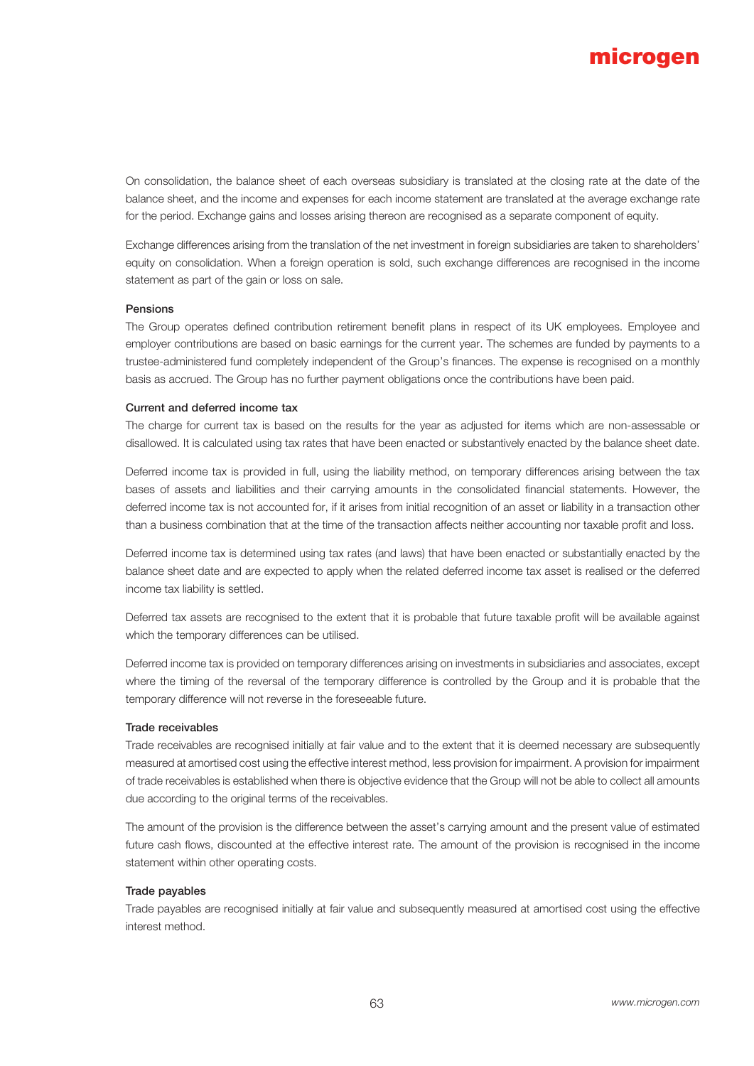On consolidation, the balance sheet of each overseas subsidiary is translated at the closing rate at the date of the balance sheet, and the income and expenses for each income statement are translated at the average exchange rate for the period. Exchange gains and losses arising thereon are recognised as a separate component of equity.

Exchange differences arising from the translation of the net investment in foreign subsidiaries are taken to shareholders' equity on consolidation. When a foreign operation is sold, such exchange differences are recognised in the income statement as part of the gain or loss on sale.

### Pensions

The Group operates defined contribution retirement benefit plans in respect of its UK employees. Employee and employer contributions are based on basic earnings for the current year. The schemes are funded by payments to a trustee-administered fund completely independent of the Group's finances. The expense is recognised on a monthly basis as accrued. The Group has no further payment obligations once the contributions have been paid.

### Current and deferred income tax

The charge for current tax is based on the results for the year as adjusted for items which are non-assessable or disallowed. It is calculated using tax rates that have been enacted or substantively enacted by the balance sheet date.

Deferred income tax is provided in full, using the liability method, on temporary differences arising between the tax bases of assets and liabilities and their carrying amounts in the consolidated financial statements. However, the deferred income tax is not accounted for, if it arises from initial recognition of an asset or liability in a transaction other than a business combination that at the time of the transaction affects neither accounting nor taxable profit and loss.

Deferred income tax is determined using tax rates (and laws) that have been enacted or substantially enacted by the balance sheet date and are expected to apply when the related deferred income tax asset is realised or the deferred income tax liability is settled.

Deferred tax assets are recognised to the extent that it is probable that future taxable profit will be available against which the temporary differences can be utilised.

Deferred income tax is provided on temporary differences arising on investments in subsidiaries and associates, except where the timing of the reversal of the temporary difference is controlled by the Group and it is probable that the temporary difference will not reverse in the foreseeable future.

### Trade receivables

Trade receivables are recognised initially at fair value and to the extent that it is deemed necessary are subsequently measured at amortised cost using the effective interest method, less provision for impairment. A provision for impairment of trade receivables is established when there is objective evidence that the Group will not be able to collect all amounts due according to the original terms of the receivables.

The amount of the provision is the difference between the asset's carrying amount and the present value of estimated future cash flows, discounted at the effective interest rate. The amount of the provision is recognised in the income statement within other operating costs.

### Trade payables

Trade payables are recognised initially at fair value and subsequently measured at amortised cost using the effective interest method.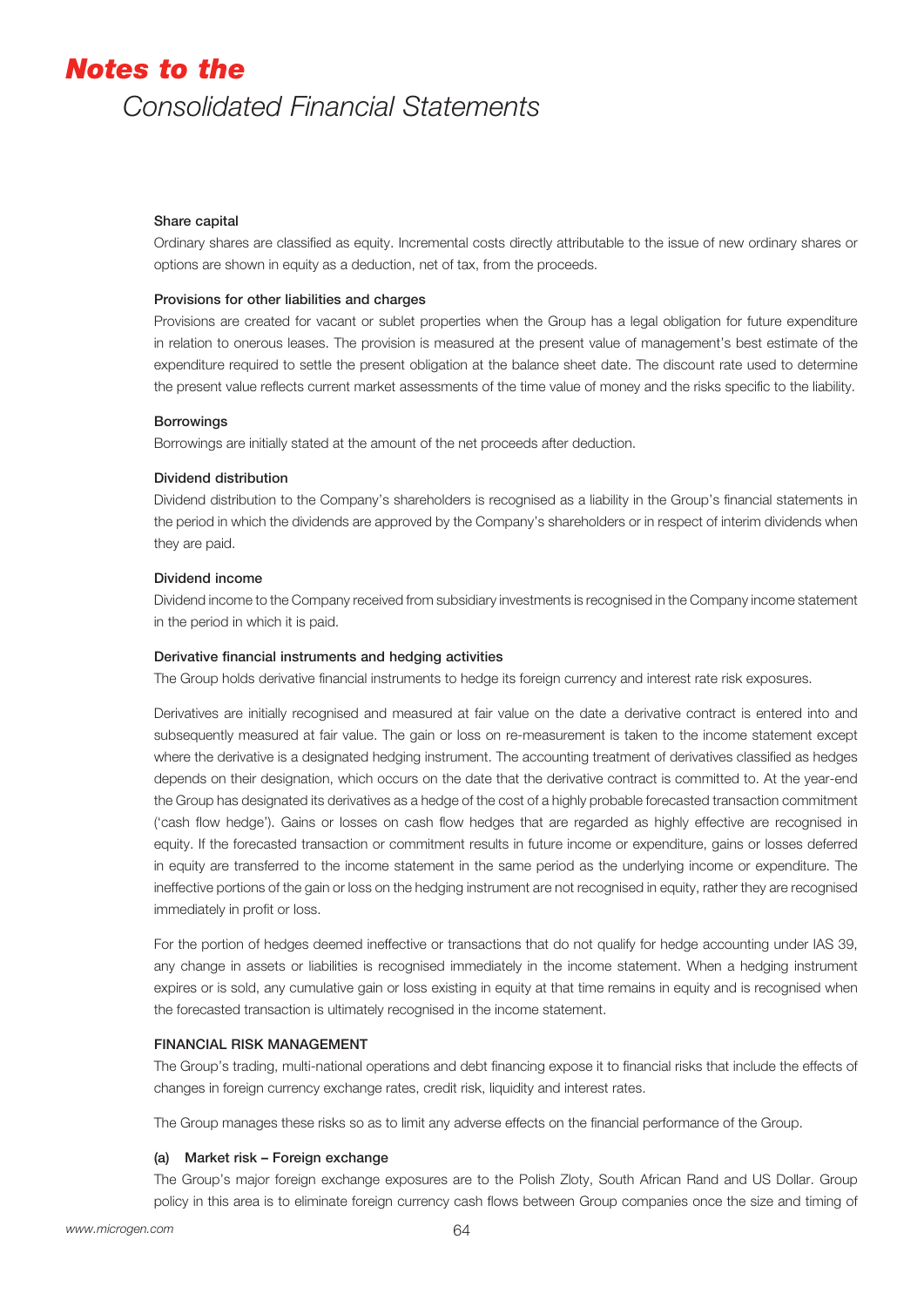#### Share capital

Ordinary shares are classified as equity. Incremental costs directly attributable to the issue of new ordinary shares or options are shown in equity as a deduction, net of tax, from the proceeds.

#### Provisions for other liabilities and charges

Provisions are created for vacant or sublet properties when the Group has a legal obligation for future expenditure in relation to onerous leases. The provision is measured at the present value of management's best estimate of the expenditure required to settle the present obligation at the balance sheet date. The discount rate used to determine the present value reflects current market assessments of the time value of money and the risks specific to the liability.

#### Borrowings

Borrowings are initially stated at the amount of the net proceeds after deduction.

#### Dividend distribution

Dividend distribution to the Company's shareholders is recognised as a liability in the Group's financial statements in the period in which the dividends are approved by the Company's shareholders or in respect of interim dividends when they are paid.

#### Dividend income

Dividend income to the Company received from subsidiary investments is recognised in the Company income statement in the period in which it is paid.

#### Derivative financial instruments and hedging activities

The Group holds derivative financial instruments to hedge its foreign currency and interest rate risk exposures.

Derivatives are initially recognised and measured at fair value on the date a derivative contract is entered into and subsequently measured at fair value. The gain or loss on re-measurement is taken to the income statement except where the derivative is a designated hedging instrument. The accounting treatment of derivatives classified as hedges depends on their designation, which occurs on the date that the derivative contract is committed to. At the year-end the Group has designated its derivatives as a hedge of the cost of a highly probable forecasted transaction commitment ('cash flow hedge'). Gains or losses on cash flow hedges that are regarded as highly effective are recognised in equity. If the forecasted transaction or commitment results in future income or expenditure, gains or losses deferred in equity are transferred to the income statement in the same period as the underlying income or expenditure. The ineffective portions of the gain or loss on the hedging instrument are not recognised in equity, rather they are recognised immediately in profit or loss.

For the portion of hedges deemed ineffective or transactions that do not qualify for hedge accounting under IAS 39, any change in assets or liabilities is recognised immediately in the income statement. When a hedging instrument expires or is sold, any cumulative gain or loss existing in equity at that time remains in equity and is recognised when the forecasted transaction is ultimately recognised in the income statement.

### FINANCIAL RISK MANAGEMENT

The Group's trading, multi-national operations and debt financing expose it to financial risks that include the effects of changes in foreign currency exchange rates, credit risk, liquidity and interest rates.

The Group manages these risks so as to limit any adverse effects on the financial performance of the Group.

#### (a) Market risk – Foreign exchange

The Group's major foreign exchange exposures are to the Polish Zloty, South African Rand and US Dollar. Group policy in this area is to eliminate foreign currency cash flows between Group companies once the size and timing of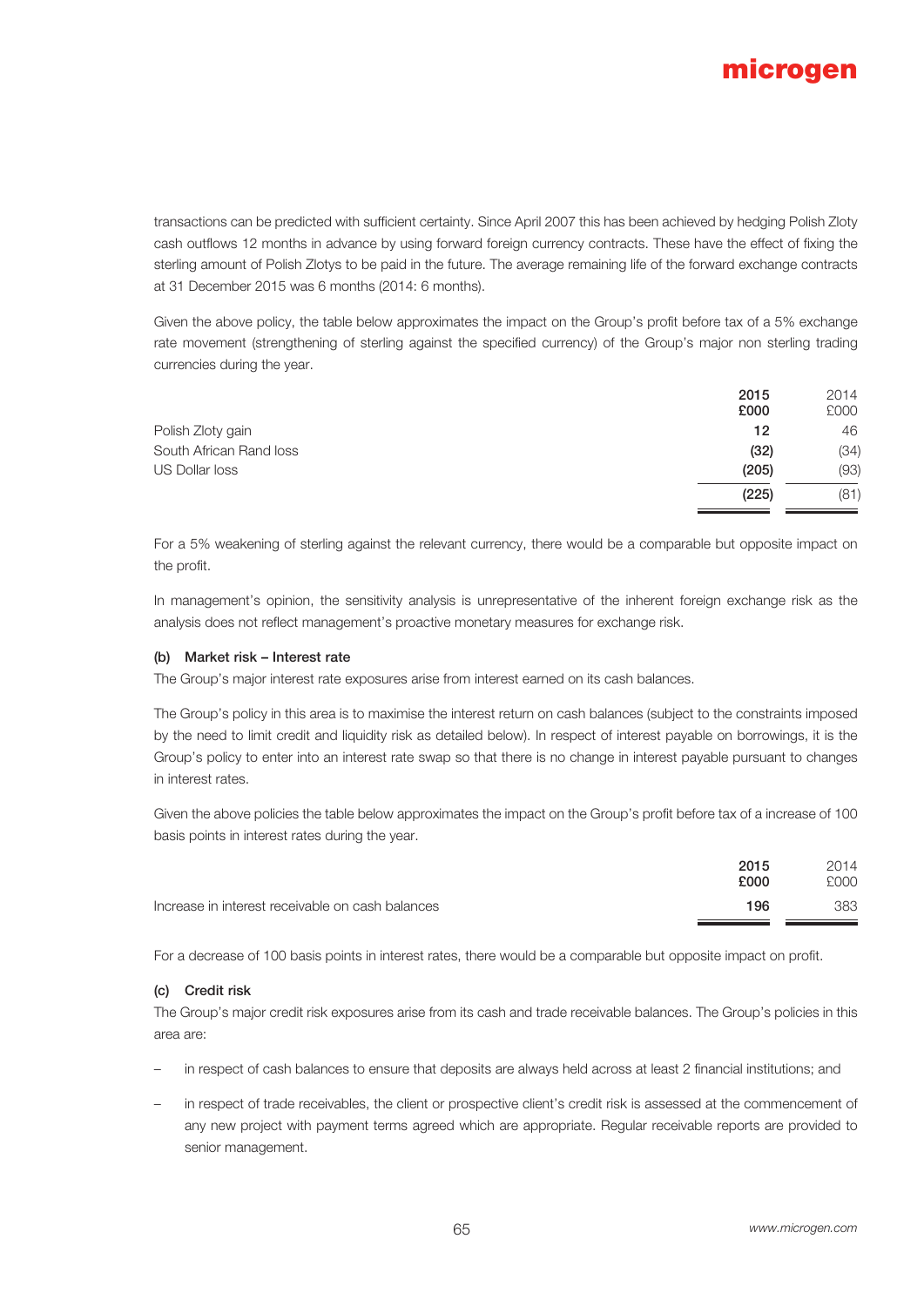transactions can be predicted with sufficient certainty. Since April 2007 this has been achieved by hedging Polish Zloty cash outflows 12 months in advance by using forward foreign currency contracts. These have the effect of fixing the sterling amount of Polish Zlotys to be paid in the future. The average remaining life of the forward exchange contracts at 31 December 2015 was 6 months (2014: 6 months).

Given the above policy, the table below approximates the impact on the Group's profit before tax of a 5% exchange rate movement (strengthening of sterling against the specified currency) of the Group's major non sterling trading currencies during the year.

| | **2015** **£000** | 2014 £000 |
|---|---|---|
| Polish Zloty gain | **12** | 46 |
| South African Rand loss | **(32)** | (34) |
| US Dollar loss | **(205)** | (93) |
| | **(225)** | (81) |

For a 5% weakening of sterling against the relevant currency, there would be a comparable but opposite impact on the profit.

In management's opinion, the sensitivity analysis is unrepresentative of the inherent foreign exchange risk as the analysis does not reflect management's proactive monetary measures for exchange risk.

#### (b) Market risk – Interest rate

The Group's major interest rate exposures arise from interest earned on its cash balances.

The Group's policy in this area is to maximise the interest return on cash balances (subject to the constraints imposed by the need to limit credit and liquidity risk as detailed below). In respect of interest payable on borrowings, it is the Group's policy to enter into an interest rate swap so that there is no change in interest payable pursuant to changes in interest rates.

Given the above policies the table below approximates the impact on the Group's profit before tax of a increase of 100 basis points in interest rates during the year.

| | **2015** **£000** | 2014 £000 |
|---|---|---|
| Increase in interest receivable on cash balances | **196** | 383 |

For a decrease of 100 basis points in interest rates, there would be a comparable but opposite impact on profit.

#### (c) Credit risk

The Group's major credit risk exposures arise from its cash and trade receivable balances. The Group's policies in this area are:

- in respect of cash balances to ensure that deposits are always held across at least 2 financial institutions; and
- in respect of trade receivables, the client or prospective client's credit risk is assessed at the commencement of any new project with payment terms agreed which are appropriate. Regular receivable reports are provided to senior management.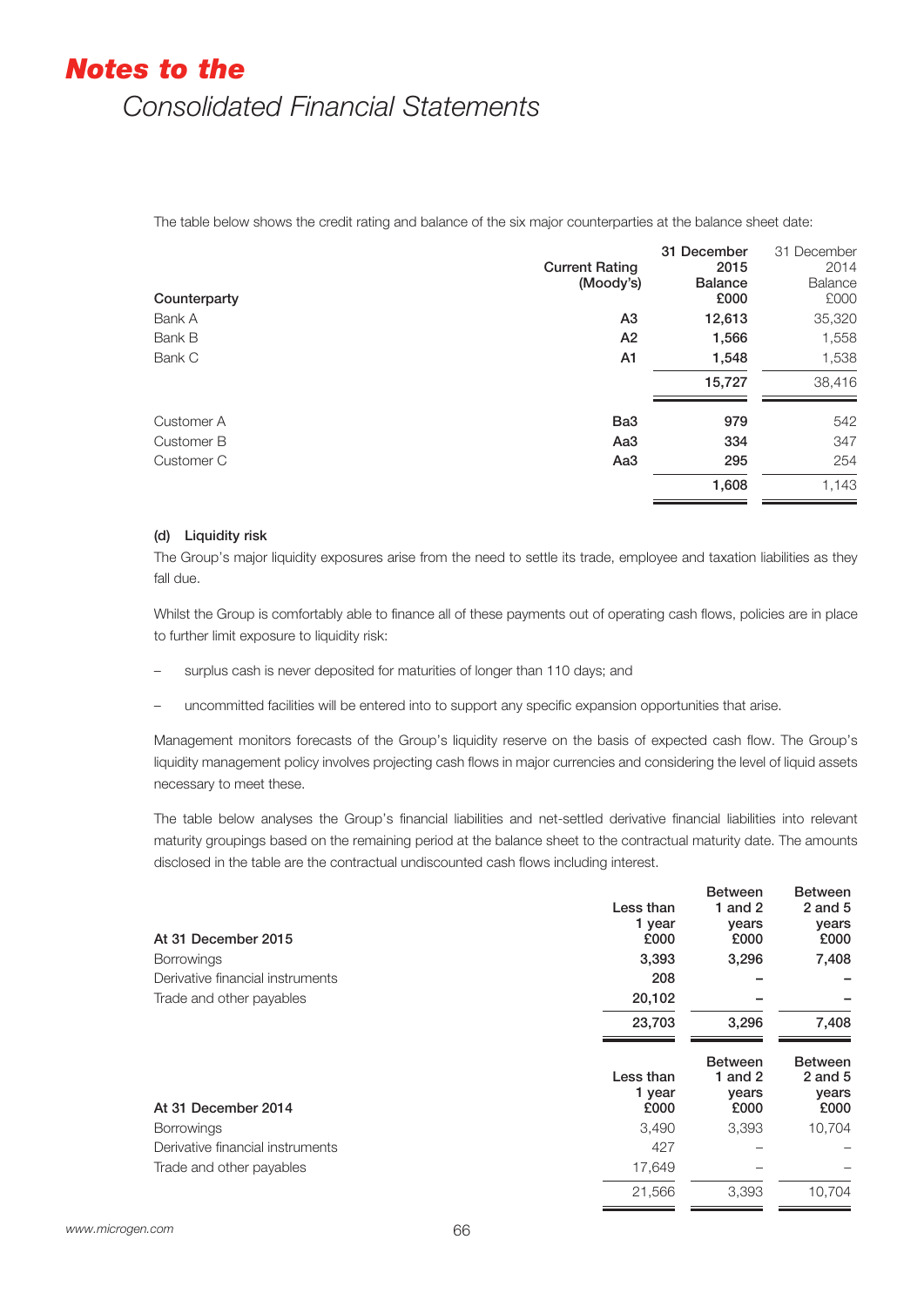The table below shows the credit rating and balance of the six major counterparties at the balance sheet date:

| Counterparty | Current Rating (Moody's) | 31 December 2015 Balance £000 | 31 December 2014 Balance £000 |
|---|---|---|---|
| Bank A | A3 | **12,613** | 35,320 |
| Bank B | A2 | **1,566** | 1,558 |
| Bank C | A1 | **1,548** | 1,538 |
| | | **15,727** | 38,416 |
| Customer A | Ba3 | **979** | 542 |
| Customer B | Aa3 | **334** | 347 |
| Customer C | Aa3 | **295** | 254 |
| | | **1,608** | 1,143 |

#### (d) Liquidity risk

The Group's major liquidity exposures arise from the need to settle its trade, employee and taxation liabilities as they fall due.

Whilst the Group is comfortably able to finance all of these payments out of operating cash flows, policies are in place to further limit exposure to liquidity risk:

- surplus cash is never deposited for maturities of longer than 110 days; and
- uncommitted facilities will be entered into to support any specific expansion opportunities that arise.

Management monitors forecasts of the Group's liquidity reserve on the basis of expected cash flow. The Group's liquidity management policy involves projecting cash flows in major currencies and considering the level of liquid assets necessary to meet these.

The table below analyses the Group's financial liabilities and net-settled derivative financial liabilities into relevant maturity groupings based on the remaining period at the balance sheet to the contractual maturity date. The amounts disclosed in the table are the contractual undiscounted cash flows including interest.

| At 31 December 2015 | Less than 1 year £000 | Between 1 and 2 years £000 | Between 2 and 5 years £000 |
|---|---|---|---|
| Borrowings | **3,393** | **3,296** | **7,408** |
| Derivative financial instruments | **208** | **–** | **–** |
| Trade and other payables | **20,102** | **–** | **–** |
| | **23,703** | **3,296** | **7,408** |

| At 31 December 2014 | Less than 1 year £000 | Between 1 and 2 years £000 | Between 2 and 5 years £000 |
|---|---|---|---|
| Borrowings | 3,490 | 3,393 | 10,704 |
| Derivative financial instruments | 427 | – | – |
| Trade and other payables | 17,649 | – | – |
| | 21,566 | 3,393 | 10,704 |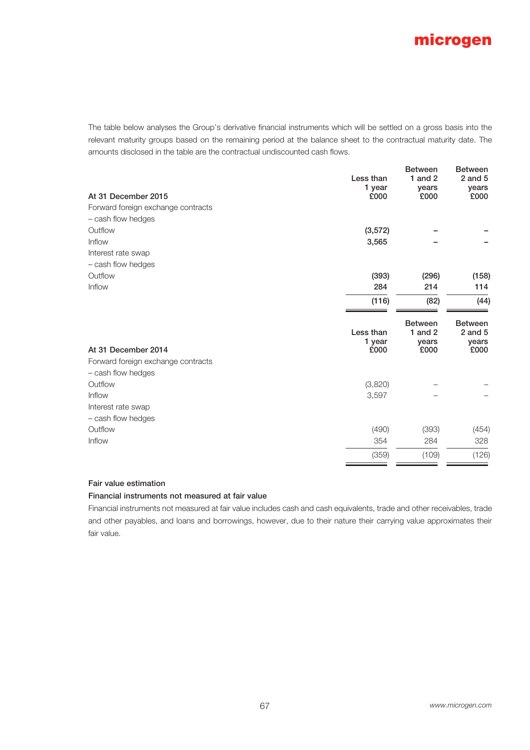The table below analyses the Group's derivative financial instruments which will be settled on a gross basis into the relevant maturity groups based on the remaining period at the balance sheet to the contractual maturity date. The amounts disclosed in the table are the contractual undiscounted cash flows.

| At 31 December 2015 | Less than 1 year £000 | Between 1 and 2 years £000 | Between 2 and 5 years £000 |
|---|---|---|---|
| Forward foreign exchange contracts | | | |
| – cash flow hedges | | | |
| Outflow | (3,572) | – | – |
| Inflow | 3,565 | – | – |
| Interest rate swap | | | |
| – cash flow hedges | | | |
| Outflow | (393) | (296) | (158) |
| Inflow | 284 | 214 | 114 |
| | (116) | (82) | (44) |

| At 31 December 2014 | Less than 1 year £000 | Between 1 and 2 years £000 | Between 2 and 5 years £000 |
|---|---|---|---|
| Forward foreign exchange contracts | | | |
| – cash flow hedges | | | |
| Outflow | (3,820) | – | – |
| Inflow | 3,597 | – | – |
| Interest rate swap | | | |
| – cash flow hedges | | | |
| Outflow | (490) | (393) | (454) |
| Inflow | 354 | 284 | 328 |
| | (359) | (109) | (126) |

**Fair value estimation**

**Financial instruments not measured at fair value**

Financial instruments not measured at fair value includes cash and cash equivalents, trade and other receivables, trade and other payables, and loans and borrowings, however, due to their nature their carrying value approximates their fair value.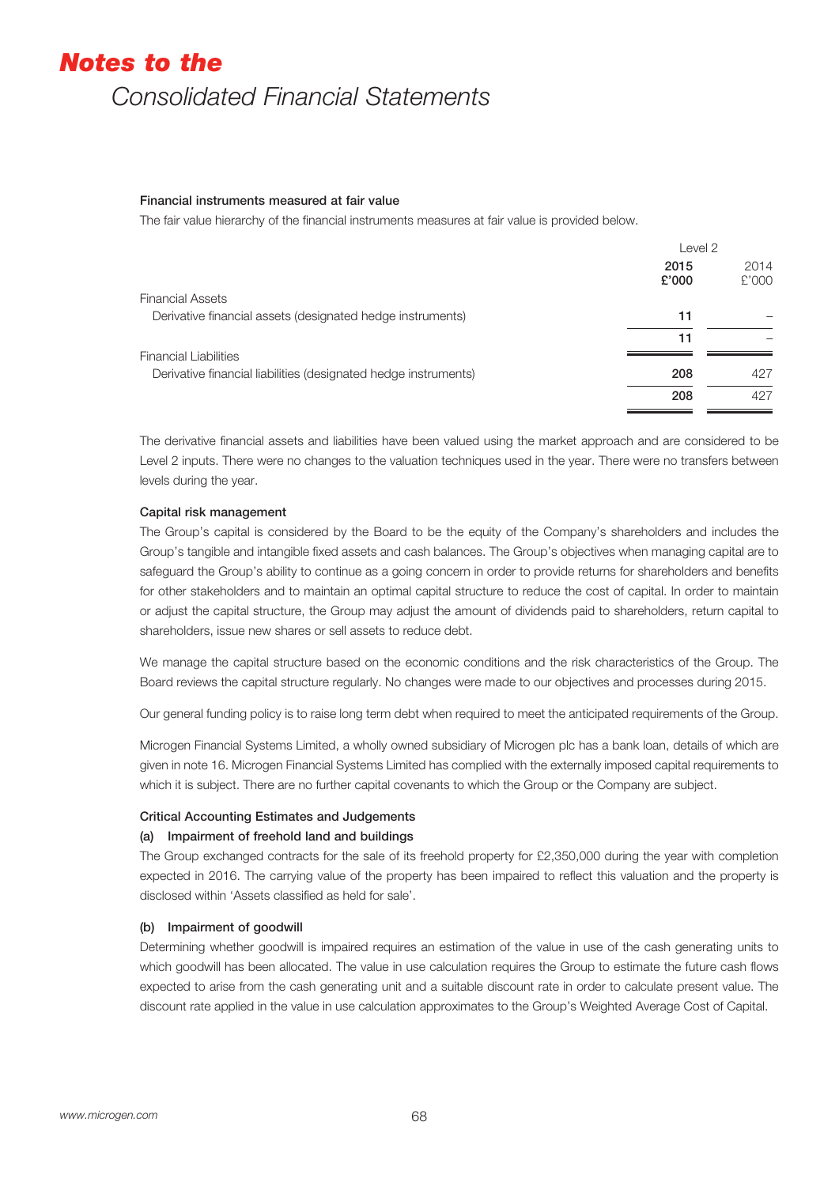# Notes to the Consolidated Financial Statements

### Financial instruments measured at fair value

The fair value hierarchy of the financial instruments measures at fair value is provided below.

| | Level 2 | |
|---|---|---|
| | **2015 £'000** | 2014 £'000 |
| Financial Assets | | |
| Derivative financial assets (designated hedge instruments) | **11** | – |
| | **11** | – |
| Financial Liabilities | | |
| Derivative financial liabilities (designated hedge instruments) | **208** | 427 |
| | **208** | 427 |

The derivative financial assets and liabilities have been valued using the market approach and are considered to be Level 2 inputs. There were no changes to the valuation techniques used in the year. There were no transfers between levels during the year.

### Capital risk management

The Group's capital is considered by the Board to be the equity of the Company's shareholders and includes the Group's tangible and intangible fixed assets and cash balances. The Group's objectives when managing capital are to safeguard the Group's ability to continue as a going concern in order to provide returns for shareholders and benefits for other stakeholders and to maintain an optimal capital structure to reduce the cost of capital. In order to maintain or adjust the capital structure, the Group may adjust the amount of dividends paid to shareholders, return capital to shareholders, issue new shares or sell assets to reduce debt.

We manage the capital structure based on the economic conditions and the risk characteristics of the Group. The Board reviews the capital structure regularly. No changes were made to our objectives and processes during 2015.

Our general funding policy is to raise long term debt when required to meet the anticipated requirements of the Group.

Microgen Financial Systems Limited, a wholly owned subsidiary of Microgen plc has a bank loan, details of which are given in note 16. Microgen Financial Systems Limited has complied with the externally imposed capital requirements to which it is subject. There are no further capital covenants to which the Group or the Company are subject.

### Critical Accounting Estimates and Judgements

#### (a) Impairment of freehold land and buildings

The Group exchanged contracts for the sale of its freehold property for £2,350,000 during the year with completion expected in 2016. The carrying value of the property has been impaired to reflect this valuation and the property is disclosed within 'Assets classified as held for sale'.

#### (b) Impairment of goodwill

Determining whether goodwill is impaired requires an estimation of the value in use of the cash generating units to which goodwill has been allocated. The value in use calculation requires the Group to estimate the future cash flows expected to arise from the cash generating unit and a suitable discount rate in order to calculate present value. The discount rate applied in the value in use calculation approximates to the Group's Weighted Average Cost of Capital.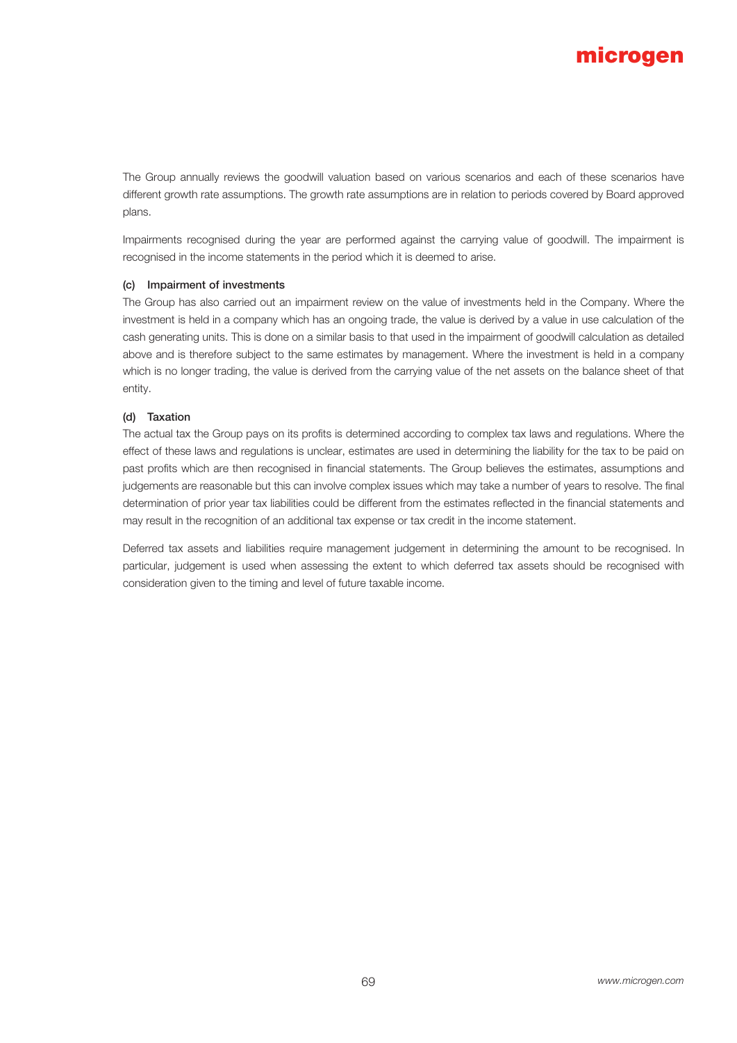The Group annually reviews the goodwill valuation based on various scenarios and each of these scenarios have different growth rate assumptions. The growth rate assumptions are in relation to periods covered by Board approved plans.

Impairments recognised during the year are performed against the carrying value of goodwill. The impairment is recognised in the income statements in the period which it is deemed to arise.

#### (c) Impairment of investments

The Group has also carried out an impairment review on the value of investments held in the Company. Where the investment is held in a company which has an ongoing trade, the value is derived by a value in use calculation of the cash generating units. This is done on a similar basis to that used in the impairment of goodwill calculation as detailed above and is therefore subject to the same estimates by management. Where the investment is held in a company which is no longer trading, the value is derived from the carrying value of the net assets on the balance sheet of that entity.

#### (d) Taxation

The actual tax the Group pays on its profits is determined according to complex tax laws and regulations. Where the effect of these laws and regulations is unclear, estimates are used in determining the liability for the tax to be paid on past profits which are then recognised in financial statements. The Group believes the estimates, assumptions and judgements are reasonable but this can involve complex issues which may take a number of years to resolve. The final determination of prior year tax liabilities could be different from the estimates reflected in the financial statements and may result in the recognition of an additional tax expense or tax credit in the income statement.

Deferred tax assets and liabilities require management judgement in determining the amount to be recognised. In particular, judgement is used when assessing the extent to which deferred tax assets should be recognised with consideration given to the timing and level of future taxable income.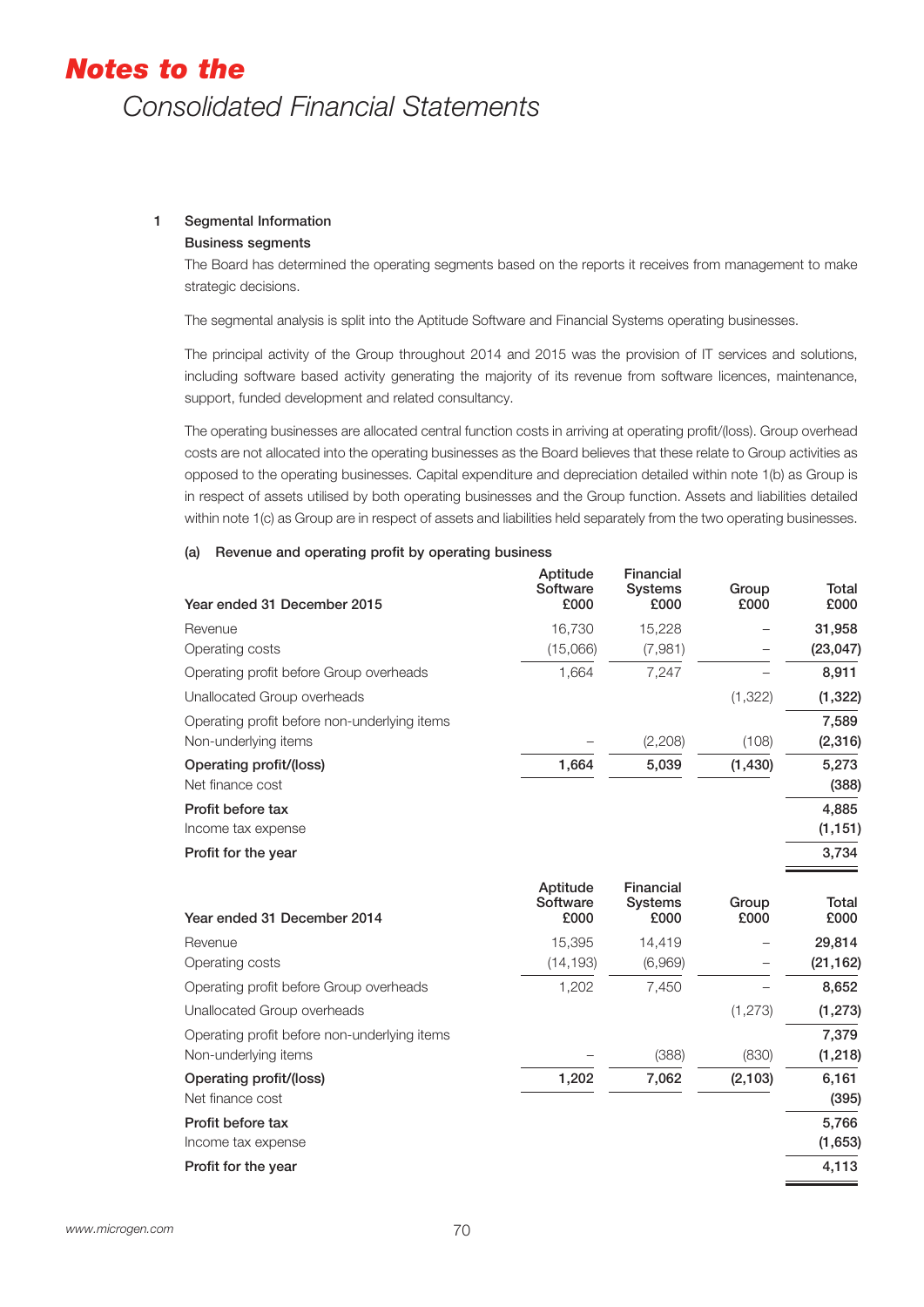# Notes to the Consolidated Financial Statements

## 1 Segmental Information

### Business segments

The Board has determined the operating segments based on the reports it receives from management to make strategic decisions.

The segmental analysis is split into the Aptitude Software and Financial Systems operating businesses.

The principal activity of the Group throughout 2014 and 2015 was the provision of IT services and solutions, including software based activity generating the majority of its revenue from software licences, maintenance, support, funded development and related consultancy.

The operating businesses are allocated central function costs in arriving at operating profit/(loss). Group overhead costs are not allocated into the operating businesses as the Board believes that these relate to Group activities as opposed to the operating businesses. Capital expenditure and depreciation detailed within note 1(b) as Group is in respect of assets utilised by both operating businesses and the Group function. Assets and liabilities detailed within note 1(c) as Group are in respect of assets and liabilities held separately from the two operating businesses.

### (a) Revenue and operating profit by operating business

| Year ended 31 December 2015 | Aptitude Software £000 | Financial Systems £000 | Group £000 | Total £000 |
|---|---|---|---|---|
| Revenue | 16,730 | 15,228 | – | **31,958** |
| Operating costs | (15,066) | (7,981) | – | **(23,047)** |
| Operating profit before Group overheads | 1,664 | 7,247 | – | **8,911** |
| Unallocated Group overheads | | | (1,322) | **(1,322)** |
| Operating profit before non-underlying items | | | | **7,589** |
| Non-underlying items | – | (2,208) | (108) | **(2,316)** |
| **Operating profit/(loss)** | **1,664** | **5,039** | **(1,430)** | **5,273** |
| Net finance cost | | | | **(388)** |
| **Profit before tax** | | | | **4,885** |
| Income tax expense | | | | **(1,151)** |
| **Profit for the year** | | | | **3,734** |

| Year ended 31 December 2014 | Aptitude Software £000 | Financial Systems £000 | Group £000 | Total £000 |
|---|---|---|---|---|
| Revenue | 15,395 | 14,419 | – | **29,814** |
| Operating costs | (14,193) | (6,969) | – | **(21,162)** |
| Operating profit before Group overheads | 1,202 | 7,450 | – | **8,652** |
| Unallocated Group overheads | | | (1,273) | **(1,273)** |
| Operating profit before non-underlying items | | | | **7,379** |
| Non-underlying items | – | (388) | (830) | **(1,218)** |
| **Operating profit/(loss)** | **1,202** | **7,062** | **(2,103)** | **6,161** |
| Net finance cost | | | | **(395)** |
| **Profit before tax** | | | | **5,766** |
| Income tax expense | | | | **(1,653)** |
| **Profit for the year** | | | | **4,113** |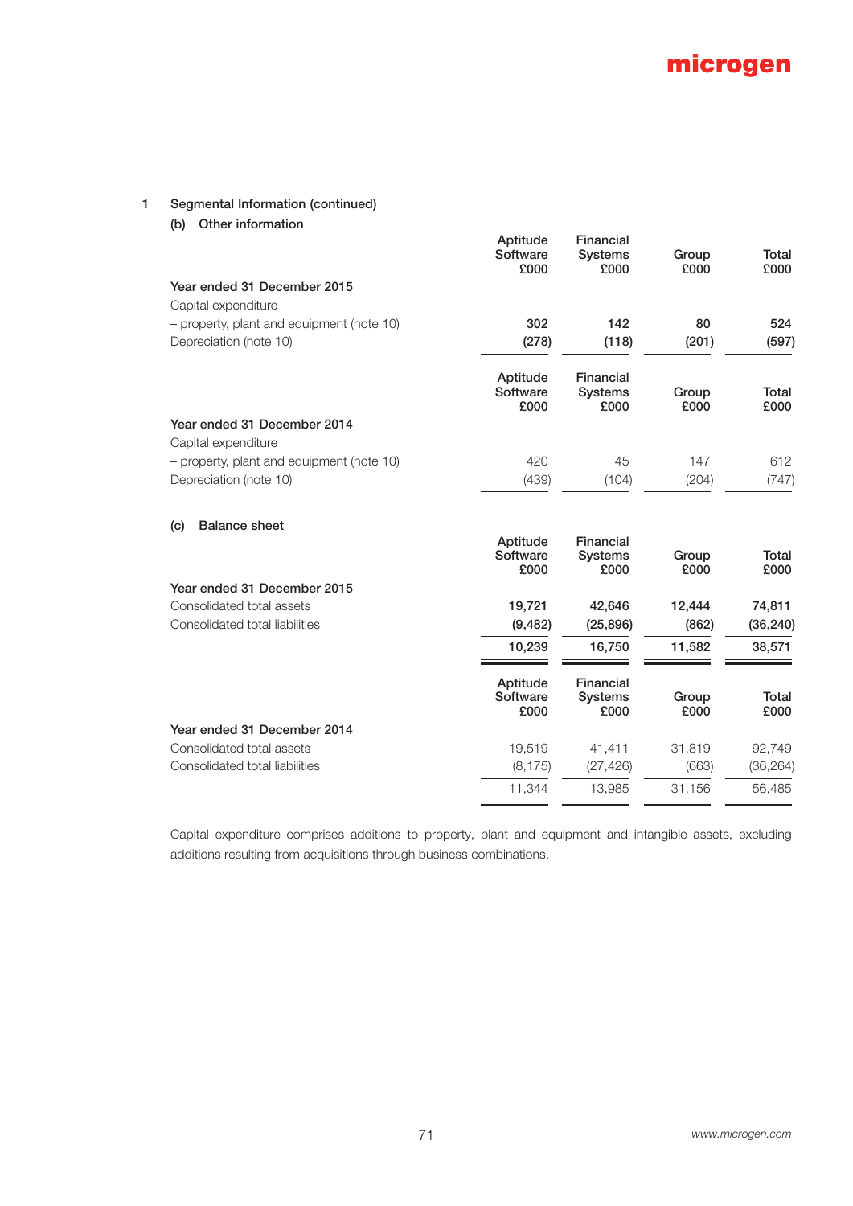## 1 Segmental Information (continued)

### (b) Other information

| | Aptitude Software £000 | Financial Systems £000 | Group £000 | Total £000 |
|---|---|---|---|---|
| **Year ended 31 December 2015** | | | | |
| Capital expenditure | | | | |
| – property, plant and equipment (note 10) | **302** | **142** | **80** | **524** |
| Depreciation (note 10) | **(278)** | **(118)** | **(201)** | **(597)** |

| | Aptitude Software £000 | Financial Systems £000 | Group £000 | Total £000 |
|---|---|---|---|---|
| **Year ended 31 December 2014** | | | | |
| Capital expenditure | | | | |
| – property, plant and equipment (note 10) | 420 | 45 | 147 | 612 |
| Depreciation (note 10) | (439) | (104) | (204) | (747) |

### (c) Balance sheet

| | Aptitude Software £000 | Financial Systems £000 | Group £000 | Total £000 |
|---|---|---|---|---|
| **Year ended 31 December 2015** | | | | |
| Consolidated total assets | **19,721** | **42,646** | **12,444** | **74,811** |
| Consolidated total liabilities | **(9,482)** | **(25,896)** | **(862)** | **(36,240)** |
| | **10,239** | **16,750** | **11,582** | **38,571** |

| | Aptitude Software £000 | Financial Systems £000 | Group £000 | Total £000 |
|---|---|---|---|---|
| **Year ended 31 December 2014** | | | | |
| Consolidated total assets | 19,519 | 41,411 | 31,819 | 92,749 |
| Consolidated total liabilities | (8,175) | (27,426) | (663) | (36,264) |
| | 11,344 | 13,985 | 31,156 | 56,485 |

Capital expenditure comprises additions to property, plant and equipment and intangible assets, excluding additions resulting from acquisitions through business combinations.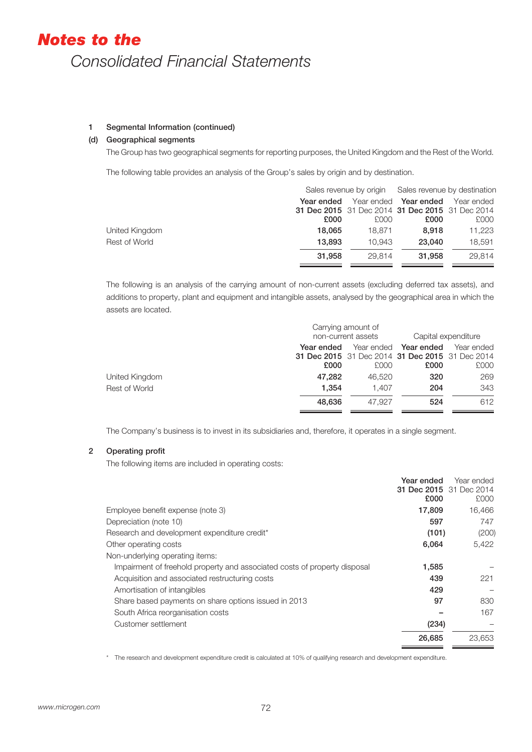# Notes to the Consolidated Financial Statements

## 1 Segmental Information (continued)

### (d) Geographical segments

The Group has two geographical segments for reporting purposes, the United Kingdom and the Rest of the World.

The following table provides an analysis of the Group's sales by origin and by destination.

| | Sales revenue by origin | | Sales revenue by destination | |
|---|---|---|---|---|
| | **Year ended 31 Dec 2015 £000** | Year ended 31 Dec 2014 £000 | **Year ended 31 Dec 2015 £000** | Year ended 31 Dec 2014 £000 |
| United Kingdom | **18,065** | 18,871 | **8,918** | 11,223 |
| Rest of World | **13,893** | 10,943 | **23,040** | 18,591 |
| | **31,958** | 29,814 | **31,958** | 29,814 |

The following is an analysis of the carrying amount of non-current assets (excluding deferred tax assets), and additions to property, plant and equipment and intangible assets, analysed by the geographical area in which the assets are located.

| | Carrying amount of non-current assets | | Capital expenditure | |
|---|---|---|---|---|
| | **Year ended 31 Dec 2015 £000** | Year ended 31 Dec 2014 £000 | **Year ended 31 Dec 2015 £000** | Year ended 31 Dec 2014 £000 |
| United Kingdom | **47,282** | 46,520 | **320** | 269 |
| Rest of World | **1,354** | 1,407 | **204** | 343 |
| | **48,636** | 47,927 | **524** | 612 |

The Company's business is to invest in its subsidiaries and, therefore, it operates in a single segment.

## 2 Operating profit

The following items are included in operating costs:

| | **Year ended 31 Dec 2015 £000** | Year ended 31 Dec 2014 £000 |
|---|---|---|
| Employee benefit expense (note 3) | **17,809** | 16,466 |
| Depreciation (note 10) | **597** | 747 |
| Research and development expenditure credit* | **(101)** | (200) |
| Other operating costs | **6,064** | 5,422 |
| Non-underlying operating items: | | |
| Impairment of freehold property and associated costs of property disposal | **1,585** | – |
| Acquisition and associated restructuring costs | **439** | 221 |
| Amortisation of intangibles | **429** | – |
| Share based payments on share options issued in 2013 | **97** | 830 |
| South Africa reorganisation costs | **–** | 167 |
| Customer settlement | **(234)** | – |
| | **26,685** | 23,653 |

\* The research and development expenditure credit is calculated at 10% of qualifying research and development expenditure.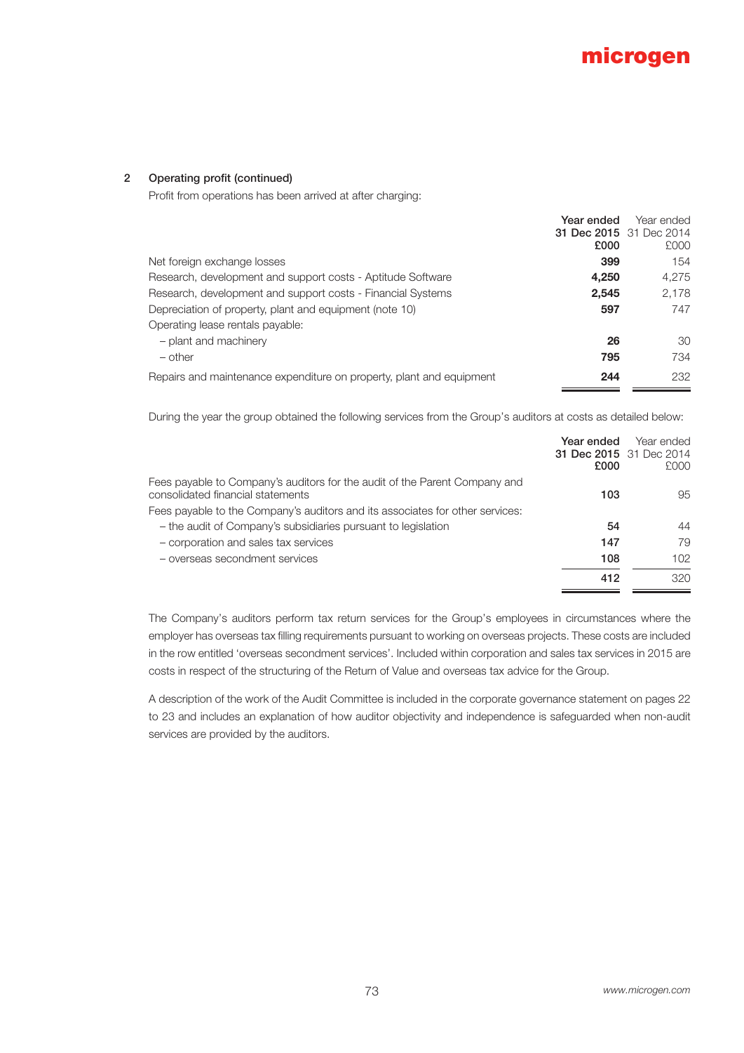## 2 Operating profit (continued)

Profit from operations has been arrived at after charging:

| | Year ended 31 Dec 2015 £000 | Year ended 31 Dec 2014 £000 |
|---|---|---|
| Net foreign exchange losses | **399** | 154 |
| Research, development and support costs - Aptitude Software | **4,250** | 4,275 |
| Research, development and support costs - Financial Systems | **2,545** | 2,178 |
| Depreciation of property, plant and equipment (note 10) | **597** | 747 |
| Operating lease rentals payable: | | |
| – plant and machinery | **26** | 30 |
| – other | **795** | 734 |
| Repairs and maintenance expenditure on property, plant and equipment | **244** | 232 |

During the year the group obtained the following services from the Group's auditors at costs as detailed below:

| | Year ended 31 Dec 2015 £000 | Year ended 31 Dec 2014 £000 |
|---|---|---|
| Fees payable to Company's auditors for the audit of the Parent Company and consolidated financial statements | **103** | 95 |
| Fees payable to the Company's auditors and its associates for other services: | | |
| – the audit of Company's subsidiaries pursuant to legislation | **54** | 44 |
| – corporation and sales tax services | **147** | 79 |
| – overseas secondment services | **108** | 102 |
| | **412** | 320 |

The Company's auditors perform tax return services for the Group's employees in circumstances where the employer has overseas tax filling requirements pursuant to working on overseas projects. These costs are included in the row entitled 'overseas secondment services'. Included within corporation and sales tax services in 2015 are costs in respect of the structuring of the Return of Value and overseas tax advice for the Group.

A description of the work of the Audit Committee is included in the corporate governance statement on pages 22 to 23 and includes an explanation of how auditor objectivity and independence is safeguarded when non-audit services are provided by the auditors.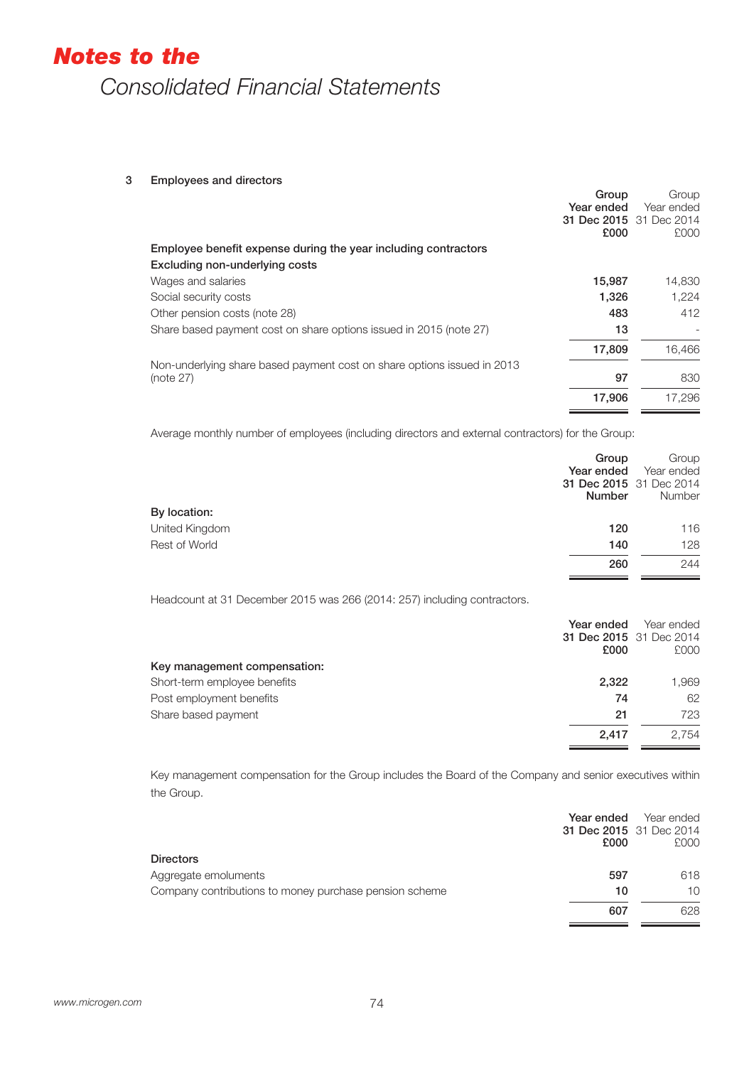# Notes to the Consolidated Financial Statements

## 3 Employees and directors

| | Group Year ended 31 Dec 2015 £000 | Group Year ended 31 Dec 2014 £000 |
|---|---|---|
| **Employee benefit expense during the year including contractors** | | |
| **Excluding non-underlying costs** | | |
| Wages and salaries | **15,987** | 14,830 |
| Social security costs | **1,326** | 1,224 |
| Other pension costs (note 28) | **483** | 412 |
| Share based payment cost on share options issued in 2015 (note 27) | **13** | - |
| | **17,809** | 16,466 |
| Non-underlying share based payment cost on share options issued in 2013 (note 27) | **97** | 830 |
| | **17,906** | 17,296 |

Average monthly number of employees (including directors and external contractors) for the Group:

| | Group Year ended 31 Dec 2015 Number | Group Year ended 31 Dec 2014 Number |
|---|---|---|
| **By location:** | | |
| United Kingdom | **120** | 116 |
| Rest of World | **140** | 128 |
| | **260** | 244 |

Headcount at 31 December 2015 was 266 (2014: 257) including contractors.

| | Year ended 31 Dec 2015 £000 | Year ended 31 Dec 2014 £000 |
|---|---|---|
| **Key management compensation:** | | |
| Short-term employee benefits | **2,322** | 1,969 |
| Post employment benefits | **74** | 62 |
| Share based payment | **21** | 723 |
| | **2,417** | 2,754 |

Key management compensation for the Group includes the Board of the Company and senior executives within the Group.

| | Year ended 31 Dec 2015 £000 | Year ended 31 Dec 2014 £000 |
|---|---|---|
| **Directors** | | |
| Aggregate emoluments | **597** | 618 |
| Company contributions to money purchase pension scheme | **10** | 10 |
| | **607** | 628 |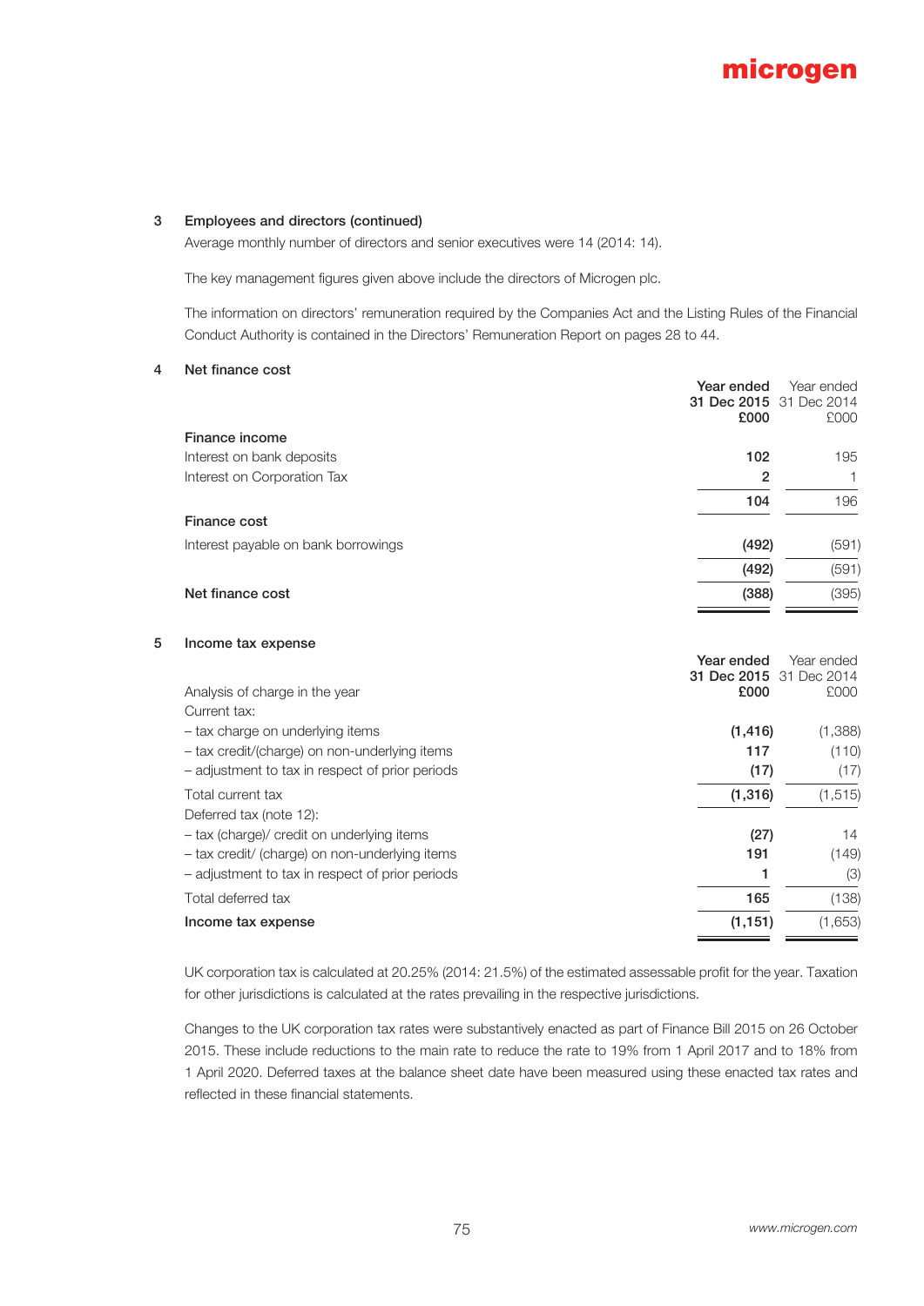## 3 Employees and directors (continued)

Average monthly number of directors and senior executives were 14 (2014: 14).

The key management figures given above include the directors of Microgen plc.

The information on directors' remuneration required by the Companies Act and the Listing Rules of the Financial Conduct Authority is contained in the Directors' Remuneration Report on pages 28 to 44.

## 4 Net finance cost

| | Year ended 31 Dec 2015 £000 | Year ended 31 Dec 2014 £000 |
|---|---|---|
| **Finance income** | | |
| Interest on bank deposits | **102** | 195 |
| Interest on Corporation Tax | **2** | 1 |
| | **104** | 196 |
| **Finance cost** | | |
| Interest payable on bank borrowings | **(492)** | (591) |
| | **(492)** | (591) |
| **Net finance cost** | **(388)** | (395) |

## 5 Income tax expense

| Analysis of charge in the year | Year ended 31 Dec 2015 £000 | Year ended 31 Dec 2014 £000 |
|---|---|---|
| Current tax: | | |
| – tax charge on underlying items | **(1,416)** | (1,388) |
| – tax credit/(charge) on non-underlying items | **117** | (110) |
| – adjustment to tax in respect of prior periods | **(17)** | (17) |
| Total current tax | **(1,316)** | (1,515) |
| Deferred tax (note 12): | | |
| – tax (charge)/ credit on underlying items | **(27)** | 14 |
| – tax credit/ (charge) on non-underlying items | **191** | (149) |
| – adjustment to tax in respect of prior periods | **1** | (3) |
| Total deferred tax | **165** | (138) |
| **Income tax expense** | **(1,151)** | (1,653) |

UK corporation tax is calculated at 20.25% (2014: 21.5%) of the estimated assessable profit for the year. Taxation for other jurisdictions is calculated at the rates prevailing in the respective jurisdictions.

Changes to the UK corporation tax rates were substantively enacted as part of Finance Bill 2015 on 26 October 2015. These include reductions to the main rate to reduce the rate to 19% from 1 April 2017 and to 18% from 1 April 2020. Deferred taxes at the balance sheet date have been measured using these enacted tax rates and reflected in these financial statements.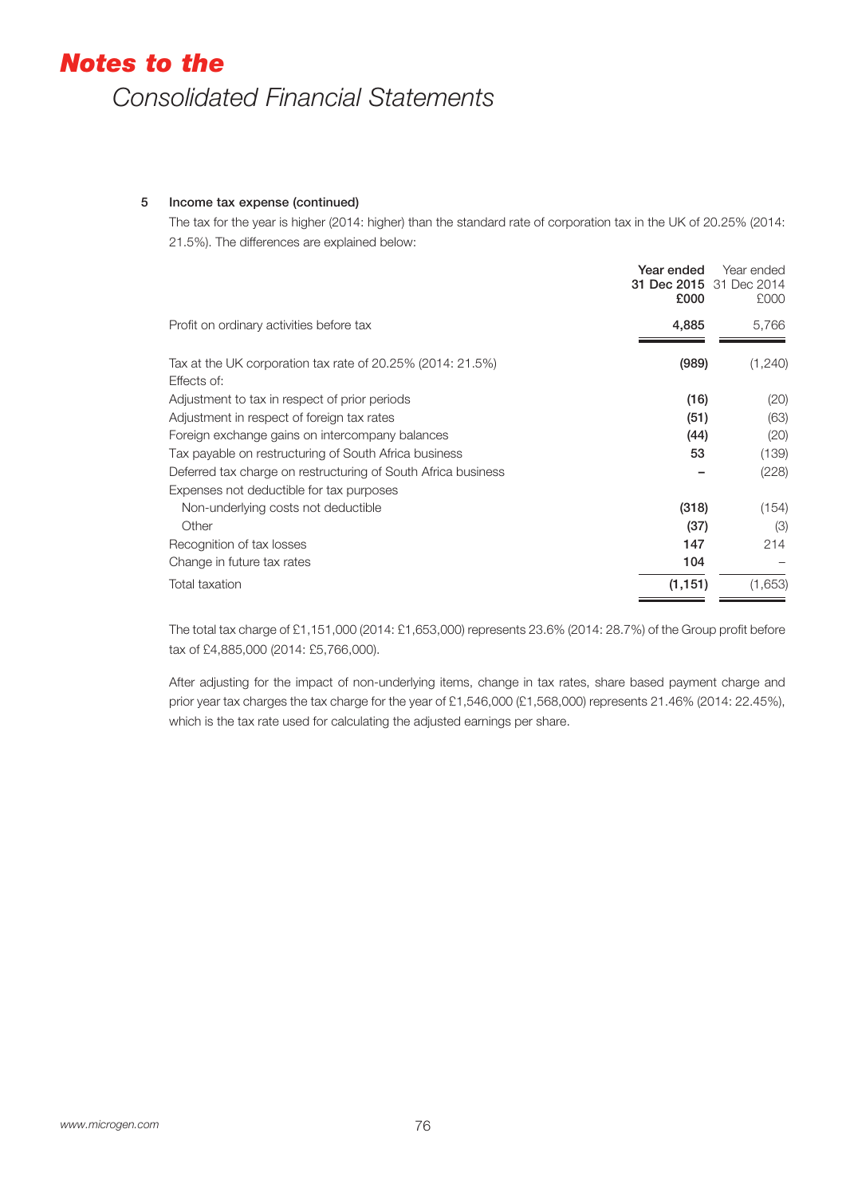# Notes to the Consolidated Financial Statements

### 5 Income tax expense (continued)

The tax for the year is higher (2014: higher) than the standard rate of corporation tax in the UK of 20.25% (2014: 21.5%). The differences are explained below:

| | **Year ended 31 Dec 2015 £000** | Year ended 31 Dec 2014 £000 |
|---|---|---|
| Profit on ordinary activities before tax | **4,885** | 5,766 |
| Tax at the UK corporation tax rate of 20.25% (2014: 21.5%) | **(989)** | (1,240) |
| Effects of: | | |
| Adjustment to tax in respect of prior periods | **(16)** | (20) |
| Adjustment in respect of foreign tax rates | **(51)** | (63) |
| Foreign exchange gains on intercompany balances | **(44)** | (20) |
| Tax payable on restructuring of South Africa business | **53** | (139) |
| Deferred tax charge on restructuring of South Africa business | **–** | (228) |
| Expenses not deductible for tax purposes | | |
| Non-underlying costs not deductible | **(318)** | (154) |
| Other | **(37)** | (3) |
| Recognition of tax losses | **147** | 214 |
| Change in future tax rates | **104** | – |
| Total taxation | **(1,151)** | (1,653) |

The total tax charge of £1,151,000 (2014: £1,653,000) represents 23.6% (2014: 28.7%) of the Group profit before tax of £4,885,000 (2014: £5,766,000).

After adjusting for the impact of non-underlying items, change in tax rates, share based payment charge and prior year tax charges the tax charge for the year of £1,546,000 (£1,568,000) represents 21.46% (2014: 22.45%), which is the tax rate used for calculating the adjusted earnings per share.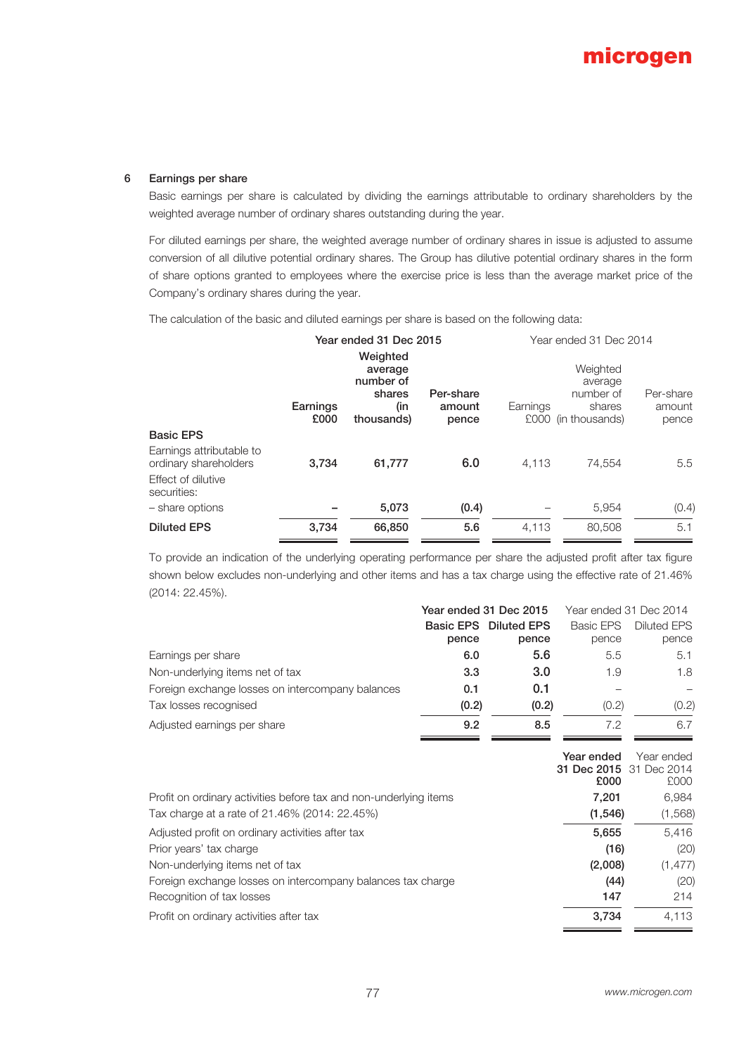## 6 Earnings per share

Basic earnings per share is calculated by dividing the earnings attributable to ordinary shareholders by the weighted average number of ordinary shares outstanding during the year.

For diluted earnings per share, the weighted average number of ordinary shares in issue is adjusted to assume conversion of all dilutive potential ordinary shares. The Group has dilutive potential ordinary shares in the form of share options granted to employees where the exercise price is less than the average market price of the Company's ordinary shares during the year.

The calculation of the basic and diluted earnings per share is based on the following data:

| | Year ended 31 Dec 2015 | | | Year ended 31 Dec 2014 | | |
|---|---|---|---|---|---|---|
| | **Earnings £000** | **Weighted average number of shares (in thousands)** | **Per-share amount pence** | Earnings £000 | Weighted average number of shares (in thousands) | Per-share amount pence |
| **Basic EPS** | | | | | | |
| Earnings attributable to ordinary shareholders | **3,734** | **61,777** | **6.0** | 4,113 | 74,554 | 5.5 |
| Effect of dilutive securities: | | | | | | |
| – share options | **–** | **5,073** | **(0.4)** | – | 5,954 | (0.4) |
| **Diluted EPS** | **3,734** | **66,850** | **5.6** | 4,113 | 80,508 | 5.1 |

To provide an indication of the underlying operating performance per share the adjusted profit after tax figure shown below excludes non-underlying and other items and has a tax charge using the effective rate of 21.46% (2014: 22.45%).

| | Year ended 31 Dec 2015 | | Year ended 31 Dec 2014 | |
|---|---|---|---|---|
| | **Basic EPS pence** | **Diluted EPS pence** | Basic EPS pence | Diluted EPS pence |
| Earnings per share | **6.0** | **5.6** | 5.5 | 5.1 |
| Non-underlying items net of tax | **3.3** | **3.0** | 1.9 | 1.8 |
| Foreign exchange losses on intercompany balances | **0.1** | **0.1** | – | – |
| Tax losses recognised | **(0.2)** | **(0.2)** | (0.2) | (0.2) |
| Adjusted earnings per share | **9.2** | **8.5** | 7.2 | 6.7 |

| | **Year ended 31 Dec 2015 £000** | Year ended 31 Dec 2014 £000 |
|---|---|---|
| Profit on ordinary activities before tax and non-underlying items | **7,201** | 6,984 |
| Tax charge at a rate of 21.46% (2014: 22.45%) | **(1,546)** | (1,568) |
| Adjusted profit on ordinary activities after tax | **5,655** | 5,416 |
| Prior years' tax charge | **(16)** | (20) |
| Non-underlying items net of tax | **(2,008)** | (1,477) |
| Foreign exchange losses on intercompany balances tax charge | **(44)** | (20) |
| Recognition of tax losses | **147** | 214 |
| Profit on ordinary activities after tax | **3,734** | 4,113 |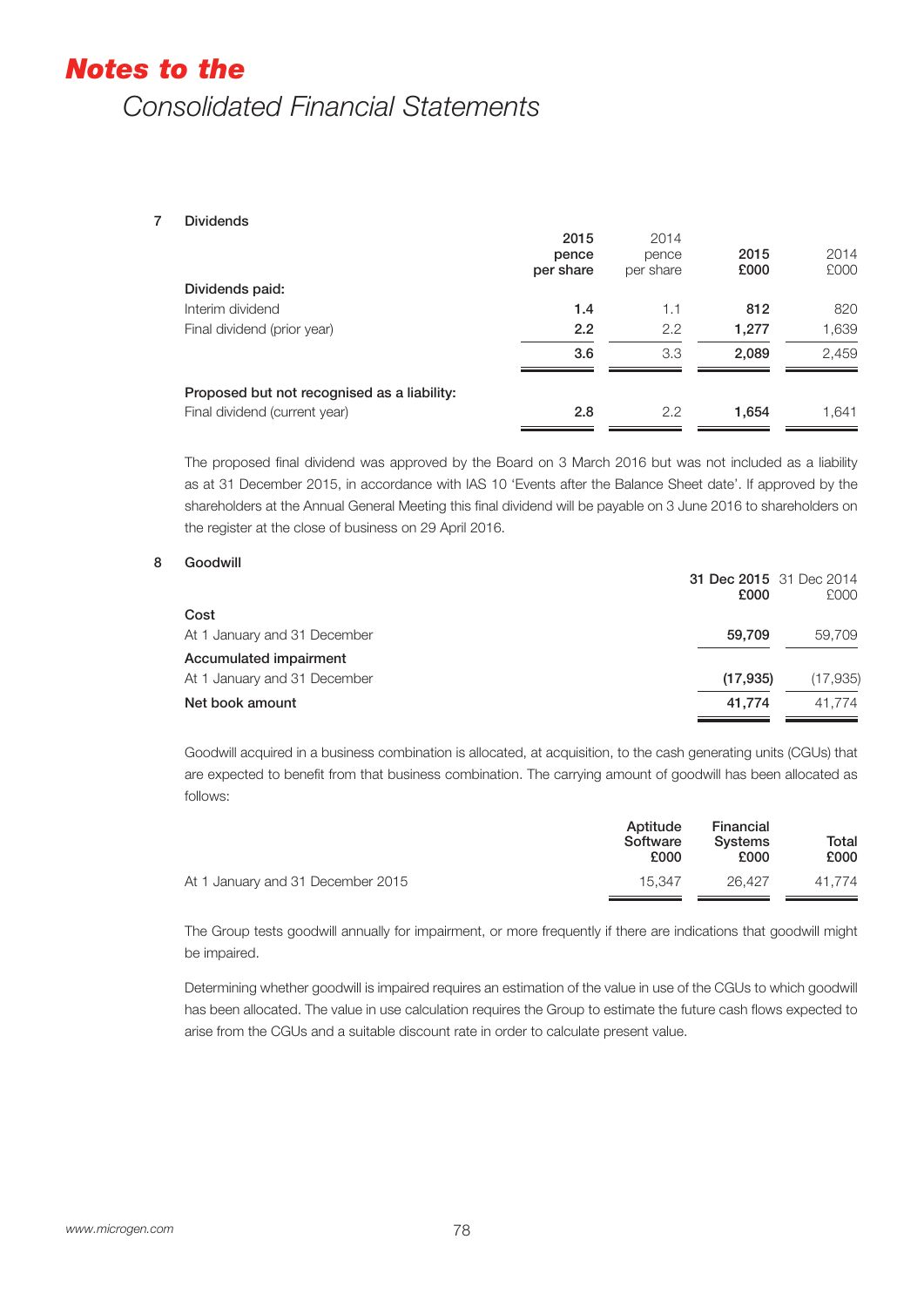# *Notes to the*

## *Consolidated Financial Statements*

### 7 Dividends

| | 2015 pence per share | 2014 pence per share | 2015 £000 | 2014 £000 |
|---|---|---|---|---|
| **Dividends paid:** | | | | |
| Interim dividend | **1.4** | 1.1 | **812** | 820 |
| Final dividend (prior year) | **2.2** | 2.2 | **1,277** | 1,639 |
| | **3.6** | 3.3 | **2,089** | 2,459 |
| **Proposed but not recognised as a liability:** | | | | |
| Final dividend (current year) | **2.8** | 2.2 | **1,654** | 1,641 |

The proposed final dividend was approved by the Board on 3 March 2016 but was not included as a liability as at 31 December 2015, in accordance with IAS 10 'Events after the Balance Sheet date'. If approved by the shareholders at the Annual General Meeting this final dividend will be payable on 3 June 2016 to shareholders on the register at the close of business on 29 April 2016.

### 8 Goodwill

| | 31 Dec 2015 £000 | 31 Dec 2014 £000 |
|---|---|---|
| **Cost** | | |
| At 1 January and 31 December | **59,709** | 59,709 |
| **Accumulated impairment** | | |
| At 1 January and 31 December | **(17,935)** | (17,935) |
| **Net book amount** | **41,774** | 41,774 |

Goodwill acquired in a business combination is allocated, at acquisition, to the cash generating units (CGUs) that are expected to benefit from that business combination. The carrying amount of goodwill has been allocated as follows:

| | Aptitude Software £000 | Financial Systems £000 | Total £000 |
|---|---|---|---|
| At 1 January and 31 December 2015 | 15,347 | 26,427 | 41,774 |

The Group tests goodwill annually for impairment, or more frequently if there are indications that goodwill might be impaired.

Determining whether goodwill is impaired requires an estimation of the value in use of the CGUs to which goodwill has been allocated. The value in use calculation requires the Group to estimate the future cash flows expected to arise from the CGUs and a suitable discount rate in order to calculate present value.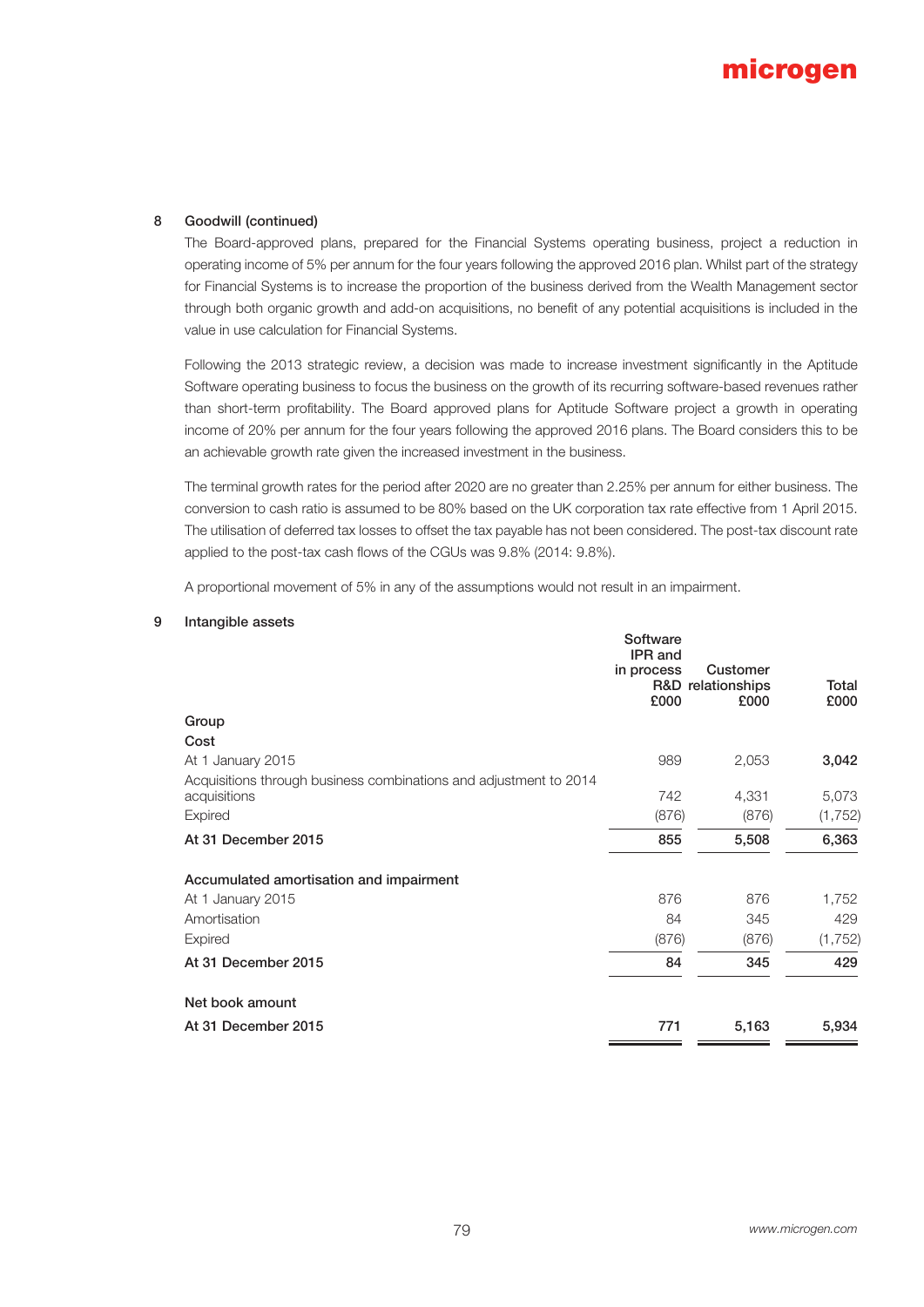## 8 Goodwill (continued)

The Board-approved plans, prepared for the Financial Systems operating business, project a reduction in operating income of 5% per annum for the four years following the approved 2016 plan. Whilst part of the strategy for Financial Systems is to increase the proportion of the business derived from the Wealth Management sector through both organic growth and add-on acquisitions, no benefit of any potential acquisitions is included in the value in use calculation for Financial Systems.

Following the 2013 strategic review, a decision was made to increase investment significantly in the Aptitude Software operating business to focus the business on the growth of its recurring software-based revenues rather than short-term profitability. The Board approved plans for Aptitude Software project a growth in operating income of 20% per annum for the four years following the approved 2016 plans. The Board considers this to be an achievable growth rate given the increased investment in the business.

The terminal growth rates for the period after 2020 are no greater than 2.25% per annum for either business. The conversion to cash ratio is assumed to be 80% based on the UK corporation tax rate effective from 1 April 2015. The utilisation of deferred tax losses to offset the tax payable has not been considered. The post-tax discount rate applied to the post-tax cash flows of the CGUs was 9.8% (2014: 9.8%).

A proportional movement of 5% in any of the assumptions would not result in an impairment.

## 9 Intangible assets

| | Software IPR and in process R&D £000 | Customer relationships £000 | Total £000 |
|---|---|---|---|
| **Group** | | | |
| **Cost** | | | |
| At 1 January 2015 | 989 | 2,053 | **3,042** |
| Acquisitions through business combinations and adjustment to 2014 acquisitions | 742 | 4,331 | 5,073 |
| Expired | (876) | (876) | (1,752) |
| **At 31 December 2015** | **855** | **5,508** | **6,363** |
| **Accumulated amortisation and impairment** | | | |
| At 1 January 2015 | 876 | 876 | 1,752 |
| Amortisation | 84 | 345 | 429 |
| Expired | (876) | (876) | (1,752) |
| **At 31 December 2015** | **84** | **345** | **429** |
| **Net book amount** | | | |
| **At 31 December 2015** | **771** | **5,163** | **5,934** |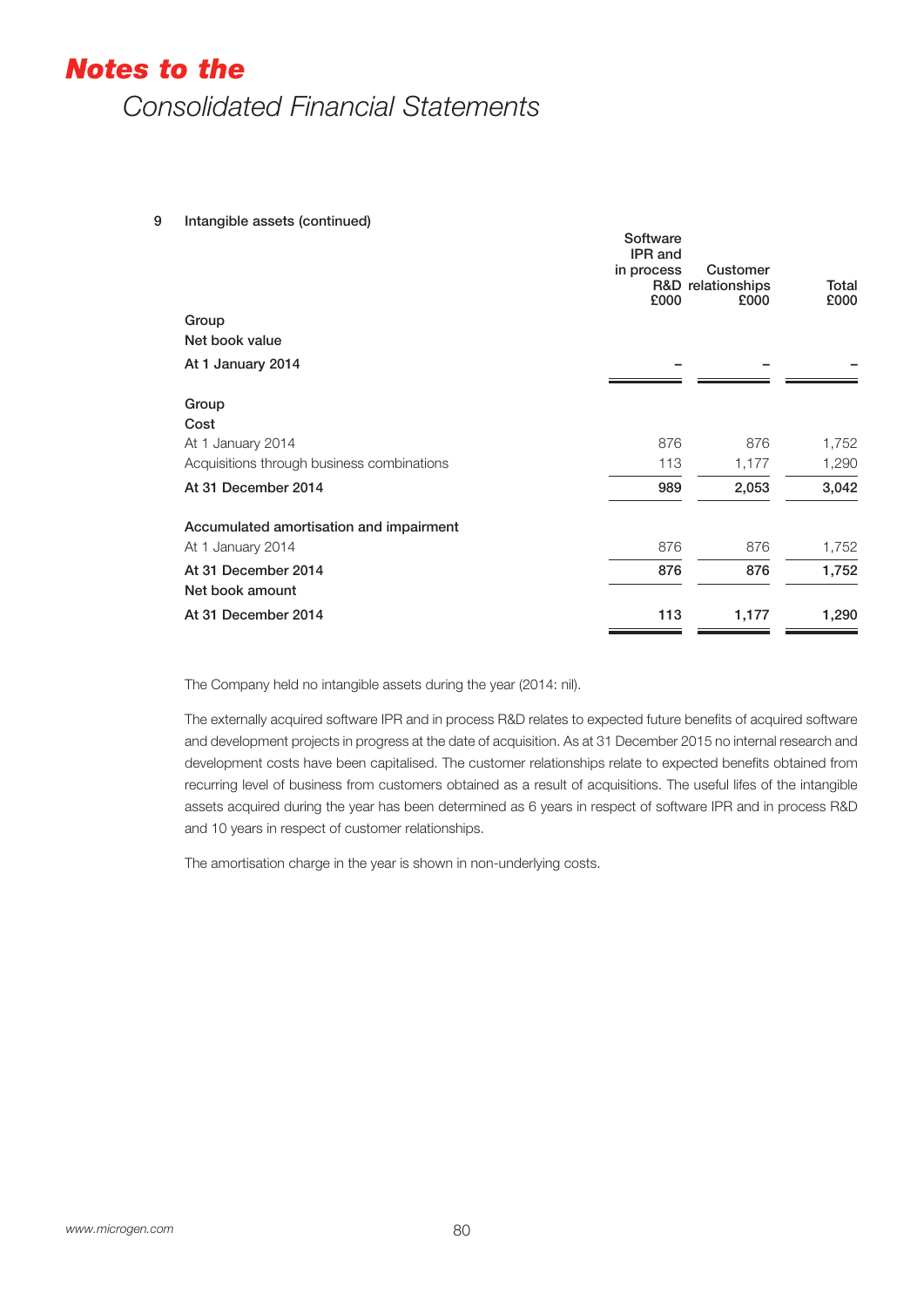## Notes to the

## Consolidated Financial Statements

**9 Intangible assets (continued)**

| | Software IPR and in process R&D £000 | Customer relationships £000 | Total £000 |
|---|---|---|---|
| **Group** | | | |
| **Net book value** | | | |
| **At 1 January 2014** | – | – | – |
| | | | |
| **Group** | | | |
| **Cost** | | | |
| At 1 January 2014 | 876 | 876 | 1,752 |
| Acquisitions through business combinations | 113 | 1,177 | 1,290 |
| **At 31 December 2014** | **989** | **2,053** | **3,042** |
| | | | |
| **Accumulated amortisation and impairment** | | | |
| At 1 January 2014 | 876 | 876 | 1,752 |
| **At 31 December 2014** | **876** | **876** | **1,752** |
| **Net book amount** | | | |
| **At 31 December 2014** | **113** | **1,177** | **1,290** |

The Company held no intangible assets during the year (2014: nil).

The externally acquired software IPR and in process R&D relates to expected future benefits of acquired software and development projects in progress at the date of acquisition. As at 31 December 2015 no internal research and development costs have been capitalised. The customer relationships relate to expected benefits obtained from recurring level of business from customers obtained as a result of acquisitions. The useful lifes of the intangible assets acquired during the year has been determined as 6 years in respect of software IPR and in process R&D and 10 years in respect of customer relationships.

The amortisation charge in the year is shown in non-underlying costs.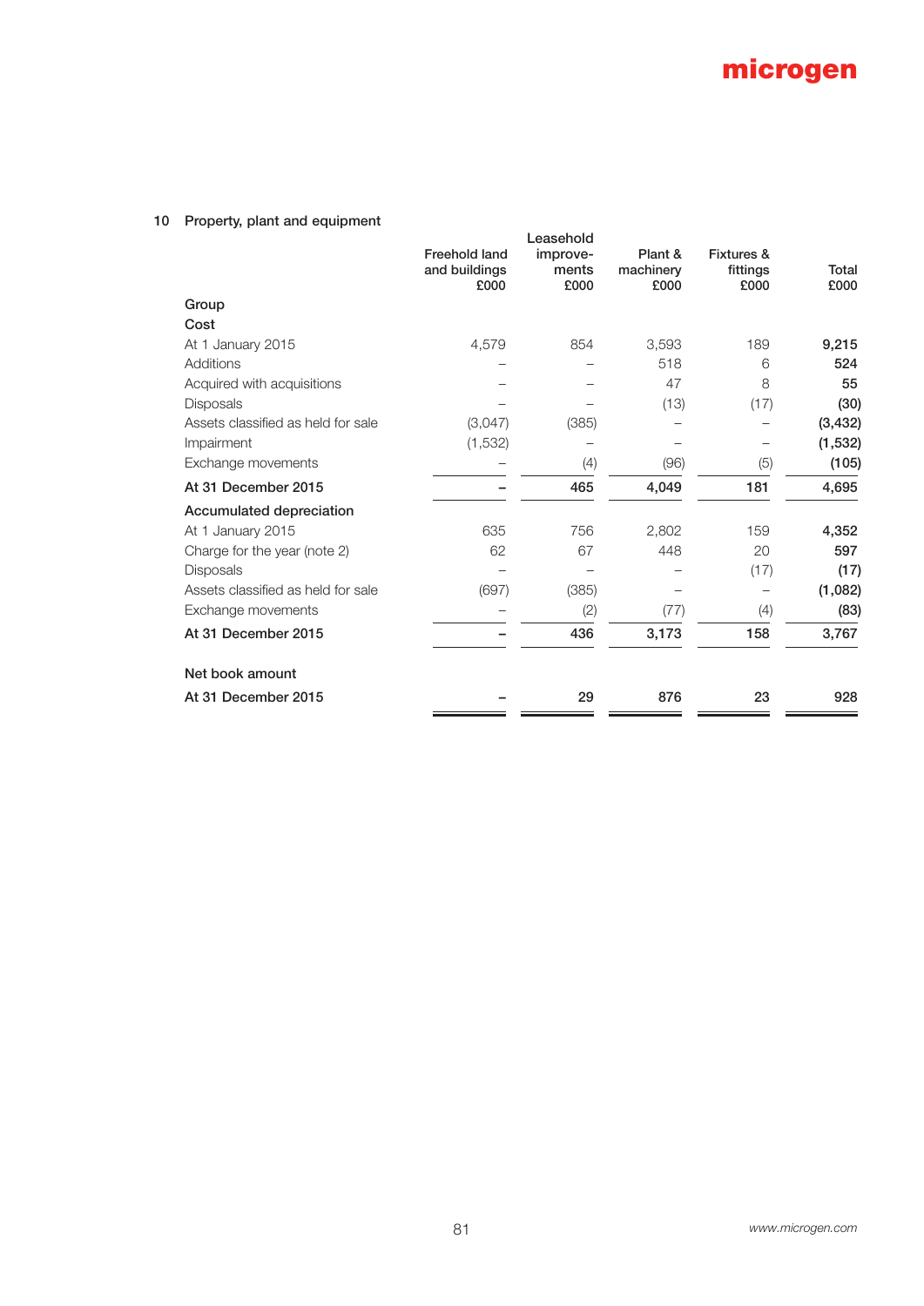## 10 Property, plant and equipment

| | Freehold land and buildings £000 | Leasehold improve-ments £000 | Plant & machinery £000 | Fixtures & fittings £000 | Total £000 |
|---|---|---|---|---|---|
| **Group** | | | | | |
| **Cost** | | | | | |
| At 1 January 2015 | 4,579 | 854 | 3,593 | 189 | **9,215** |
| Additions | – | – | 518 | 6 | **524** |
| Acquired with acquisitions | – | – | 47 | 8 | **55** |
| Disposals | – | – | (13) | (17) | **(30)** |
| Assets classified as held for sale | (3,047) | (385) | – | – | **(3,432)** |
| Impairment | (1,532) | – | – | – | **(1,532)** |
| Exchange movements | – | (4) | (96) | (5) | **(105)** |
| **At 31 December 2015** | **–** | **465** | **4,049** | **181** | **4,695** |
| **Accumulated depreciation** | | | | | |
| At 1 January 2015 | 635 | 756 | 2,802 | 159 | **4,352** |
| Charge for the year (note 2) | 62 | 67 | 448 | 20 | **597** |
| Disposals | – | – | – | (17) | **(17)** |
| Assets classified as held for sale | (697) | (385) | – | – | **(1,082)** |
| Exchange movements | – | (2) | (77) | (4) | **(83)** |
| **At 31 December 2015** | **–** | **436** | **3,173** | **158** | **3,767** |
| **Net book amount** | | | | | |
| **At 31 December 2015** | **–** | **29** | **876** | **23** | **928** |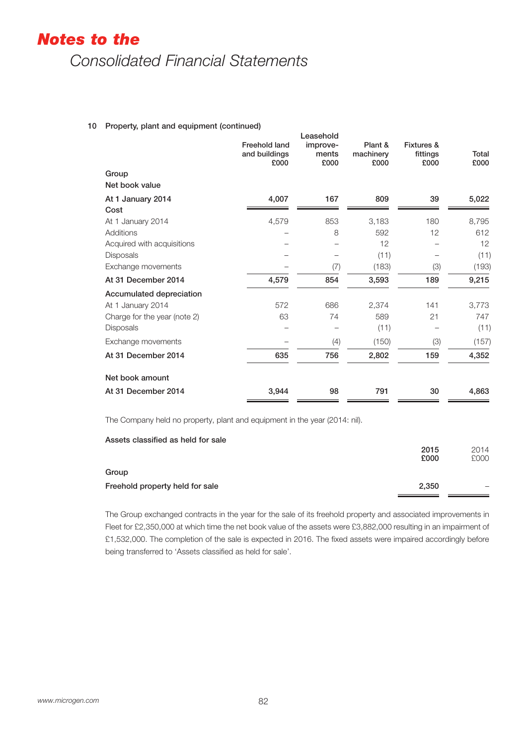# Notes to the Consolidated Financial Statements

**10 Property, plant and equipment (continued)**

| | Freehold land and buildings £000 | Leasehold improve-ments £000 | Plant & machinery £000 | Fixtures & fittings £000 | Total £000 |
|---|---|---|---|---|---|
| **Group** | | | | | |
| **Net book value** | | | | | |
| **At 1 January 2014** | **4,007** | **167** | **809** | **39** | **5,022** |
| **Cost** | | | | | |
| At 1 January 2014 | 4,579 | 853 | 3,183 | 180 | 8,795 |
| Additions | – | 8 | 592 | 12 | 612 |
| Acquired with acquisitions | – | – | 12 | – | 12 |
| Disposals | – | – | (11) | – | (11) |
| Exchange movements | – | (7) | (183) | (3) | (193) |
| **At 31 December 2014** | **4,579** | **854** | **3,593** | **189** | **9,215** |
| **Accumulated depreciation** | | | | | |
| At 1 January 2014 | 572 | 686 | 2,374 | 141 | 3,773 |
| Charge for the year (note 2) | 63 | 74 | 589 | 21 | 747 |
| Disposals | – | – | (11) | – | (11) |
| Exchange movements | – | (4) | (150) | (3) | (157) |
| **At 31 December 2014** | **635** | **756** | **2,802** | **159** | **4,352** |
| **Net book amount** | | | | | |
| **At 31 December 2014** | **3,944** | **98** | **791** | **30** | **4,863** |

The Company held no property, plant and equipment in the year (2014: nil).

**Assets classified as held for sale**

| | 2015 £000 | 2014 £000 |
|---|---|---|
| **Group** | | |
| **Freehold property held for sale** | **2,350** | – |

The Group exchanged contracts in the year for the sale of its freehold property and associated improvements in Fleet for £2,350,000 at which time the net book value of the assets were £3,882,000 resulting in an impairment of £1,532,000. The completion of the sale is expected in 2016. The fixed assets were impaired accordingly before being transferred to 'Assets classified as held for sale'.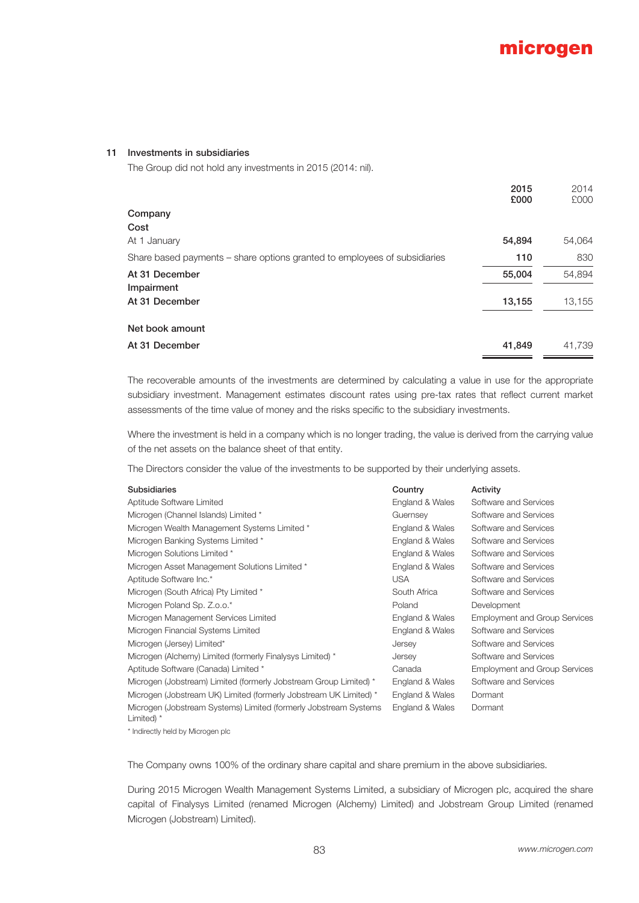## 11 Investments in subsidiaries

The Group did not hold any investments in 2015 (2014: nil).

| | 2015 £000 | 2014 £000 |
|---|---|---|
| **Company** | | |
| **Cost** | | |
| At 1 January | **54,894** | 54,064 |
| Share based payments – share options granted to employees of subsidiaries | **110** | 830 |
| **At 31 December** | **55,004** | 54,894 |
| **Impairment** | | |
| **At 31 December** | **13,155** | 13,155 |
| | | |
| **Net book amount** | | |
| **At 31 December** | **41,849** | 41,739 |

The recoverable amounts of the investments are determined by calculating a value in use for the appropriate subsidiary investment. Management estimates discount rates using pre-tax rates that reflect current market assessments of the time value of money and the risks specific to the subsidiary investments.

Where the investment is held in a company which is no longer trading, the value is derived from the carrying value of the net assets on the balance sheet of that entity.

The Directors consider the value of the investments to be supported by their underlying assets.

| Subsidiaries | Country | Activity |
|---|---|---|
| Aptitude Software Limited | England & Wales | Software and Services |
| Microgen (Channel Islands) Limited * | Guernsey | Software and Services |
| Microgen Wealth Management Systems Limited * | England & Wales | Software and Services |
| Microgen Banking Systems Limited * | England & Wales | Software and Services |
| Microgen Solutions Limited * | England & Wales | Software and Services |
| Microgen Asset Management Solutions Limited * | England & Wales | Software and Services |
| Aptitude Software Inc.* | USA | Software and Services |
| Microgen (South Africa) Pty Limited * | South Africa | Software and Services |
| Microgen Poland Sp. Z.o.o.* | Poland | Development |
| Microgen Management Services Limited | England & Wales | Employment and Group Services |
| Microgen Financial Systems Limited | England & Wales | Software and Services |
| Microgen (Jersey) Limited* | Jersey | Software and Services |
| Microgen (Alchemy) Limited (formerly Finalysys Limited) * | Jersey | Software and Services |
| Aptitude Software (Canada) Limited * | Canada | Employment and Group Services |
| Microgen (Jobstream) Limited (formerly Jobstream Group Limited) * | England & Wales | Software and Services |
| Microgen (Jobstream UK) Limited (formerly Jobstream UK Limited) * | England & Wales | Dormant |
| Microgen (Jobstream Systems) Limited (formerly Jobstream Systems Limited) * | England & Wales | Dormant |

* Indirectly held by Microgen plc

The Company owns 100% of the ordinary share capital and share premium in the above subsidiaries.

During 2015 Microgen Wealth Management Systems Limited, a subsidiary of Microgen plc, acquired the share capital of Finalysys Limited (renamed Microgen (Alchemy) Limited) and Jobstream Group Limited (renamed Microgen (Jobstream) Limited).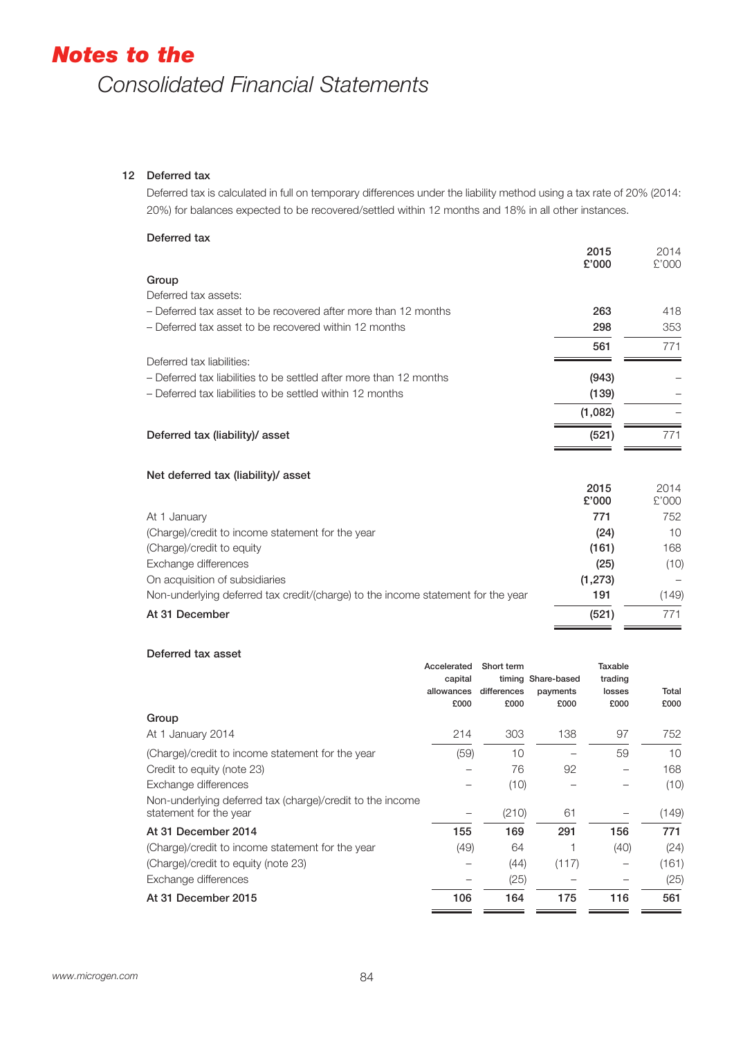# Notes to the Consolidated Financial Statements

## 12 Deferred tax

Deferred tax is calculated in full on temporary differences under the liability method using a tax rate of 20% (2014: 20%) for balances expected to be recovered/settled within 12 months and 18% in all other instances.

### Deferred tax

| | 2015 £'000 | 2014 £'000 |
|---|---|---|
| **Group** | | |
| Deferred tax assets: | | |
| – Deferred tax asset to be recovered after more than 12 months | 263 | 418 |
| – Deferred tax asset to be recovered within 12 months | 298 | 353 |
| | 561 | 771 |
| Deferred tax liabilities: | | |
| – Deferred tax liabilities to be settled after more than 12 months | (943) | – |
| – Deferred tax liabilities to be settled within 12 months | (139) | – |
| | (1,082) | – |
| Deferred tax (liability)/ asset | (521) | 771 |

### Net deferred tax (liability)/ asset

| | 2015 £'000 | 2014 £'000 |
|---|---|---|
| At 1 January | 771 | 752 |
| (Charge)/credit to income statement for the year | (24) | 10 |
| (Charge)/credit to equity | (161) | 168 |
| Exchange differences | (25) | (10) |
| On acquisition of subsidiaries | (1,273) | – |
| Non-underlying deferred tax credit/(charge) to the income statement for the year | 191 | (149) |
| **At 31 December** | (521) | 771 |

### Deferred tax asset

| | Accelerated capital allowances £000 | Short term timing differences £000 | Share-based payments £000 | Taxable trading losses £000 | Total £000 |
|---|---|---|---|---|---|
| **Group** | | | | | |
| At 1 January 2014 | 214 | 303 | 138 | 97 | 752 |
| (Charge)/credit to income statement for the year | (59) | 10 | – | 59 | 10 |
| Credit to equity (note 23) | – | 76 | 92 | – | 168 |
| Exchange differences | – | (10) | – | – | (10) |
| Non-underlying deferred tax (charge)/credit to the income statement for the year | – | (210) | 61 | – | (149) |
| **At 31 December 2014** | 155 | 169 | 291 | 156 | 771 |
| (Charge)/credit to income statement for the year | (49) | 64 | 1 | (40) | (24) |
| (Charge)/credit to equity (note 23) | – | (44) | (117) | – | (161) |
| Exchange differences | – | (25) | – | – | (25) |
| **At 31 December 2015** | 106 | 164 | 175 | 116 | 561 |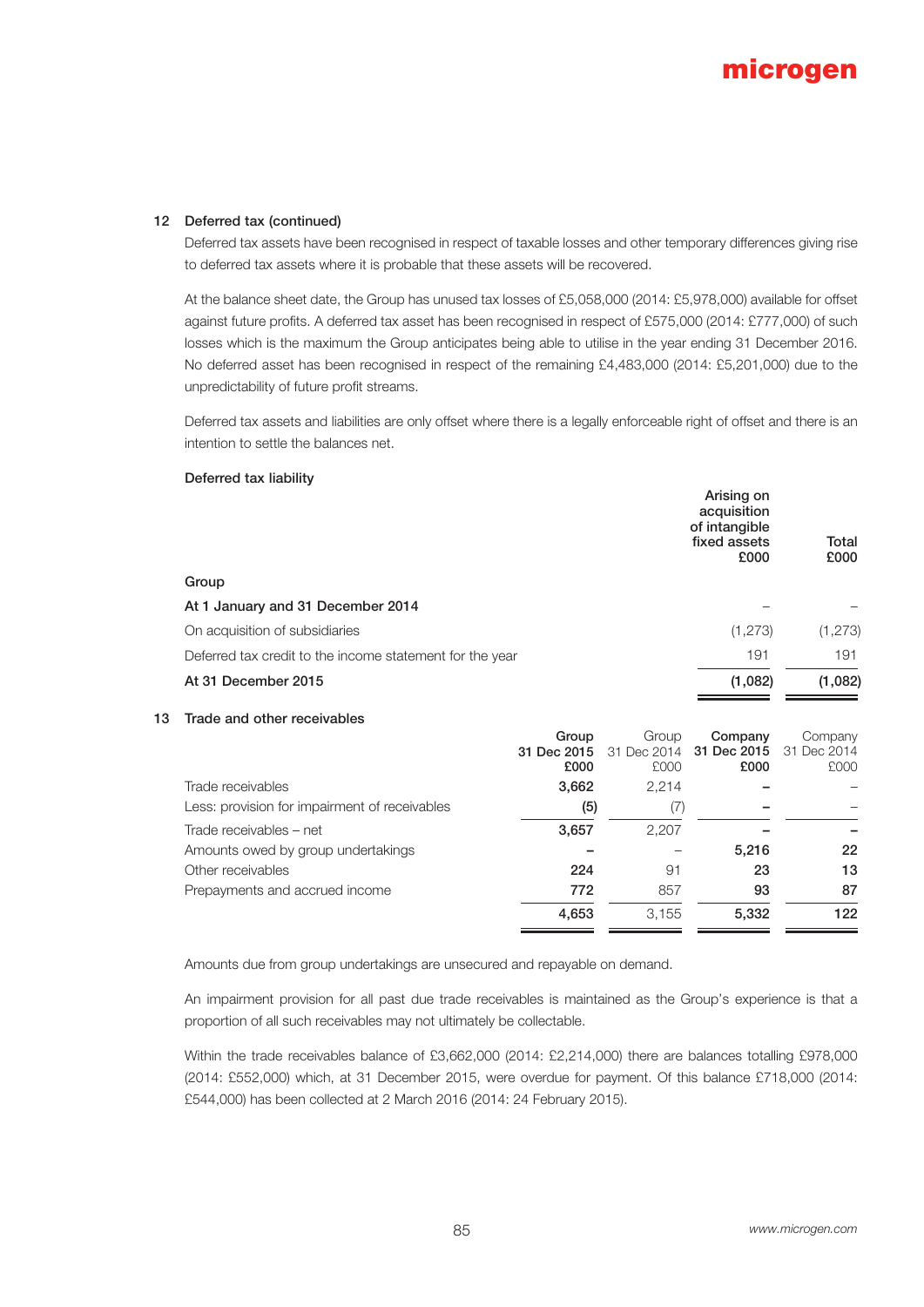## 12 Deferred tax (continued)

Deferred tax assets have been recognised in respect of taxable losses and other temporary differences giving rise to deferred tax assets where it is probable that these assets will be recovered.

At the balance sheet date, the Group has unused tax losses of £5,058,000 (2014: £5,978,000) available for offset against future profits. A deferred tax asset has been recognised in respect of £575,000 (2014: £777,000) of such losses which is the maximum the Group anticipates being able to utilise in the year ending 31 December 2016. No deferred asset has been recognised in respect of the remaining £4,483,000 (2014: £5,201,000) due to the unpredictability of future profit streams.

Deferred tax assets and liabilities are only offset where there is a legally enforceable right of offset and there is an intention to settle the balances net.

**Deferred tax liability**

| | Arising on acquisition of intangible fixed assets £000 | Total £000 |
|---|---|---|
| **Group** | | |
| **At 1 January and 31 December 2014** | – | – |
| On acquisition of subsidiaries | (1,273) | (1,273) |
| Deferred tax credit to the income statement for the year | 191 | 191 |
| **At 31 December 2015** | **(1,082)** | **(1,082)** |

## 13 Trade and other receivables

| | **Group 31 Dec 2015 £000** | Group 31 Dec 2014 £000 | **Company 31 Dec 2015 £000** | Company 31 Dec 2014 £000 |
|---|---|---|---|---|
| Trade receivables | **3,662** | 2,214 | **–** | – |
| Less: provision for impairment of receivables | **(5)** | (7) | **–** | – |
| Trade receivables – net | **3,657** | 2,207 | **–** | – |
| Amounts owed by group undertakings | **–** | – | **5,216** | 22 |
| Other receivables | **224** | 91 | **23** | 13 |
| Prepayments and accrued income | **772** | 857 | **93** | 87 |
| | **4,653** | 3,155 | **5,332** | 122 |

Amounts due from group undertakings are unsecured and repayable on demand.

An impairment provision for all past due trade receivables is maintained as the Group's experience is that a proportion of all such receivables may not ultimately be collectable.

Within the trade receivables balance of £3,662,000 (2014: £2,214,000) there are balances totalling £978,000 (2014: £552,000) which, at 31 December 2015, were overdue for payment. Of this balance £718,000 (2014: £544,000) has been collected at 2 March 2016 (2014: 24 February 2015).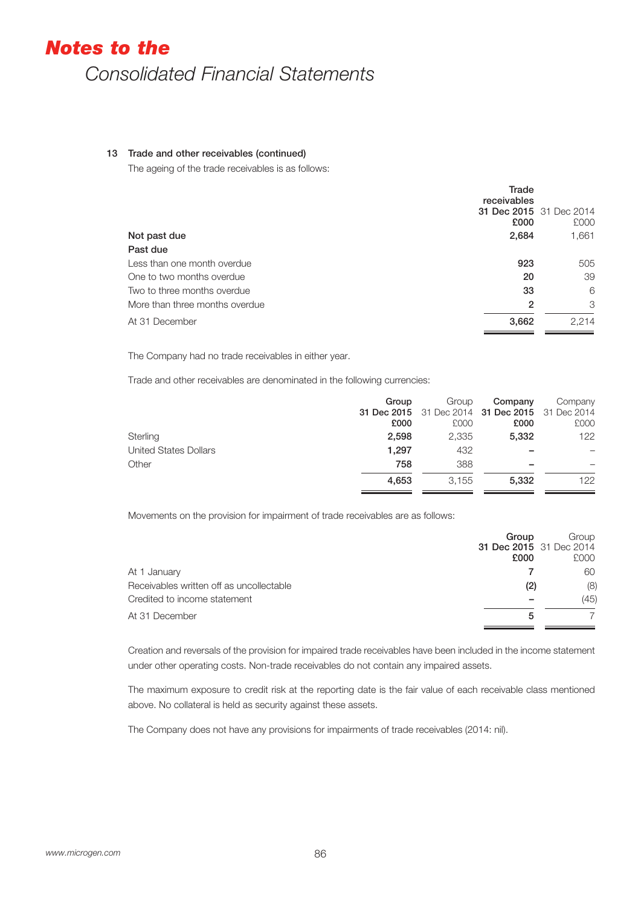# Notes to the Consolidated Financial Statements

## 13 Trade and other receivables (continued)

The ageing of the trade receivables is as follows:

| | Trade receivables 31 Dec 2015 £000 | 31 Dec 2014 £000 |
|---|---|---|
| **Not past due** | **2,684** | 1,661 |
| **Past due** | | |
| Less than one month overdue | **923** | 505 |
| One to two months overdue | **20** | 39 |
| Two to three months overdue | **33** | 6 |
| More than three months overdue | **2** | 3 |
| At 31 December | **3,662** | 2,214 |

The Company had no trade receivables in either year.

Trade and other receivables are denominated in the following currencies:

| | Group 31 Dec 2015 £000 | Group 31 Dec 2014 £000 | Company 31 Dec 2015 £000 | Company 31 Dec 2014 £000 |
|---|---|---|---|---|
| Sterling | **2,598** | 2,335 | **5,332** | 122 |
| United States Dollars | **1,297** | 432 | **–** | – |
| Other | **758** | 388 | **–** | – |
| | **4,653** | 3,155 | **5,332** | 122 |

Movements on the provision for impairment of trade receivables are as follows:

| | Group 31 Dec 2015 £000 | Group 31 Dec 2014 £000 |
|---|---|---|
| At 1 January | **7** | 60 |
| Receivables written off as uncollectable | **(2)** | (8) |
| Credited to income statement | **–** | (45) |
| At 31 December | **5** | 7 |

Creation and reversals of the provision for impaired trade receivables have been included in the income statement under other operating costs. Non-trade receivables do not contain any impaired assets.

The maximum exposure to credit risk at the reporting date is the fair value of each receivable class mentioned above. No collateral is held as security against these assets.

The Company does not have any provisions for impairments of trade receivables (2014: nil).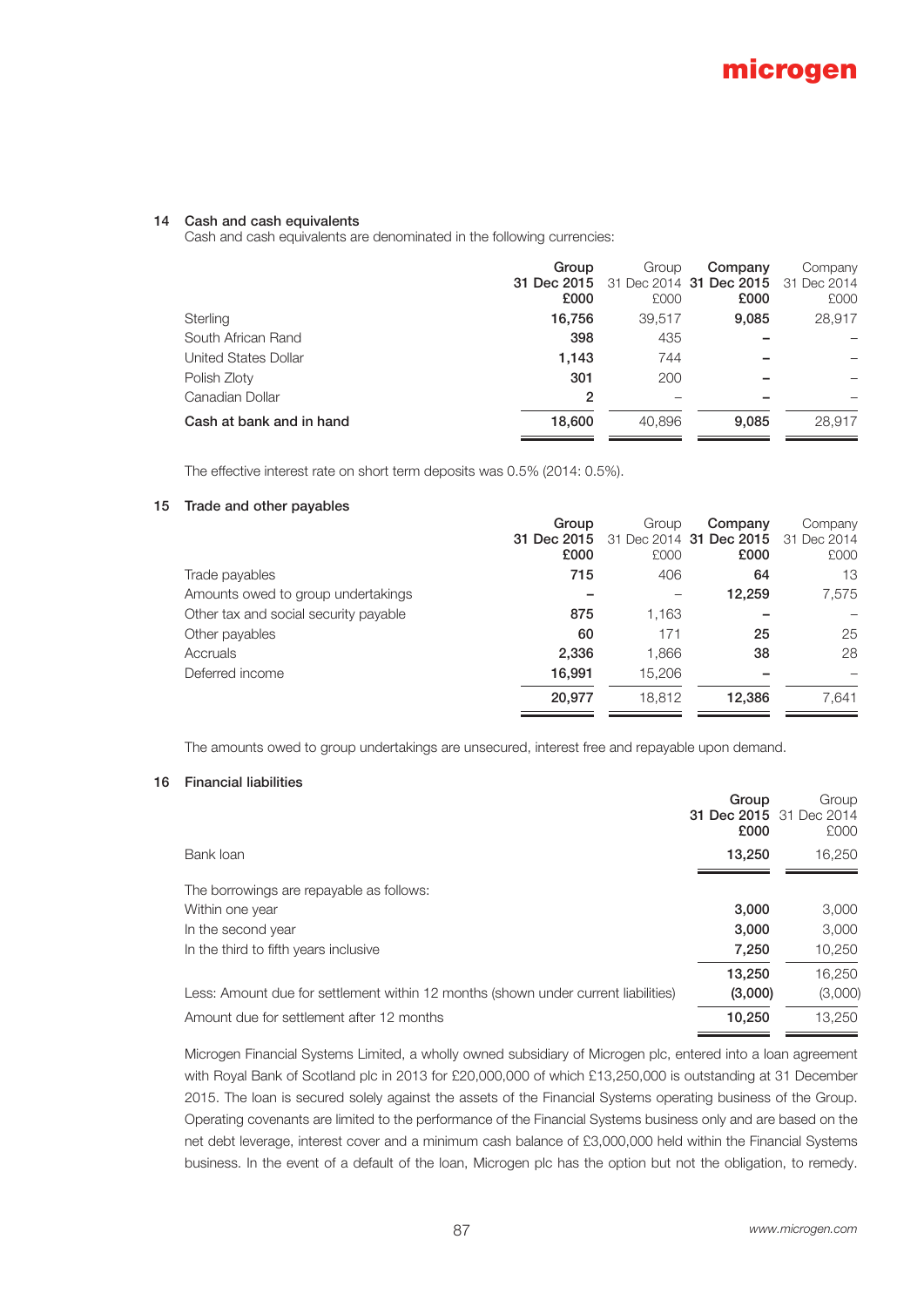## 14 Cash and cash equivalents

Cash and cash equivalents are denominated in the following currencies:

| | Group 31 Dec 2015 £000 | Group 31 Dec 2014 £000 | Company 31 Dec 2015 £000 | Company 31 Dec 2014 £000 |
|---|---|---|---|---|
| Sterling | **16,756** | 39,517 | **9,085** | 28,917 |
| South African Rand | **398** | 435 | **–** | – |
| United States Dollar | **1,143** | 744 | **–** | – |
| Polish Zloty | **301** | 200 | **–** | – |
| Canadian Dollar | **2** | – | **–** | – |
| **Cash at bank and in hand** | **18,600** | 40,896 | **9,085** | 28,917 |

The effective interest rate on short term deposits was 0.5% (2014: 0.5%).

## 15 Trade and other payables

| | Group 31 Dec 2015 £000 | Group 31 Dec 2014 £000 | Company 31 Dec 2015 £000 | Company 31 Dec 2014 £000 |
|---|---|---|---|---|
| Trade payables | **715** | 406 | **64** | 13 |
| Amounts owed to group undertakings | **–** | – | **12,259** | 7,575 |
| Other tax and social security payable | **875** | 1,163 | **–** | – |
| Other payables | **60** | 171 | **25** | 25 |
| Accruals | **2,336** | 1,866 | **38** | 28 |
| Deferred income | **16,991** | 15,206 | **–** | – |
| | **20,977** | 18,812 | **12,386** | 7,641 |

The amounts owed to group undertakings are unsecured, interest free and repayable upon demand.

## 16 Financial liabilities

| | Group 31 Dec 2015 £000 | Group 31 Dec 2014 £000 |
|---|---|---|
| Bank loan | **13,250** | 16,250 |
| The borrowings are repayable as follows: | | |
| Within one year | **3,000** | 3,000 |
| In the second year | **3,000** | 3,000 |
| In the third to fifth years inclusive | **7,250** | 10,250 |
| | **13,250** | 16,250 |
| Less: Amount due for settlement within 12 months (shown under current liabilities) | **(3,000)** | (3,000) |
| Amount due for settlement after 12 months | **10,250** | 13,250 |

Microgen Financial Systems Limited, a wholly owned subsidiary of Microgen plc, entered into a loan agreement with Royal Bank of Scotland plc in 2013 for £20,000,000 of which £13,250,000 is outstanding at 31 December 2015. The loan is secured solely against the assets of the Financial Systems operating business of the Group. Operating covenants are limited to the performance of the Financial Systems business only and are based on the net debt leverage, interest cover and a minimum cash balance of £3,000,000 held within the Financial Systems business. In the event of a default of the loan, Microgen plc has the option but not the obligation, to remedy.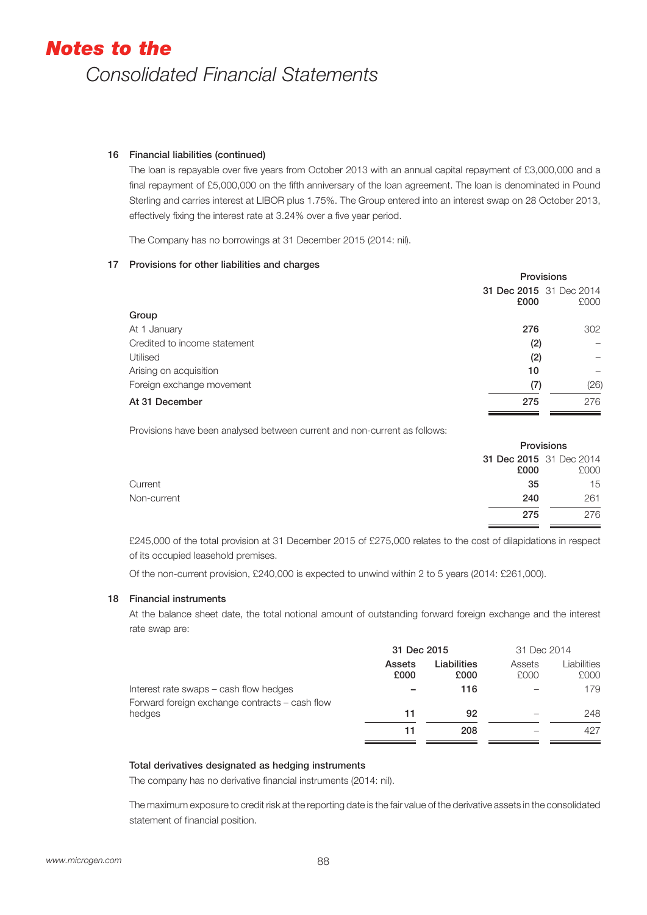# Notes to the Consolidated Financial Statements

### 16 Financial liabilities (continued)

The loan is repayable over five years from October 2013 with an annual capital repayment of £3,000,000 and a final repayment of £5,000,000 on the fifth anniversary of the loan agreement. The loan is denominated in Pound Sterling and carries interest at LIBOR plus 1.75%. The Group entered into an interest swap on 28 October 2013, effectively fixing the interest rate at 3.24% over a five year period.

The Company has no borrowings at 31 December 2015 (2014: nil).

### 17 Provisions for other liabilities and charges

| | Provisions | |
|---|---|---|
| | **31 Dec 2015 £000** | 31 Dec 2014 £000 |
| **Group** | | |
| At 1 January | **276** | 302 |
| Credited to income statement | **(2)** | – |
| Utilised | **(2)** | – |
| Arising on acquisition | **10** | – |
| Foreign exchange movement | **(7)** | (26) |
| **At 31 December** | **275** | 276 |

Provisions have been analysed between current and non-current as follows:

| | Provisions | |
|---|---|---|
| | **31 Dec 2015 £000** | 31 Dec 2014 £000 |
| Current | **35** | 15 |
| Non-current | **240** | 261 |
| | **275** | 276 |

£245,000 of the total provision at 31 December 2015 of £275,000 relates to the cost of dilapidations in respect of its occupied leasehold premises.

Of the non-current provision, £240,000 is expected to unwind within 2 to 5 years (2014: £261,000).

### 18 Financial instruments

At the balance sheet date, the total notional amount of outstanding forward foreign exchange and the interest rate swap are:

| | **31 Dec 2015** | | 31 Dec 2014 | |
|---|---|---|---|---|
| | **Assets £000** | **Liabilities £000** | Assets £000 | Liabilities £000 |
| Interest rate swaps – cash flow hedges | **–** | **116** | – | 179 |
| Forward foreign exchange contracts – cash flow hedges | **11** | **92** | – | 248 |
| | **11** | **208** | – | 427 |

**Total derivatives designated as hedging instruments**

The company has no derivative financial instruments (2014: nil).

The maximum exposure to credit risk at the reporting date is the fair value of the derivative assets in the consolidated statement of financial position.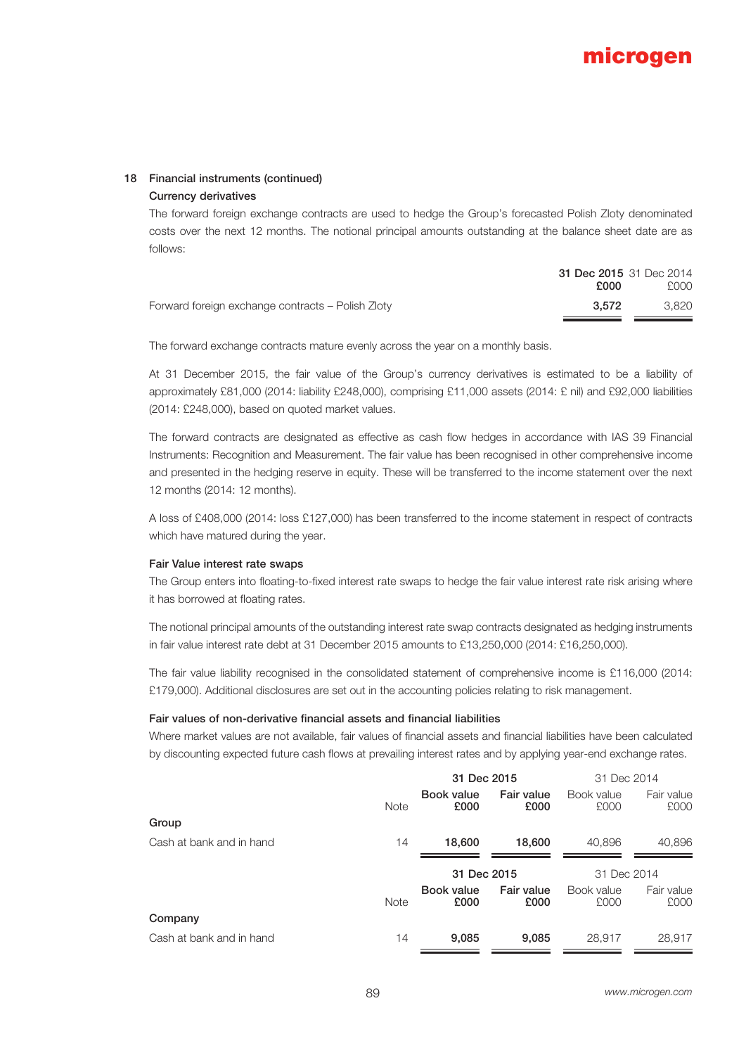## 18 Financial instruments (continued)

### Currency derivatives

The forward foreign exchange contracts are used to hedge the Group's forecasted Polish Zloty denominated costs over the next 12 months. The notional principal amounts outstanding at the balance sheet date are as follows:

| | **31 Dec 2015 £000** | 31 Dec 2014 £000 |
|---|---|---|
| Forward foreign exchange contracts – Polish Zloty | **3,572** | 3,820 |

The forward exchange contracts mature evenly across the year on a monthly basis.

At 31 December 2015, the fair value of the Group's currency derivatives is estimated to be a liability of approximately £81,000 (2014: liability £248,000), comprising £11,000 assets (2014: £ nil) and £92,000 liabilities (2014: £248,000), based on quoted market values.

The forward contracts are designated as effective as cash flow hedges in accordance with IAS 39 Financial Instruments: Recognition and Measurement. The fair value has been recognised in other comprehensive income and presented in the hedging reserve in equity. These will be transferred to the income statement over the next 12 months (2014: 12 months).

A loss of £408,000 (2014: loss £127,000) has been transferred to the income statement in respect of contracts which have matured during the year.

### Fair Value interest rate swaps

The Group enters into floating-to-fixed interest rate swaps to hedge the fair value interest rate risk arising where it has borrowed at floating rates.

The notional principal amounts of the outstanding interest rate swap contracts designated as hedging instruments in fair value interest rate debt at 31 December 2015 amounts to £13,250,000 (2014: £16,250,000).

The fair value liability recognised in the consolidated statement of comprehensive income is £116,000 (2014: £179,000). Additional disclosures are set out in the accounting policies relating to risk management.

### Fair values of non-derivative financial assets and financial liabilities

Where market values are not available, fair values of financial assets and financial liabilities have been calculated by discounting expected future cash flows at prevailing interest rates and by applying year-end exchange rates.

| | | **31 Dec 2015** | | 31 Dec 2014 | |
|---|---|---|---|---|---|
| | Note | **Book value £000** | **Fair value £000** | Book value £000 | Fair value £000 |
| **Group** | | | | | |
| Cash at bank and in hand | 14 | **18,600** | **18,600** | 40,896 | 40,896 |

| | | **31 Dec 2015** | | 31 Dec 2014 | |
|---|---|---|---|---|---|
| | Note | **Book value £000** | **Fair value £000** | Book value £000 | Fair value £000 |
| **Company** | | | | | |
| Cash at bank and in hand | 14 | **9,085** | **9,085** | 28,917 | 28,917 |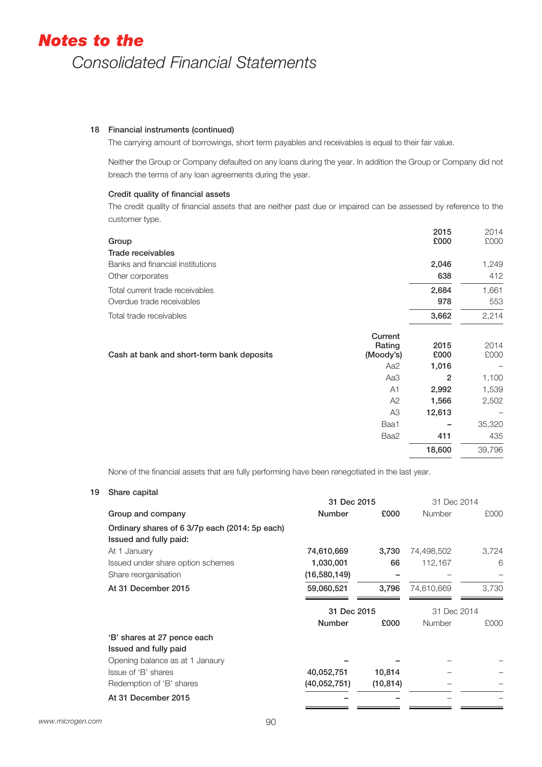### 18 Financial instruments (continued)

The carrying amount of borrowings, short term payables and receivables is equal to their fair value.

Neither the Group or Company defaulted on any loans during the year. In addition the Group or Company did not breach the terms of any loan agreements during the year.

**Credit quality of financial assets**

The credit quality of financial assets that are neither past due or impaired can be assessed by reference to the customer type.

| Group | 2015 £000 | 2014 £000 |
|---|---|---|
| **Trade receivables** | | |
| Banks and financial institutions | **2,046** | 1,249 |
| Other corporates | **638** | 412 |
| Total current trade receivables | **2,684** | 1,661 |
| Overdue trade receivables | **978** | 553 |
| Total trade receivables | **3,662** | 2,214 |

| Cash at bank and short-term bank deposits | Current Rating (Moody's) | 2015 £000 | 2014 £000 |
|---|---|---|---|
| | Aa2 | **1,016** | – |
| | Aa3 | **2** | 1,100 |
| | A1 | **2,992** | 1,539 |
| | A2 | **1,566** | 2,502 |
| | A3 | **12,613** | – |
| | Baa1 | **–** | 35,320 |
| | Baa2 | **411** | 435 |
| | | **18,600** | 39,796 |

None of the financial assets that are fully performing have been renegotiated in the last year.

### 19 Share capital

| Group and company | 31 Dec 2015 Number | 31 Dec 2015 £000 | 31 Dec 2014 Number | 31 Dec 2014 £000 |
|---|---|---|---|---|
| **Ordinary shares of 6 3/7p each (2014: 5p each)** | | | | |
| **Issued and fully paid:** | | | | |
| At 1 January | **74,610,669** | **3,730** | 74,498,502 | 3,724 |
| Issued under share option schemes | **1,030,001** | **66** | 112,167 | 6 |
| Share reorganisation | **(16,580,149)** | **–** | – | – |
| **At 31 December 2015** | **59,060,521** | **3,796** | 74,610,669 | 3,730 |

| | 31 Dec 2015 Number | 31 Dec 2015 £000 | 31 Dec 2014 Number | 31 Dec 2014 £000 |
|---|---|---|---|---|
| **'B' shares at 27 pence each** | | | | |
| **Issued and fully paid** | | | | |
| Opening balance as at 1 Janaury | **–** | **–** | – | – |
| Issue of 'B' shares | **40,052,751** | **10,814** | – | – |
| Redemption of 'B' shares | **(40,052,751)** | **(10,814)** | – | – |
| **At 31 December 2015** | **–** | **–** | – | – |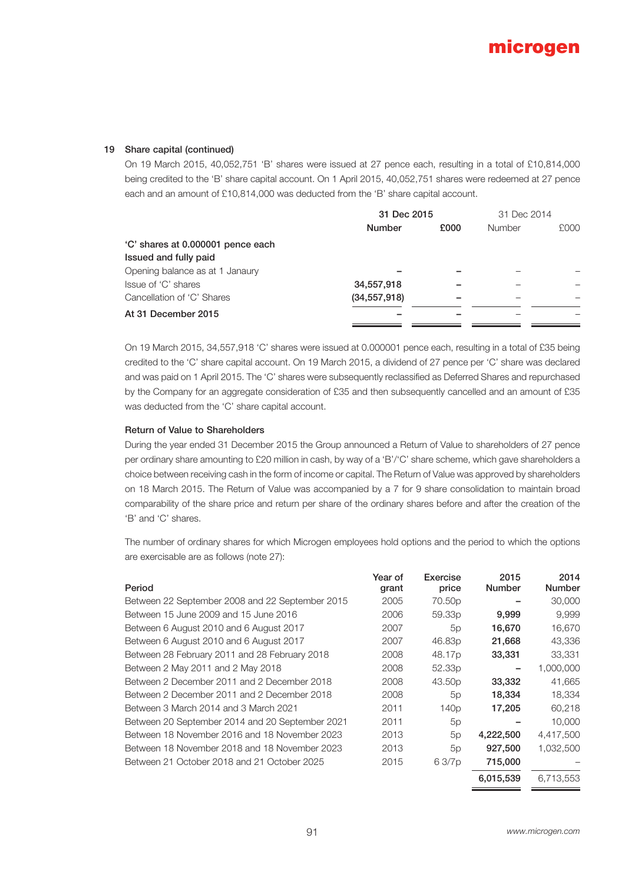## 19 Share capital (continued)

On 19 March 2015, 40,052,751 'B' shares were issued at 27 pence each, resulting in a total of £10,814,000 being credited to the 'B' share capital account. On 1 April 2015, 40,052,751 shares were redeemed at 27 pence each and an amount of £10,814,000 was deducted from the 'B' share capital account.

| | 31 Dec 2015 | | 31 Dec 2014 | |
|---|---|---|---|---|
| | **Number** | **£000** | Number | £000 |
| **'C' shares at 0.000001 pence each** | | | | |
| **Issued and fully paid** | | | | |
| Opening balance as at 1 Janaury | **–** | **–** | – | – |
| Issue of 'C' shares | **34,557,918** | **–** | – | – |
| Cancellation of 'C' Shares | **(34,557,918)** | **–** | – | – |
| **At 31 December 2015** | **–** | **–** | – | – |

On 19 March 2015, 34,557,918 'C' shares were issued at 0.000001 pence each, resulting in a total of £35 being credited to the 'C' share capital account. On 19 March 2015, a dividend of 27 pence per 'C' share was declared and was paid on 1 April 2015. The 'C' shares were subsequently reclassified as Deferred Shares and repurchased by the Company for an aggregate consideration of £35 and then subsequently cancelled and an amount of £35 was deducted from the 'C' share capital account.

### Return of Value to Shareholders

During the year ended 31 December 2015 the Group announced a Return of Value to shareholders of 27 pence per ordinary share amounting to £20 million in cash, by way of a 'B'/'C' share scheme, which gave shareholders a choice between receiving cash in the form of income or capital. The Return of Value was approved by shareholders on 18 March 2015. The Return of Value was accompanied by a 7 for 9 share consolidation to maintain broad comparability of the share price and return per share of the ordinary shares before and after the creation of the 'B' and 'C' shares.

The number of ordinary shares for which Microgen employees hold options and the period to which the options are exercisable are as follows (note 27):

| Period | Year of grant | Exercise price | 2015 Number | 2014 Number |
|---|---|---|---|---|
| Between 22 September 2008 and 22 September 2015 | 2005 | 70.50p | **–** | 30,000 |
| Between 15 June 2009 and 15 June 2016 | 2006 | 59.33p | **9,999** | 9,999 |
| Between 6 August 2010 and 6 August 2017 | 2007 | 5p | **16,670** | 16,670 |
| Between 6 August 2010 and 6 August 2017 | 2007 | 46.83p | **21,668** | 43,336 |
| Between 28 February 2011 and 28 February 2018 | 2008 | 48.17p | **33,331** | 33,331 |
| Between 2 May 2011 and 2 May 2018 | 2008 | 52.33p | **–** | 1,000,000 |
| Between 2 December 2011 and 2 December 2018 | 2008 | 43.50p | **33,332** | 41,665 |
| Between 2 December 2011 and 2 December 2018 | 2008 | 5p | **18,334** | 18,334 |
| Between 3 March 2014 and 3 March 2021 | 2011 | 140p | **17,205** | 60,218 |
| Between 20 September 2014 and 20 September 2021 | 2011 | 5p | **–** | 10,000 |
| Between 18 November 2016 and 18 November 2023 | 2013 | 5p | **4,222,500** | 4,417,500 |
| Between 18 November 2018 and 18 November 2023 | 2013 | 5p | **927,500** | 1,032,500 |
| Between 21 October 2018 and 21 October 2025 | 2015 | 6 3/7p | **715,000** | – |
| | | | **6,015,539** | 6,713,553 |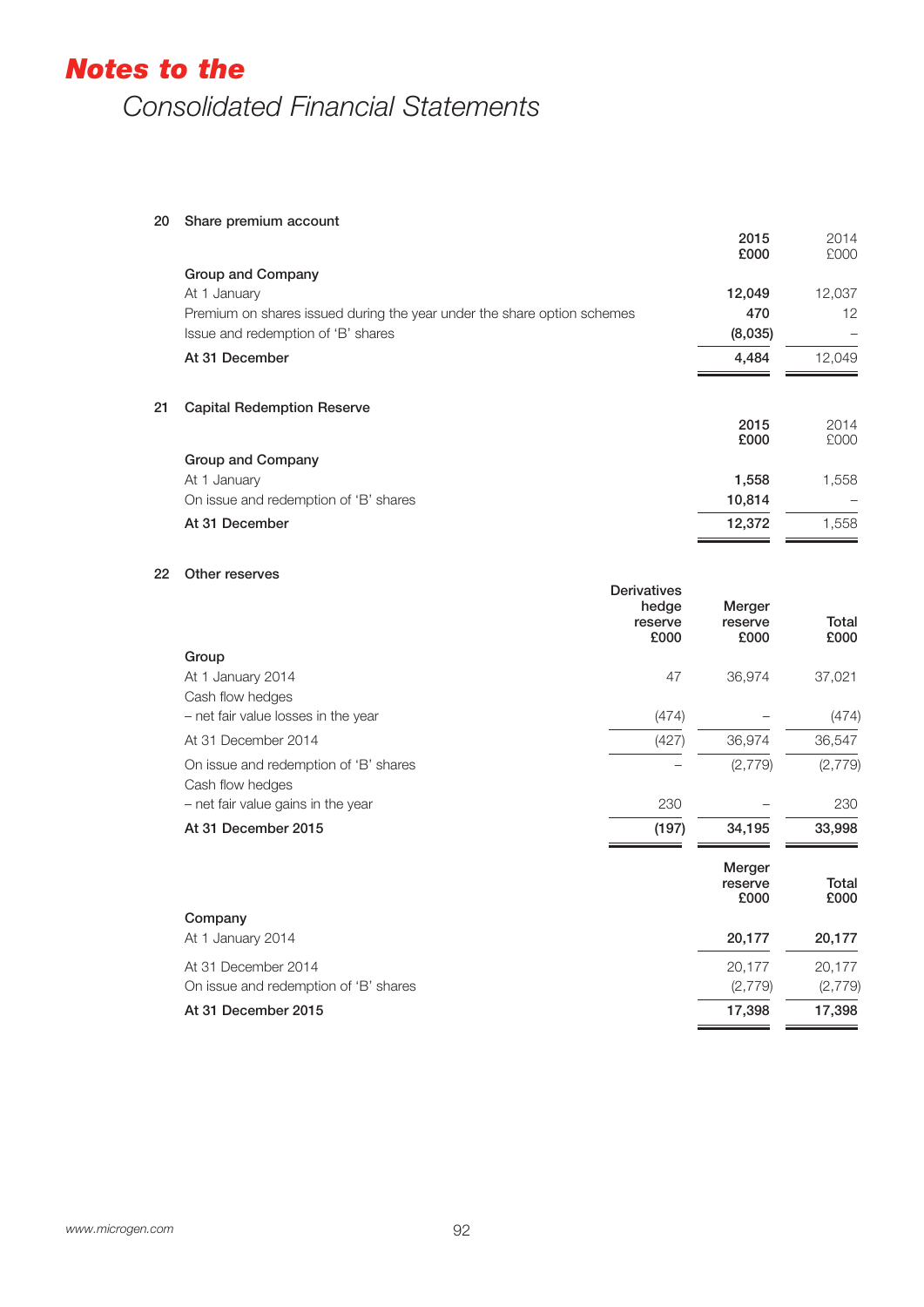# Notes to the

## Consolidated Financial Statements

### 20 Share premium account

| | 2015 £000 | 2014 £000 |
|---|---|---|
| **Group and Company** | | |
| At 1 January | 12,049 | 12,037 |
| Premium on shares issued during the year under the share option schemes | 470 | 12 |
| Issue and redemption of 'B' shares | (8,035) | – |
| **At 31 December** | **4,484** | 12,049 |

### 21 Capital Redemption Reserve

| | 2015 £000 | 2014 £000 |
|---|---|---|
| **Group and Company** | | |
| At 1 January | 1,558 | 1,558 |
| On issue and redemption of 'B' shares | 10,814 | – |
| **At 31 December** | **12,372** | 1,558 |

### 22 Other reserves

| | Derivatives hedge reserve £000 | Merger reserve £000 | Total £000 |
|---|---|---|---|
| **Group** | | | |
| At 1 January 2014 | 47 | 36,974 | 37,021 |
| Cash flow hedges | | | |
| – net fair value losses in the year | (474) | – | (474) |
| At 31 December 2014 | (427) | 36,974 | 36,547 |
| On issue and redemption of 'B' shares | – | (2,779) | (2,779) |
| Cash flow hedges | | | |
| – net fair value gains in the year | 230 | – | 230 |
| **At 31 December 2015** | **(197)** | **34,195** | **33,998** |

| | Merger reserve £000 | Total £000 |
|---|---|---|
| **Company** | | |
| At 1 January 2014 | **20,177** | **20,177** |
| At 31 December 2014 | 20,177 | 20,177 |
| On issue and redemption of 'B' shares | (2,779) | (2,779) |
| **At 31 December 2015** | **17,398** | **17,398** |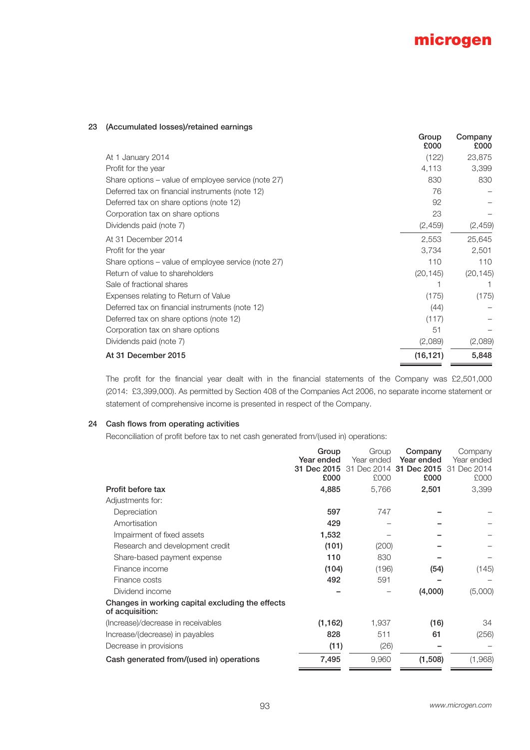## 23 (Accumulated losses)/retained earnings

| | Group £000 | Company £000 |
|---|---|---|
| At 1 January 2014 | (122) | 23,875 |
| Profit for the year | 4,113 | 3,399 |
| Share options – value of employee service (note 27) | 830 | 830 |
| Deferred tax on financial instruments (note 12) | 76 | – |
| Deferred tax on share options (note 12) | 92 | – |
| Corporation tax on share options | 23 | – |
| Dividends paid (note 7) | (2,459) | (2,459) |
| At 31 December 2014 | 2,553 | 25,645 |
| Profit for the year | 3,734 | 2,501 |
| Share options – value of employee service (note 27) | 110 | 110 |
| Return of value to shareholders | (20,145) | (20,145) |
| Sale of fractional shares | 1 | 1 |
| Expenses relating to Return of Value | (175) | (175) |
| Deferred tax on financial instruments (note 12) | (44) | – |
| Deferred tax on share options (note 12) | (117) | – |
| Corporation tax on share options | 51 | – |
| Dividends paid (note 7) | (2,089) | (2,089) |
| **At 31 December 2015** | **(16,121)** | **5,848** |

The profit for the financial year dealt with in the financial statements of the Company was £2,501,000 (2014: £3,399,000). As permitted by Section 408 of the Companies Act 2006, no separate income statement or statement of comprehensive income is presented in respect of the Company.

## 24 Cash flows from operating activities

Reconciliation of profit before tax to net cash generated from/(used in) operations:

| | **Group Year ended 31 Dec 2015 £000** | Group Year ended 31 Dec 2014 £000 | **Company Year ended 31 Dec 2015 £000** | Company Year ended 31 Dec 2014 £000 |
|---|---|---|---|---|
| **Profit before tax** | **4,885** | 5,766 | **2,501** | 3,399 |
| Adjustments for: | | | | |
| Depreciation | **597** | 747 | **–** | – |
| Amortisation | **429** | – | **–** | – |
| Impairment of fixed assets | **1,532** | – | **–** | – |
| Research and development credit | **(101)** | (200) | **–** | – |
| Share-based payment expense | **110** | 830 | **–** | – |
| Finance income | **(104)** | (196) | **(54)** | (145) |
| Finance costs | **492** | 591 | **–** | – |
| Dividend income | **–** | – | **(4,000)** | (5,000) |
| **Changes in working capital excluding the effects of acquisition:** | | | | |
| (Increase)/decrease in receivables | **(1,162)** | 1,937 | **(16)** | 34 |
| Increase/(decrease) in payables | **828** | 511 | **61** | (256) |
| Decrease in provisions | **(11)** | (26) | **–** | – |
| **Cash generated from/(used in) operations** | **7,495** | 9,960 | **(1,508)** | (1,968) |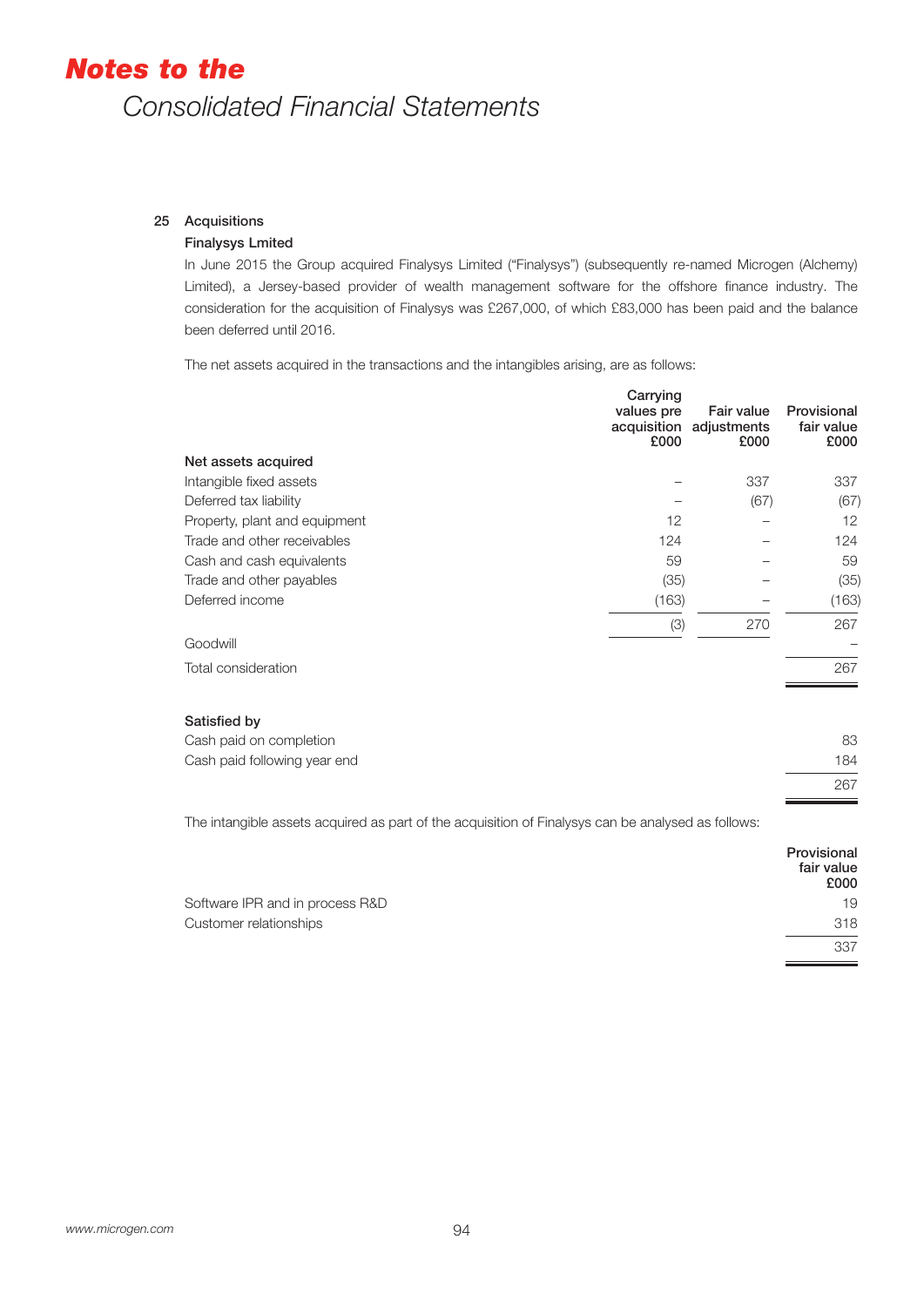# *Notes to the*

## Consolidated Financial Statements

### 25 Acquisitions

**Finalysys Lmited**

In June 2015 the Group acquired Finalysys Limited ("Finalysys") (subsequently re-named Microgen (Alchemy) Limited), a Jersey-based provider of wealth management software for the offshore finance industry. The consideration for the acquisition of Finalysys was £267,000, of which £83,000 has been paid and the balance been deferred until 2016.

The net assets acquired in the transactions and the intangibles arising, are as follows:

| | Carrying values pre acquisition £000 | Fair value adjustments £000 | Provisional fair value £000 |
|---|---|---|---|
| **Net assets acquired** | | | |
| Intangible fixed assets | – | 337 | 337 |
| Deferred tax liability | – | (67) | (67) |
| Property, plant and equipment | 12 | – | 12 |
| Trade and other receivables | 124 | – | 124 |
| Cash and cash equivalents | 59 | – | 59 |
| Trade and other payables | (35) | – | (35) |
| Deferred income | (163) | – | (163) |
| | (3) | 270 | 267 |
| Goodwill | | | – |
| Total consideration | | | 267 |

| **Satisfied by** | |
|---|---|
| Cash paid on completion | 83 |
| Cash paid following year end | 184 |
| | 267 |

The intangible assets acquired as part of the acquisition of Finalysys can be analysed as follows:

| | Provisional fair value £000 |
|---|---|
| Software IPR and in process R&D | 19 |
| Customer relationships | 318 |
| | 337 |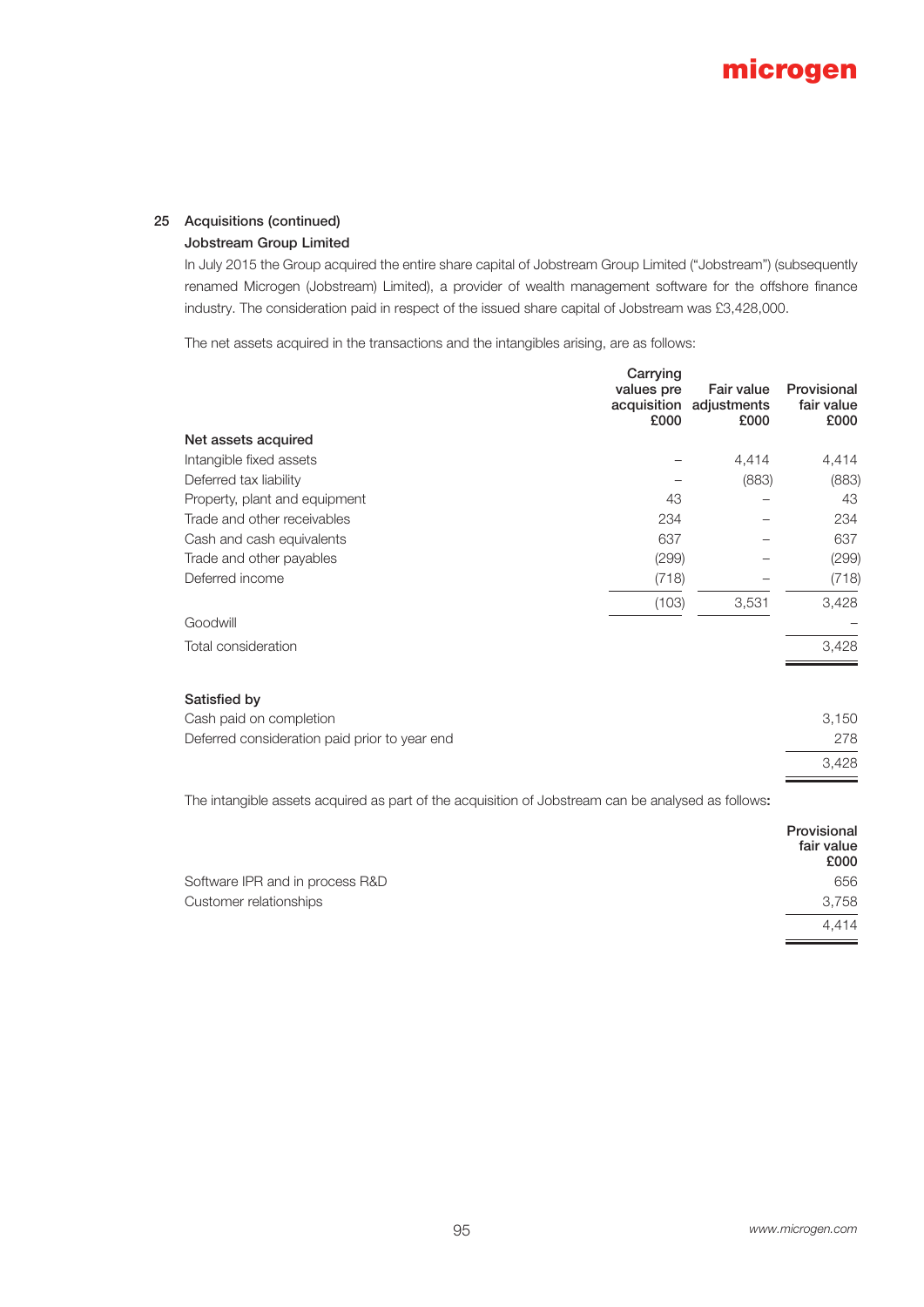## 25 Acquisitions (continued)

### Jobstream Group Limited

In July 2015 the Group acquired the entire share capital of Jobstream Group Limited ("Jobstream") (subsequently renamed Microgen (Jobstream) Limited), a provider of wealth management software for the offshore finance industry. The consideration paid in respect of the issued share capital of Jobstream was £3,428,000.

The net assets acquired in the transactions and the intangibles arising, are as follows:

| | Carrying values pre acquisition £000 | Fair value adjustments £000 | Provisional fair value £000 |
|---|---|---|---|
| **Net assets acquired** | | | |
| Intangible fixed assets | – | 4,414 | 4,414 |
| Deferred tax liability | – | (883) | (883) |
| Property, plant and equipment | 43 | – | 43 |
| Trade and other receivables | 234 | – | 234 |
| Cash and cash equivalents | 637 | – | 637 |
| Trade and other payables | (299) | – | (299) |
| Deferred income | (718) | – | (718) |
| | (103) | 3,531 | 3,428 |
| Goodwill | | | – |
| Total consideration | | | 3,428 |

| | |
|---|---|
| **Satisfied by** | |
| Cash paid on completion | 3,150 |
| Deferred consideration paid prior to year end | 278 |
| | 3,428 |

The intangible assets acquired as part of the acquisition of Jobstream can be analysed as follows:

| | Provisional fair value £000 |
|---|---|
| Software IPR and in process R&D | 656 |
| Customer relationships | 3,758 |
| | 4,414 |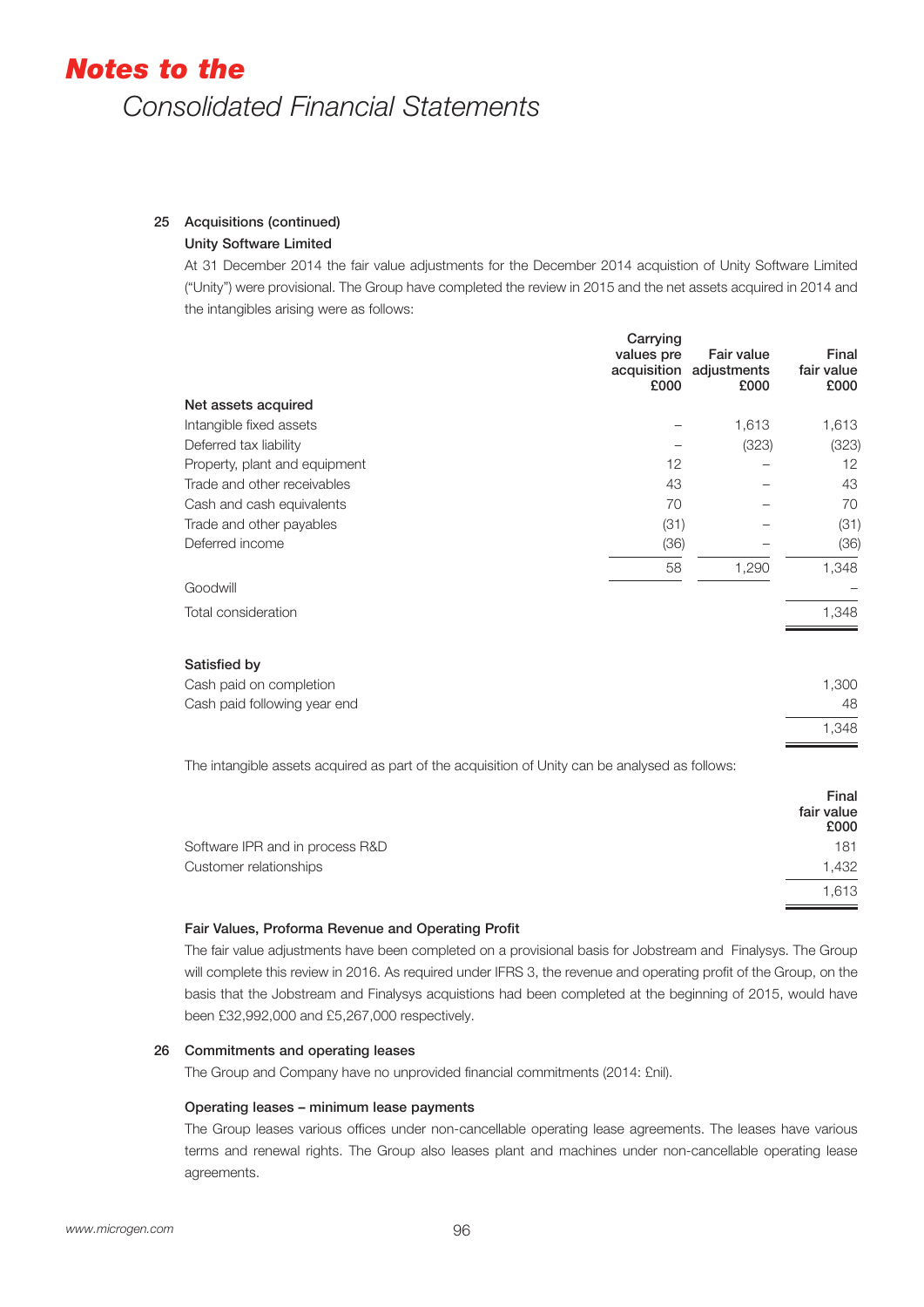## 25 Acquisitions (continued)

### Unity Software Limited

At 31 December 2014 the fair value adjustments for the December 2014 acquistion of Unity Software Limited ("Unity") were provisional. The Group have completed the review in 2015 and the net assets acquired in 2014 and the intangibles arising were as follows:

| | Carrying values pre acquisition £000 | Fair value adjustments £000 | Final fair value £000 |
|---|---|---|---|
| **Net assets acquired** | | | |
| Intangible fixed assets | – | 1,613 | 1,613 |
| Deferred tax liability | – | (323) | (323) |
| Property, plant and equipment | 12 | – | 12 |
| Trade and other receivables | 43 | – | 43 |
| Cash and cash equivalents | 70 | – | 70 |
| Trade and other payables | (31) | – | (31) |
| Deferred income | (36) | – | (36) |
| | 58 | 1,290 | 1,348 |
| Goodwill | | | – |
| Total consideration | | | 1,348 |
| **Satisfied by** | | | |
| Cash paid on completion | | | 1,300 |
| Cash paid following year end | | | 48 |
| | | | 1,348 |

The intangible assets acquired as part of the acquisition of Unity can be analysed as follows:

| | Final fair value £000 |
|---|---|
| Software IPR and in process R&D | 181 |
| Customer relationships | 1,432 |
| | 1,613 |

### Fair Values, Proforma Revenue and Operating Profit

The fair value adjustments have been completed on a provisional basis for Jobstream and Finalysys. The Group will complete this review in 2016. As required under IFRS 3, the revenue and operating profit of the Group, on the basis that the Jobstream and Finalysys acquistions had been completed at the beginning of 2015, would have been £32,992,000 and £5,267,000 respectively.

## 26 Commitments and operating leases

The Group and Company have no unprovided financial commitments (2014: £nil).

### Operating leases – minimum lease payments

The Group leases various offices under non-cancellable operating lease agreements. The leases have various terms and renewal rights. The Group also leases plant and machines under non-cancellable operating lease agreements.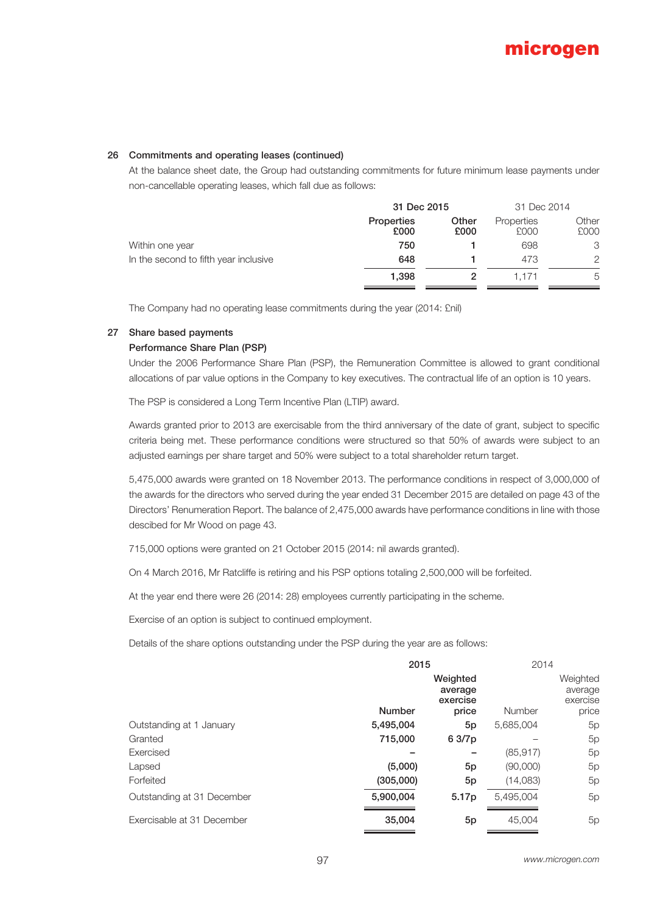## 26 Commitments and operating leases (continued)

At the balance sheet date, the Group had outstanding commitments for future minimum lease payments under non-cancellable operating leases, which fall due as follows:

| | 31 Dec 2015 | | 31 Dec 2014 | |
|---|---|---|---|---|
| | Properties £000 | Other £000 | Properties £000 | Other £000 |
| Within one year | 750 | 1 | 698 | 3 |
| In the second to fifth year inclusive | 648 | 1 | 473 | 2 |
| | 1,398 | 2 | 1,171 | 5 |

The Company had no operating lease commitments during the year (2014: £nil)

## 27 Share based payments

### Performance Share Plan (PSP)

Under the 2006 Performance Share Plan (PSP), the Remuneration Committee is allowed to grant conditional allocations of par value options in the Company to key executives. The contractual life of an option is 10 years.

The PSP is considered a Long Term Incentive Plan (LTIP) award.

Awards granted prior to 2013 are exercisable from the third anniversary of the date of grant, subject to specific criteria being met. These performance conditions were structured so that 50% of awards were subject to an adjusted earnings per share target and 50% were subject to a total shareholder return target.

5,475,000 awards were granted on 18 November 2013. The performance conditions in respect of 3,000,000 of the awards for the directors who served during the year ended 31 December 2015 are detailed on page 43 of the Directors' Renumeration Report. The balance of 2,475,000 awards have performance conditions in line with those descibed for Mr Wood on page 43.

715,000 options were granted on 21 October 2015 (2014: nil awards granted).

On 4 March 2016, Mr Ratcliffe is retiring and his PSP options totaling 2,500,000 will be forfeited.

At the year end there were 26 (2014: 28) employees currently participating in the scheme.

Exercise of an option is subject to continued employment.

Details of the share options outstanding under the PSP during the year are as follows:

| | 2015 | | 2014 | |
|---|---|---|---|---|
| | Number | Weighted average exercise price | Number | Weighted average exercise price |
| Outstanding at 1 January | 5,495,004 | 5p | 5,685,004 | 5p |
| Granted | 715,000 | 6 3/7p | – | 5p |
| Exercised | – | – | (85,917) | 5p |
| Lapsed | (5,000) | 5p | (90,000) | 5p |
| Forfeited | (305,000) | 5p | (14,083) | 5p |
| Outstanding at 31 December | 5,900,004 | 5.17p | 5,495,004 | 5p |
| Exercisable at 31 December | 35,004 | 5p | 45,004 | 5p |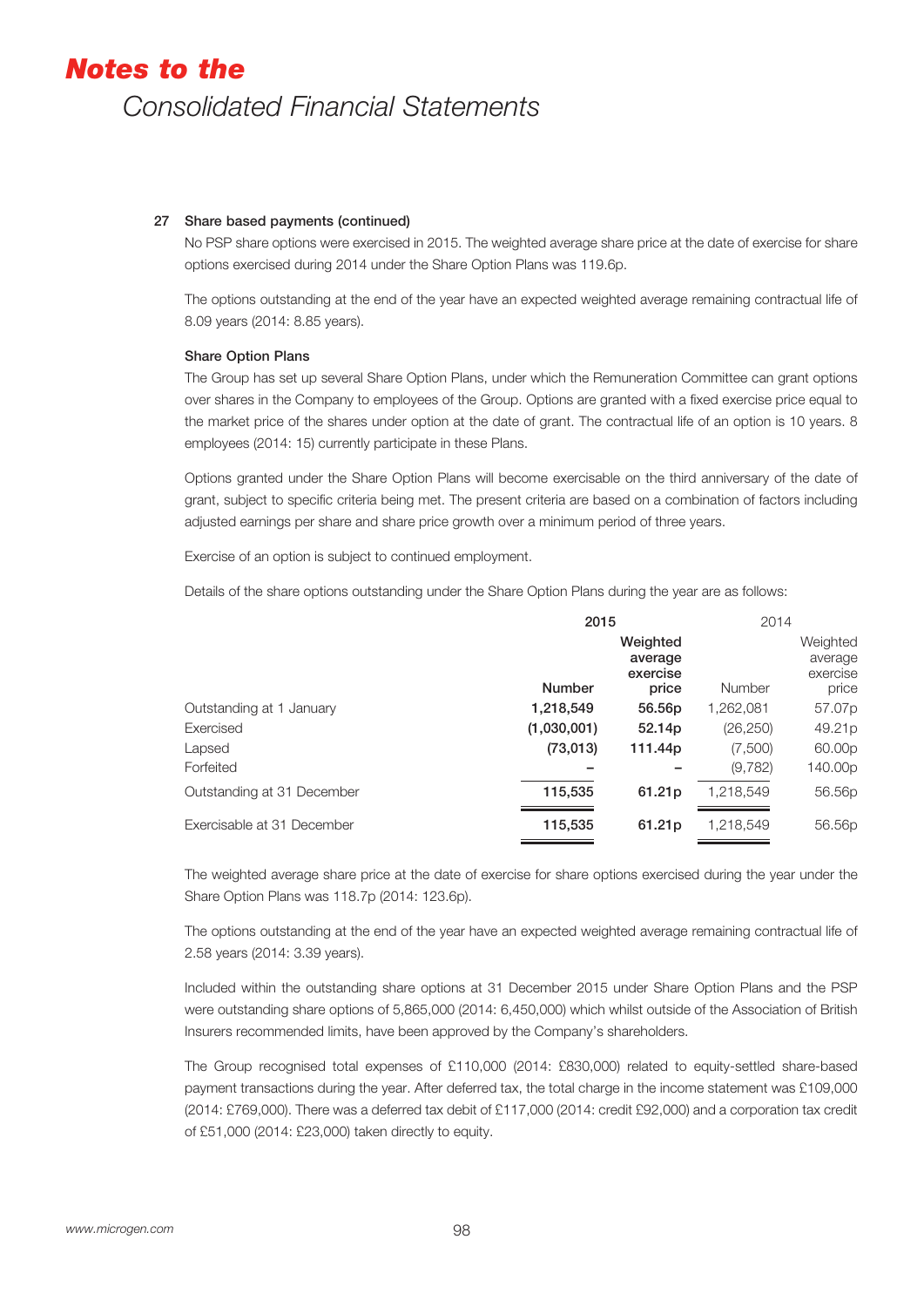# Notes to the Consolidated Financial Statements

### 27 Share based payments (continued)

No PSP share options were exercised in 2015. The weighted average share price at the date of exercise for share options exercised during 2014 under the Share Option Plans was 119.6p.

The options outstanding at the end of the year have an expected weighted average remaining contractual life of 8.09 years (2014: 8.85 years).

**Share Option Plans**

The Group has set up several Share Option Plans, under which the Remuneration Committee can grant options over shares in the Company to employees of the Group. Options are granted with a fixed exercise price equal to the market price of the shares under option at the date of grant. The contractual life of an option is 10 years. 8 employees (2014: 15) currently participate in these Plans.

Options granted under the Share Option Plans will become exercisable on the third anniversary of the date of grant, subject to specific criteria being met. The present criteria are based on a combination of factors including adjusted earnings per share and share price growth over a minimum period of three years.

Exercise of an option is subject to continued employment.

Details of the share options outstanding under the Share Option Plans during the year are as follows:

| | **2015** | | 2014 | |
|---|---|---|---|---|
| | **Number** | **Weighted average exercise price** | Number | Weighted average exercise price |
| Outstanding at 1 January | **1,218,549** | **56.56p** | 1,262,081 | 57.07p |
| Exercised | **(1,030,001)** | **52.14p** | (26,250) | 49.21p |
| Lapsed | **(73,013)** | **111.44p** | (7,500) | 60.00p |
| Forfeited | **–** | **–** | (9,782) | 140.00p |
| Outstanding at 31 December | **115,535** | **61.21p** | 1,218,549 | 56.56p |
| Exercisable at 31 December | **115,535** | **61.21p** | 1,218,549 | 56.56p |

The weighted average share price at the date of exercise for share options exercised during the year under the Share Option Plans was 118.7p (2014: 123.6p).

The options outstanding at the end of the year have an expected weighted average remaining contractual life of 2.58 years (2014: 3.39 years).

Included within the outstanding share options at 31 December 2015 under Share Option Plans and the PSP were outstanding share options of 5,865,000 (2014: 6,450,000) which whilst outside of the Association of British Insurers recommended limits, have been approved by the Company's shareholders.

The Group recognised total expenses of £110,000 (2014: £830,000) related to equity-settled share-based payment transactions during the year. After deferred tax, the total charge in the income statement was £109,000 (2014: £769,000). There was a deferred tax debit of £117,000 (2014: credit £92,000) and a corporation tax credit of £51,000 (2014: £23,000) taken directly to equity.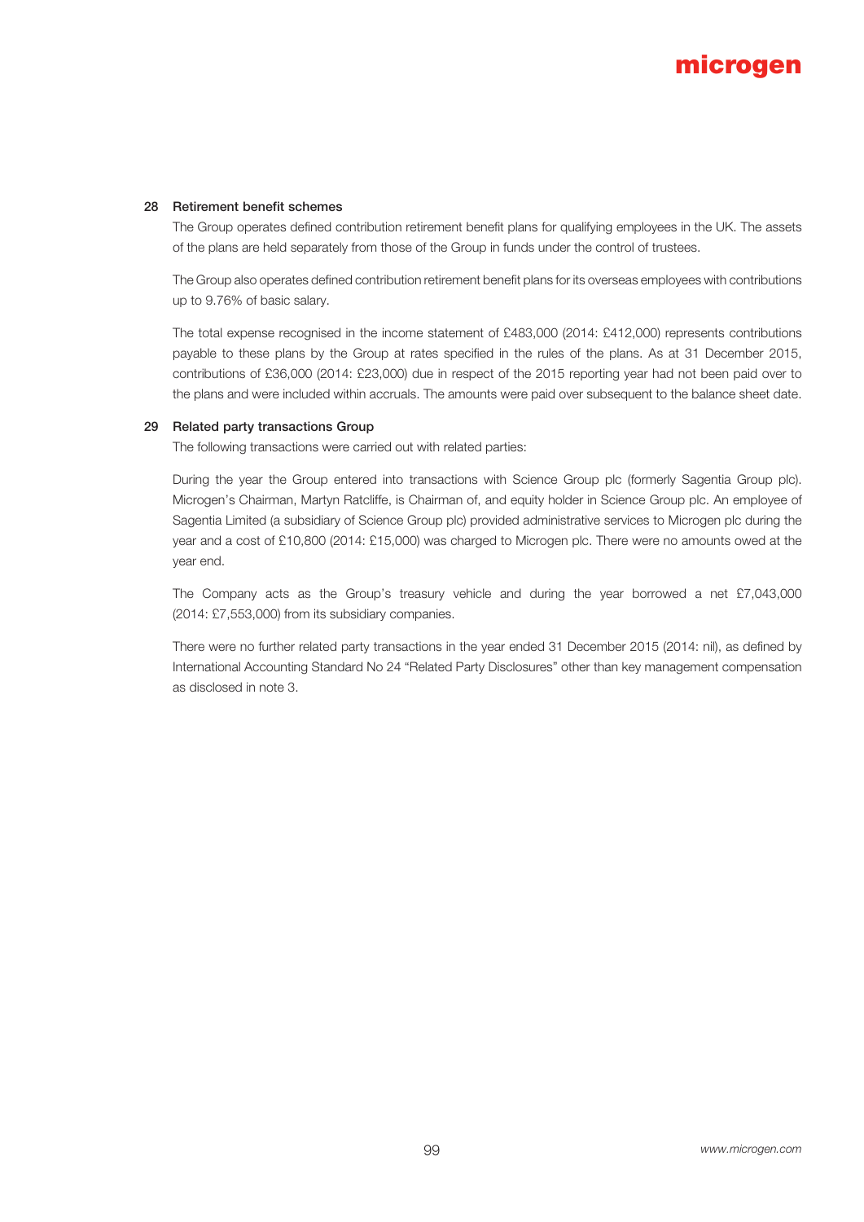## 28 Retirement benefit schemes

The Group operates defined contribution retirement benefit plans for qualifying employees in the UK. The assets of the plans are held separately from those of the Group in funds under the control of trustees.

The Group also operates defined contribution retirement benefit plans for its overseas employees with contributions up to 9.76% of basic salary.

The total expense recognised in the income statement of £483,000 (2014: £412,000) represents contributions payable to these plans by the Group at rates specified in the rules of the plans. As at 31 December 2015, contributions of £36,000 (2014: £23,000) due in respect of the 2015 reporting year had not been paid over to the plans and were included within accruals. The amounts were paid over subsequent to the balance sheet date.

## 29 Related party transactions Group

The following transactions were carried out with related parties:

During the year the Group entered into transactions with Science Group plc (formerly Sagentia Group plc). Microgen's Chairman, Martyn Ratcliffe, is Chairman of, and equity holder in Science Group plc. An employee of Sagentia Limited (a subsidiary of Science Group plc) provided administrative services to Microgen plc during the year and a cost of £10,800 (2014: £15,000) was charged to Microgen plc. There were no amounts owed at the year end.

The Company acts as the Group's treasury vehicle and during the year borrowed a net £7,043,000 (2014: £7,553,000) from its subsidiary companies.

There were no further related party transactions in the year ended 31 December 2015 (2014: nil), as defined by International Accounting Standard No 24 "Related Party Disclosures" other than key management compensation as disclosed in note 3.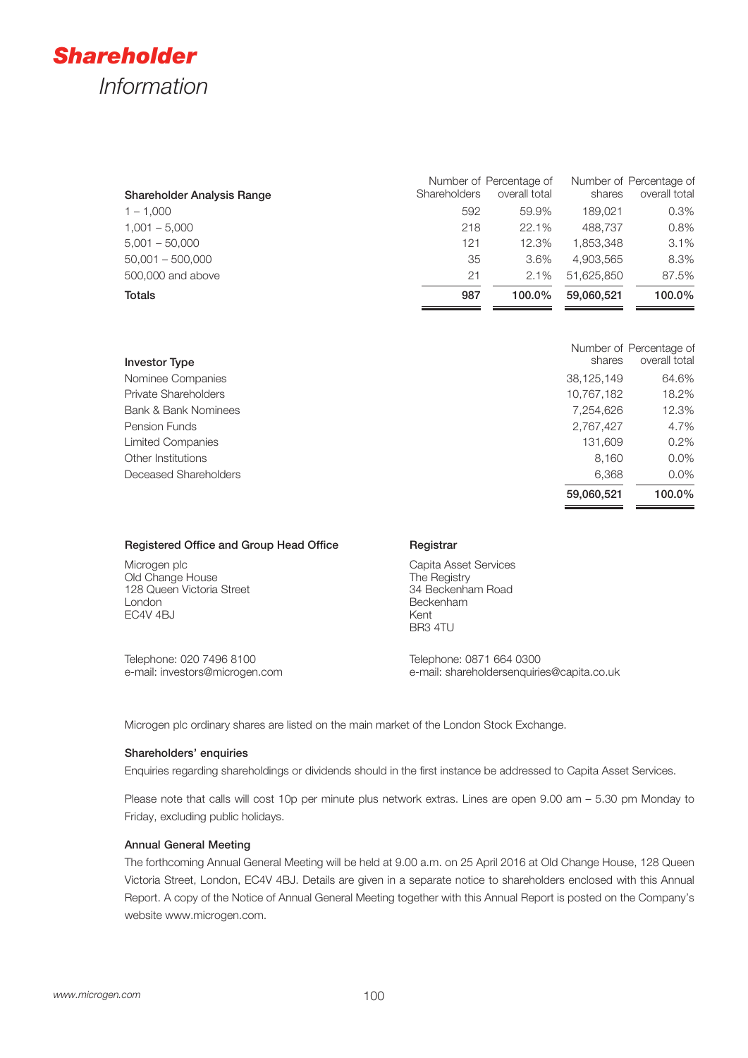# ***Shareholder*** *Information*

| Shareholder Analysis Range | Number of Shareholders | Percentage of overall total | Number of shares | Percentage of overall total |
|---|---|---|---|---|
| 1 – 1,000 | 592 | 59.9% | 189,021 | 0.3% |
| 1,001 – 5,000 | 218 | 22.1% | 488,737 | 0.8% |
| 5,001 – 50,000 | 121 | 12.3% | 1,853,348 | 3.1% |
| 50,001 – 500,000 | 35 | 3.6% | 4,903,565 | 8.3% |
| 500,000 and above | 21 | 2.1% | 51,625,850 | 87.5% |
| **Totals** | **987** | **100.0%** | **59,060,521** | **100.0%** |

| Investor Type | Number of shares | Percentage of overall total |
|---|---|---|
| Nominee Companies | 38,125,149 | 64.6% |
| Private Shareholders | 10,767,182 | 18.2% |
| Bank & Bank Nominees | 7,254,626 | 12.3% |
| Pension Funds | 2,767,427 | 4.7% |
| Limited Companies | 131,609 | 0.2% |
| Other Institutions | 8,160 | 0.0% |
| Deceased Shareholders | 6,368 | 0.0% |
| | **59,060,521** | **100.0%** |

**Registered Office and Group Head Office**

Microgen plc
Old Change House
128 Queen Victoria Street
London
EC4V 4BJ

Telephone: 020 7496 8100
e-mail: investors@microgen.com

**Registrar**

Capita Asset Services
The Registry
34 Beckenham Road
Beckenham
Kent
BR3 4TU

Telephone: 0871 664 0300
e-mail: shareholdersenquiries@capita.co.uk

Microgen plc ordinary shares are listed on the main market of the London Stock Exchange.

**Shareholders' enquiries**

Enquiries regarding shareholdings or dividends should in the first instance be addressed to Capita Asset Services.

Please note that calls will cost 10p per minute plus network extras. Lines are open 9.00 am – 5.30 pm Monday to Friday, excluding public holidays.

**Annual General Meeting**

The forthcoming Annual General Meeting will be held at 9.00 a.m. on 25 April 2016 at Old Change House, 128 Queen Victoria Street, London, EC4V 4BJ. Details are given in a separate notice to shareholders enclosed with this Annual Report. A copy of the Notice of Annual General Meeting together with this Annual Report is posted on the Company's website www.microgen.com.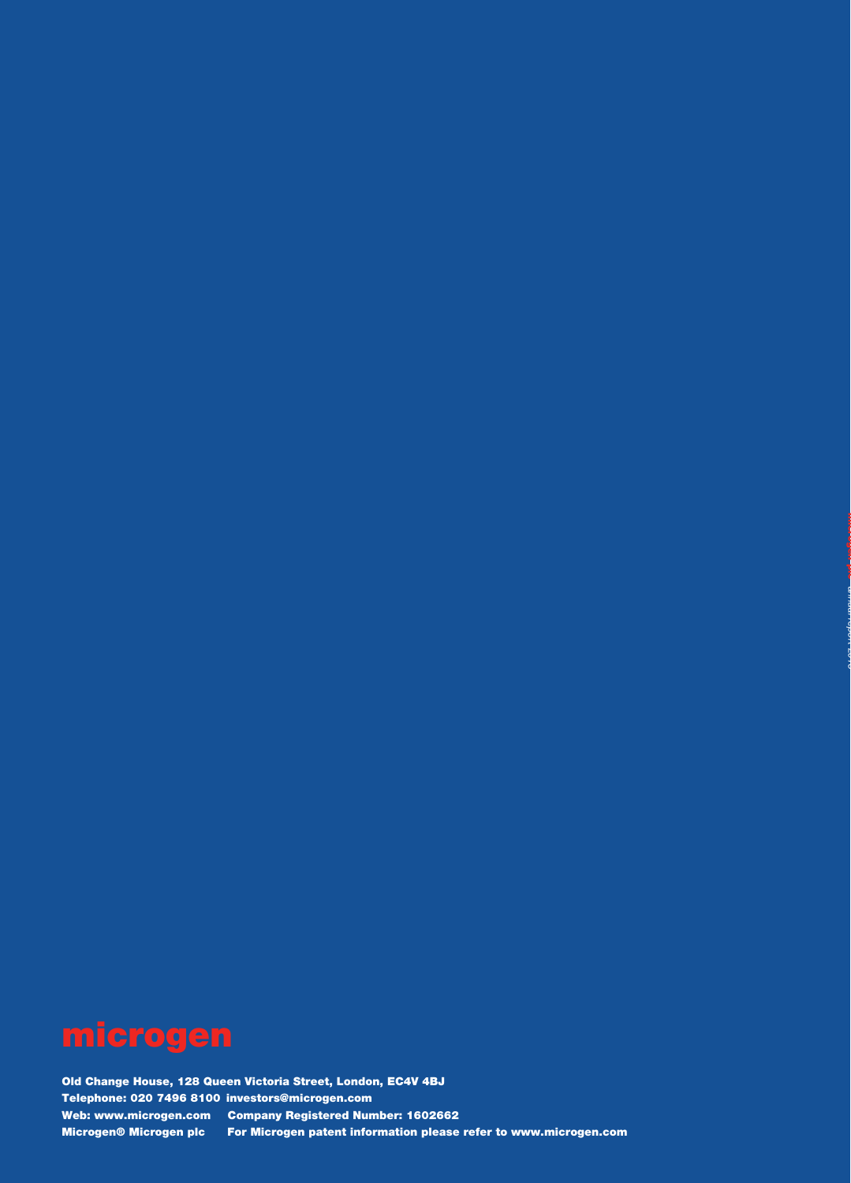microgen

**Old Change House, 128 Queen Victoria Street, London, EC4V 4BJ**

**Telephone: 020 7496 8100 investors@microgen.com**

**Web: www.microgen.com Company Registered Number: 1602662**

**Microgen® Microgen plc For Microgen patent information please refer to www.microgen.com**